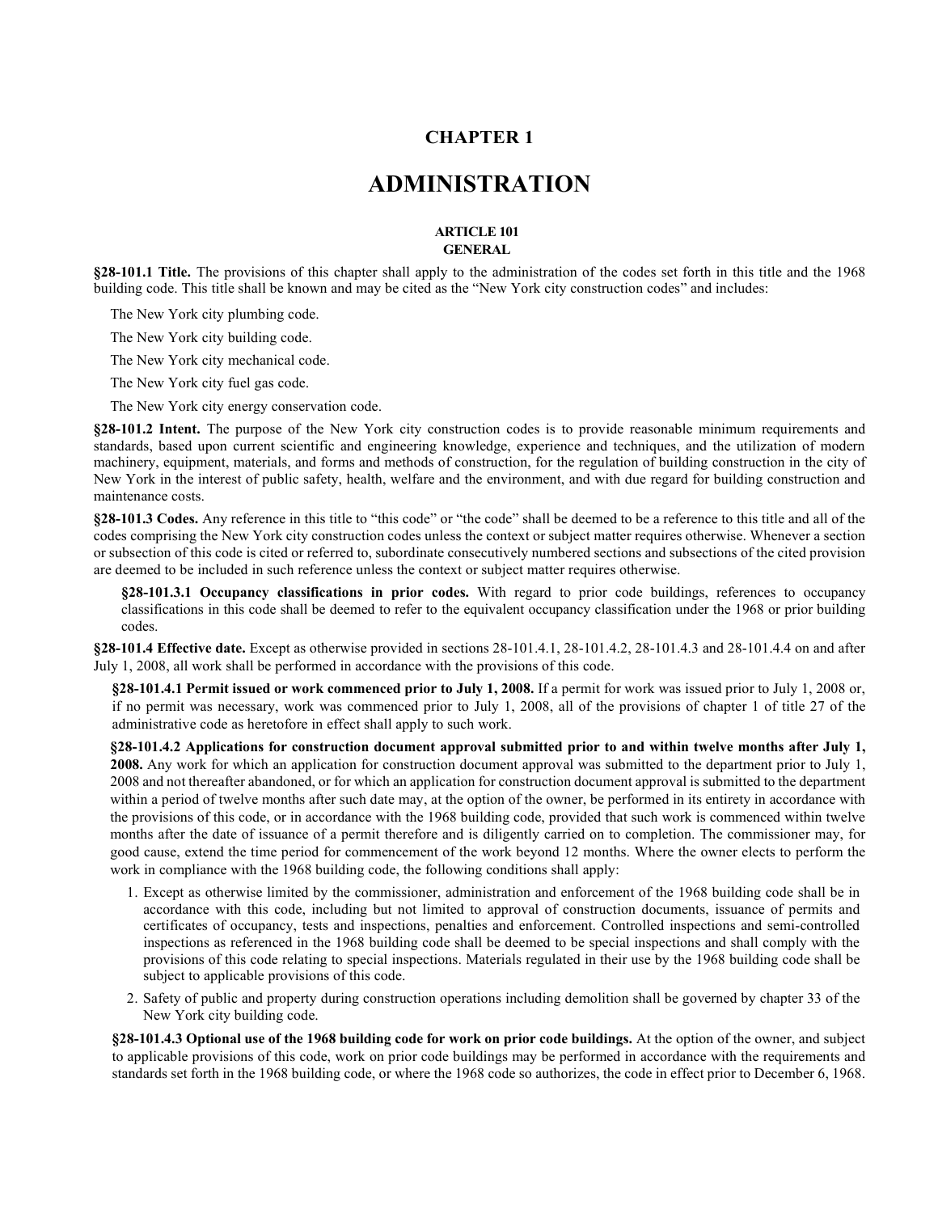# CHAPTER 1

# ADMINISTRATION

### ARTICLE 101
### GENERAL

**§28-101.1 Title.** The provisions of this chapter shall apply to the administration of the codes set forth in this title and the 1968 building code. This title shall be known and may be cited as the "New York city construction codes" and includes:

The New York city plumbing code.

The New York city building code.

The New York city mechanical code.

The New York city fuel gas code.

The New York city energy conservation code.

**§28-101.2 Intent.** The purpose of the New York city construction codes is to provide reasonable minimum requirements and standards, based upon current scientific and engineering knowledge, experience and techniques, and the utilization of modern machinery, equipment, materials, and forms and methods of construction, for the regulation of building construction in the city of New York in the interest of public safety, health, welfare and the environment, and with due regard for building construction and maintenance costs.

**§28-101.3 Codes.** Any reference in this title to "this code" or "the code" shall be deemed to be a reference to this title and all of the codes comprising the New York city construction codes unless the context or subject matter requires otherwise. Whenever a section or subsection of this code is cited or referred to, subordinate consecutively numbered sections and subsections of the cited provision are deemed to be included in such reference unless the context or subject matter requires otherwise.

**§28-101.3.1 Occupancy classifications in prior codes.** With regard to prior code buildings, references to occupancy classifications in this code shall be deemed to refer to the equivalent occupancy classification under the 1968 or prior building codes.

**§28-101.4 Effective date.** Except as otherwise provided in sections 28-101.4.1, 28-101.4.2, 28-101.4.3 and 28-101.4.4 on and after July 1, 2008, all work shall be performed in accordance with the provisions of this code.

**§28-101.4.1 Permit issued or work commenced prior to July 1, 2008.** If a permit for work was issued prior to July 1, 2008 or, if no permit was necessary, work was commenced prior to July 1, 2008, all of the provisions of chapter 1 of title 27 of the administrative code as heretofore in effect shall apply to such work.

**§28-101.4.2 Applications for construction document approval submitted prior to and within twelve months after July 1, 2008.** Any work for which an application for construction document approval was submitted to the department prior to July 1, 2008 and not thereafter abandoned, or for which an application for construction document approval is submitted to the department within a period of twelve months after such date may, at the option of the owner, be performed in its entirety in accordance with the provisions of this code, or in accordance with the 1968 building code, provided that such work is commenced within twelve months after the date of issuance of a permit therefore and is diligently carried on to completion. The commissioner may, for good cause, extend the time period for commencement of the work beyond 12 months. Where the owner elects to perform the work in compliance with the 1968 building code, the following conditions shall apply:

1. Except as otherwise limited by the commissioner, administration and enforcement of the 1968 building code shall be in accordance with this code, including but not limited to approval of construction documents, issuance of permits and certificates of occupancy, tests and inspections, penalties and enforcement. Controlled inspections and semi-controlled inspections as referenced in the 1968 building code shall be deemed to be special inspections and shall comply with the provisions of this code relating to special inspections. Materials regulated in their use by the 1968 building code shall be subject to applicable provisions of this code.
2. Safety of public and property during construction operations including demolition shall be governed by chapter 33 of the New York city building code.

**§28-101.4.3 Optional use of the 1968 building code for work on prior code buildings.** At the option of the owner, and subject to applicable provisions of this code, work on prior code buildings may be performed in accordance with the requirements and standards set forth in the 1968 building code, or where the 1968 code so authorizes, the code in effect prior to December 6, 1968.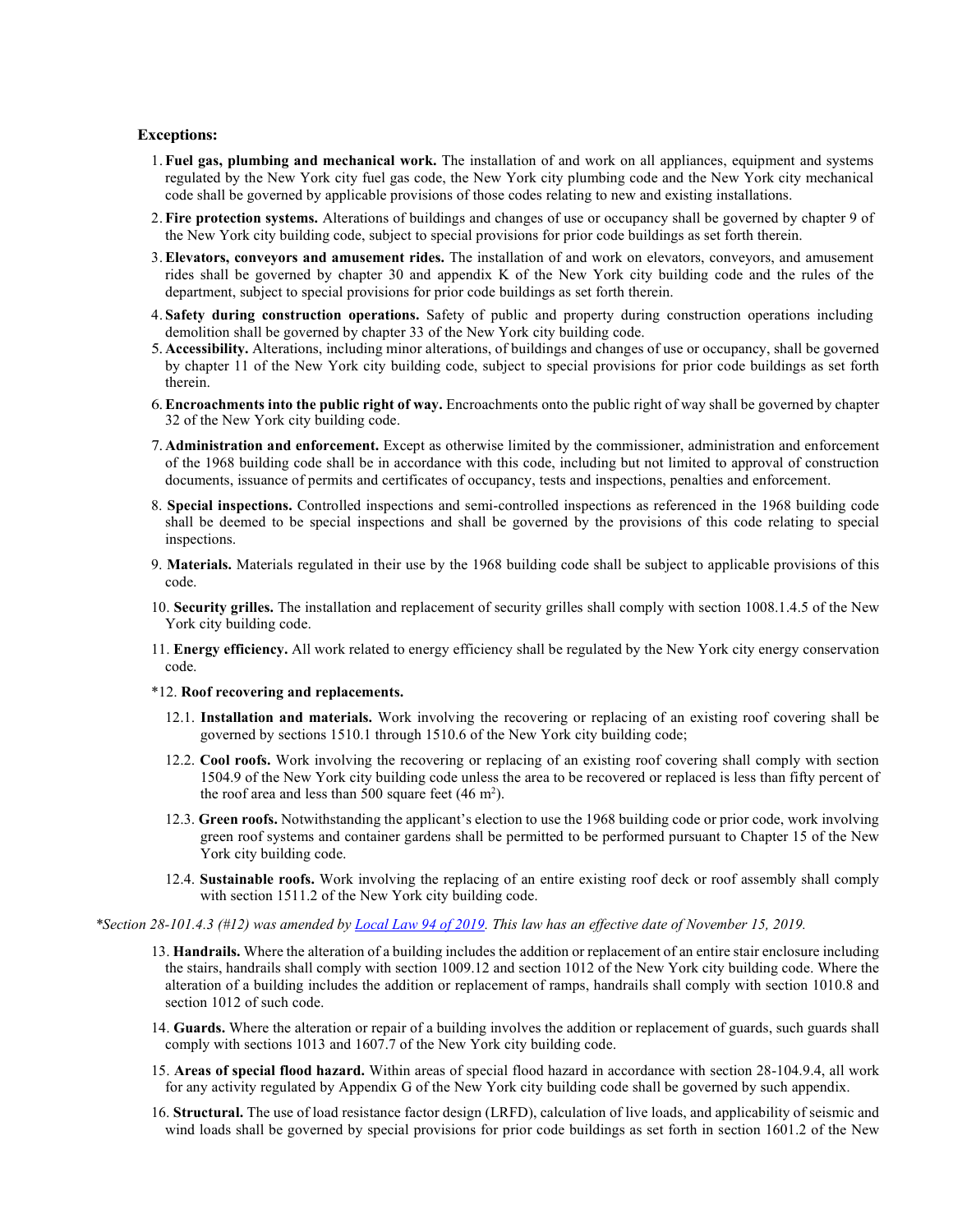**Exceptions:**

1. **Fuel gas, plumbing and mechanical work.** The installation of and work on all appliances, equipment and systems regulated by the New York city fuel gas code, the New York city plumbing code and the New York city mechanical code shall be governed by applicable provisions of those codes relating to new and existing installations.
2. **Fire protection systems.** Alterations of buildings and changes of use or occupancy shall be governed by chapter 9 of the New York city building code, subject to special provisions for prior code buildings as set forth therein.
3. **Elevators, conveyors and amusement rides.** The installation of and work on elevators, conveyors, and amusement rides shall be governed by chapter 30 and appendix K of the New York city building code and the rules of the department, subject to special provisions for prior code buildings as set forth therein.
4. **Safety during construction operations.** Safety of public and property during construction operations including demolition shall be governed by chapter 33 of the New York city building code.
5. **Accessibility.** Alterations, including minor alterations, of buildings and changes of use or occupancy, shall be governed by chapter 11 of the New York city building code, subject to special provisions for prior code buildings as set forth therein.
6. **Encroachments into the public right of way.** Encroachments onto the public right of way shall be governed by chapter 32 of the New York city building code.
7. **Administration and enforcement.** Except as otherwise limited by the commissioner, administration and enforcement of the 1968 building code shall be in accordance with this code, including but not limited to approval of construction documents, issuance of permits and certificates of occupancy, tests and inspections, penalties and enforcement.
8. **Special inspections.** Controlled inspections and semi-controlled inspections as referenced in the 1968 building code shall be deemed to be special inspections and shall be governed by the provisions of this code relating to special inspections.
9. **Materials.** Materials regulated in their use by the 1968 building code shall be subject to applicable provisions of this code.
10. **Security grilles.** The installation and replacement of security grilles shall comply with section 1008.1.4.5 of the New York city building code.
11. **Energy efficiency.** All work related to energy efficiency shall be regulated by the New York city energy conservation code.

*12. **Roof recovering and replacements.**

  12.1. **Installation and materials.** Work involving the recovering or replacing of an existing roof covering shall be governed by sections 1510.1 through 1510.6 of the New York city building code;

  12.2. **Cool roofs.** Work involving the recovering or replacing of an existing roof covering shall comply with section 1504.9 of the New York city building code unless the area to be recovered or replaced is less than fifty percent of the roof area and less than 500 square feet (46 $m^2$).

  12.3. **Green roofs.** Notwithstanding the applicant's election to use the 1968 building code or prior code, work involving green roof systems and container gardens shall be permitted to be performed pursuant to Chapter 15 of the New York city building code.

  12.4. **Sustainable roofs.** Work involving the replacing of an entire existing roof deck or roof assembly shall comply with section 1511.2 of the New York city building code.

*\*Section 28-101.4.3 (#12) was amended by Local Law 94 of 2019. This law has an effective date of November 15, 2019.*

13. **Handrails.** Where the alteration of a building includes the addition or replacement of an entire stair enclosure including the stairs, handrails shall comply with section 1009.12 and section 1012 of the New York city building code. Where the alteration of a building includes the addition or replacement of ramps, handrails shall comply with section 1010.8 and section 1012 of such code.
14. **Guards.** Where the alteration or repair of a building involves the addition or replacement of guards, such guards shall comply with sections 1013 and 1607.7 of the New York city building code.
15. **Areas of special flood hazard.** Within areas of special flood hazard in accordance with section 28-104.9.4, all work for any activity regulated by Appendix G of the New York city building code shall be governed by such appendix.
16. **Structural.** The use of load resistance factor design (LRFD), calculation of live loads, and applicability of seismic and wind loads shall be governed by special provisions for prior code buildings as set forth in section 1601.2 of the New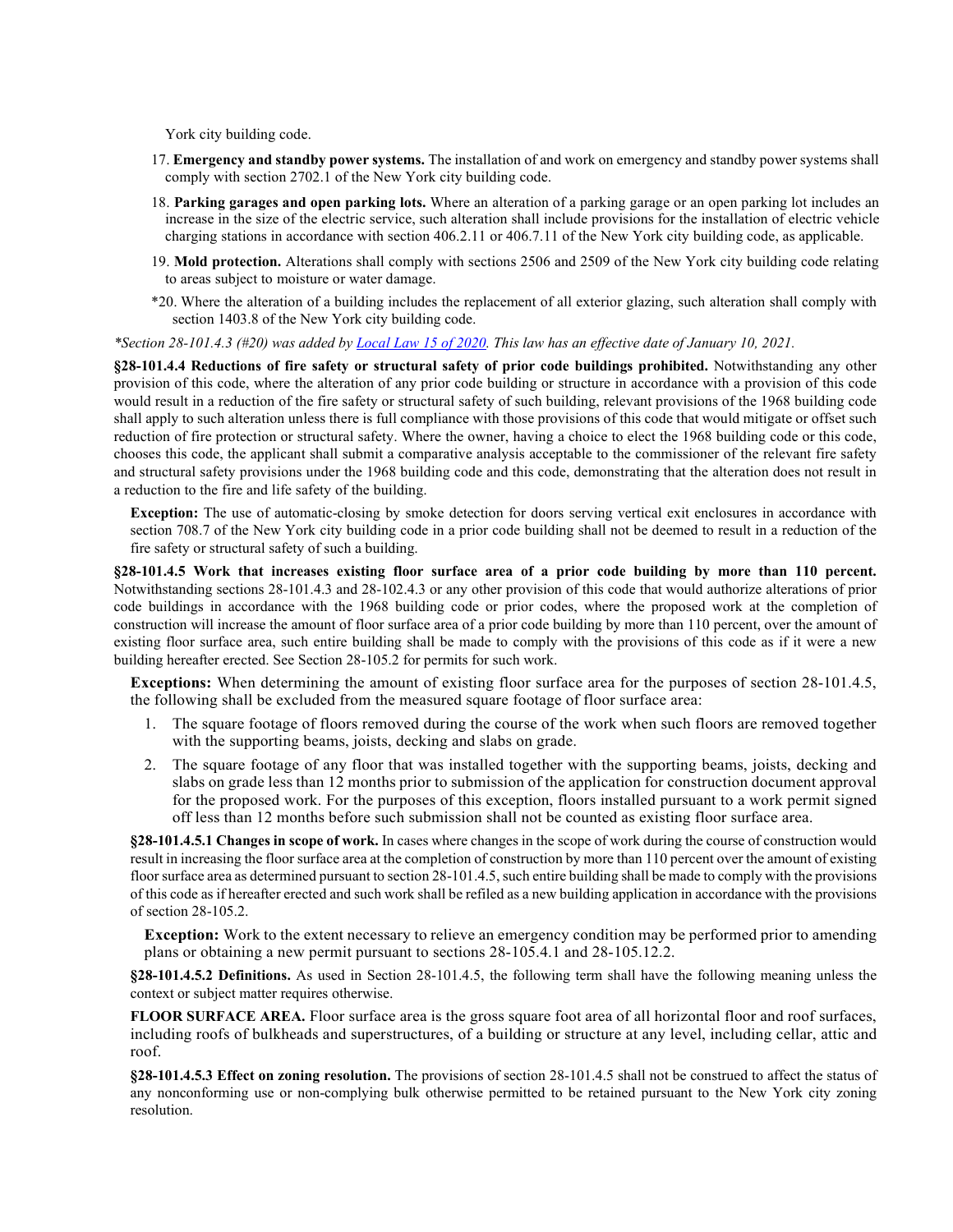York city building code.

17. **Emergency and standby power systems.** The installation of and work on emergency and standby power systems shall comply with section 2702.1 of the New York city building code.

18. **Parking garages and open parking lots.** Where an alteration of a parking garage or an open parking lot includes an increase in the size of the electric service, such alteration shall include provisions for the installation of electric vehicle charging stations in accordance with section 406.2.11 or 406.7.11 of the New York city building code, as applicable.

19. **Mold protection.** Alterations shall comply with sections 2506 and 2509 of the New York city building code relating to areas subject to moisture or water damage.

*20. Where the alteration of a building includes the replacement of all exterior glazing, such alteration shall comply with section 1403.8 of the New York city building code.

*\*Section 28-101.4.3 (#20) was added by Local Law 15 of 2020. This law has an effective date of January 10, 2021.*

**§28-101.4.4 Reductions of fire safety or structural safety of prior code buildings prohibited.** Notwithstanding any other provision of this code, where the alteration of any prior code building or structure in accordance with a provision of this code would result in a reduction of the fire safety or structural safety of such building, relevant provisions of the 1968 building code shall apply to such alteration unless there is full compliance with those provisions of this code that would mitigate or offset such reduction of fire protection or structural safety. Where the owner, having a choice to elect the 1968 building code or this code, chooses this code, the applicant shall submit a comparative analysis acceptable to the commissioner of the relevant fire safety and structural safety provisions under the 1968 building code and this code, demonstrating that the alteration does not result in a reduction to the fire and life safety of the building.

**Exception:** The use of automatic-closing by smoke detection for doors serving vertical exit enclosures in accordance with section 708.7 of the New York city building code in a prior code building shall not be deemed to result in a reduction of the fire safety or structural safety of such a building.

**§28-101.4.5 Work that increases existing floor surface area of a prior code building by more than 110 percent.** Notwithstanding sections 28-101.4.3 and 28-102.4.3 or any other provision of this code that would authorize alterations of prior code buildings in accordance with the 1968 building code or prior codes, where the proposed work at the completion of construction will increase the amount of floor surface area of a prior code building by more than 110 percent, over the amount of existing floor surface area, such entire building shall be made to comply with the provisions of this code as if it were a new building hereafter erected. See Section 28-105.2 for permits for such work.

**Exceptions:** When determining the amount of existing floor surface area for the purposes of section 28-101.4.5, the following shall be excluded from the measured square footage of floor surface area:

1. The square footage of floors removed during the course of the work when such floors are removed together with the supporting beams, joists, decking and slabs on grade.
2. The square footage of any floor that was installed together with the supporting beams, joists, decking and slabs on grade less than 12 months prior to submission of the application for construction document approval for the proposed work. For the purposes of this exception, floors installed pursuant to a work permit signed off less than 12 months before such submission shall not be counted as existing floor surface area.

**§28-101.4.5.1 Changes in scope of work.** In cases where changes in the scope of work during the course of construction would result in increasing the floor surface area at the completion of construction by more than 110 percent over the amount of existing floor surface area as determined pursuant to section 28-101.4.5, such entire building shall be made to comply with the provisions of this code as if hereafter erected and such work shall be refiled as a new building application in accordance with the provisions of section 28-105.2.

**Exception:** Work to the extent necessary to relieve an emergency condition may be performed prior to amending plans or obtaining a new permit pursuant to sections 28-105.4.1 and 28-105.12.2.

**§28-101.4.5.2 Definitions.** As used in Section 28-101.4.5, the following term shall have the following meaning unless the context or subject matter requires otherwise.

**FLOOR SURFACE AREA.** Floor surface area is the gross square foot area of all horizontal floor and roof surfaces, including roofs of bulkheads and superstructures, of a building or structure at any level, including cellar, attic and roof.

**§28-101.4.5.3 Effect on zoning resolution.** The provisions of section 28-101.4.5 shall not be construed to affect the status of any nonconforming use or non-complying bulk otherwise permitted to be retained pursuant to the New York city zoning resolution.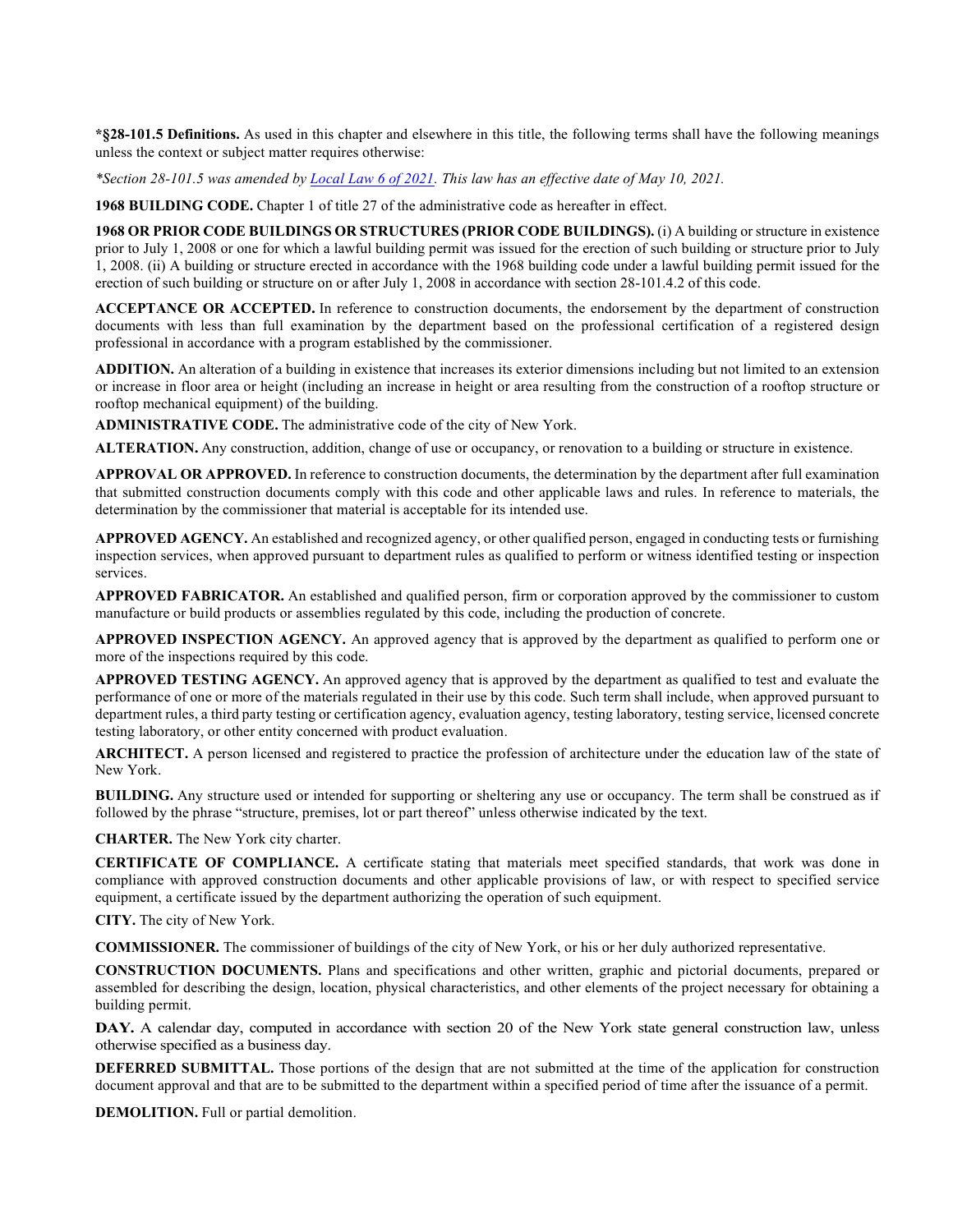***§28-101.5 Definitions.** As used in this chapter and elsewhere in this title, the following terms shall have the following meanings unless the context or subject matter requires otherwise:

*\*Section 28-101.5 was amended by Local Law 6 of 2021. This law has an effective date of May 10, 2021.*

**1968 BUILDING CODE.** Chapter 1 of title 27 of the administrative code as hereafter in effect.

**1968 OR PRIOR CODE BUILDINGS OR STRUCTURES (PRIOR CODE BUILDINGS).** (i) A building or structure in existence prior to July 1, 2008 or one for which a lawful building permit was issued for the erection of such building or structure prior to July 1, 2008. (ii) A building or structure erected in accordance with the 1968 building code under a lawful building permit issued for the erection of such building or structure on or after July 1, 2008 in accordance with section 28-101.4.2 of this code.

**ACCEPTANCE OR ACCEPTED.** In reference to construction documents, the endorsement by the department of construction documents with less than full examination by the department based on the professional certification of a registered design professional in accordance with a program established by the commissioner.

**ADDITION.** An alteration of a building in existence that increases its exterior dimensions including but not limited to an extension or increase in floor area or height (including an increase in height or area resulting from the construction of a rooftop structure or rooftop mechanical equipment) of the building.

**ADMINISTRATIVE CODE.** The administrative code of the city of New York.

**ALTERATION.** Any construction, addition, change of use or occupancy, or renovation to a building or structure in existence.

**APPROVAL OR APPROVED.** In reference to construction documents, the determination by the department after full examination that submitted construction documents comply with this code and other applicable laws and rules. In reference to materials, the determination by the commissioner that material is acceptable for its intended use.

**APPROVED AGENCY.** An established and recognized agency, or other qualified person, engaged in conducting tests or furnishing inspection services, when approved pursuant to department rules as qualified to perform or witness identified testing or inspection services.

**APPROVED FABRICATOR.** An established and qualified person, firm or corporation approved by the commissioner to custom manufacture or build products or assemblies regulated by this code, including the production of concrete.

**APPROVED INSPECTION AGENCY.** An approved agency that is approved by the department as qualified to perform one or more of the inspections required by this code.

**APPROVED TESTING AGENCY.** An approved agency that is approved by the department as qualified to test and evaluate the performance of one or more of the materials regulated in their use by this code. Such term shall include, when approved pursuant to department rules, a third party testing or certification agency, evaluation agency, testing laboratory, testing service, licensed concrete testing laboratory, or other entity concerned with product evaluation.

**ARCHITECT.** A person licensed and registered to practice the profession of architecture under the education law of the state of New York.

**BUILDING.** Any structure used or intended for supporting or sheltering any use or occupancy. The term shall be construed as if followed by the phrase "structure, premises, lot or part thereof" unless otherwise indicated by the text.

**CHARTER.** The New York city charter.

**CERTIFICATE OF COMPLIANCE.** A certificate stating that materials meet specified standards, that work was done in compliance with approved construction documents and other applicable provisions of law, or with respect to specified service equipment, a certificate issued by the department authorizing the operation of such equipment.

**CITY.** The city of New York.

**COMMISSIONER.** The commissioner of buildings of the city of New York, or his or her duly authorized representative.

**CONSTRUCTION DOCUMENTS.** Plans and specifications and other written, graphic and pictorial documents, prepared or assembled for describing the design, location, physical characteristics, and other elements of the project necessary for obtaining a building permit.

**DAY.** A calendar day, computed in accordance with section 20 of the New York state general construction law, unless otherwise specified as a business day.

**DEFERRED SUBMITTAL.** Those portions of the design that are not submitted at the time of the application for construction document approval and that are to be submitted to the department within a specified period of time after the issuance of a permit.

**DEMOLITION.** Full or partial demolition.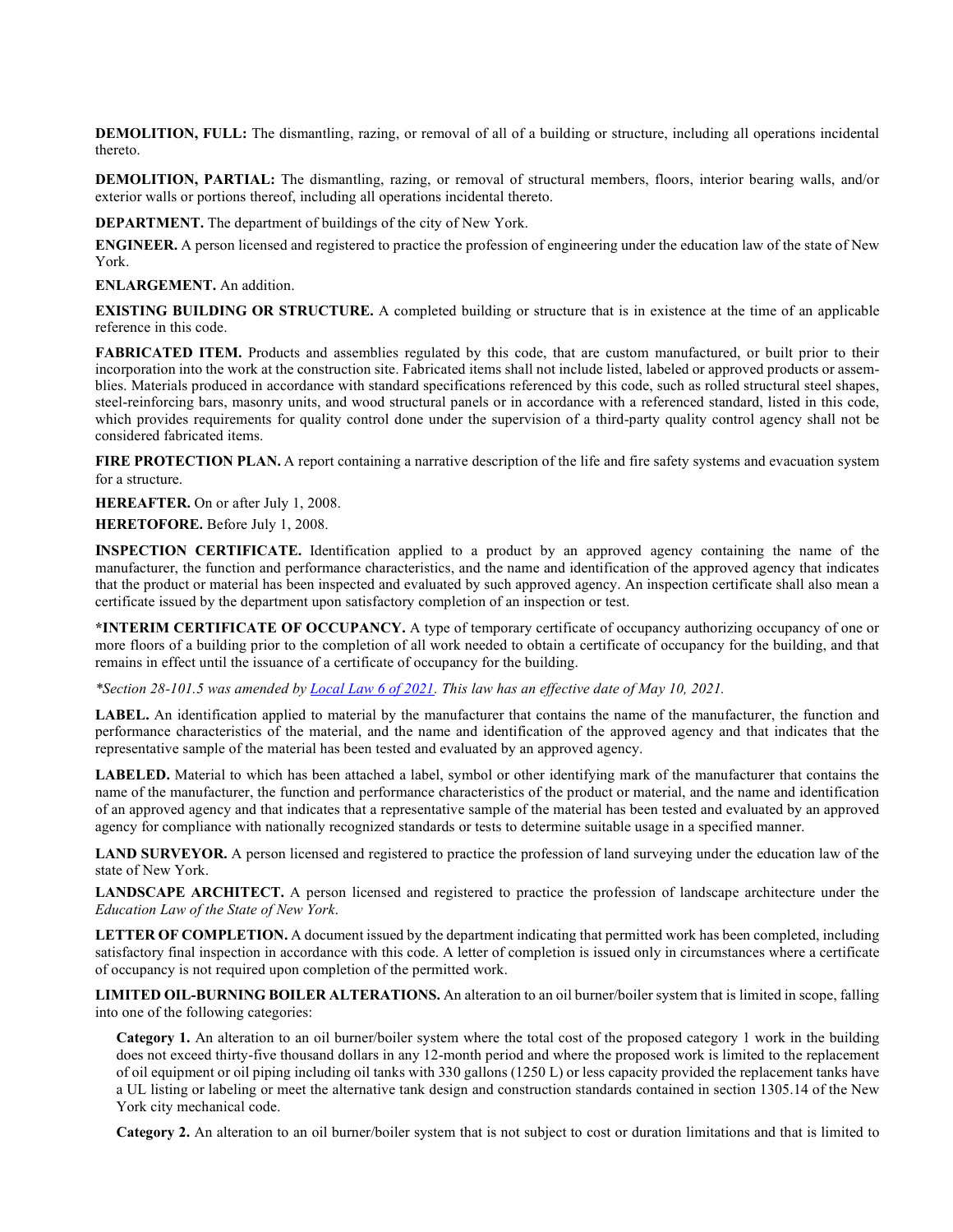**DEMOLITION, FULL:** The dismantling, razing, or removal of all of a building or structure, including all operations incidental thereto.

**DEMOLITION, PARTIAL:** The dismantling, razing, or removal of structural members, floors, interior bearing walls, and/or exterior walls or portions thereof, including all operations incidental thereto.

**DEPARTMENT.** The department of buildings of the city of New York.

**ENGINEER.** A person licensed and registered to practice the profession of engineering under the education law of the state of New York.

**ENLARGEMENT.** An addition.

**EXISTING BUILDING OR STRUCTURE.** A completed building or structure that is in existence at the time of an applicable reference in this code.

**FABRICATED ITEM.** Products and assemblies regulated by this code, that are custom manufactured, or built prior to their incorporation into the work at the construction site. Fabricated items shall not include listed, labeled or approved products or assemblies. Materials produced in accordance with standard specifications referenced by this code, such as rolled structural steel shapes, steel-reinforcing bars, masonry units, and wood structural panels or in accordance with a referenced standard, listed in this code, which provides requirements for quality control done under the supervision of a third-party quality control agency shall not be considered fabricated items.

**FIRE PROTECTION PLAN.** A report containing a narrative description of the life and fire safety systems and evacuation system for a structure.

**HEREAFTER.** On or after July 1, 2008.

**HERETOFORE.** Before July 1, 2008.

**INSPECTION CERTIFICATE.** Identification applied to a product by an approved agency containing the name of the manufacturer, the function and performance characteristics, and the name and identification of the approved agency that indicates that the product or material has been inspected and evaluated by such approved agency. An inspection certificate shall also mean a certificate issued by the department upon satisfactory completion of an inspection or test.

**\*INTERIM CERTIFICATE OF OCCUPANCY.** A type of temporary certificate of occupancy authorizing occupancy of one or more floors of a building prior to the completion of all work needed to obtain a certificate of occupancy for the building, and that remains in effect until the issuance of a certificate of occupancy for the building.

*\*Section 28-101.5 was amended by Local Law 6 of 2021. This law has an effective date of May 10, 2021.*

**LABEL.** An identification applied to material by the manufacturer that contains the name of the manufacturer, the function and performance characteristics of the material, and the name and identification of the approved agency and that indicates that the representative sample of the material has been tested and evaluated by an approved agency.

**LABELED.** Material to which has been attached a label, symbol or other identifying mark of the manufacturer that contains the name of the manufacturer, the function and performance characteristics of the product or material, and the name and identification of an approved agency and that indicates that a representative sample of the material has been tested and evaluated by an approved agency for compliance with nationally recognized standards or tests to determine suitable usage in a specified manner.

**LAND SURVEYOR.** A person licensed and registered to practice the profession of land surveying under the education law of the state of New York.

**LANDSCAPE ARCHITECT.** A person licensed and registered to practice the profession of landscape architecture under the *Education Law of the State of New York*.

**LETTER OF COMPLETION.** A document issued by the department indicating that permitted work has been completed, including satisfactory final inspection in accordance with this code. A letter of completion is issued only in circumstances where a certificate of occupancy is not required upon completion of the permitted work.

**LIMITED OIL-BURNING BOILER ALTERATIONS.** An alteration to an oil burner/boiler system that is limited in scope, falling into one of the following categories:

**Category 1.** An alteration to an oil burner/boiler system where the total cost of the proposed category 1 work in the building does not exceed thirty-five thousand dollars in any 12-month period and where the proposed work is limited to the replacement of oil equipment or oil piping including oil tanks with 330 gallons (1250 L) or less capacity provided the replacement tanks have a UL listing or labeling or meet the alternative tank design and construction standards contained in section 1305.14 of the New York city mechanical code.

**Category 2.** An alteration to an oil burner/boiler system that is not subject to cost or duration limitations and that is limited to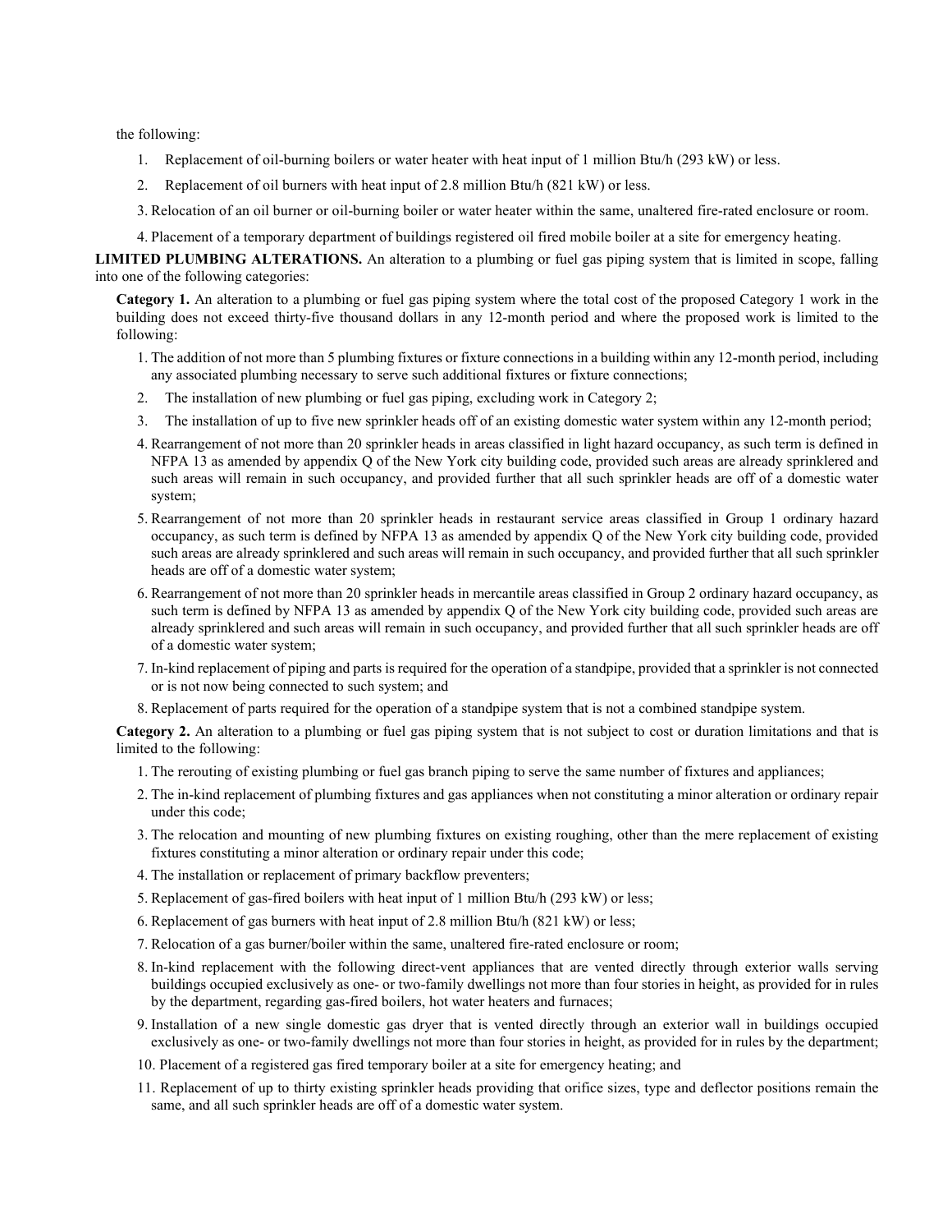the following:

1. Replacement of oil-burning boilers or water heater with heat input of 1 million Btu/h (293 kW) or less.
2. Replacement of oil burners with heat input of 2.8 million Btu/h (821 kW) or less.
3. Relocation of an oil burner or oil-burning boiler or water heater within the same, unaltered fire-rated enclosure or room.
4. Placement of a temporary department of buildings registered oil fired mobile boiler at a site for emergency heating.

**LIMITED PLUMBING ALTERATIONS.** An alteration to a plumbing or fuel gas piping system that is limited in scope, falling into one of the following categories:

**Category 1.** An alteration to a plumbing or fuel gas piping system where the total cost of the proposed Category 1 work in the building does not exceed thirty-five thousand dollars in any 12-month period and where the proposed work is limited to the following:

1. The addition of not more than 5 plumbing fixtures or fixture connections in a building within any 12-month period, including any associated plumbing necessary to serve such additional fixtures or fixture connections;
2. The installation of new plumbing or fuel gas piping, excluding work in Category 2;
3. The installation of up to five new sprinkler heads off of an existing domestic water system within any 12-month period;
4. Rearrangement of not more than 20 sprinkler heads in areas classified in light hazard occupancy, as such term is defined in NFPA 13 as amended by appendix Q of the New York city building code, provided such areas are already sprinklered and such areas will remain in such occupancy, and provided further that all such sprinkler heads are off of a domestic water system;
5. Rearrangement of not more than 20 sprinkler heads in restaurant service areas classified in Group 1 ordinary hazard occupancy, as such term is defined by NFPA 13 as amended by appendix Q of the New York city building code, provided such areas are already sprinklered and such areas will remain in such occupancy, and provided further that all such sprinkler heads are off of a domestic water system;
6. Rearrangement of not more than 20 sprinkler heads in mercantile areas classified in Group 2 ordinary hazard occupancy, as such term is defined by NFPA 13 as amended by appendix Q of the New York city building code, provided such areas are already sprinklered and such areas will remain in such occupancy, and provided further that all such sprinkler heads are off of a domestic water system;
7. In-kind replacement of piping and parts is required for the operation of a standpipe, provided that a sprinkler is not connected or is not now being connected to such system; and
8. Replacement of parts required for the operation of a standpipe system that is not a combined standpipe system.

**Category 2.** An alteration to a plumbing or fuel gas piping system that is not subject to cost or duration limitations and that is limited to the following:

1. The rerouting of existing plumbing or fuel gas branch piping to serve the same number of fixtures and appliances;
2. The in-kind replacement of plumbing fixtures and gas appliances when not constituting a minor alteration or ordinary repair under this code;
3. The relocation and mounting of new plumbing fixtures on existing roughing, other than the mere replacement of existing fixtures constituting a minor alteration or ordinary repair under this code;
4. The installation or replacement of primary backflow preventers;
5. Replacement of gas-fired boilers with heat input of 1 million Btu/h (293 kW) or less;
6. Replacement of gas burners with heat input of 2.8 million Btu/h (821 kW) or less;
7. Relocation of a gas burner/boiler within the same, unaltered fire-rated enclosure or room;
8. In-kind replacement with the following direct-vent appliances that are vented directly through exterior walls serving buildings occupied exclusively as one- or two-family dwellings not more than four stories in height, as provided for in rules by the department, regarding gas-fired boilers, hot water heaters and furnaces;
9. Installation of a new single domestic gas dryer that is vented directly through an exterior wall in buildings occupied exclusively as one- or two-family dwellings not more than four stories in height, as provided for in rules by the department;
10. Placement of a registered gas fired temporary boiler at a site for emergency heating; and
11. Replacement of up to thirty existing sprinkler heads providing that orifice sizes, type and deflector positions remain the same, and all such sprinkler heads are off of a domestic water system.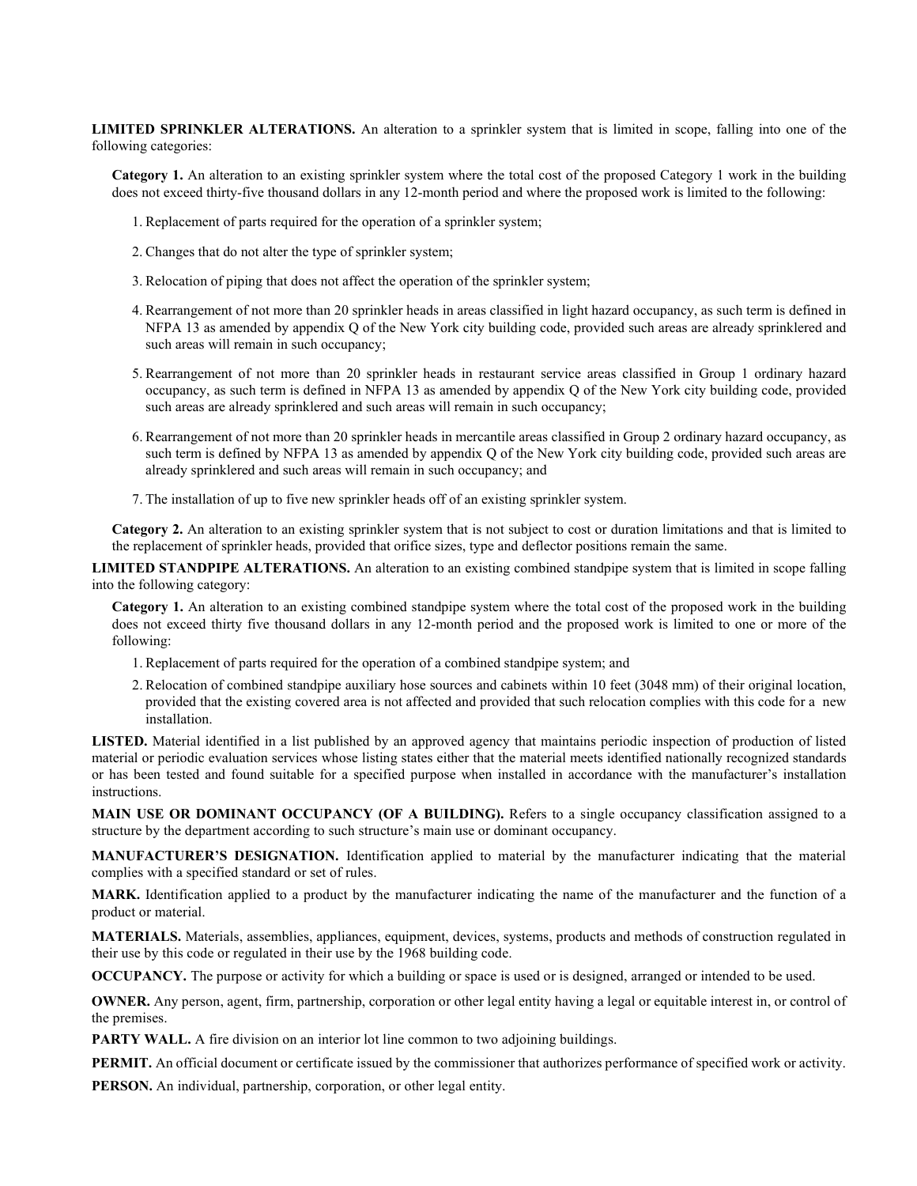**LIMITED SPRINKLER ALTERATIONS.** An alteration to a sprinkler system that is limited in scope, falling into one of the following categories:

**Category 1.** An alteration to an existing sprinkler system where the total cost of the proposed Category 1 work in the building does not exceed thirty-five thousand dollars in any 12-month period and where the proposed work is limited to the following:

1. Replacement of parts required for the operation of a sprinkler system;
2. Changes that do not alter the type of sprinkler system;
3. Relocation of piping that does not affect the operation of the sprinkler system;
4. Rearrangement of not more than 20 sprinkler heads in areas classified in light hazard occupancy, as such term is defined in NFPA 13 as amended by appendix Q of the New York city building code, provided such areas are already sprinklered and such areas will remain in such occupancy;
5. Rearrangement of not more than 20 sprinkler heads in restaurant service areas classified in Group 1 ordinary hazard occupancy, as such term is defined in NFPA 13 as amended by appendix Q of the New York city building code, provided such areas are already sprinklered and such areas will remain in such occupancy;
6. Rearrangement of not more than 20 sprinkler heads in mercantile areas classified in Group 2 ordinary hazard occupancy, as such term is defined by NFPA 13 as amended by appendix Q of the New York city building code, provided such areas are already sprinklered and such areas will remain in such occupancy; and
7. The installation of up to five new sprinkler heads off of an existing sprinkler system.

**Category 2.** An alteration to an existing sprinkler system that is not subject to cost or duration limitations and that is limited to the replacement of sprinkler heads, provided that orifice sizes, type and deflector positions remain the same.

**LIMITED STANDPIPE ALTERATIONS.** An alteration to an existing combined standpipe system that is limited in scope falling into the following category:

**Category 1.** An alteration to an existing combined standpipe system where the total cost of the proposed work in the building does not exceed thirty five thousand dollars in any 12-month period and the proposed work is limited to one or more of the following:

1. Replacement of parts required for the operation of a combined standpipe system; and
2. Relocation of combined standpipe auxiliary hose sources and cabinets within 10 feet (3048 mm) of their original location, provided that the existing covered area is not affected and provided that such relocation complies with this code for a new installation.

**LISTED.** Material identified in a list published by an approved agency that maintains periodic inspection of production of listed material or periodic evaluation services whose listing states either that the material meets identified nationally recognized standards or has been tested and found suitable for a specified purpose when installed in accordance with the manufacturer's installation instructions.

**MAIN USE OR DOMINANT OCCUPANCY (OF A BUILDING).** Refers to a single occupancy classification assigned to a structure by the department according to such structure's main use or dominant occupancy.

**MANUFACTURER'S DESIGNATION.** Identification applied to material by the manufacturer indicating that the material complies with a specified standard or set of rules.

**MARK.** Identification applied to a product by the manufacturer indicating the name of the manufacturer and the function of a product or material.

**MATERIALS.** Materials, assemblies, appliances, equipment, devices, systems, products and methods of construction regulated in their use by this code or regulated in their use by the 1968 building code.

**OCCUPANCY.** The purpose or activity for which a building or space is used or is designed, arranged or intended to be used.

**OWNER.** Any person, agent, firm, partnership, corporation or other legal entity having a legal or equitable interest in, or control of the premises.

**PARTY WALL.** A fire division on an interior lot line common to two adjoining buildings.

**PERMIT.** An official document or certificate issued by the commissioner that authorizes performance of specified work or activity.

**PERSON.** An individual, partnership, corporation, or other legal entity.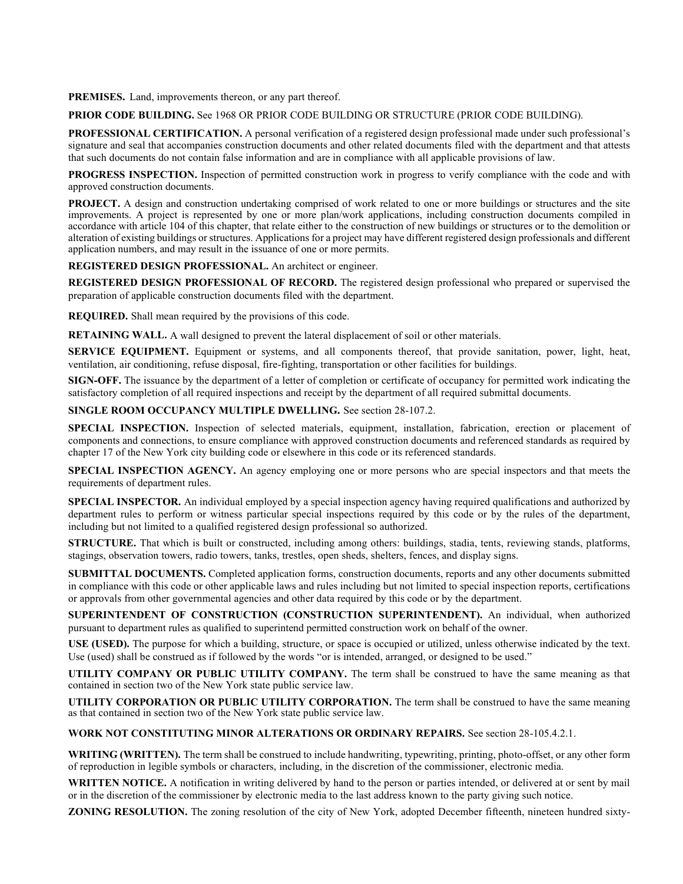**PREMISES.** Land, improvements thereon, or any part thereof.

**PRIOR CODE BUILDING.** See 1968 OR PRIOR CODE BUILDING OR STRUCTURE (PRIOR CODE BUILDING).

**PROFESSIONAL CERTIFICATION.** A personal verification of a registered design professional made under such professional's signature and seal that accompanies construction documents and other related documents filed with the department and that attests that such documents do not contain false information and are in compliance with all applicable provisions of law.

**PROGRESS INSPECTION.** Inspection of permitted construction work in progress to verify compliance with the code and with approved construction documents.

**PROJECT.** A design and construction undertaking comprised of work related to one or more buildings or structures and the site improvements. A project is represented by one or more plan/work applications, including construction documents compiled in accordance with article 104 of this chapter, that relate either to the construction of new buildings or structures or to the demolition or alteration of existing buildings or structures. Applications for a project may have different registered design professionals and different application numbers, and may result in the issuance of one or more permits.

**REGISTERED DESIGN PROFESSIONAL.** An architect or engineer.

**REGISTERED DESIGN PROFESSIONAL OF RECORD.** The registered design professional who prepared or supervised the preparation of applicable construction documents filed with the department.

**REQUIRED.** Shall mean required by the provisions of this code.

**RETAINING WALL.** A wall designed to prevent the lateral displacement of soil or other materials.

**SERVICE EQUIPMENT.** Equipment or systems, and all components thereof, that provide sanitation, power, light, heat, ventilation, air conditioning, refuse disposal, fire-fighting, transportation or other facilities for buildings.

**SIGN-OFF.** The issuance by the department of a letter of completion or certificate of occupancy for permitted work indicating the satisfactory completion of all required inspections and receipt by the department of all required submittal documents.

**SINGLE ROOM OCCUPANCY MULTIPLE DWELLING.** See section 28-107.2.

**SPECIAL INSPECTION.** Inspection of selected materials, equipment, installation, fabrication, erection or placement of components and connections, to ensure compliance with approved construction documents and referenced standards as required by chapter 17 of the New York city building code or elsewhere in this code or its referenced standards.

**SPECIAL INSPECTION AGENCY.** An agency employing one or more persons who are special inspectors and that meets the requirements of department rules.

**SPECIAL INSPECTOR.** An individual employed by a special inspection agency having required qualifications and authorized by department rules to perform or witness particular special inspections required by this code or by the rules of the department, including but not limited to a qualified registered design professional so authorized.

**STRUCTURE.** That which is built or constructed, including among others: buildings, stadia, tents, reviewing stands, platforms, stagings, observation towers, radio towers, tanks, trestles, open sheds, shelters, fences, and display signs.

**SUBMITTAL DOCUMENTS.** Completed application forms, construction documents, reports and any other documents submitted in compliance with this code or other applicable laws and rules including but not limited to special inspection reports, certifications or approvals from other governmental agencies and other data required by this code or by the department.

**SUPERINTENDENT OF CONSTRUCTION (CONSTRUCTION SUPERINTENDENT).** An individual, when authorized pursuant to department rules as qualified to superintend permitted construction work on behalf of the owner.

**USE (USED).** The purpose for which a building, structure, or space is occupied or utilized, unless otherwise indicated by the text. Use (used) shall be construed as if followed by the words "or is intended, arranged, or designed to be used."

**UTILITY COMPANY OR PUBLIC UTILITY COMPANY.** The term shall be construed to have the same meaning as that contained in section two of the New York state public service law.

**UTILITY CORPORATION OR PUBLIC UTILITY CORPORATION.** The term shall be construed to have the same meaning as that contained in section two of the New York state public service law.

**WORK NOT CONSTITUTING MINOR ALTERATIONS OR ORDINARY REPAIRS.** See section 28-105.4.2.1.

**WRITING (WRITTEN).** The term shall be construed to include handwriting, typewriting, printing, photo-offset, or any other form of reproduction in legible symbols or characters, including, in the discretion of the commissioner, electronic media.

**WRITTEN NOTICE.** A notification in writing delivered by hand to the person or parties intended, or delivered at or sent by mail or in the discretion of the commissioner by electronic media to the last address known to the party giving such notice.

**ZONING RESOLUTION.** The zoning resolution of the city of New York, adopted December fifteenth, nineteen hundred sixty-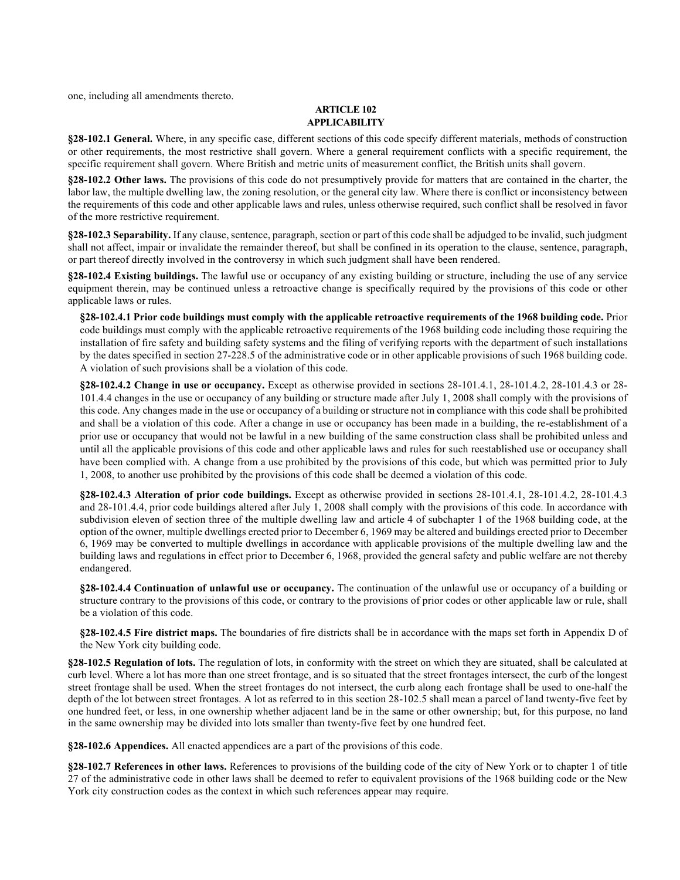one, including all amendments thereto.

## ARTICLE 102
## APPLICABILITY

**§28-102.1 General.** Where, in any specific case, different sections of this code specify different materials, methods of construction or other requirements, the most restrictive shall govern. Where a general requirement conflicts with a specific requirement, the specific requirement shall govern. Where British and metric units of measurement conflict, the British units shall govern.

**§28-102.2 Other laws.** The provisions of this code do not presumptively provide for matters that are contained in the charter, the labor law, the multiple dwelling law, the zoning resolution, or the general city law. Where there is conflict or inconsistency between the requirements of this code and other applicable laws and rules, unless otherwise required, such conflict shall be resolved in favor of the more restrictive requirement.

**§28-102.3 Separability.** If any clause, sentence, paragraph, section or part of this code shall be adjudged to be invalid, such judgment shall not affect, impair or invalidate the remainder thereof, but shall be confined in its operation to the clause, sentence, paragraph, or part thereof directly involved in the controversy in which such judgment shall have been rendered.

**§28-102.4 Existing buildings.** The lawful use or occupancy of any existing building or structure, including the use of any service equipment therein, may be continued unless a retroactive change is specifically required by the provisions of this code or other applicable laws or rules.

**§28-102.4.1 Prior code buildings must comply with the applicable retroactive requirements of the 1968 building code.** Prior code buildings must comply with the applicable retroactive requirements of the 1968 building code including those requiring the installation of fire safety and building safety systems and the filing of verifying reports with the department of such installations by the dates specified in section 27-228.5 of the administrative code or in other applicable provisions of such 1968 building code. A violation of such provisions shall be a violation of this code.

**§28-102.4.2 Change in use or occupancy.** Except as otherwise provided in sections 28-101.4.1, 28-101.4.2, 28-101.4.3 or 28-101.4.4 changes in the use or occupancy of any building or structure made after July 1, 2008 shall comply with the provisions of this code. Any changes made in the use or occupancy of a building or structure not in compliance with this code shall be prohibited and shall be a violation of this code. After a change in use or occupancy has been made in a building, the re-establishment of a prior use or occupancy that would not be lawful in a new building of the same construction class shall be prohibited unless and until all the applicable provisions of this code and other applicable laws and rules for such reestablished use or occupancy shall have been complied with. A change from a use prohibited by the provisions of this code, but which was permitted prior to July 1, 2008, to another use prohibited by the provisions of this code shall be deemed a violation of this code.

**§28-102.4.3 Alteration of prior code buildings.** Except as otherwise provided in sections 28-101.4.1, 28-101.4.2, 28-101.4.3 and 28-101.4.4, prior code buildings altered after July 1, 2008 shall comply with the provisions of this code. In accordance with subdivision eleven of section three of the multiple dwelling law and article 4 of subchapter 1 of the 1968 building code, at the option of the owner, multiple dwellings erected prior to December 6, 1969 may be altered and buildings erected prior to December 6, 1969 may be converted to multiple dwellings in accordance with applicable provisions of the multiple dwelling law and the building laws and regulations in effect prior to December 6, 1968, provided the general safety and public welfare are not thereby endangered.

**§28-102.4.4 Continuation of unlawful use or occupancy.** The continuation of the unlawful use or occupancy of a building or structure contrary to the provisions of this code, or contrary to the provisions of prior codes or other applicable law or rule, shall be a violation of this code.

**§28-102.4.5 Fire district maps.** The boundaries of fire districts shall be in accordance with the maps set forth in Appendix D of the New York city building code.

**§28-102.5 Regulation of lots.** The regulation of lots, in conformity with the street on which they are situated, shall be calculated at curb level. Where a lot has more than one street frontage, and is so situated that the street frontages intersect, the curb of the longest street frontage shall be used. When the street frontages do not intersect, the curb along each frontage shall be used to one-half the depth of the lot between street frontages. A lot as referred to in this section 28-102.5 shall mean a parcel of land twenty-five feet by one hundred feet, or less, in one ownership whether adjacent land be in the same or other ownership; but, for this purpose, no land in the same ownership may be divided into lots smaller than twenty-five feet by one hundred feet.

**§28-102.6 Appendices.** All enacted appendices are a part of the provisions of this code.

**§28-102.7 References in other laws.** References to provisions of the building code of the city of New York or to chapter 1 of title 27 of the administrative code in other laws shall be deemed to refer to equivalent provisions of the 1968 building code or the New York city construction codes as the context in which such references appear may require.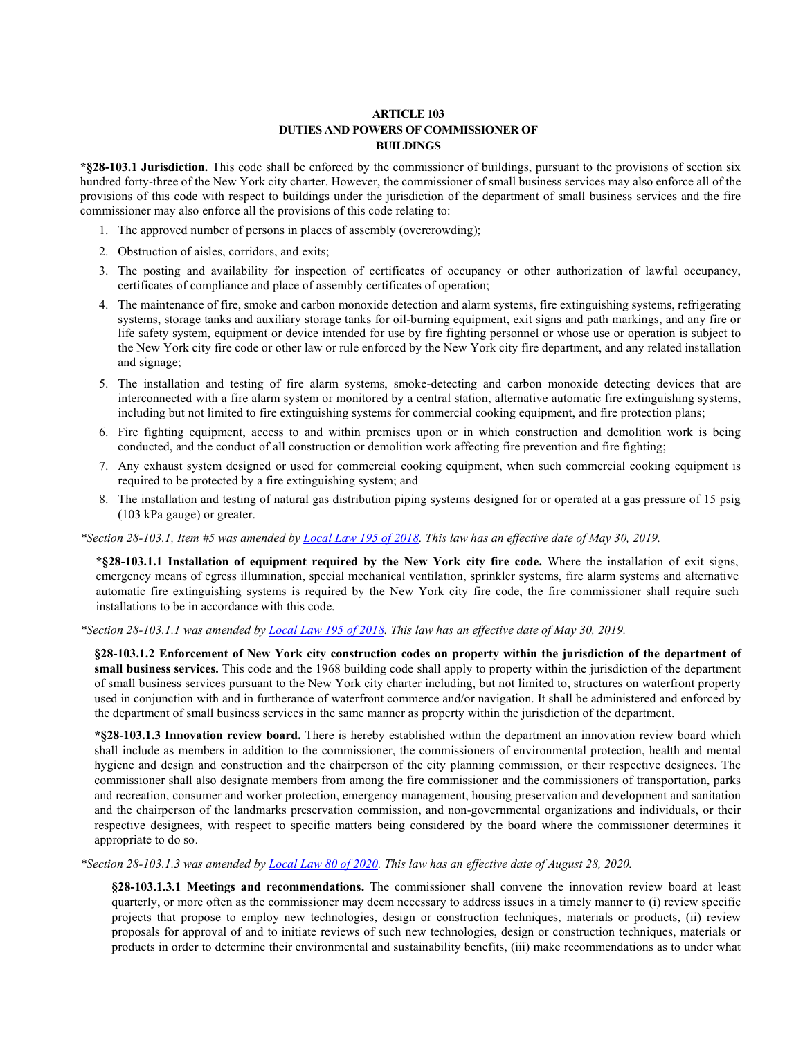## ARTICLE 103
## DUTIES AND POWERS OF COMMISSIONER OF BUILDINGS

**\*§28-103.1 Jurisdiction.** This code shall be enforced by the commissioner of buildings, pursuant to the provisions of section six hundred forty-three of the New York city charter. However, the commissioner of small business services may also enforce all of the provisions of this code with respect to buildings under the jurisdiction of the department of small business services and the fire commissioner may also enforce all the provisions of this code relating to:

1. The approved number of persons in places of assembly (overcrowding);
2. Obstruction of aisles, corridors, and exits;
3. The posting and availability for inspection of certificates of occupancy or other authorization of lawful occupancy, certificates of compliance and place of assembly certificates of operation;
4. The maintenance of fire, smoke and carbon monoxide detection and alarm systems, fire extinguishing systems, refrigerating systems, storage tanks and auxiliary storage tanks for oil-burning equipment, exit signs and path markings, and any fire or life safety system, equipment or device intended for use by fire fighting personnel or whose use or operation is subject to the New York city fire code or other law or rule enforced by the New York city fire department, and any related installation and signage;
5. The installation and testing of fire alarm systems, smoke-detecting and carbon monoxide detecting devices that are interconnected with a fire alarm system or monitored by a central station, alternative automatic fire extinguishing systems, including but not limited to fire extinguishing systems for commercial cooking equipment, and fire protection plans;
6. Fire fighting equipment, access to and within premises upon or in which construction and demolition work is being conducted, and the conduct of all construction or demolition work affecting fire prevention and fire fighting;
7. Any exhaust system designed or used for commercial cooking equipment, when such commercial cooking equipment is required to be protected by a fire extinguishing system; and
8. The installation and testing of natural gas distribution piping systems designed for or operated at a gas pressure of 15 psig (103 kPa gauge) or greater.

*\*Section 28-103.1, Item #5 was amended by Local Law 195 of 2018. This law has an effective date of May 30, 2019.*

**\*§28-103.1.1 Installation of equipment required by the New York city fire code.** Where the installation of exit signs, emergency means of egress illumination, special mechanical ventilation, sprinkler systems, fire alarm systems and alternative automatic fire extinguishing systems is required by the New York city fire code, the fire commissioner shall require such installations to be in accordance with this code.

*\*Section 28-103.1.1 was amended by Local Law 195 of 2018. This law has an effective date of May 30, 2019.*

**§28-103.1.2 Enforcement of New York city construction codes on property within the jurisdiction of the department of small business services.** This code and the 1968 building code shall apply to property within the jurisdiction of the department of small business services pursuant to the New York city charter including, but not limited to, structures on waterfront property used in conjunction with and in furtherance of waterfront commerce and/or navigation. It shall be administered and enforced by the department of small business services in the same manner as property within the jurisdiction of the department.

**\*§28-103.1.3 Innovation review board.** There is hereby established within the department an innovation review board which shall include as members in addition to the commissioner, the commissioners of environmental protection, health and mental hygiene and design and construction and the chairperson of the city planning commission, or their respective designees. The commissioner shall also designate members from among the fire commissioner and the commissioners of transportation, parks and recreation, consumer and worker protection, emergency management, housing preservation and development and sanitation and the chairperson of the landmarks preservation commission, and non-governmental organizations and individuals, or their respective designees, with respect to specific matters being considered by the board where the commissioner determines it appropriate to do so.

*\*Section 28-103.1.3 was amended by Local Law 80 of 2020. This law has an effective date of August 28, 2020.*

**§28-103.1.3.1 Meetings and recommendations.** The commissioner shall convene the innovation review board at least quarterly, or more often as the commissioner may deem necessary to address issues in a timely manner to (i) review specific projects that propose to employ new technologies, design or construction techniques, materials or products, (ii) review proposals for approval of and to initiate reviews of such new technologies, design or construction techniques, materials or products in order to determine their environmental and sustainability benefits, (iii) make recommendations as to under what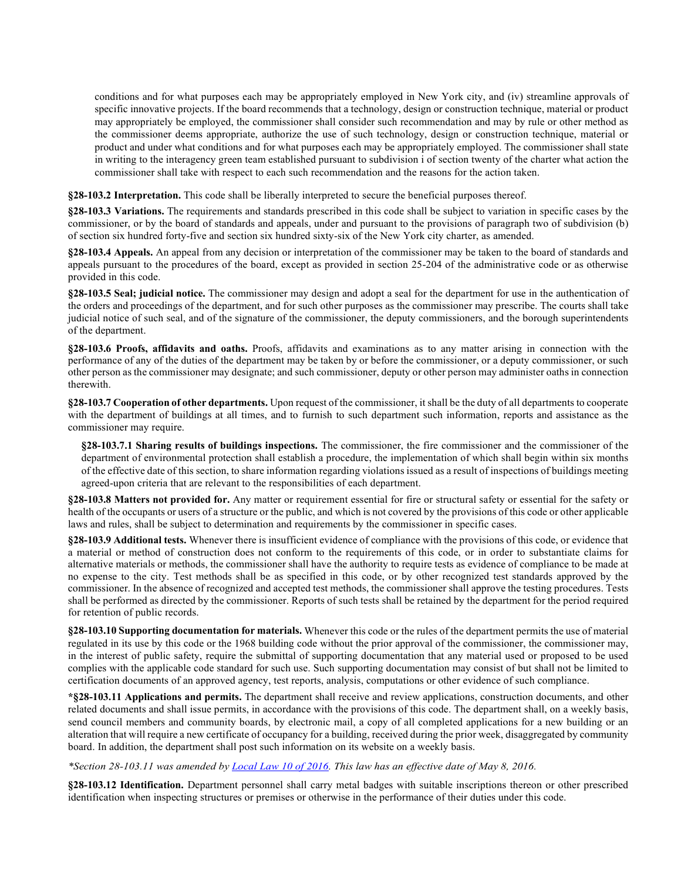conditions and for what purposes each may be appropriately employed in New York city, and (iv) streamline approvals of specific innovative projects. If the board recommends that a technology, design or construction technique, material or product may appropriately be employed, the commissioner shall consider such recommendation and may by rule or other method as the commissioner deems appropriate, authorize the use of such technology, design or construction technique, material or product and under what conditions and for what purposes each may be appropriately employed. The commissioner shall state in writing to the interagency green team established pursuant to subdivision i of section twenty of the charter what action the commissioner shall take with respect to each such recommendation and the reasons for the action taken.

**§28-103.2 Interpretation.** This code shall be liberally interpreted to secure the beneficial purposes thereof.

**§28-103.3 Variations.** The requirements and standards prescribed in this code shall be subject to variation in specific cases by the commissioner, or by the board of standards and appeals, under and pursuant to the provisions of paragraph two of subdivision (b) of section six hundred forty-five and section six hundred sixty-six of the New York city charter, as amended.

**§28-103.4 Appeals.** An appeal from any decision or interpretation of the commissioner may be taken to the board of standards and appeals pursuant to the procedures of the board, except as provided in section 25-204 of the administrative code or as otherwise provided in this code.

**§28-103.5 Seal; judicial notice.** The commissioner may design and adopt a seal for the department for use in the authentication of the orders and proceedings of the department, and for such other purposes as the commissioner may prescribe. The courts shall take judicial notice of such seal, and of the signature of the commissioner, the deputy commissioners, and the borough superintendents of the department.

**§28-103.6 Proofs, affidavits and oaths.** Proofs, affidavits and examinations as to any matter arising in connection with the performance of any of the duties of the department may be taken by or before the commissioner, or a deputy commissioner, or such other person as the commissioner may designate; and such commissioner, deputy or other person may administer oaths in connection therewith.

**§28-103.7 Cooperation of other departments.** Upon request of the commissioner, it shall be the duty of all departments to cooperate with the department of buildings at all times, and to furnish to such department such information, reports and assistance as the commissioner may require.

**§28-103.7.1 Sharing results of buildings inspections.** The commissioner, the fire commissioner and the commissioner of the department of environmental protection shall establish a procedure, the implementation of which shall begin within six months of the effective date of this section, to share information regarding violations issued as a result of inspections of buildings meeting agreed-upon criteria that are relevant to the responsibilities of each department.

**§28-103.8 Matters not provided for.** Any matter or requirement essential for fire or structural safety or essential for the safety or health of the occupants or users of a structure or the public, and which is not covered by the provisions of this code or other applicable laws and rules, shall be subject to determination and requirements by the commissioner in specific cases.

**§28-103.9 Additional tests.** Whenever there is insufficient evidence of compliance with the provisions of this code, or evidence that a material or method of construction does not conform to the requirements of this code, or in order to substantiate claims for alternative materials or methods, the commissioner shall have the authority to require tests as evidence of compliance to be made at no expense to the city. Test methods shall be as specified in this code, or by other recognized test standards approved by the commissioner. In the absence of recognized and accepted test methods, the commissioner shall approve the testing procedures. Tests shall be performed as directed by the commissioner. Reports of such tests shall be retained by the department for the period required for retention of public records.

**§28-103.10 Supporting documentation for materials.** Whenever this code or the rules of the department permits the use of material regulated in its use by this code or the 1968 building code without the prior approval of the commissioner, the commissioner may, in the interest of public safety, require the submittal of supporting documentation that any material used or proposed to be used complies with the applicable code standard for such use. Such supporting documentation may consist of but shall not be limited to certification documents of an approved agency, test reports, analysis, computations or other evidence of such compliance.

**\*§28-103.11 Applications and permits.** The department shall receive and review applications, construction documents, and other related documents and shall issue permits, in accordance with the provisions of this code. The department shall, on a weekly basis, send council members and community boards, by electronic mail, a copy of all completed applications for a new building or an alteration that will require a new certificate of occupancy for a building, received during the prior week, disaggregated by community board. In addition, the department shall post such information on its website on a weekly basis.

*\*Section 28-103.11 was amended by Local Law 10 of 2016. This law has an effective date of May 8, 2016.*

**§28-103.12 Identification.** Department personnel shall carry metal badges with suitable inscriptions thereon or other prescribed identification when inspecting structures or premises or otherwise in the performance of their duties under this code.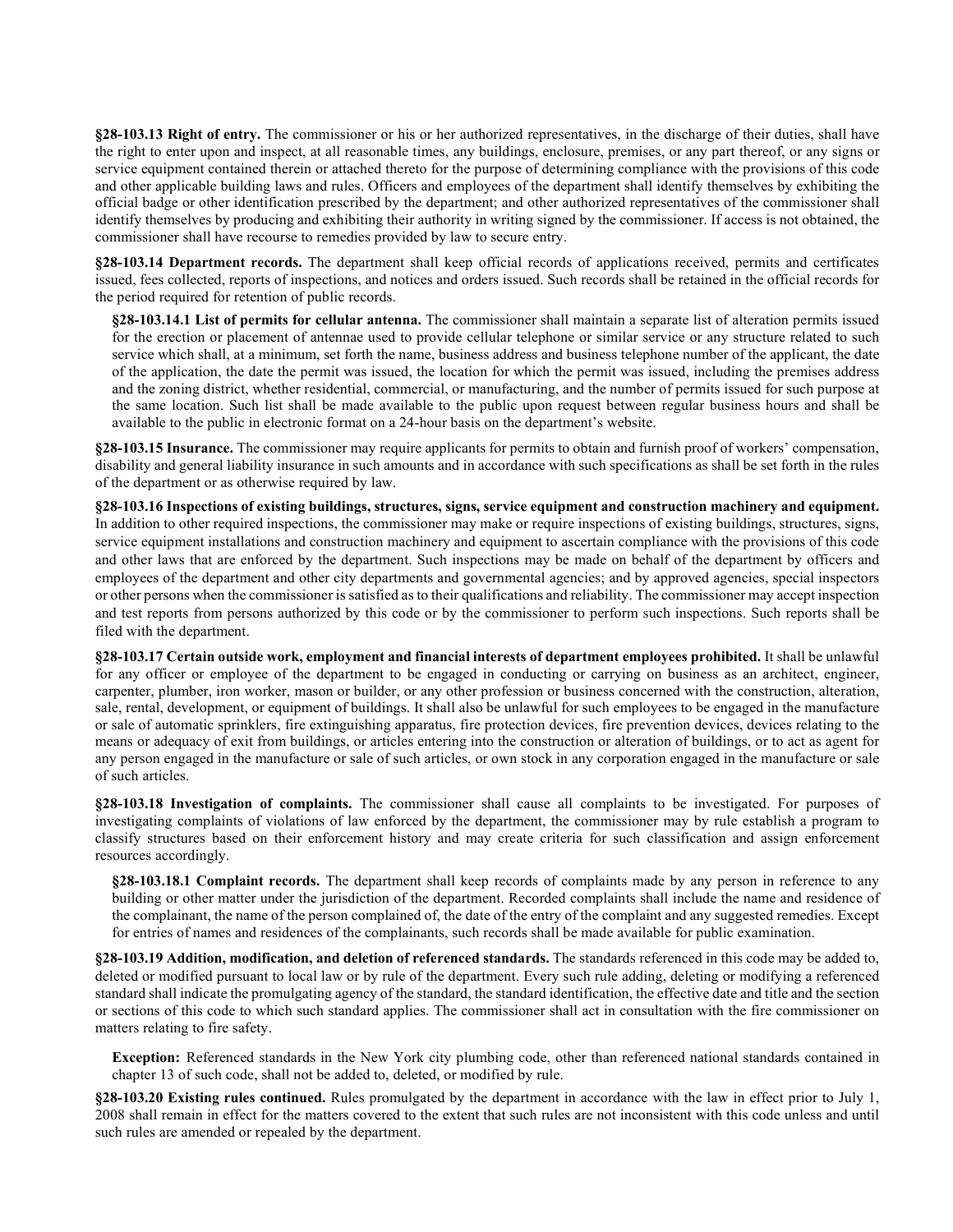**§28-103.13 Right of entry.** The commissioner or his or her authorized representatives, in the discharge of their duties, shall have the right to enter upon and inspect, at all reasonable times, any buildings, enclosure, premises, or any part thereof, or any signs or service equipment contained therein or attached thereto for the purpose of determining compliance with the provisions of this code and other applicable building laws and rules. Officers and employees of the department shall identify themselves by exhibiting the official badge or other identification prescribed by the department; and other authorized representatives of the commissioner shall identify themselves by producing and exhibiting their authority in writing signed by the commissioner. If access is not obtained, the commissioner shall have recourse to remedies provided by law to secure entry.

**§28-103.14 Department records.** The department shall keep official records of applications received, permits and certificates issued, fees collected, reports of inspections, and notices and orders issued. Such records shall be retained in the official records for the period required for retention of public records.

> **§28-103.14.1 List of permits for cellular antenna.** The commissioner shall maintain a separate list of alteration permits issued for the erection or placement of antennae used to provide cellular telephone or similar service or any structure related to such service which shall, at a minimum, set forth the name, business address and business telephone number of the applicant, the date of the application, the date the permit was issued, the location for which the permit was issued, including the premises address and the zoning district, whether residential, commercial, or manufacturing, and the number of permits issued for such purpose at the same location. Such list shall be made available to the public upon request between regular business hours and shall be available to the public in electronic format on a 24-hour basis on the department's website.

**§28-103.15 Insurance.** The commissioner may require applicants for permits to obtain and furnish proof of workers' compensation, disability and general liability insurance in such amounts and in accordance with such specifications as shall be set forth in the rules of the department or as otherwise required by law.

**§28-103.16 Inspections of existing buildings, structures, signs, service equipment and construction machinery and equipment.** In addition to other required inspections, the commissioner may make or require inspections of existing buildings, structures, signs, service equipment installations and construction machinery and equipment to ascertain compliance with the provisions of this code and other laws that are enforced by the department. Such inspections may be made on behalf of the department by officers and employees of the department and other city departments and governmental agencies; and by approved agencies, special inspectors or other persons when the commissioner is satisfied as to their qualifications and reliability. The commissioner may accept inspection and test reports from persons authorized by this code or by the commissioner to perform such inspections. Such reports shall be filed with the department.

**§28-103.17 Certain outside work, employment and financial interests of department employees prohibited.** It shall be unlawful for any officer or employee of the department to be engaged in conducting or carrying on business as an architect, engineer, carpenter, plumber, iron worker, mason or builder, or any other profession or business concerned with the construction, alteration, sale, rental, development, or equipment of buildings. It shall also be unlawful for such employees to be engaged in the manufacture or sale of automatic sprinklers, fire extinguishing apparatus, fire protection devices, fire prevention devices, devices relating to the means or adequacy of exit from buildings, or articles entering into the construction or alteration of buildings, or to act as agent for any person engaged in the manufacture or sale of such articles, or own stock in any corporation engaged in the manufacture or sale of such articles.

**§28-103.18 Investigation of complaints.** The commissioner shall cause all complaints to be investigated. For purposes of investigating complaints of violations of law enforced by the department, the commissioner may by rule establish a program to classify structures based on their enforcement history and may create criteria for such classification and assign enforcement resources accordingly.

> **§28-103.18.1 Complaint records.** The department shall keep records of complaints made by any person in reference to any building or other matter under the jurisdiction of the department. Recorded complaints shall include the name and residence of the complainant, the name of the person complained of, the date of the entry of the complaint and any suggested remedies. Except for entries of names and residences of the complainants, such records shall be made available for public examination.

**§28-103.19 Addition, modification, and deletion of referenced standards.** The standards referenced in this code may be added to, deleted or modified pursuant to local law or by rule of the department. Every such rule adding, deleting or modifying a referenced standard shall indicate the promulgating agency of the standard, the standard identification, the effective date and title and the section or sections of this code to which such standard applies. The commissioner shall act in consultation with the fire commissioner on matters relating to fire safety.

> **Exception:** Referenced standards in the New York city plumbing code, other than referenced national standards contained in chapter 13 of such code, shall not be added to, deleted, or modified by rule.

**§28-103.20 Existing rules continued.** Rules promulgated by the department in accordance with the law in effect prior to July 1, 2008 shall remain in effect for the matters covered to the extent that such rules are not inconsistent with this code unless and until such rules are amended or repealed by the department.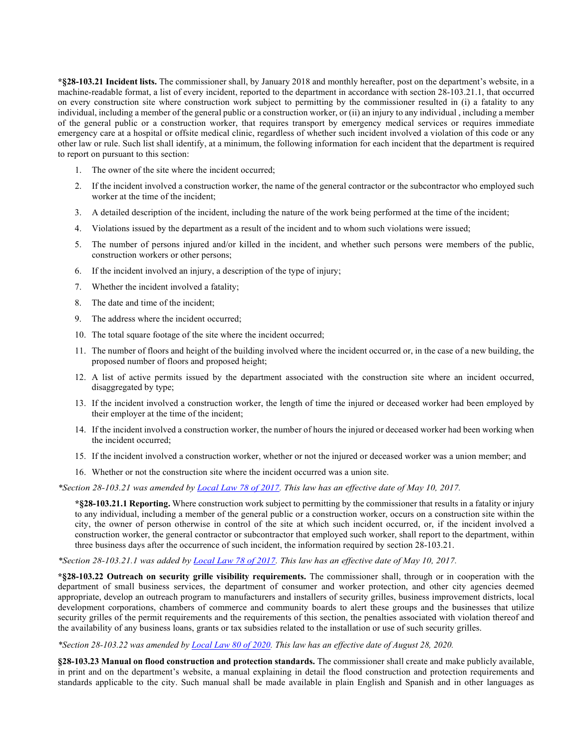***§28-103.21 Incident lists.** The commissioner shall, by January 2018 and monthly hereafter, post on the department's website, in a machine-readable format, a list of every incident, reported to the department in accordance with section 28-103.21.1, that occurred on every construction site where construction work subject to permitting by the commissioner resulted in (i) a fatality to any individual, including a member of the general public or a construction worker, or (ii) an injury to any individual , including a member of the general public or a construction worker, that requires transport by emergency medical services or requires immediate emergency care at a hospital or offsite medical clinic, regardless of whether such incident involved a violation of this code or any other law or rule. Such list shall identify, at a minimum, the following information for each incident that the department is required to report on pursuant to this section:

1. The owner of the site where the incident occurred;
2. If the incident involved a construction worker, the name of the general contractor or the subcontractor who employed such worker at the time of the incident;
3. A detailed description of the incident, including the nature of the work being performed at the time of the incident;
4. Violations issued by the department as a result of the incident and to whom such violations were issued;
5. The number of persons injured and/or killed in the incident, and whether such persons were members of the public, construction workers or other persons;
6. If the incident involved an injury, a description of the type of injury;
7. Whether the incident involved a fatality;
8. The date and time of the incident;
9. The address where the incident occurred;
10. The total square footage of the site where the incident occurred;
11. The number of floors and height of the building involved where the incident occurred or, in the case of a new building, the proposed number of floors and proposed height;
12. A list of active permits issued by the department associated with the construction site where an incident occurred, disaggregated by type;
13. If the incident involved a construction worker, the length of time the injured or deceased worker had been employed by their employer at the time of the incident;
14. If the incident involved a construction worker, the number of hours the injured or deceased worker had been working when the incident occurred;
15. If the incident involved a construction worker, whether or not the injured or deceased worker was a union member; and
16. Whether or not the construction site where the incident occurred was a union site.

**Section 28-103.21 was amended by Local Law 78 of 2017. This law has an effective date of May 10, 2017.*

***§28-103.21.1 Reporting.** Where construction work subject to permitting by the commissioner that results in a fatality or injury to any individual, including a member of the general public or a construction worker, occurs on a construction site within the city, the owner of person otherwise in control of the site at which such incident occurred, or, if the incident involved a construction worker, the general contractor or subcontractor that employed such worker, shall report to the department, within three business days after the occurrence of such incident, the information required by section 28-103.21.

**Section 28-103.21.1 was added by Local Law 78 of 2017. This law has an effective date of May 10, 2017.*

***§28-103.22 Outreach on security grille visibility requirements.** The commissioner shall, through or in cooperation with the department of small business services, the department of consumer and worker protection, and other city agencies deemed appropriate, develop an outreach program to manufacturers and installers of security grilles, business improvement districts, local development corporations, chambers of commerce and community boards to alert these groups and the businesses that utilize security grilles of the permit requirements and the requirements of this section, the penalties associated with violation thereof and the availability of any business loans, grants or tax subsidies related to the installation or use of such security grilles.

**Section 28-103.22 was amended by Local Law 80 of 2020. This law has an effective date of August 28, 2020.*

**§28-103.23 Manual on flood construction and protection standards.** The commissioner shall create and make publicly available, in print and on the department's website, a manual explaining in detail the flood construction and protection requirements and standards applicable to the city. Such manual shall be made available in plain English and Spanish and in other languages as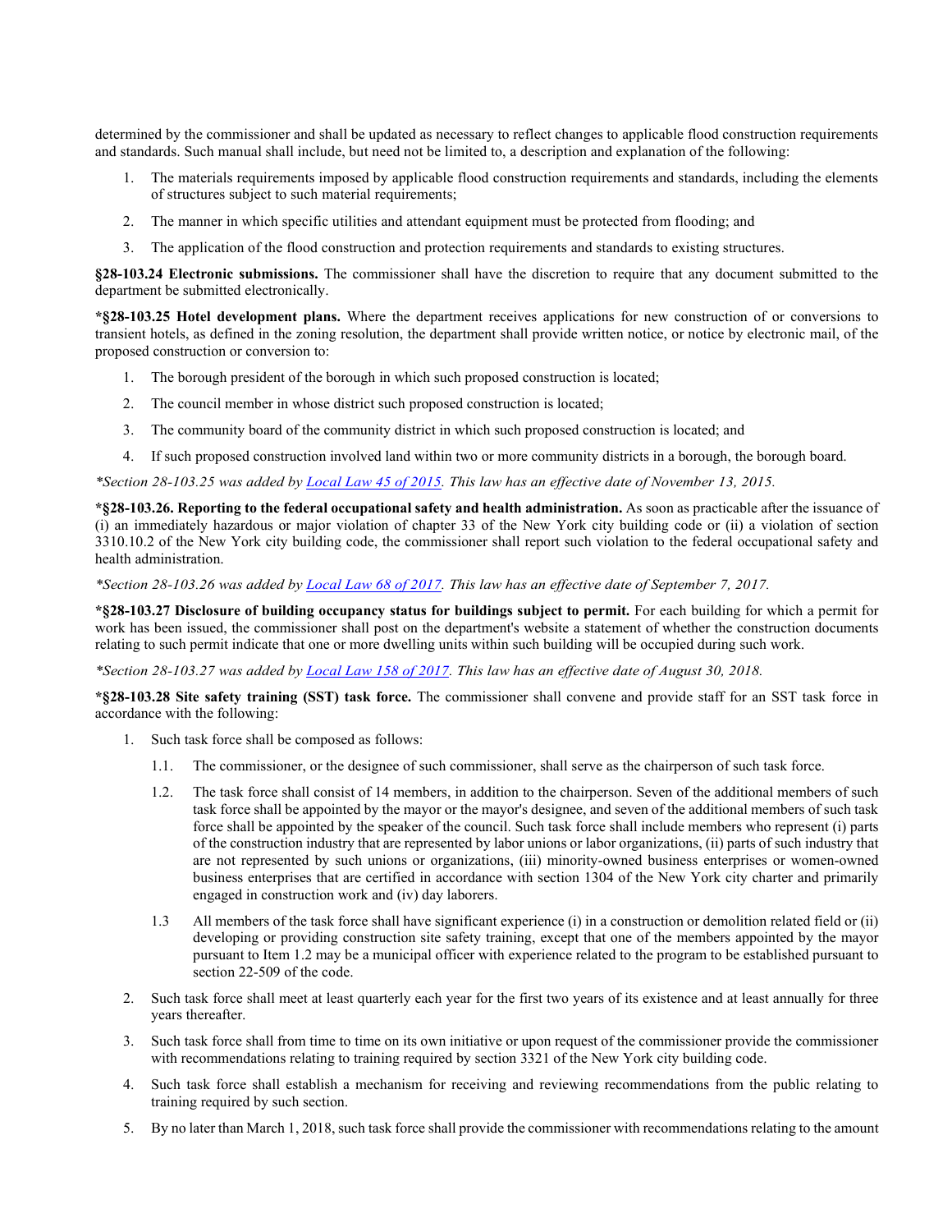determined by the commissioner and shall be updated as necessary to reflect changes to applicable flood construction requirements and standards. Such manual shall include, but need not be limited to, a description and explanation of the following:

1. The materials requirements imposed by applicable flood construction requirements and standards, including the elements of structures subject to such material requirements;
2. The manner in which specific utilities and attendant equipment must be protected from flooding; and
3. The application of the flood construction and protection requirements and standards to existing structures.

**§28-103.24 Electronic submissions.** The commissioner shall have the discretion to require that any document submitted to the department be submitted electronically.

**\*§28-103.25 Hotel development plans.** Where the department receives applications for new construction of or conversions to transient hotels, as defined in the zoning resolution, the department shall provide written notice, or notice by electronic mail, of the proposed construction or conversion to:

1. The borough president of the borough in which such proposed construction is located;
2. The council member in whose district such proposed construction is located;
3. The community board of the community district in which such proposed construction is located; and
4. If such proposed construction involved land within two or more community districts in a borough, the borough board.

*\*Section 28-103.25 was added by Local Law 45 of 2015. This law has an effective date of November 13, 2015.*

**\*§28-103.26. Reporting to the federal occupational safety and health administration.** As soon as practicable after the issuance of (i) an immediately hazardous or major violation of chapter 33 of the New York city building code or (ii) a violation of section 3310.10.2 of the New York city building code, the commissioner shall report such violation to the federal occupational safety and health administration.

*\*Section 28-103.26 was added by Local Law 68 of 2017. This law has an effective date of September 7, 2017.*

**\*§28-103.27 Disclosure of building occupancy status for buildings subject to permit.** For each building for which a permit for work has been issued, the commissioner shall post on the department's website a statement of whether the construction documents relating to such permit indicate that one or more dwelling units within such building will be occupied during such work.

*\*Section 28-103.27 was added by Local Law 158 of 2017. This law has an effective date of August 30, 2018.*

**\*§28-103.28 Site safety training (SST) task force.** The commissioner shall convene and provide staff for an SST task force in accordance with the following:

1. Such task force shall be composed as follows:

   1.1. The commissioner, or the designee of such commissioner, shall serve as the chairperson of such task force.

   1.2. The task force shall consist of 14 members, in addition to the chairperson. Seven of the additional members of such task force shall be appointed by the mayor or the mayor's designee, and seven of the additional members of such task force shall be appointed by the speaker of the council. Such task force shall include members who represent (i) parts of the construction industry that are represented by labor unions or labor organizations, (ii) parts of such industry that are not represented by such unions or organizations, (iii) minority-owned business enterprises or women-owned business enterprises that are certified in accordance with section 1304 of the New York city charter and primarily engaged in construction work and (iv) day laborers.

   1.3 All members of the task force shall have significant experience (i) in a construction or demolition related field or (ii) developing or providing construction site safety training, except that one of the members appointed by the mayor pursuant to Item 1.2 may be a municipal officer with experience related to the program to be established pursuant to section 22-509 of the code.

2. Such task force shall meet at least quarterly each year for the first two years of its existence and at least annually for three years thereafter.
3. Such task force shall from time to time on its own initiative or upon request of the commissioner provide the commissioner with recommendations relating to training required by section 3321 of the New York city building code.
4. Such task force shall establish a mechanism for receiving and reviewing recommendations from the public relating to training required by such section.
5. By no later than March 1, 2018, such task force shall provide the commissioner with recommendations relating to the amount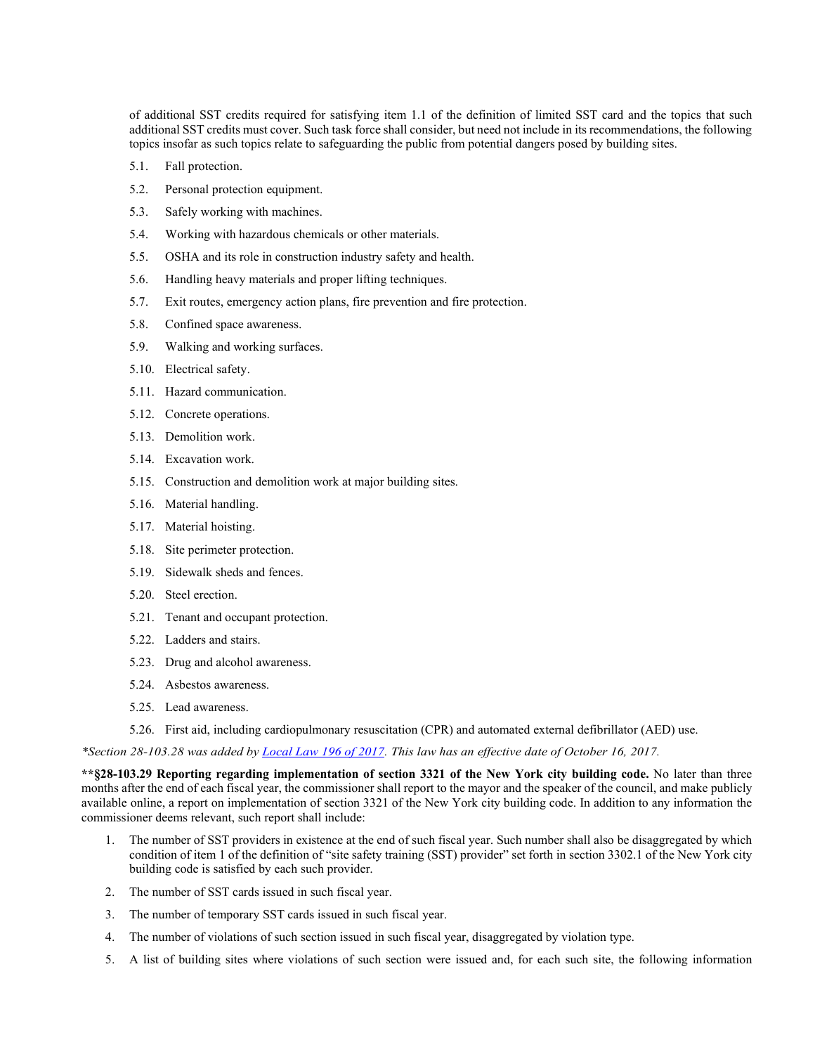of additional SST credits required for satisfying item 1.1 of the definition of limited SST card and the topics that such additional SST credits must cover. Such task force shall consider, but need not include in its recommendations, the following topics insofar as such topics relate to safeguarding the public from potential dangers posed by building sites.

5.1. Fall protection.

5.2. Personal protection equipment.

5.3. Safely working with machines.

5.4. Working with hazardous chemicals or other materials.

5.5. OSHA and its role in construction industry safety and health.

5.6. Handling heavy materials and proper lifting techniques.

5.7. Exit routes, emergency action plans, fire prevention and fire protection.

5.8. Confined space awareness.

5.9. Walking and working surfaces.

5.10. Electrical safety.

5.11. Hazard communication.

5.12. Concrete operations.

5.13. Demolition work.

5.14. Excavation work.

5.15. Construction and demolition work at major building sites.

5.16. Material handling.

5.17. Material hoisting.

5.18. Site perimeter protection.

5.19. Sidewalk sheds and fences.

5.20. Steel erection.

5.21. Tenant and occupant protection.

5.22. Ladders and stairs.

5.23. Drug and alcohol awareness.

5.24. Asbestos awareness.

5.25. Lead awareness.

5.26. First aid, including cardiopulmonary resuscitation (CPR) and automated external defibrillator (AED) use.

*\*Section 28-103.28 was added by [Local Law 196 of 2017](). This law has an effective date of October 16, 2017.*

**\*\*§28-103.29 Reporting regarding implementation of section 3321 of the New York city building code.** No later than three months after the end of each fiscal year, the commissioner shall report to the mayor and the speaker of the council, and make publicly available online, a report on implementation of section 3321 of the New York city building code. In addition to any information the commissioner deems relevant, such report shall include:

1. The number of SST providers in existence at the end of such fiscal year. Such number shall also be disaggregated by which condition of item 1 of the definition of "site safety training (SST) provider" set forth in section 3302.1 of the New York city building code is satisfied by each such provider.
2. The number of SST cards issued in such fiscal year.
3. The number of temporary SST cards issued in such fiscal year.
4. The number of violations of such section issued in such fiscal year, disaggregated by violation type.
5. A list of building sites where violations of such section were issued and, for each such site, the following information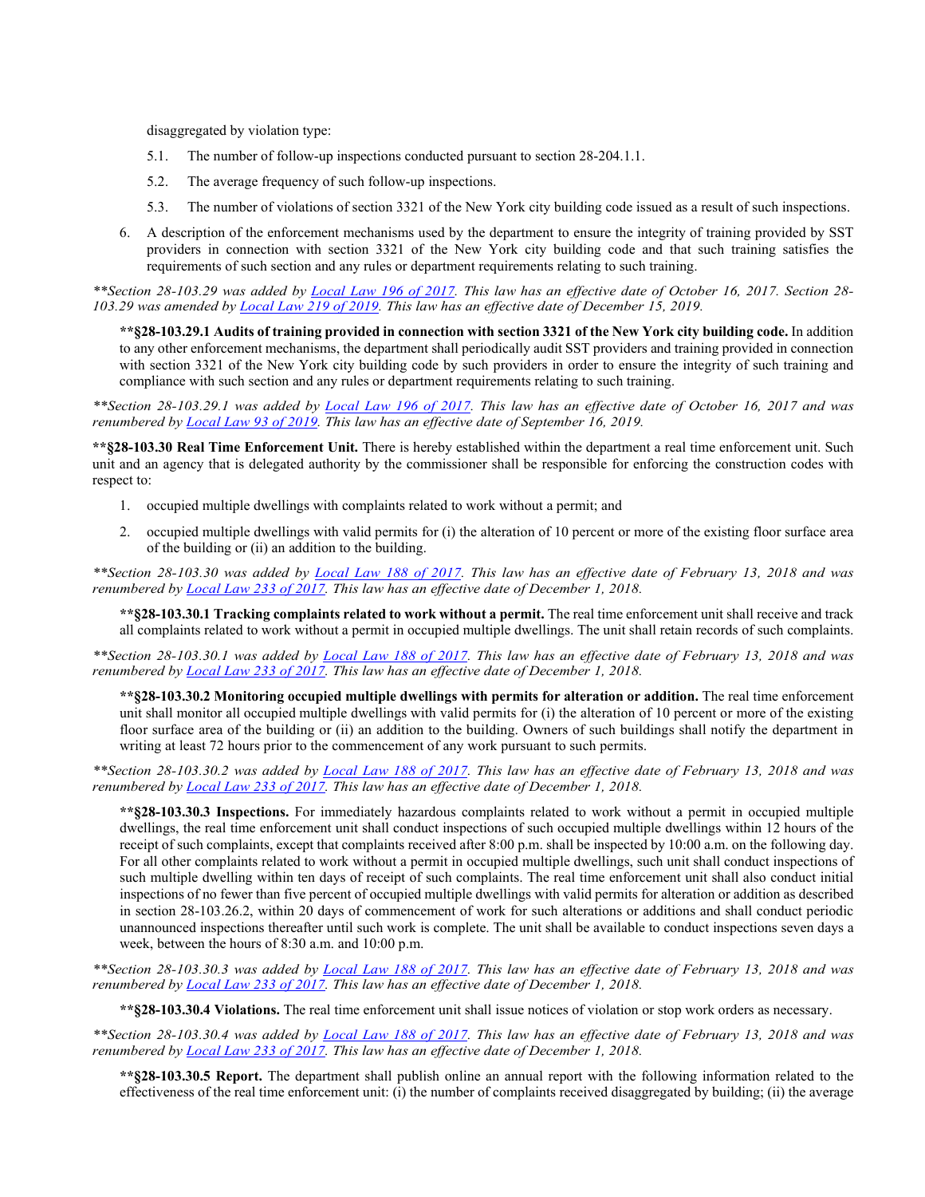disaggregated by violation type:

5.1. The number of follow-up inspections conducted pursuant to section 28-204.1.1.

5.2. The average frequency of such follow-up inspections.

5.3. The number of violations of section 3321 of the New York city building code issued as a result of such inspections.

6. A description of the enforcement mechanisms used by the department to ensure the integrity of training provided by SST providers in connection with section 3321 of the New York city building code and that such training satisfies the requirements of such section and any rules or department requirements relating to such training.

*\*\*Section 28-103.29 was added by Local Law 196 of 2017. This law has an effective date of October 16, 2017. Section 28-103.29 was amended by Local Law 219 of 2019. This law has an effective date of December 15, 2019.*

**\*\*§28-103.29.1 Audits of training provided in connection with section 3321 of the New York city building code.** In addition to any other enforcement mechanisms, the department shall periodically audit SST providers and training provided in connection with section 3321 of the New York city building code by such providers in order to ensure the integrity of such training and compliance with such section and any rules or department requirements relating to such training.

*\*\*Section 28-103.29.1 was added by Local Law 196 of 2017. This law has an effective date of October 16, 2017 and was renumbered by Local Law 93 of 2019. This law has an effective date of September 16, 2019.*

**\*\*§28-103.30 Real Time Enforcement Unit.** There is hereby established within the department a real time enforcement unit. Such unit and an agency that is delegated authority by the commissioner shall be responsible for enforcing the construction codes with respect to:

1. occupied multiple dwellings with complaints related to work without a permit; and

2. occupied multiple dwellings with valid permits for (i) the alteration of 10 percent or more of the existing floor surface area of the building or (ii) an addition to the building.

*\*\*Section 28-103.30 was added by Local Law 188 of 2017. This law has an effective date of February 13, 2018 and was renumbered by Local Law 233 of 2017. This law has an effective date of December 1, 2018.*

**\*\*§28-103.30.1 Tracking complaints related to work without a permit.** The real time enforcement unit shall receive and track all complaints related to work without a permit in occupied multiple dwellings. The unit shall retain records of such complaints.

*\*\*Section 28-103.30.1 was added by Local Law 188 of 2017. This law has an effective date of February 13, 2018 and was renumbered by Local Law 233 of 2017. This law has an effective date of December 1, 2018.*

**\*\*§28-103.30.2 Monitoring occupied multiple dwellings with permits for alteration or addition.** The real time enforcement unit shall monitor all occupied multiple dwellings with valid permits for (i) the alteration of 10 percent or more of the existing floor surface area of the building or (ii) an addition to the building. Owners of such buildings shall notify the department in writing at least 72 hours prior to the commencement of any work pursuant to such permits.

*\*\*Section 28-103.30.2 was added by Local Law 188 of 2017. This law has an effective date of February 13, 2018 and was renumbered by Local Law 233 of 2017. This law has an effective date of December 1, 2018.*

**\*\*§28-103.30.3 Inspections.** For immediately hazardous complaints related to work without a permit in occupied multiple dwellings, the real time enforcement unit shall conduct inspections of such occupied multiple dwellings within 12 hours of the receipt of such complaints, except that complaints received after 8:00 p.m. shall be inspected by 10:00 a.m. on the following day. For all other complaints related to work without a permit in occupied multiple dwellings, such unit shall conduct inspections of such multiple dwelling within ten days of receipt of such complaints. The real time enforcement unit shall also conduct initial inspections of no fewer than five percent of occupied multiple dwellings with valid permits for alteration or addition as described in section 28-103.26.2, within 20 days of commencement of work for such alterations or additions and shall conduct periodic unannounced inspections thereafter until such work is complete. The unit shall be available to conduct inspections seven days a week, between the hours of 8:30 a.m. and 10:00 p.m.

*\*\*Section 28-103.30.3 was added by Local Law 188 of 2017. This law has an effective date of February 13, 2018 and was renumbered by Local Law 233 of 2017. This law has an effective date of December 1, 2018.*

**\*\*§28-103.30.4 Violations.** The real time enforcement unit shall issue notices of violation or stop work orders as necessary.

*\*\*Section 28-103.30.4 was added by Local Law 188 of 2017. This law has an effective date of February 13, 2018 and was renumbered by Local Law 233 of 2017. This law has an effective date of December 1, 2018.*

**\*\*§28-103.30.5 Report.** The department shall publish online an annual report with the following information related to the effectiveness of the real time enforcement unit: (i) the number of complaints received disaggregated by building; (ii) the average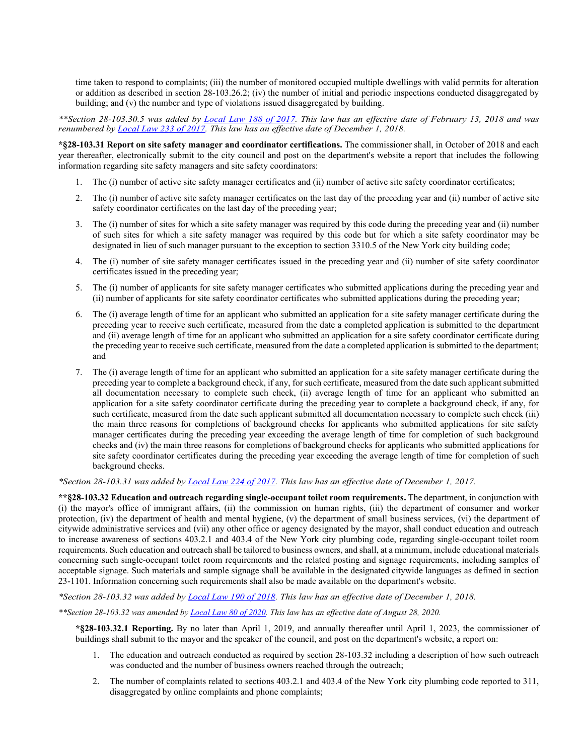time taken to respond to complaints; (iii) the number of monitored occupied multiple dwellings with valid permits for alteration or addition as described in section 28-103.26.2; (iv) the number of initial and periodic inspections conducted disaggregated by building; and (v) the number and type of violations issued disaggregated by building.

*\*\*Section 28-103.30.5 was added by Local Law 188 of 2017. This law has an effective date of February 13, 2018 and was renumbered by Local Law 233 of 2017. This law has an effective date of December 1, 2018.*

**\*§28-103.31 Report on site safety manager and coordinator certifications.** The commissioner shall, in October of 2018 and each year thereafter, electronically submit to the city council and post on the department's website a report that includes the following information regarding site safety managers and site safety coordinators:

1. The (i) number of active site safety manager certificates and (ii) number of active site safety coordinator certificates;
2. The (i) number of active site safety manager certificates on the last day of the preceding year and (ii) number of active site safety coordinator certificates on the last day of the preceding year;
3. The (i) number of sites for which a site safety manager was required by this code during the preceding year and (ii) number of such sites for which a site safety manager was required by this code but for which a site safety coordinator may be designated in lieu of such manager pursuant to the exception to section 3310.5 of the New York city building code;
4. The (i) number of site safety manager certificates issued in the preceding year and (ii) number of site safety coordinator certificates issued in the preceding year;
5. The (i) number of applicants for site safety manager certificates who submitted applications during the preceding year and (ii) number of applicants for site safety coordinator certificates who submitted applications during the preceding year;
6. The (i) average length of time for an applicant who submitted an application for a site safety manager certificate during the preceding year to receive such certificate, measured from the date a completed application is submitted to the department and (ii) average length of time for an applicant who submitted an application for a site safety coordinator certificate during the preceding year to receive such certificate, measured from the date a completed application is submitted to the department; and
7. The (i) average length of time for an applicant who submitted an application for a site safety manager certificate during the preceding year to complete a background check, if any, for such certificate, measured from the date such applicant submitted all documentation necessary to complete such check, (ii) average length of time for an applicant who submitted an application for a site safety coordinator certificate during the preceding year to complete a background check, if any, for such certificate, measured from the date such applicant submitted all documentation necessary to complete such check (iii) the main three reasons for completions of background checks for applicants who submitted applications for site safety manager certificates during the preceding year exceeding the average length of time for completion of such background checks and (iv) the main three reasons for completions of background checks for applicants who submitted applications for site safety coordinator certificates during the preceding year exceeding the average length of time for completion of such background checks.

*\*Section 28-103.31 was added by Local Law 224 of 2017. This law has an effective date of December 1, 2017.*

**\*\*§28-103.32 Education and outreach regarding single-occupant toilet room requirements.** The department, in conjunction with (i) the mayor's office of immigrant affairs, (ii) the commission on human rights, (iii) the department of consumer and worker protection, (iv) the department of health and mental hygiene, (v) the department of small business services, (vi) the department of citywide administrative services and (vii) any other office or agency designated by the mayor, shall conduct education and outreach to increase awareness of sections 403.2.1 and 403.4 of the New York city plumbing code, regarding single-occupant toilet room requirements. Such education and outreach shall be tailored to business owners, and shall, at a minimum, include educational materials concerning such single-occupant toilet room requirements and the related posting and signage requirements, including samples of acceptable signage. Such materials and sample signage shall be available in the designated citywide languages as defined in section 23-1101. Information concerning such requirements shall also be made available on the department's website.

*\*Section 28-103.32 was added by Local Law 190 of 2018. This law has an effective date of December 1, 2018.*

*\*\*Section 28-103.32 was amended by Local Law 80 of 2020. This law has an effective date of August 28, 2020.*

**\*§28-103.32.1 Reporting.** By no later than April 1, 2019, and annually thereafter until April 1, 2023, the commissioner of buildings shall submit to the mayor and the speaker of the council, and post on the department's website, a report on:

1. The education and outreach conducted as required by section 28-103.32 including a description of how such outreach was conducted and the number of business owners reached through the outreach;
2. The number of complaints related to sections 403.2.1 and 403.4 of the New York city plumbing code reported to 311, disaggregated by online complaints and phone complaints;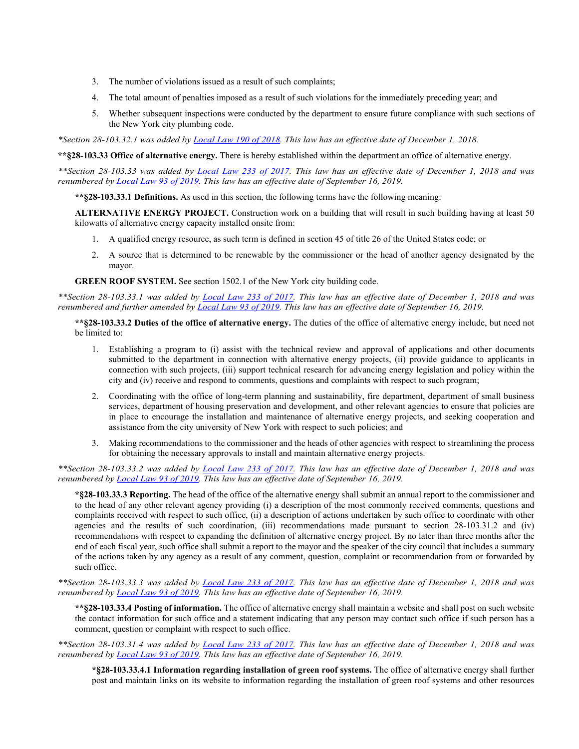3. The number of violations issued as a result of such complaints;

4. The total amount of penalties imposed as a result of such violations for the immediately preceding year; and

5. Whether subsequent inspections were conducted by the department to ensure future compliance with such sections of the New York city plumbing code.

*\*Section 28-103.32.1 was added by Local Law 190 of 2018. This law has an effective date of December 1, 2018.*

**\*\*§28-103.33 Office of alternative energy.** There is hereby established within the department an office of alternative energy.

*\*\*Section 28-103.33 was added by Local Law 233 of 2017. This law has an effective date of December 1, 2018 and was renumbered by Local Law 93 of 2019. This law has an effective date of September 16, 2019.*

**\*\*§28-103.33.1 Definitions.** As used in this section, the following terms have the following meaning:

**ALTERNATIVE ENERGY PROJECT.** Construction work on a building that will result in such building having at least 50 kilowatts of alternative energy capacity installed onsite from:

1. A qualified energy resource, as such term is defined in section 45 of title 26 of the United States code; or

2. A source that is determined to be renewable by the commissioner or the head of another agency designated by the mayor.

**GREEN ROOF SYSTEM.** See section 1502.1 of the New York city building code.

*\*\*Section 28-103.33.1 was added by Local Law 233 of 2017. This law has an effective date of December 1, 2018 and was renumbered and further amended by Local Law 93 of 2019. This law has an effective date of September 16, 2019.*

**\*\*§28-103.33.2 Duties of the office of alternative energy.** The duties of the office of alternative energy include, but need not be limited to:

1. Establishing a program to (i) assist with the technical review and approval of applications and other documents submitted to the department in connection with alternative energy projects, (ii) provide guidance to applicants in connection with such projects, (iii) support technical research for advancing energy legislation and policy within the city and (iv) receive and respond to comments, questions and complaints with respect to such program;

2. Coordinating with the office of long-term planning and sustainability, fire department, department of small business services, department of housing preservation and development, and other relevant agencies to ensure that policies are in place to encourage the installation and maintenance of alternative energy projects, and seeking cooperation and assistance from the city university of New York with respect to such policies; and

3. Making recommendations to the commissioner and the heads of other agencies with respect to streamlining the process for obtaining the necessary approvals to install and maintain alternative energy projects.

*\*\*Section 28-103.33.2 was added by Local Law 233 of 2017. This law has an effective date of December 1, 2018 and was renumbered by Local Law 93 of 2019. This law has an effective date of September 16, 2019.*

**\*§28-103.33.3 Reporting.** The head of the office of the alternative energy shall submit an annual report to the commissioner and to the head of any other relevant agency providing (i) a description of the most commonly received comments, questions and complaints received with respect to such office, (ii) a description of actions undertaken by such office to coordinate with other agencies and the results of such coordination, (iii) recommendations made pursuant to section 28-103.31.2 and (iv) recommendations with respect to expanding the definition of alternative energy project. By no later than three months after the end of each fiscal year, such office shall submit a report to the mayor and the speaker of the city council that includes a summary of the actions taken by any agency as a result of any comment, question, complaint or recommendation from or forwarded by such office.

*\*\*Section 28-103.33.3 was added by Local Law 233 of 2017. This law has an effective date of December 1, 2018 and was renumbered by Local Law 93 of 2019. This law has an effective date of September 16, 2019.*

**\*\*§28-103.33.4 Posting of information.** The office of alternative energy shall maintain a website and shall post on such website the contact information for such office and a statement indicating that any person may contact such office if such person has a comment, question or complaint with respect to such office.

*\*\*Section 28-103.31.4 was added by Local Law 233 of 2017. This law has an effective date of December 1, 2018 and was renumbered by Local Law 93 of 2019. This law has an effective date of September 16, 2019.*

**\*§28-103.33.4.1 Information regarding installation of green roof systems.** The office of alternative energy shall further post and maintain links on its website to information regarding the installation of green roof systems and other resources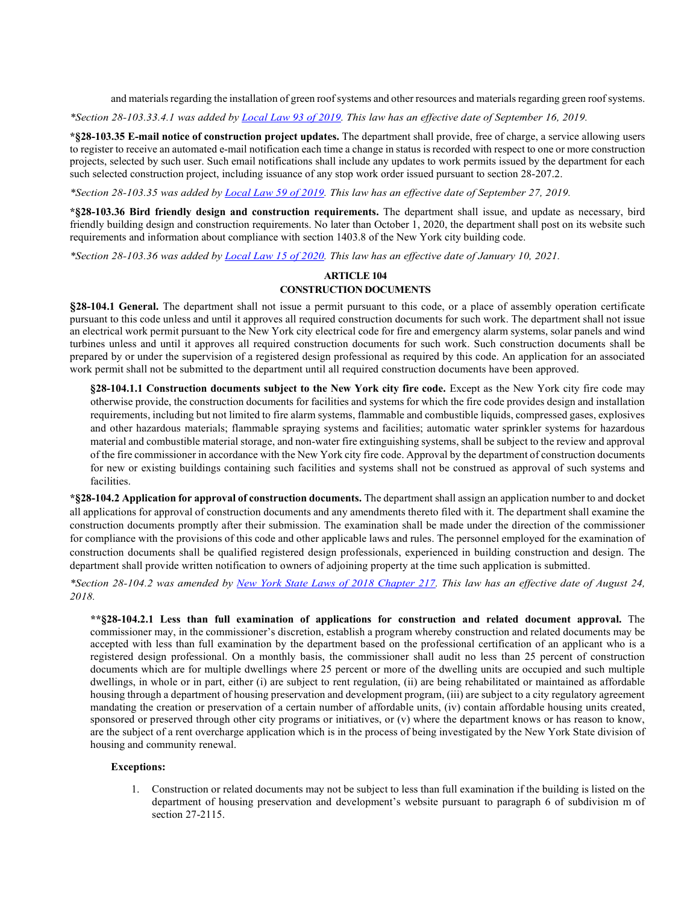and materials regarding the installation of green roof systems and other resources and materials regarding green roof systems.

*\*Section 28-103.33.4.1 was added by [Local Law 93 of 2019](). This law has an effective date of September 16, 2019.*

**\*§28-103.35 E-mail notice of construction project updates.** The department shall provide, free of charge, a service allowing users to register to receive an automated e-mail notification each time a change in status is recorded with respect to one or more construction projects, selected by such user. Such email notifications shall include any updates to work permits issued by the department for each such selected construction project, including issuance of any stop work order issued pursuant to section 28-207.2.

*\*Section 28-103.35 was added by [Local Law 59 of 2019](). This law has an effective date of September 27, 2019.*

**\*§28-103.36 Bird friendly design and construction requirements.** The department shall issue, and update as necessary, bird friendly building design and construction requirements. No later than October 1, 2020, the department shall post on its website such requirements and information about compliance with section 1403.8 of the New York city building code.

*\*Section 28-103.36 was added by [Local Law 15 of 2020](). This law has an effective date of January 10, 2021.*

## ARTICLE 104
## CONSTRUCTION DOCUMENTS

**§28-104.1 General.** The department shall not issue a permit pursuant to this code, or a place of assembly operation certificate pursuant to this code unless and until it approves all required construction documents for such work. The department shall not issue an electrical work permit pursuant to the New York city electrical code for fire and emergency alarm systems, solar panels and wind turbines unless and until it approves all required construction documents for such work. Such construction documents shall be prepared by or under the supervision of a registered design professional as required by this code. An application for an associated work permit shall not be submitted to the department until all required construction documents have been approved.

**§28-104.1.1 Construction documents subject to the New York city fire code.** Except as the New York city fire code may otherwise provide, the construction documents for facilities and systems for which the fire code provides design and installation requirements, including but not limited to fire alarm systems, flammable and combustible liquids, compressed gases, explosives and other hazardous materials; flammable spraying systems and facilities; automatic water sprinkler systems for hazardous material and combustible material storage, and non-water fire extinguishing systems, shall be subject to the review and approval of the fire commissioner in accordance with the New York city fire code. Approval by the department of construction documents for new or existing buildings containing such facilities and systems shall not be construed as approval of such systems and facilities.

**\*§28-104.2 Application for approval of construction documents.** The department shall assign an application number to and docket all applications for approval of construction documents and any amendments thereto filed with it. The department shall examine the construction documents promptly after their submission. The examination shall be made under the direction of the commissioner for compliance with the provisions of this code and other applicable laws and rules. The personnel employed for the examination of construction documents shall be qualified registered design professionals, experienced in building construction and design. The department shall provide written notification to owners of adjoining property at the time such application is submitted.

*\*Section 28-104.2 was amended by [New York State Laws of 2018 Chapter 217](). This law has an effective date of August 24, 2018.*

**\*\*§28-104.2.1 Less than full examination of applications for construction and related document approval.** The commissioner may, in the commissioner's discretion, establish a program whereby construction and related documents may be accepted with less than full examination by the department based on the professional certification of an applicant who is a registered design professional. On a monthly basis, the commissioner shall audit no less than 25 percent of construction documents which are for multiple dwellings where 25 percent or more of the dwelling units are occupied and such multiple dwellings, in whole or in part, either (i) are subject to rent regulation, (ii) are being rehabilitated or maintained as affordable housing through a department of housing preservation and development program, (iii) are subject to a city regulatory agreement mandating the creation or preservation of a certain number of affordable units, (iv) contain affordable housing units created, sponsored or preserved through other city programs or initiatives, or (v) where the department knows or has reason to know, are the subject of a rent overcharge application which is in the process of being investigated by the New York State division of housing and community renewal.

**Exceptions:**

1. Construction or related documents may not be subject to less than full examination if the building is listed on the department of housing preservation and development's website pursuant to paragraph 6 of subdivision m of section 27-2115.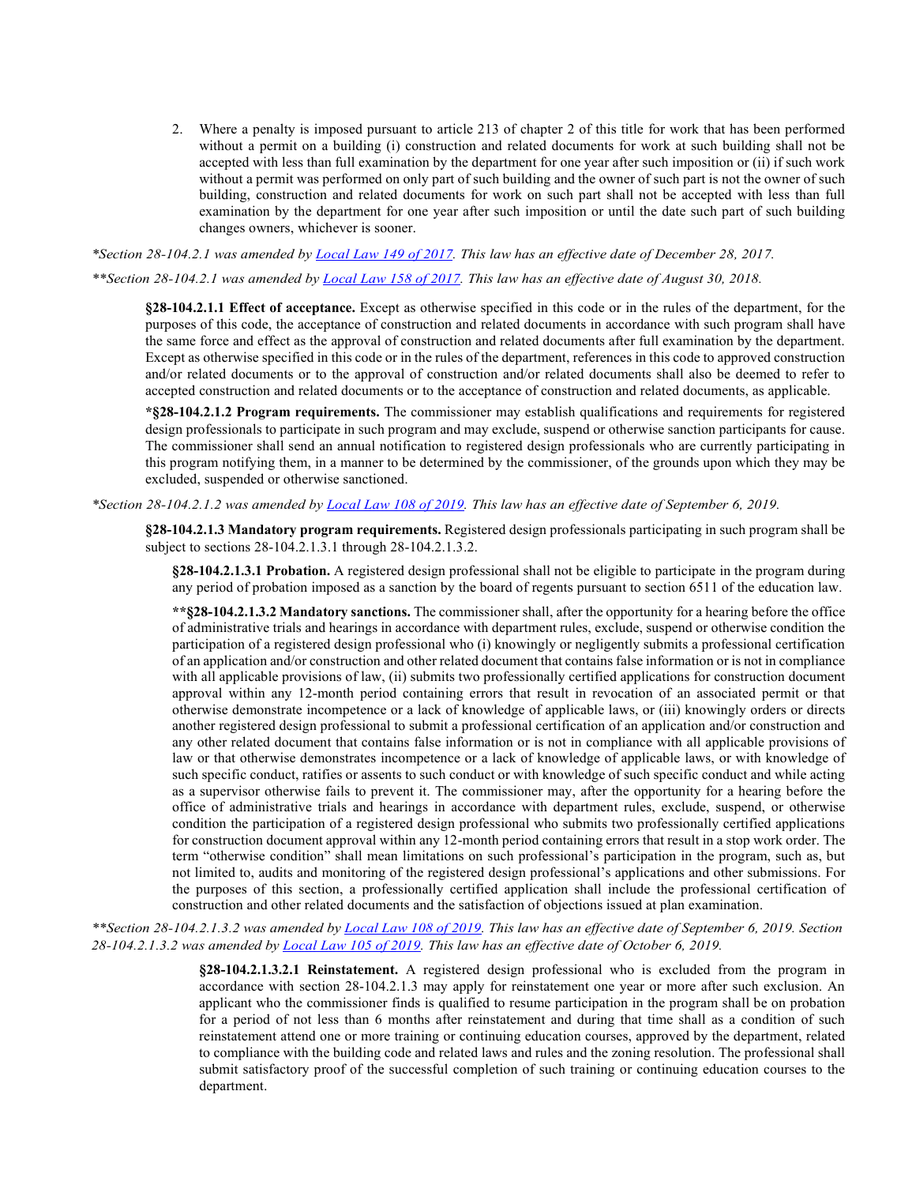2. Where a penalty is imposed pursuant to article 213 of chapter 2 of this title for work that has been performed without a permit on a building (i) construction and related documents for work at such building shall not be accepted with less than full examination by the department for one year after such imposition or (ii) if such work without a permit was performed on only part of such building and the owner of such part is not the owner of such building, construction and related documents for work on such part shall not be accepted with less than full examination by the department for one year after such imposition or until the date such part of such building changes owners, whichever is sooner.

*\*Section 28-104.2.1 was amended by Local Law 149 of 2017. This law has an effective date of December 28, 2017.*

*\*\*Section 28-104.2.1 was amended by Local Law 158 of 2017. This law has an effective date of August 30, 2018.*

**§28-104.2.1.1 Effect of acceptance.** Except as otherwise specified in this code or in the rules of the department, for the purposes of this code, the acceptance of construction and related documents in accordance with such program shall have the same force and effect as the approval of construction and related documents after full examination by the department. Except as otherwise specified in this code or in the rules of the department, references in this code to approved construction and/or related documents or to the approval of construction and/or related documents shall also be deemed to refer to accepted construction and related documents or to the acceptance of construction and related documents, as applicable.

**\*§28-104.2.1.2 Program requirements.** The commissioner may establish qualifications and requirements for registered design professionals to participate in such program and may exclude, suspend or otherwise sanction participants for cause. The commissioner shall send an annual notification to registered design professionals who are currently participating in this program notifying them, in a manner to be determined by the commissioner, of the grounds upon which they may be excluded, suspended or otherwise sanctioned.

*\*Section 28-104.2.1.2 was amended by Local Law 108 of 2019. This law has an effective date of September 6, 2019.*

**§28-104.2.1.3 Mandatory program requirements.** Registered design professionals participating in such program shall be subject to sections 28-104.2.1.3.1 through 28-104.2.1.3.2.

**§28-104.2.1.3.1 Probation.** A registered design professional shall not be eligible to participate in the program during any period of probation imposed as a sanction by the board of regents pursuant to section 6511 of the education law.

**\*\*§28-104.2.1.3.2 Mandatory sanctions.** The commissioner shall, after the opportunity for a hearing before the office of administrative trials and hearings in accordance with department rules, exclude, suspend or otherwise condition the participation of a registered design professional who (i) knowingly or negligently submits a professional certification of an application and/or construction and other related document that contains false information or is not in compliance with all applicable provisions of law, (ii) submits two professionally certified applications for construction document approval within any 12-month period containing errors that result in revocation of an associated permit or that otherwise demonstrate incompetence or a lack of knowledge of applicable laws, or (iii) knowingly orders or directs another registered design professional to submit a professional certification of an application and/or construction and any other related document that contains false information or is not in compliance with all applicable provisions of law or that otherwise demonstrates incompetence or a lack of knowledge of applicable laws, or with knowledge of such specific conduct, ratifies or assents to such conduct or with knowledge of such specific conduct and while acting as a supervisor otherwise fails to prevent it. The commissioner may, after the opportunity for a hearing before the office of administrative trials and hearings in accordance with department rules, exclude, suspend, or otherwise condition the participation of a registered design professional who submits two professionally certified applications for construction document approval within any 12-month period containing errors that result in a stop work order. The term "otherwise condition" shall mean limitations on such professional's participation in the program, such as, but not limited to, audits and monitoring of the registered design professional's applications and other submissions. For the purposes of this section, a professionally certified application shall include the professional certification of construction and other related documents and the satisfaction of objections issued at plan examination.

*\*\*Section 28-104.2.1.3.2 was amended by Local Law 108 of 2019. This law has an effective date of September 6, 2019. Section 28-104.2.1.3.2 was amended by Local Law 105 of 2019. This law has an effective date of October 6, 2019.*

**§28-104.2.1.3.2.1 Reinstatement.** A registered design professional who is excluded from the program in accordance with section 28-104.2.1.3 may apply for reinstatement one year or more after such exclusion. An applicant who the commissioner finds is qualified to resume participation in the program shall be on probation for a period of not less than 6 months after reinstatement and during that time shall as a condition of such reinstatement attend one or more training or continuing education courses, approved by the department, related to compliance with the building code and related laws and rules and the zoning resolution. The professional shall submit satisfactory proof of the successful completion of such training or continuing education courses to the department.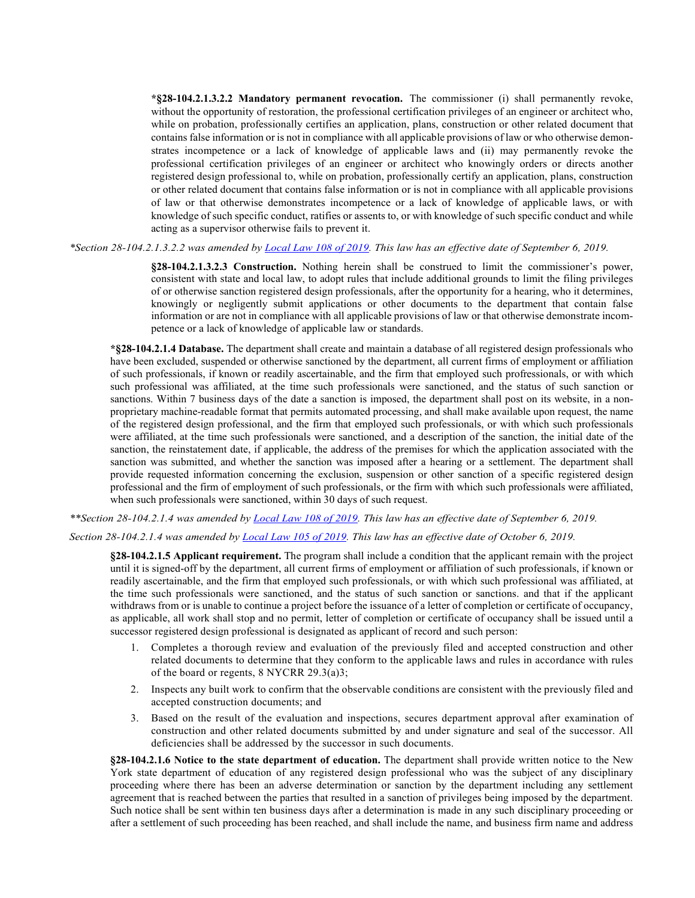**\*§28-104.2.1.3.2.2 Mandatory permanent revocation.** The commissioner (i) shall permanently revoke, without the opportunity of restoration, the professional certification privileges of an engineer or architect who, while on probation, professionally certifies an application, plans, construction or other related document that contains false information or is not in compliance with all applicable provisions of law or who otherwise demonstrates incompetence or a lack of knowledge of applicable laws and (ii) may permanently revoke the professional certification privileges of an engineer or architect who knowingly orders or directs another registered design professional to, while on probation, professionally certify an application, plans, construction or other related document that contains false information or is not in compliance with all applicable provisions of law or that otherwise demonstrates incompetence or a lack of knowledge of applicable laws, or with knowledge of such specific conduct, ratifies or assents to, or with knowledge of such specific conduct and while acting as a supervisor otherwise fails to prevent it.

*\*Section 28-104.2.1.3.2.2 was amended by Local Law 108 of 2019. This law has an effective date of September 6, 2019.*

**§28-104.2.1.3.2.3 Construction.** Nothing herein shall be construed to limit the commissioner's power, consistent with state and local law, to adopt rules that include additional grounds to limit the filing privileges of or otherwise sanction registered design professionals, after the opportunity for a hearing, who it determines, knowingly or negligently submit applications or other documents to the department that contain false information or are not in compliance with all applicable provisions of law or that otherwise demonstrate incompetence or a lack of knowledge of applicable law or standards.

**\*§28-104.2.1.4 Database.** The department shall create and maintain a database of all registered design professionals who have been excluded, suspended or otherwise sanctioned by the department, all current firms of employment or affiliation of such professionals, if known or readily ascertainable, and the firm that employed such profressionals, or with which such professional was affiliated, at the time such professionals were sanctioned, and the status of such sanction or sanctions. Within 7 business days of the date a sanction is imposed, the department shall post on its website, in a non-proprietary machine-readable format that permits automated processing, and shall make available upon request, the name of the registered design professional, and the firm that employed such professionals, or with which such professionals were affiliated, at the time such professionals were sanctioned, and a description of the sanction, the initial date of the sanction, the reinstatement date, if applicable, the address of the premises for which the application associated with the sanction was submitted, and whether the sanction was imposed after a hearing or a settlement. The department shall provide requested information concerning the exclusion, suspension or other sanction of a specific registered design professional and the firm of employment of such professionals, or the firm with which such professionals were affiliated, when such professionals were sanctioned, within 30 days of such request.

*\*\*Section 28-104.2.1.4 was amended by Local Law 108 of 2019. This law has an effective date of September 6, 2019.*

*Section 28-104.2.1.4 was amended by Local Law 105 of 2019. This law has an effective date of October 6, 2019.*

**§28-104.2.1.5 Applicant requirement.** The program shall include a condition that the applicant remain with the project until it is signed-off by the department, all current firms of employment or affiliation of such professionals, if known or readily ascertainable, and the firm that employed such professionals, or with which such professional was affiliated, at the time such professionals were sanctioned, and the status of such sanction or sanctions. and that if the applicant withdraws from or is unable to continue a project before the issuance of a letter of completion or certificate of occupancy, as applicable, all work shall stop and no permit, letter of completion or certificate of occupancy shall be issued until a successor registered design professional is designated as applicant of record and such person:

1. Completes a thorough review and evaluation of the previously filed and accepted construction and other related documents to determine that they conform to the applicable laws and rules in accordance with rules of the board or regents, 8 NYCRR 29.3(a)3;
2. Inspects any built work to confirm that the observable conditions are consistent with the previously filed and accepted construction documents; and
3. Based on the result of the evaluation and inspections, secures department approval after examination of construction and other related documents submitted by and under signature and seal of the successor. All deficiencies shall be addressed by the successor in such documents.

**§28-104.2.1.6 Notice to the state department of education.** The department shall provide written notice to the New York state department of education of any registered design professional who was the subject of any disciplinary proceeding where there has been an adverse determination or sanction by the department including any settlement agreement that is reached between the parties that resulted in a sanction of privileges being imposed by the department. Such notice shall be sent within ten business days after a determination is made in any such disciplinary proceeding or after a settlement of such proceeding has been reached, and shall include the name, and business firm name and address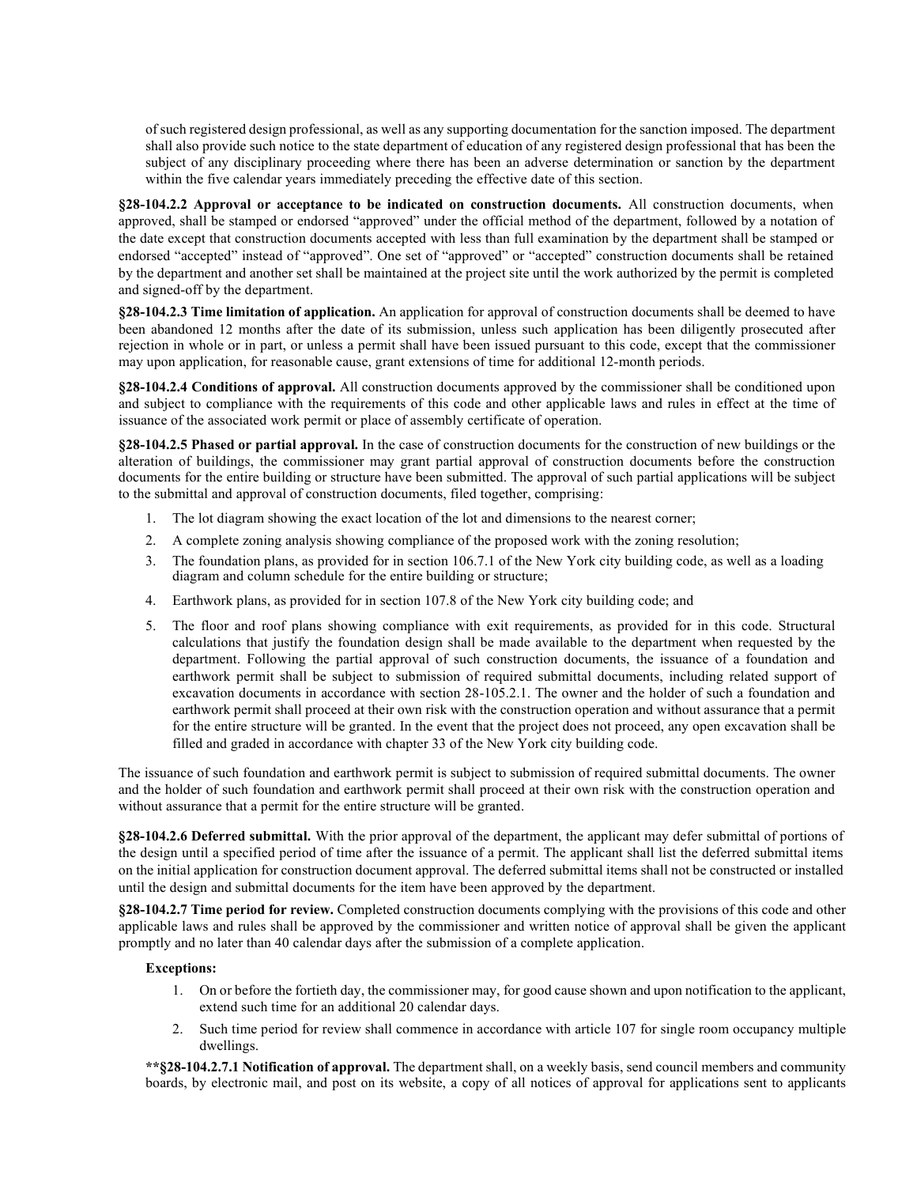of such registered design professional, as well as any supporting documentation for the sanction imposed. The department shall also provide such notice to the state department of education of any registered design professional that has been the subject of any disciplinary proceeding where there has been an adverse determination or sanction by the department within the five calendar years immediately preceding the effective date of this section.

**§28-104.2.2 Approval or acceptance to be indicated on construction documents.** All construction documents, when approved, shall be stamped or endorsed "approved" under the official method of the department, followed by a notation of the date except that construction documents accepted with less than full examination by the department shall be stamped or endorsed "accepted" instead of "approved". One set of "approved" or "accepted" construction documents shall be retained by the department and another set shall be maintained at the project site until the work authorized by the permit is completed and signed-off by the department.

**§28-104.2.3 Time limitation of application.** An application for approval of construction documents shall be deemed to have been abandoned 12 months after the date of its submission, unless such application has been diligently prosecuted after rejection in whole or in part, or unless a permit shall have been issued pursuant to this code, except that the commissioner may upon application, for reasonable cause, grant extensions of time for additional 12-month periods.

**§28-104.2.4 Conditions of approval.** All construction documents approved by the commissioner shall be conditioned upon and subject to compliance with the requirements of this code and other applicable laws and rules in effect at the time of issuance of the associated work permit or place of assembly certificate of operation.

**§28-104.2.5 Phased or partial approval.** In the case of construction documents for the construction of new buildings or the alteration of buildings, the commissioner may grant partial approval of construction documents before the construction documents for the entire building or structure have been submitted. The approval of such partial applications will be subject to the submittal and approval of construction documents, filed together, comprising:

1. The lot diagram showing the exact location of the lot and dimensions to the nearest corner;
2. A complete zoning analysis showing compliance of the proposed work with the zoning resolution;
3. The foundation plans, as provided for in section 106.7.1 of the New York city building code, as well as a loading diagram and column schedule for the entire building or structure;
4. Earthwork plans, as provided for in section 107.8 of the New York city building code; and
5. The floor and roof plans showing compliance with exit requirements, as provided for in this code. Structural calculations that justify the foundation design shall be made available to the department when requested by the department. Following the partial approval of such construction documents, the issuance of a foundation and earthwork permit shall be subject to submission of required submittal documents, including related support of excavation documents in accordance with section 28-105.2.1. The owner and the holder of such a foundation and earthwork permit shall proceed at their own risk with the construction operation and without assurance that a permit for the entire structure will be granted. In the event that the project does not proceed, any open excavation shall be filled and graded in accordance with chapter 33 of the New York city building code.

The issuance of such foundation and earthwork permit is subject to submission of required submittal documents. The owner and the holder of such foundation and earthwork permit shall proceed at their own risk with the construction operation and without assurance that a permit for the entire structure will be granted.

**§28-104.2.6 Deferred submittal.** With the prior approval of the department, the applicant may defer submittal of portions of the design until a specified period of time after the issuance of a permit. The applicant shall list the deferred submittal items on the initial application for construction document approval. The deferred submittal items shall not be constructed or installed until the design and submittal documents for the item have been approved by the department.

**§28-104.2.7 Time period for review.** Completed construction documents complying with the provisions of this code and other applicable laws and rules shall be approved by the commissioner and written notice of approval shall be given the applicant promptly and no later than 40 calendar days after the submission of a complete application.

**Exceptions:**

1. On or before the fortieth day, the commissioner may, for good cause shown and upon notification to the applicant, extend such time for an additional 20 calendar days.
2. Such time period for review shall commence in accordance with article 107 for single room occupancy multiple dwellings.

**\*\*§28-104.2.7.1 Notification of approval.** The department shall, on a weekly basis, send council members and community boards, by electronic mail, and post on its website, a copy of all notices of approval for applications sent to applicants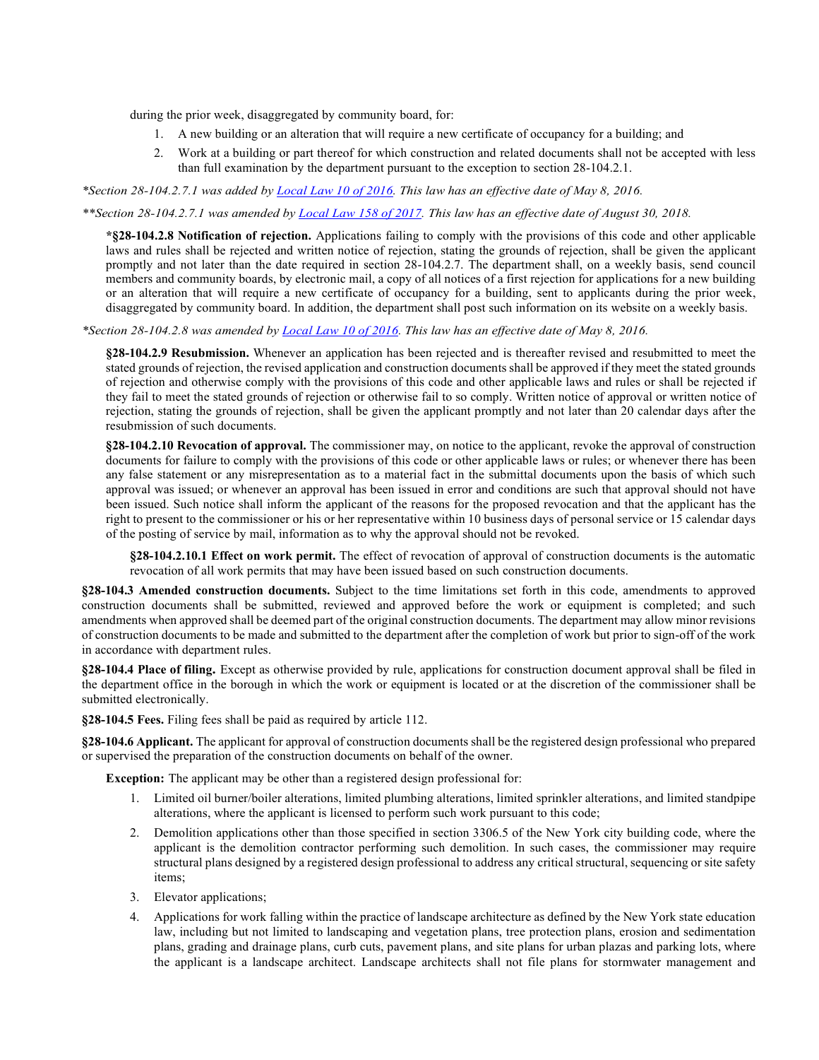during the prior week, disaggregated by community board, for:

1. A new building or an alteration that will require a new certificate of occupancy for a building; and
2. Work at a building or part thereof for which construction and related documents shall not be accepted with less than full examination by the department pursuant to the exception to section 28-104.2.1.

*\*Section 28-104.2.7.1 was added by [Local Law 10 of 2016](). This law has an effective date of May 8, 2016.*

*\*\*Section 28-104.2.7.1 was amended by [Local Law 158 of 2017](). This law has an effective date of August 30, 2018.*

**\*§28-104.2.8 Notification of rejection.** Applications failing to comply with the provisions of this code and other applicable laws and rules shall be rejected and written notice of rejection, stating the grounds of rejection, shall be given the applicant promptly and not later than the date required in section 28-104.2.7. The department shall, on a weekly basis, send council members and community boards, by electronic mail, a copy of all notices of a first rejection for applications for a new building or an alteration that will require a new certificate of occupancy for a building, sent to applicants during the prior week, disaggregated by community board. In addition, the department shall post such information on its website on a weekly basis.

*\*Section 28-104.2.8 was amended by [Local Law 10 of 2016](). This law has an effective date of May 8, 2016.*

**§28-104.2.9 Resubmission.** Whenever an application has been rejected and is thereafter revised and resubmitted to meet the stated grounds of rejection, the revised application and construction documents shall be approved if they meet the stated grounds of rejection and otherwise comply with the provisions of this code and other applicable laws and rules or shall be rejected if they fail to meet the stated grounds of rejection or otherwise fail to so comply. Written notice of approval or written notice of rejection, stating the grounds of rejection, shall be given the applicant promptly and not later than 20 calendar days after the resubmission of such documents.

**§28-104.2.10 Revocation of approval.** The commissioner may, on notice to the applicant, revoke the approval of construction documents for failure to comply with the provisions of this code or other applicable laws or rules; or whenever there has been any false statement or any misrepresentation as to a material fact in the submittal documents upon the basis of which such approval was issued; or whenever an approval has been issued in error and conditions are such that approval should not have been issued. Such notice shall inform the applicant of the reasons for the proposed revocation and that the applicant has the right to present to the commissioner or his or her representative within 10 business days of personal service or 15 calendar days of the posting of service by mail, information as to why the approval should not be revoked.

**§28-104.2.10.1 Effect on work permit.** The effect of revocation of approval of construction documents is the automatic revocation of all work permits that may have been issued based on such construction documents.

**§28-104.3 Amended construction documents.** Subject to the time limitations set forth in this code, amendments to approved construction documents shall be submitted, reviewed and approved before the work or equipment is completed; and such amendments when approved shall be deemed part of the original construction documents. The department may allow minor revisions of construction documents to be made and submitted to the department after the completion of work but prior to sign-off of the work in accordance with department rules.

**§28-104.4 Place of filing.** Except as otherwise provided by rule, applications for construction document approval shall be filed in the department office in the borough in which the work or equipment is located or at the discretion of the commissioner shall be submitted electronically.

**§28-104.5 Fees.** Filing fees shall be paid as required by article 112.

**§28-104.6 Applicant.** The applicant for approval of construction documents shall be the registered design professional who prepared or supervised the preparation of the construction documents on behalf of the owner.

**Exception:** The applicant may be other than a registered design professional for:

1. Limited oil burner/boiler alterations, limited plumbing alterations, limited sprinkler alterations, and limited standpipe alterations, where the applicant is licensed to perform such work pursuant to this code;
2. Demolition applications other than those specified in section 3306.5 of the New York city building code, where the applicant is the demolition contractor performing such demolition. In such cases, the commissioner may require structural plans designed by a registered design professional to address any critical structural, sequencing or site safety items;
3. Elevator applications;
4. Applications for work falling within the practice of landscape architecture as defined by the New York state education law, including but not limited to landscaping and vegetation plans, tree protection plans, erosion and sedimentation plans, grading and drainage plans, curb cuts, pavement plans, and site plans for urban plazas and parking lots, where the applicant is a landscape architect. Landscape architects shall not file plans for stormwater management and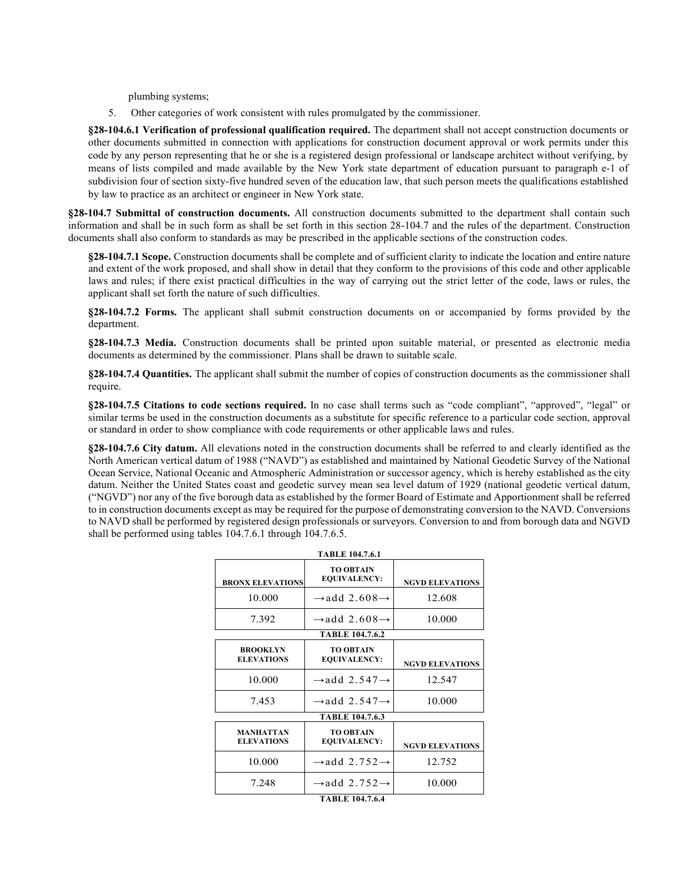plumbing systems;

5. Other categories of work consistent with rules promulgated by the commissioner.

**§28-104.6.1 Verification of professional qualification required.** The department shall not accept construction documents or other documents submitted in connection with applications for construction document approval or work permits under this code by any person representing that he or she is a registered design professional or landscape architect without verifying, by means of lists compiled and made available by the New York state department of education pursuant to paragraph e-1 of subdivision four of section sixty-five hundred seven of the education law, that such person meets the qualifications established by law to practice as an architect or engineer in New York state.

**§28-104.7 Submittal of construction documents.** All construction documents submitted to the department shall contain such information and shall be in such form as shall be set forth in this section 28-104.7 and the rules of the department. Construction documents shall also conform to standards as may be prescribed in the applicable sections of the construction codes.

**§28-104.7.1 Scope.** Construction documents shall be complete and of sufficient clarity to indicate the location and entire nature and extent of the work proposed, and shall show in detail that they conform to the provisions of this code and other applicable laws and rules; if there exist practical difficulties in the way of carrying out the strict letter of the code, laws or rules, the applicant shall set forth the nature of such difficulties.

**§28-104.7.2 Forms.** The applicant shall submit construction documents on or accompanied by forms provided by the department.

**§28-104.7.3 Media.** Construction documents shall be printed upon suitable material, or presented as electronic media documents as determined by the commissioner. Plans shall be drawn to suitable scale.

**§28-104.7.4 Quantities.** The applicant shall submit the number of copies of construction documents as the commissioner shall require.

**§28-104.7.5 Citations to code sections required.** In no case shall terms such as "code compliant", "approved", "legal" or similar terms be used in the construction documents as a substitute for specific reference to a particular code section, approval or standard in order to show compliance with code requirements or other applicable laws and rules.

**§28-104.7.6 City datum.** All elevations noted in the construction documents shall be referred to and clearly identified as the North American vertical datum of 1988 ("NAVD") as established and maintained by National Geodetic Survey of the National Ocean Service, National Oceanic and Atmospheric Administration or successor agency, which is hereby established as the city datum. Neither the United States coast and geodetic survey mean sea level datum of 1929 (national geodetic vertical datum, ("NGVD") nor any of the five borough data as established by the former Board of Estimate and Apportionment shall be referred to in construction documents except as may be required for the purpose of demonstrating conversion to the NAVD. Conversions to NAVD shall be performed by registered design professionals or surveyors. Conversion to and from borough data and NGVD shall be performed using tables 104.7.6.1 through 104.7.6.5.

**TABLE 104.7.6.1**

| BRONX ELEVATIONS | TO OBTAIN EQUIVALENCY: | NGVD ELEVATIONS |
|---|---|---|
| 10.000 | →add 2.608→ | 12.608 |
| 7.392 | →add 2.608→ | 10.000 |

**TABLE 104.7.6.2**

| BROOKLYN ELEVATIONS | TO OBTAIN EQUIVALENCY: | NGVD ELEVATIONS |
|---|---|---|
| 10.000 | →add 2.547→ | 12.547 |
| 7.453 | →add 2.547→ | 10.000 |

**TABLE 104.7.6.3**

| MANHATTAN ELEVATIONS | TO OBTAIN EQUIVALENCY: | NGVD ELEVATIONS |
|---|---|---|
| 10.000 | →add 2.752→ | 12.752 |
| 7.248 | →add 2.752→ | 10.000 |

**TABLE 104.7.6.4**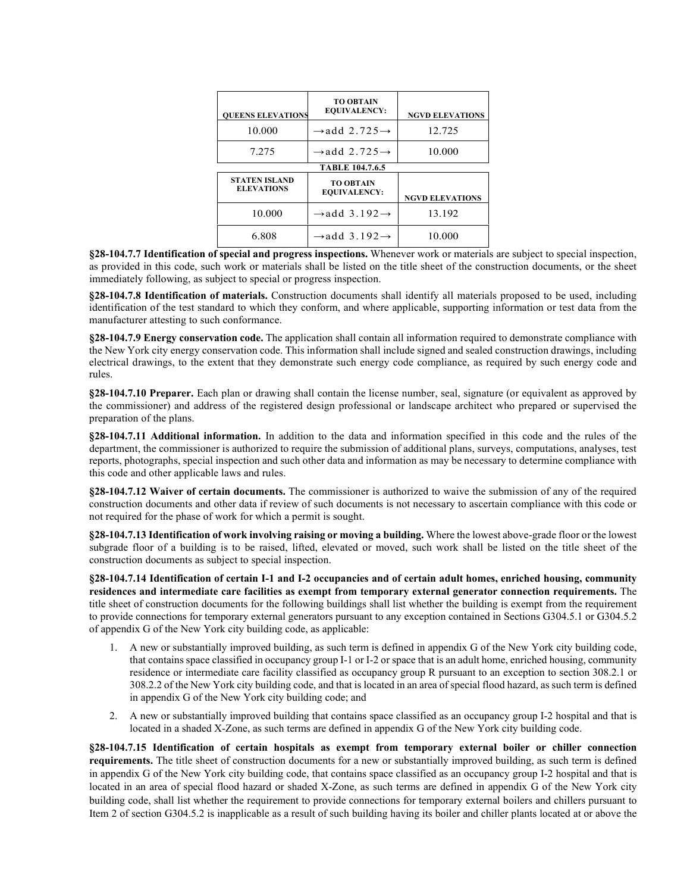| QUEENS ELEVATIONS | TO OBTAIN EQUIVALENCY: | NGVD ELEVATIONS |
|---|---|---|
| 10.000 | →add 2.725→ | 12.725 |
| 7.275 | →add 2.725→ | 10.000 |

**TABLE 104.7.6.5**

| STATEN ISLAND ELEVATIONS | TO OBTAIN EQUIVALENCY: | NGVD ELEVATIONS |
|---|---|---|
| 10.000 | →add 3.192→ | 13.192 |
| 6.808 | →add 3.192→ | 10.000 |

**§28-104.7.7 Identification of special and progress inspections.** Whenever work or materials are subject to special inspection, as provided in this code, such work or materials shall be listed on the title sheet of the construction documents, or the sheet immediately following, as subject to special or progress inspection.

**§28-104.7.8 Identification of materials.** Construction documents shall identify all materials proposed to be used, including identification of the test standard to which they conform, and where applicable, supporting information or test data from the manufacturer attesting to such conformance.

**§28-104.7.9 Energy conservation code.** The application shall contain all information required to demonstrate compliance with the New York city energy conservation code. This information shall include signed and sealed construction drawings, including electrical drawings, to the extent that they demonstrate such energy code compliance, as required by such energy code and rules.

**§28-104.7.10 Preparer.** Each plan or drawing shall contain the license number, seal, signature (or equivalent as approved by the commissioner) and address of the registered design professional or landscape architect who prepared or supervised the preparation of the plans.

**§28-104.7.11 Additional information.** In addition to the data and information specified in this code and the rules of the department, the commissioner is authorized to require the submission of additional plans, surveys, computations, analyses, test reports, photographs, special inspection and such other data and information as may be necessary to determine compliance with this code and other applicable laws and rules.

**§28-104.7.12 Waiver of certain documents.** The commissioner is authorized to waive the submission of any of the required construction documents and other data if review of such documents is not necessary to ascertain compliance with this code or not required for the phase of work for which a permit is sought.

**§28-104.7.13 Identification of work involving raising or moving a building.** Where the lowest above-grade floor or the lowest subgrade floor of a building is to be raised, lifted, elevated or moved, such work shall be listed on the title sheet of the construction documents as subject to special inspection.

**§28-104.7.14 Identification of certain I-1 and I-2 occupancies and of certain adult homes, enriched housing, community residences and intermediate care facilities as exempt from temporary external generator connection requirements.** The title sheet of construction documents for the following buildings shall list whether the building is exempt from the requirement to provide connections for temporary external generators pursuant to any exception contained in Sections G304.5.1 or G304.5.2 of appendix G of the New York city building code, as applicable:

1. A new or substantially improved building, as such term is defined in appendix G of the New York city building code, that contains space classified in occupancy group I-1 or I-2 or space that is an adult home, enriched housing, community residence or intermediate care facility classified as occupancy group R pursuant to an exception to section 308.2.1 or 308.2.2 of the New York city building code, and that is located in an area of special flood hazard, as such term is defined in appendix G of the New York city building code; and
2. A new or substantially improved building that contains space classified as an occupancy group I-2 hospital and that is located in a shaded X-Zone, as such terms are defined in appendix G of the New York city building code.

**§28-104.7.15 Identification of certain hospitals as exempt from temporary external boiler or chiller connection requirements.** The title sheet of construction documents for a new or substantially improved building, as such term is defined in appendix G of the New York city building code, that contains space classified as an occupancy group I-2 hospital and that is located in an area of special flood hazard or shaded X-Zone, as such terms are defined in appendix G of the New York city building code, shall list whether the requirement to provide connections for temporary external boilers and chillers pursuant to Item 2 of section G304.5.2 is inapplicable as a result of such building having its boiler and chiller plants located at or above the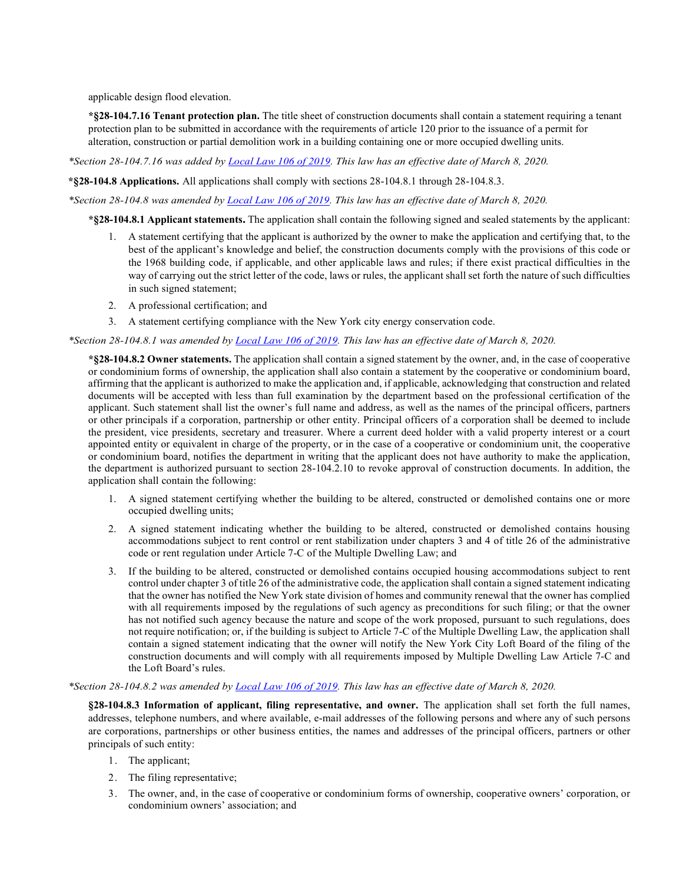applicable design flood elevation.

***§28-104.7.16 Tenant protection plan.** The title sheet of construction documents shall contain a statement requiring a tenant protection plan to be submitted in accordance with the requirements of article 120 prior to the issuance of a permit for alteration, construction or partial demolition work in a building containing one or more occupied dwelling units.

*\*Section 28-104.7.16 was added by Local Law 106 of 2019. This law has an effective date of March 8, 2020.*

***§28-104.8 Applications.** All applications shall comply with sections 28-104.8.1 through 28-104.8.3.

*\*Section 28-104.8 was amended by Local Law 106 of 2019. This law has an effective date of March 8, 2020.*

***§28-104.8.1 Applicant statements.** The application shall contain the following signed and sealed statements by the applicant:

1. A statement certifying that the applicant is authorized by the owner to make the application and certifying that, to the best of the applicant's knowledge and belief, the construction documents comply with the provisions of this code or the 1968 building code, if applicable, and other applicable laws and rules; if there exist practical difficulties in the way of carrying out the strict letter of the code, laws or rules, the applicant shall set forth the nature of such difficulties in such signed statement;
2. A professional certification; and
3. A statement certifying compliance with the New York city energy conservation code.

*\*Section 28-104.8.1 was amended by Local Law 106 of 2019. This law has an effective date of March 8, 2020.*

***§28-104.8.2 Owner statements.** The application shall contain a signed statement by the owner, and, in the case of cooperative or condominium forms of ownership, the application shall also contain a statement by the cooperative or condominium board, affirming that the applicant is authorized to make the application and, if applicable, acknowledging that construction and related documents will be accepted with less than full examination by the department based on the professional certification of the applicant. Such statement shall list the owner's full name and address, as well as the names of the principal officers, partners or other principals if a corporation, partnership or other entity. Principal officers of a corporation shall be deemed to include the president, vice presidents, secretary and treasurer. Where a current deed holder with a valid property interest or a court appointed entity or equivalent in charge of the property, or in the case of a cooperative or condominium unit, the cooperative or condominium board, notifies the department in writing that the applicant does not have authority to make the application, the department is authorized pursuant to section 28-104.2.10 to revoke approval of construction documents. In addition, the application shall contain the following:

1. A signed statement certifying whether the building to be altered, constructed or demolished contains one or more occupied dwelling units;
2. A signed statement indicating whether the building to be altered, constructed or demolished contains housing accommodations subject to rent control or rent stabilization under chapters 3 and 4 of title 26 of the administrative code or rent regulation under Article 7-C of the Multiple Dwelling Law; and
3. If the building to be altered, constructed or demolished contains occupied housing accommodations subject to rent control under chapter 3 of title 26 of the administrative code, the application shall contain a signed statement indicating that the owner has notified the New York state division of homes and community renewal that the owner has complied with all requirements imposed by the regulations of such agency as preconditions for such filing; or that the owner has not notified such agency because the nature and scope of the work proposed, pursuant to such regulations, does not require notification; or, if the building is subject to Article 7-C of the Multiple Dwelling Law, the application shall contain a signed statement indicating that the owner will notify the New York City Loft Board of the filing of the construction documents and will comply with all requirements imposed by Multiple Dwelling Law Article 7-C and the Loft Board's rules.

*\*Section 28-104.8.2 was amended by Local Law 106 of 2019. This law has an effective date of March 8, 2020.*

**§28-104.8.3 Information of applicant, filing representative, and owner.** The application shall set forth the full names, addresses, telephone numbers, and where available, e-mail addresses of the following persons and where any of such persons are corporations, partnerships or other business entities, the names and addresses of the principal officers, partners or other principals of such entity:

1. The applicant;
2. The filing representative;
3. The owner, and, in the case of cooperative or condominium forms of ownership, cooperative owners' corporation, or condominium owners' association; and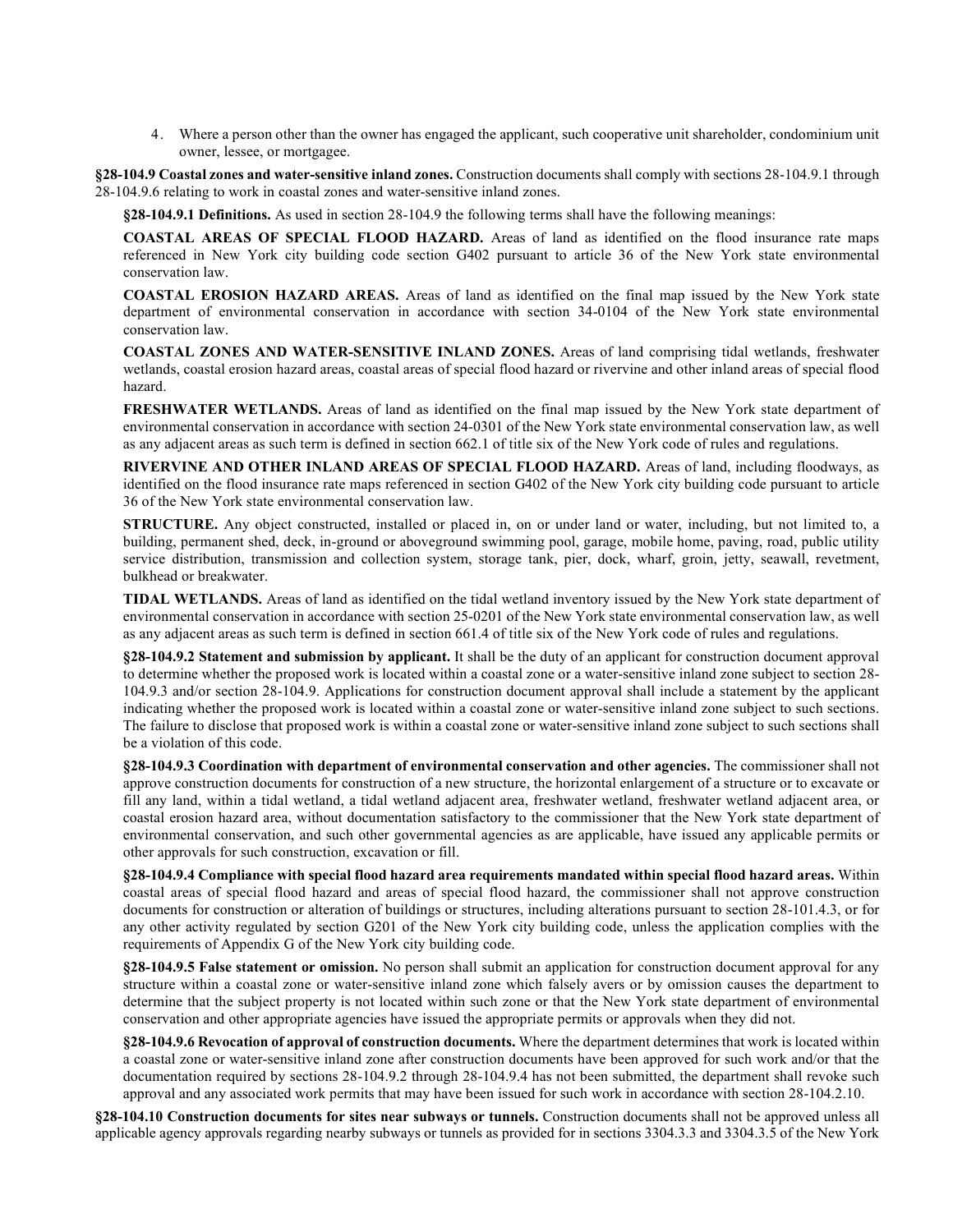4. Where a person other than the owner has engaged the applicant, such cooperative unit shareholder, condominium unit owner, lessee, or mortgagee.

**§28-104.9 Coastal zones and water-sensitive inland zones.** Construction documents shall comply with sections 28-104.9.1 through 28-104.9.6 relating to work in coastal zones and water-sensitive inland zones.

**§28-104.9.1 Definitions.** As used in section 28-104.9 the following terms shall have the following meanings:

**COASTAL AREAS OF SPECIAL FLOOD HAZARD.** Areas of land as identified on the flood insurance rate maps referenced in New York city building code section G402 pursuant to article 36 of the New York state environmental conservation law.

**COASTAL EROSION HAZARD AREAS.** Areas of land as identified on the final map issued by the New York state department of environmental conservation in accordance with section 34-0104 of the New York state environmental conservation law.

**COASTAL ZONES AND WATER-SENSITIVE INLAND ZONES.** Areas of land comprising tidal wetlands, freshwater wetlands, coastal erosion hazard areas, coastal areas of special flood hazard or rivervine and other inland areas of special flood hazard.

**FRESHWATER WETLANDS.** Areas of land as identified on the final map issued by the New York state department of environmental conservation in accordance with section 24-0301 of the New York state environmental conservation law, as well as any adjacent areas as such term is defined in section 662.1 of title six of the New York code of rules and regulations.

**RIVERVINE AND OTHER INLAND AREAS OF SPECIAL FLOOD HAZARD.** Areas of land, including floodways, as identified on the flood insurance rate maps referenced in section G402 of the New York city building code pursuant to article 36 of the New York state environmental conservation law.

**STRUCTURE.** Any object constructed, installed or placed in, on or under land or water, including, but not limited to, a building, permanent shed, deck, in-ground or aboveground swimming pool, garage, mobile home, paving, road, public utility service distribution, transmission and collection system, storage tank, pier, dock, wharf, groin, jetty, seawall, revetment, bulkhead or breakwater.

**TIDAL WETLANDS.** Areas of land as identified on the tidal wetland inventory issued by the New York state department of environmental conservation in accordance with section 25-0201 of the New York state environmental conservation law, as well as any adjacent areas as such term is defined in section 661.4 of title six of the New York code of rules and regulations.

**§28-104.9.2 Statement and submission by applicant.** It shall be the duty of an applicant for construction document approval to determine whether the proposed work is located within a coastal zone or a water-sensitive inland zone subject to section 28-104.9.3 and/or section 28-104.9. Applications for construction document approval shall include a statement by the applicant indicating whether the proposed work is located within a coastal zone or water-sensitive inland zone subject to such sections. The failure to disclose that proposed work is within a coastal zone or water-sensitive inland zone subject to such sections shall be a violation of this code.

**§28-104.9.3 Coordination with department of environmental conservation and other agencies.** The commissioner shall not approve construction documents for construction of a new structure, the horizontal enlargement of a structure or to excavate or fill any land, within a tidal wetland, a tidal wetland adjacent area, freshwater wetland, freshwater wetland adjacent area, or coastal erosion hazard area, without documentation satisfactory to the commissioner that the New York state department of environmental conservation, and such other governmental agencies as are applicable, have issued any applicable permits or other approvals for such construction, excavation or fill.

**§28-104.9.4 Compliance with special flood hazard area requirements mandated within special flood hazard areas.** Within coastal areas of special flood hazard and areas of special flood hazard, the commissioner shall not approve construction documents for construction or alteration of buildings or structures, including alterations pursuant to section 28-101.4.3, or for any other activity regulated by section G201 of the New York city building code, unless the application complies with the requirements of Appendix G of the New York city building code.

**§28-104.9.5 False statement or omission.** No person shall submit an application for construction document approval for any structure within a coastal zone or water-sensitive inland zone which falsely avers or by omission causes the department to determine that the subject property is not located within such zone or that the New York state department of environmental conservation and other appropriate agencies have issued the appropriate permits or approvals when they did not.

**§28-104.9.6 Revocation of approval of construction documents.** Where the department determines that work is located within a coastal zone or water-sensitive inland zone after construction documents have been approved for such work and/or that the documentation required by sections 28-104.9.2 through 28-104.9.4 has not been submitted, the department shall revoke such approval and any associated work permits that may have been issued for such work in accordance with section 28-104.2.10.

**§28-104.10 Construction documents for sites near subways or tunnels.** Construction documents shall not be approved unless all applicable agency approvals regarding nearby subways or tunnels as provided for in sections 3304.3.3 and 3304.3.5 of the New York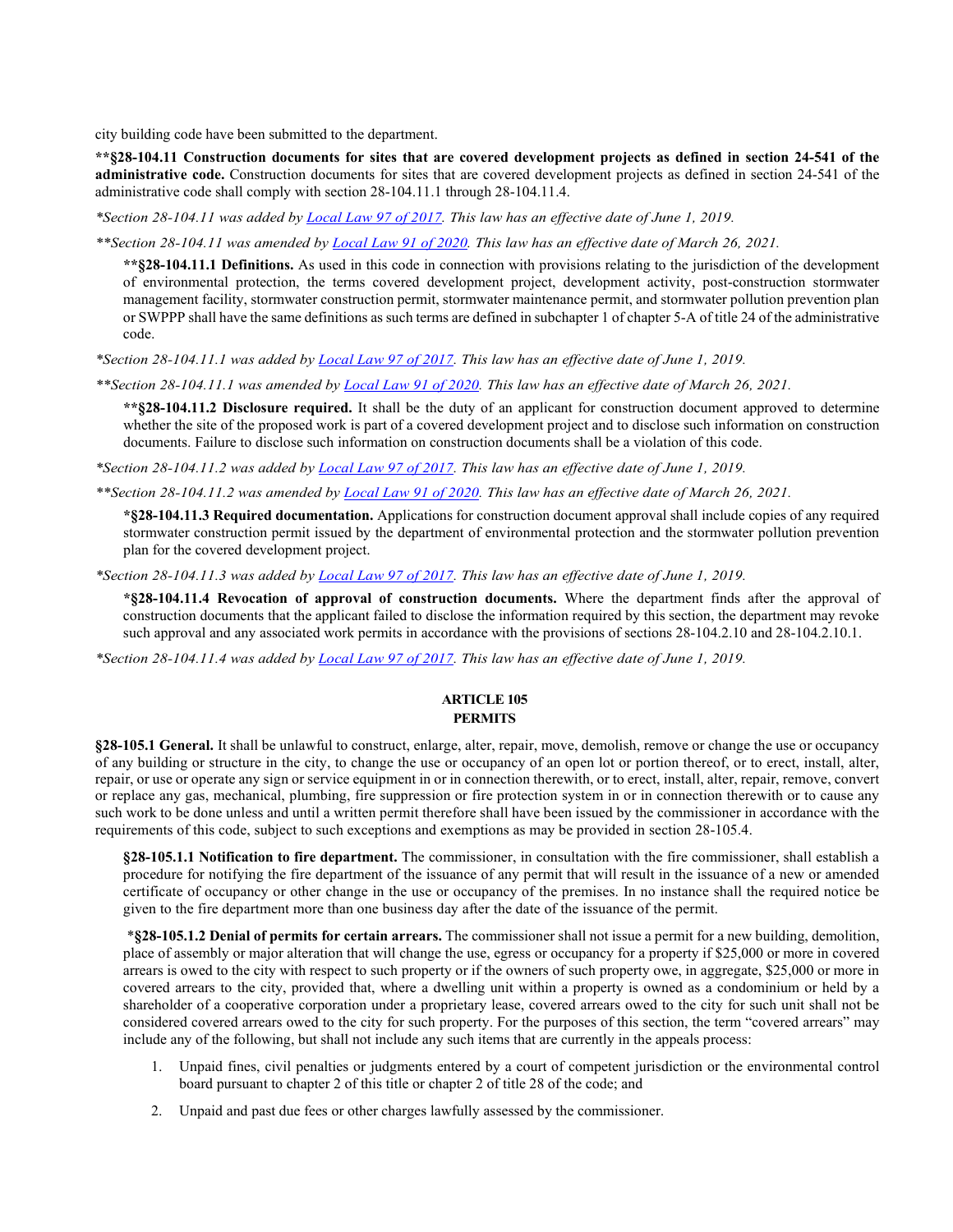city building code have been submitted to the department.

**\*\*§28-104.11 Construction documents for sites that are covered development projects as defined in section 24-541 of the administrative code.** Construction documents for sites that are covered development projects as defined in section 24-541 of the administrative code shall comply with section 28-104.11.1 through 28-104.11.4.

*\*Section 28-104.11 was added by Local Law 97 of 2017. This law has an effective date of June 1, 2019.*

*\*\*Section 28-104.11 was amended by Local Law 91 of 2020. This law has an effective date of March 26, 2021.*

**\*\*§28-104.11.1 Definitions.** As used in this code in connection with provisions relating to the jurisdiction of the development of environmental protection, the terms covered development project, development activity, post-construction stormwater management facility, stormwater construction permit, stormwater maintenance permit, and stormwater pollution prevention plan or SWPPP shall have the same definitions as such terms are defined in subchapter 1 of chapter 5-A of title 24 of the administrative code.

*\*Section 28-104.11.1 was added by Local Law 97 of 2017. This law has an effective date of June 1, 2019.*

*\*\*Section 28-104.11.1 was amended by Local Law 91 of 2020. This law has an effective date of March 26, 2021.*

**\*\*§28-104.11.2 Disclosure required.** It shall be the duty of an applicant for construction document approved to determine whether the site of the proposed work is part of a covered development project and to disclose such information on construction documents. Failure to disclose such information on construction documents shall be a violation of this code.

*\*Section 28-104.11.2 was added by Local Law 97 of 2017. This law has an effective date of June 1, 2019.*

*\*\*Section 28-104.11.2 was amended by Local Law 91 of 2020. This law has an effective date of March 26, 2021.*

**\*§28-104.11.3 Required documentation.** Applications for construction document approval shall include copies of any required stormwater construction permit issued by the department of environmental protection and the stormwater pollution prevention plan for the covered development project.

*\*Section 28-104.11.3 was added by Local Law 97 of 2017. This law has an effective date of June 1, 2019.*

**\*§28-104.11.4 Revocation of approval of construction documents.** Where the department finds after the approval of construction documents that the applicant failed to disclose the information required by this section, the department may revoke such approval and any associated work permits in accordance with the provisions of sections 28-104.2.10 and 28-104.2.10.1.

*\*Section 28-104.11.4 was added by Local Law 97 of 2017. This law has an effective date of June 1, 2019.*

## ARTICLE 105
## PERMITS

**§28-105.1 General.** It shall be unlawful to construct, enlarge, alter, repair, move, demolish, remove or change the use or occupancy of any building or structure in the city, to change the use or occupancy of an open lot or portion thereof, or to erect, install, alter, repair, or use or operate any sign or service equipment in or in connection therewith, or to erect, install, alter, repair, remove, convert or replace any gas, mechanical, plumbing, fire suppression or fire protection system in or in connection therewith or to cause any such work to be done unless and until a written permit therefore shall have been issued by the commissioner in accordance with the requirements of this code, subject to such exceptions and exemptions as may be provided in section 28-105.4.

**§28-105.1.1 Notification to fire department.** The commissioner, in consultation with the fire commissioner, shall establish a procedure for notifying the fire department of the issuance of any permit that will result in the issuance of a new or amended certificate of occupancy or other change in the use or occupancy of the premises. In no instance shall the required notice be given to the fire department more than one business day after the date of the issuance of the permit.

**\*§28-105.1.2 Denial of permits for certain arrears.** The commissioner shall not issue a permit for a new building, demolition, place of assembly or major alteration that will change the use, egress or occupancy for a property if $25,000 or more in covered arrears is owed to the city with respect to such property or if the owners of such property owe, in aggregate, $25,000 or more in covered arrears to the city, provided that, where a dwelling unit within a property is owned as a condominium or held by a shareholder of a cooperative corporation under a proprietary lease, covered arrears owed to the city for such unit shall not be considered covered arrears owed to the city for such property. For the purposes of this section, the term "covered arrears" may include any of the following, but shall not include any such items that are currently in the appeals process:

1. Unpaid fines, civil penalties or judgments entered by a court of competent jurisdiction or the environmental control board pursuant to chapter 2 of this title or chapter 2 of title 28 of the code; and
2. Unpaid and past due fees or other charges lawfully assessed by the commissioner.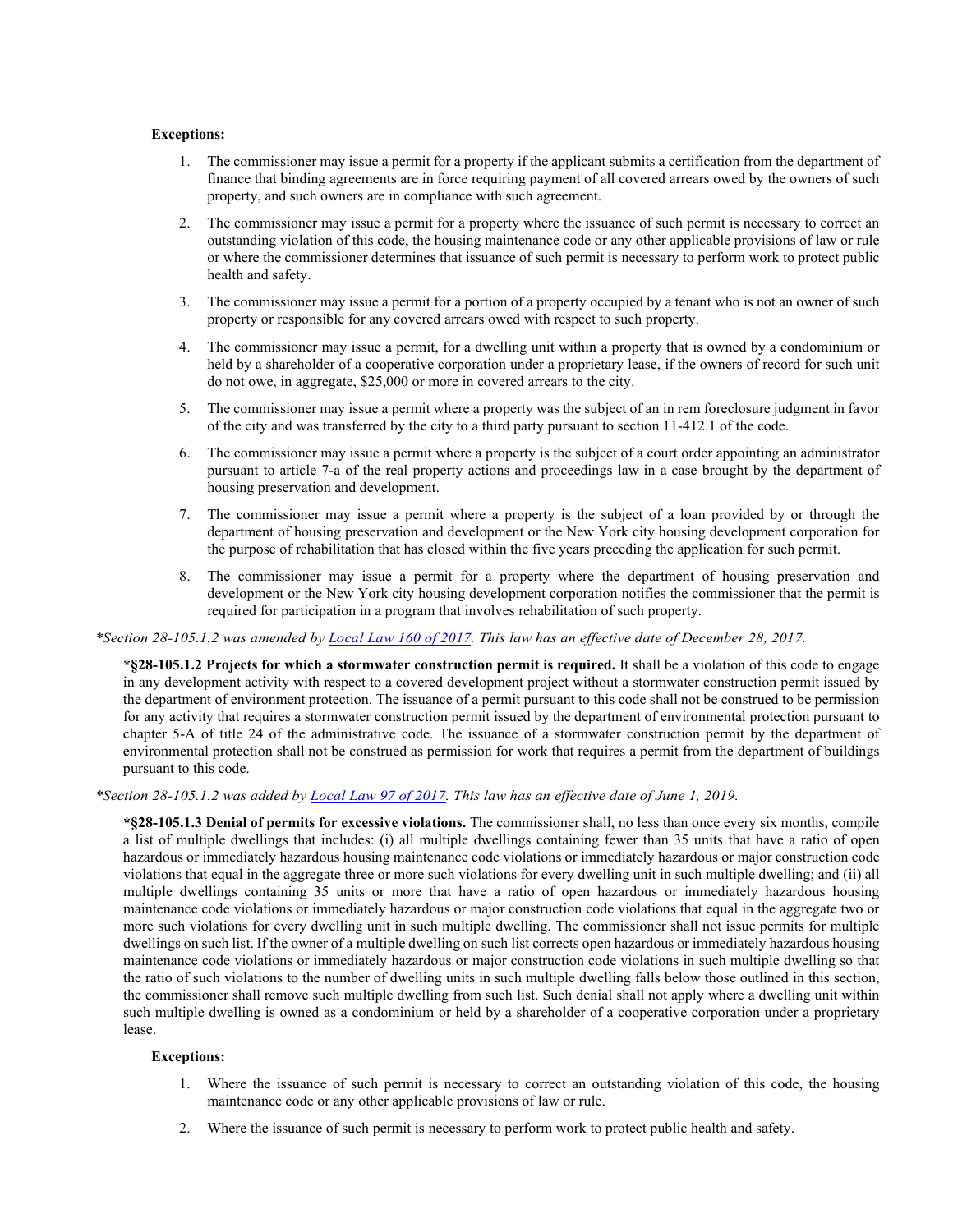**Exceptions:**

1. The commissioner may issue a permit for a property if the applicant submits a certification from the department of finance that binding agreements are in force requiring payment of all covered arrears owed by the owners of such property, and such owners are in compliance with such agreement.

2. The commissioner may issue a permit for a property where the issuance of such permit is necessary to correct an outstanding violation of this code, the housing maintenance code or any other applicable provisions of law or rule or where the commissioner determines that issuance of such permit is necessary to perform work to protect public health and safety.

3. The commissioner may issue a permit for a portion of a property occupied by a tenant who is not an owner of such property or responsible for any covered arrears owed with respect to such property.

4. The commissioner may issue a permit, for a dwelling unit within a property that is owned by a condominium or held by a shareholder of a cooperative corporation under a proprietary lease, if the owners of record for such unit do not owe, in aggregate, $25,000 or more in covered arrears to the city.

5. The commissioner may issue a permit where a property was the subject of an in rem foreclosure judgment in favor of the city and was transferred by the city to a third party pursuant to section 11-412.1 of the code.

6. The commissioner may issue a permit where a property is the subject of a court order appointing an administrator pursuant to article 7-a of the real property actions and proceedings law in a case brought by the department of housing preservation and development.

7. The commissioner may issue a permit where a property is the subject of a loan provided by or through the department of housing preservation and development or the New York city housing development corporation for the purpose of rehabilitation that has closed within the five years preceding the application for such permit.

8. The commissioner may issue a permit for a property where the department of housing preservation and development or the New York city housing development corporation notifies the commissioner that the permit is required for participation in a program that involves rehabilitation of such property.

*\*Section 28-105.1.2 was amended by [Local Law 160 of 2017](). This law has an effective date of December 28, 2017.*

**\*§28-105.1.2 Projects for which a stormwater construction permit is required.** It shall be a violation of this code to engage in any development activity with respect to a covered development project without a stormwater construction permit issued by the department of environment protection. The issuance of a permit pursuant to this code shall not be construed to be permission for any activity that requires a stormwater construction permit issued by the department of environmental protection pursuant to chapter 5-A of title 24 of the administrative code. The issuance of a stormwater construction permit by the department of environmental protection shall not be construed as permission for work that requires a permit from the department of buildings pursuant to this code.

*\*Section 28-105.1.2 was added by [Local Law 97 of 2017](). This law has an effective date of June 1, 2019.*

**\*§28-105.1.3 Denial of permits for excessive violations.** The commissioner shall, no less than once every six months, compile a list of multiple dwellings that includes: (i) all multiple dwellings containing fewer than 35 units that have a ratio of open hazardous or immediately hazardous housing maintenance code violations or immediately hazardous or major construction code violations that equal in the aggregate three or more such violations for every dwelling unit in such multiple dwelling; and (ii) all multiple dwellings containing 35 units or more that have a ratio of open hazardous or immediately hazardous housing maintenance code violations or immediately hazardous or major construction code violations that equal in the aggregate two or more such violations for every dwelling unit in such multiple dwelling. The commissioner shall not issue permits for multiple dwellings on such list. If the owner of a multiple dwelling on such list corrects open hazardous or immediately hazardous housing maintenance code violations or immediately hazardous or major construction code violations in such multiple dwelling so that the ratio of such violations to the number of dwelling units in such multiple dwelling falls below those outlined in this section, the commissioner shall remove such multiple dwelling from such list. Such denial shall not apply where a dwelling unit within such multiple dwelling is owned as a condominium or held by a shareholder of a cooperative corporation under a proprietary lease.

**Exceptions:**

1. Where the issuance of such permit is necessary to correct an outstanding violation of this code, the housing maintenance code or any other applicable provisions of law or rule.

2. Where the issuance of such permit is necessary to perform work to protect public health and safety.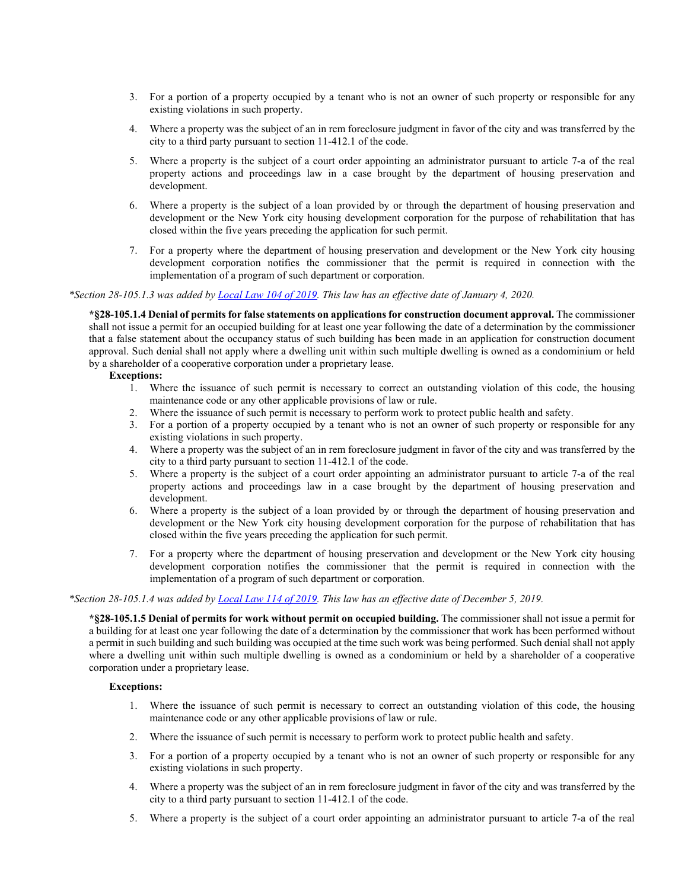3. For a portion of a property occupied by a tenant who is not an owner of such property or responsible for any existing violations in such property.

4. Where a property was the subject of an in rem foreclosure judgment in favor of the city and was transferred by the city to a third party pursuant to section 11-412.1 of the code.

5. Where a property is the subject of a court order appointing an administrator pursuant to article 7-a of the real property actions and proceedings law in a case brought by the department of housing preservation and development.

6. Where a property is the subject of a loan provided by or through the department of housing preservation and development or the New York city housing development corporation for the purpose of rehabilitation that has closed within the five years preceding the application for such permit.

7. For a property where the department of housing preservation and development or the New York city housing development corporation notifies the commissioner that the permit is required in connection with the implementation of a program of such department or corporation.

*\*Section 28-105.1.3 was added by Local Law 104 of 2019. This law has an effective date of January 4, 2020.*

**\*§28-105.1.4 Denial of permits for false statements on applications for construction document approval.** The commissioner shall not issue a permit for an occupied building for at least one year following the date of a determination by the commissioner that a false statement about the occupancy status of such building has been made in an application for construction document approval. Such denial shall not apply where a dwelling unit within such multiple dwelling is owned as a condominium or held by a shareholder of a cooperative corporation under a proprietary lease.

**Exceptions:**

1. Where the issuance of such permit is necessary to correct an outstanding violation of this code, the housing maintenance code or any other applicable provisions of law or rule.
2. Where the issuance of such permit is necessary to perform work to protect public health and safety.
3. For a portion of a property occupied by a tenant who is not an owner of such property or responsible for any existing violations in such property.
4. Where a property was the subject of an in rem foreclosure judgment in favor of the city and was transferred by the city to a third party pursuant to section 11-412.1 of the code.
5. Where a property is the subject of a court order appointing an administrator pursuant to article 7-a of the real property actions and proceedings law in a case brought by the department of housing preservation and development.
6. Where a property is the subject of a loan provided by or through the department of housing preservation and development or the New York city housing development corporation for the purpose of rehabilitation that has closed within the five years preceding the application for such permit.
7. For a property where the department of housing preservation and development or the New York city housing development corporation notifies the commissioner that the permit is required in connection with the implementation of a program of such department or corporation.

*\*Section 28-105.1.4 was added by Local Law 114 of 2019. This law has an effective date of December 5, 2019.*

**\*§28-105.1.5 Denial of permits for work without permit on occupied building.** The commissioner shall not issue a permit for a building for at least one year following the date of a determination by the commissioner that work has been performed without a permit in such building and such building was occupied at the time such work was being performed. Such denial shall not apply where a dwelling unit within such multiple dwelling is owned as a condominium or held by a shareholder of a cooperative corporation under a proprietary lease.

**Exceptions:**

1. Where the issuance of such permit is necessary to correct an outstanding violation of this code, the housing maintenance code or any other applicable provisions of law or rule.

2. Where the issuance of such permit is necessary to perform work to protect public health and safety.

3. For a portion of a property occupied by a tenant who is not an owner of such property or responsible for any existing violations in such property.

4. Where a property was the subject of an in rem foreclosure judgment in favor of the city and was transferred by the city to a third party pursuant to section 11-412.1 of the code.

5. Where a property is the subject of a court order appointing an administrator pursuant to article 7-a of the real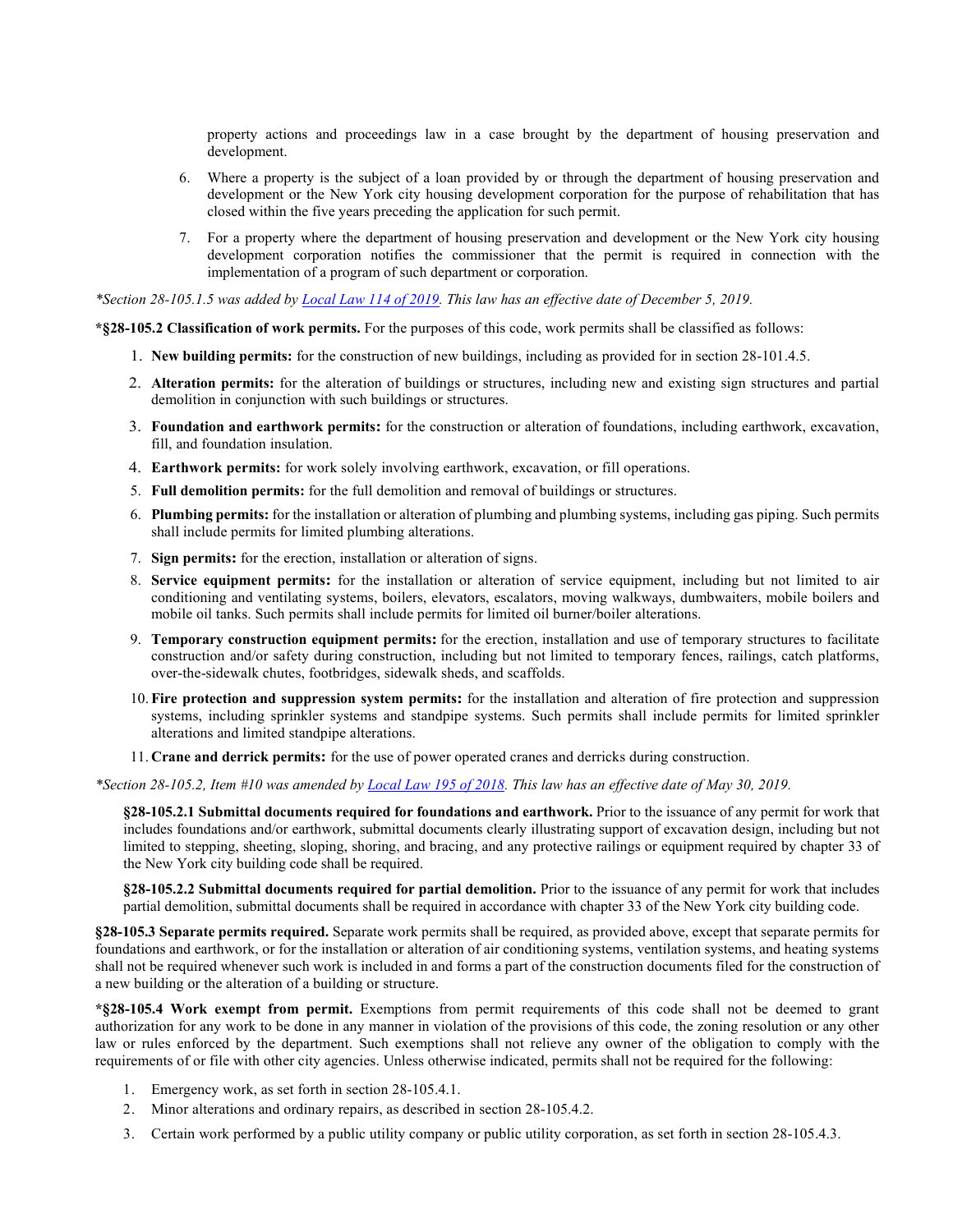property actions and proceedings law in a case brought by the department of housing preservation and development.

6. Where a property is the subject of a loan provided by or through the department of housing preservation and development or the New York city housing development corporation for the purpose of rehabilitation that has closed within the five years preceding the application for such permit.

7. For a property where the department of housing preservation and development or the New York city housing development corporation notifies the commissioner that the permit is required in connection with the implementation of a program of such department or corporation.

*\*Section 28-105.1.5 was added by Local Law 114 of 2019. This law has an effective date of December 5, 2019.*

**\*§28-105.2 Classification of work permits.** For the purposes of this code, work permits shall be classified as follows:

1. **New building permits:** for the construction of new buildings, including as provided for in section 28-101.4.5.
2. **Alteration permits:** for the alteration of buildings or structures, including new and existing sign structures and partial demolition in conjunction with such buildings or structures.
3. **Foundation and earthwork permits:** for the construction or alteration of foundations, including earthwork, excavation, fill, and foundation insulation.
4. **Earthwork permits:** for work solely involving earthwork, excavation, or fill operations.
5. **Full demolition permits:** for the full demolition and removal of buildings or structures.
6. **Plumbing permits:** for the installation or alteration of plumbing and plumbing systems, including gas piping. Such permits shall include permits for limited plumbing alterations.
7. **Sign permits:** for the erection, installation or alteration of signs.
8. **Service equipment permits:** for the installation or alteration of service equipment, including but not limited to air conditioning and ventilating systems, boilers, elevators, escalators, moving walkways, dumbwaiters, mobile boilers and mobile oil tanks. Such permits shall include permits for limited oil burner/boiler alterations.
9. **Temporary construction equipment permits:** for the erection, installation and use of temporary structures to facilitate construction and/or safety during construction, including but not limited to temporary fences, railings, catch platforms, over-the-sidewalk chutes, footbridges, sidewalk sheds, and scaffolds.
10. **Fire protection and suppression system permits:** for the installation and alteration of fire protection and suppression systems, including sprinkler systems and standpipe systems. Such permits shall include permits for limited sprinkler alterations and limited standpipe alterations.
11. **Crane and derrick permits:** for the use of power operated cranes and derricks during construction.

*\*Section 28-105.2, Item #10 was amended by Local Law 195 of 2018. This law has an effective date of May 30, 2019.*

**§28-105.2.1 Submittal documents required for foundations and earthwork.** Prior to the issuance of any permit for work that includes foundations and/or earthwork, submittal documents clearly illustrating support of excavation design, including but not limited to stepping, sheeting, sloping, shoring, and bracing, and any protective railings or equipment required by chapter 33 of the New York city building code shall be required.

**§28-105.2.2 Submittal documents required for partial demolition.** Prior to the issuance of any permit for work that includes partial demolition, submittal documents shall be required in accordance with chapter 33 of the New York city building code.

**§28-105.3 Separate permits required.** Separate work permits shall be required, as provided above, except that separate permits for foundations and earthwork, or for the installation or alteration of air conditioning systems, ventilation systems, and heating systems shall not be required whenever such work is included in and forms a part of the construction documents filed for the construction of a new building or the alteration of a building or structure.

**\*§28-105.4 Work exempt from permit.** Exemptions from permit requirements of this code shall not be deemed to grant authorization for any work to be done in any manner in violation of the provisions of this code, the zoning resolution or any other law or rules enforced by the department. Such exemptions shall not relieve any owner of the obligation to comply with the requirements of or file with other city agencies. Unless otherwise indicated, permits shall not be required for the following:

1. Emergency work, as set forth in section 28-105.4.1.
2. Minor alterations and ordinary repairs, as described in section 28-105.4.2.
3. Certain work performed by a public utility company or public utility corporation, as set forth in section 28-105.4.3.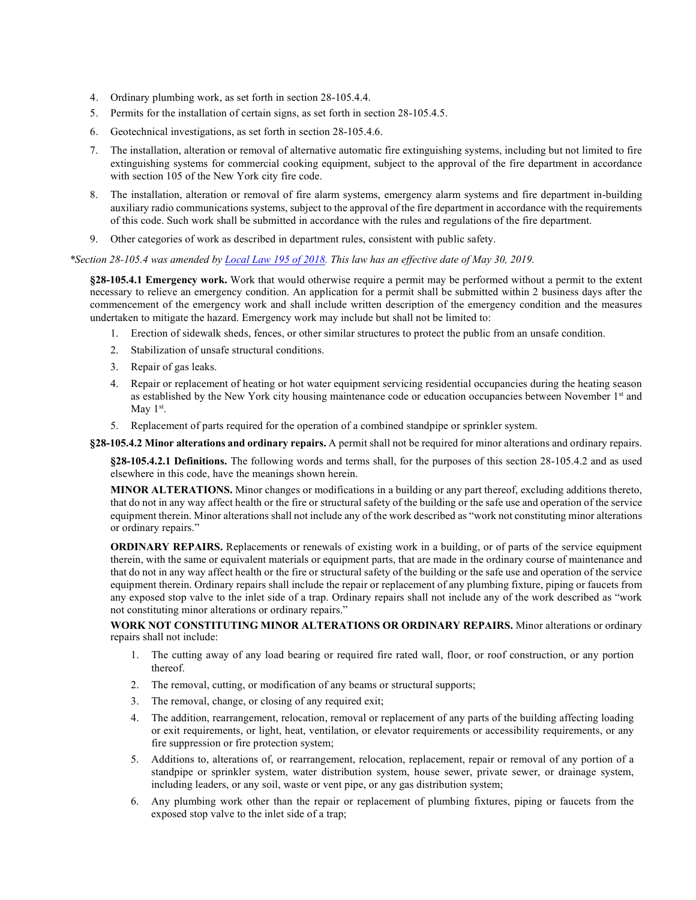4. Ordinary plumbing work, as set forth in section 28-105.4.4.
5. Permits for the installation of certain signs, as set forth in section 28-105.4.5.
6. Geotechnical investigations, as set forth in section 28-105.4.6.
7. The installation, alteration or removal of alternative automatic fire extinguishing systems, including but not limited to fire extinguishing systems for commercial cooking equipment, subject to the approval of the fire department in accordance with section 105 of the New York city fire code.
8. The installation, alteration or removal of fire alarm systems, emergency alarm systems and fire department in-building auxiliary radio communications systems, subject to the approval of the fire department in accordance with the requirements of this code. Such work shall be submitted in accordance with the rules and regulations of the fire department.
9. Other categories of work as described in department rules, consistent with public safety.

*\*Section 28-105.4 was amended by Local Law 195 of 2018. This law has an effective date of May 30, 2019.*

**§28-105.4.1 Emergency work.** Work that would otherwise require a permit may be performed without a permit to the extent necessary to relieve an emergency condition. An application for a permit shall be submitted within 2 business days after the commencement of the emergency work and shall include written description of the emergency condition and the measures undertaken to mitigate the hazard. Emergency work may include but shall not be limited to:

1. Erection of sidewalk sheds, fences, or other similar structures to protect the public from an unsafe condition.
2. Stabilization of unsafe structural conditions.
3. Repair of gas leaks.
4. Repair or replacement of heating or hot water equipment servicing residential occupancies during the heating season as established by the New York city housing maintenance code or education occupancies between November 1st and May 1st.
5. Replacement of parts required for the operation of a combined standpipe or sprinkler system.

**§28-105.4.2 Minor alterations and ordinary repairs.** A permit shall not be required for minor alterations and ordinary repairs.

**§28-105.4.2.1 Definitions.** The following words and terms shall, for the purposes of this section 28-105.4.2 and as used elsewhere in this code, have the meanings shown herein.

**MINOR ALTERATIONS.** Minor changes or modifications in a building or any part thereof, excluding additions thereto, that do not in any way affect health or the fire or structural safety of the building or the safe use and operation of the service equipment therein. Minor alterations shall not include any of the work described as "work not constituting minor alterations or ordinary repairs."

**ORDINARY REPAIRS.** Replacements or renewals of existing work in a building, or of parts of the service equipment therein, with the same or equivalent materials or equipment parts, that are made in the ordinary course of maintenance and that do not in any way affect health or the fire or structural safety of the building or the safe use and operation of the service equipment therein. Ordinary repairs shall include the repair or replacement of any plumbing fixture, piping or faucets from any exposed stop valve to the inlet side of a trap. Ordinary repairs shall not include any of the work described as "work not constituting minor alterations or ordinary repairs."

**WORK NOT CONSTITUTING MINOR ALTERATIONS OR ORDINARY REPAIRS.** Minor alterations or ordinary repairs shall not include:

1. The cutting away of any load bearing or required fire rated wall, floor, or roof construction, or any portion thereof.
2. The removal, cutting, or modification of any beams or structural supports;
3. The removal, change, or closing of any required exit;
4. The addition, rearrangement, relocation, removal or replacement of any parts of the building affecting loading or exit requirements, or light, heat, ventilation, or elevator requirements or accessibility requirements, or any fire suppression or fire protection system;
5. Additions to, alterations of, or rearrangement, relocation, replacement, repair or removal of any portion of a standpipe or sprinkler system, water distribution system, house sewer, private sewer, or drainage system, including leaders, or any soil, waste or vent pipe, or any gas distribution system;
6. Any plumbing work other than the repair or replacement of plumbing fixtures, piping or faucets from the exposed stop valve to the inlet side of a trap;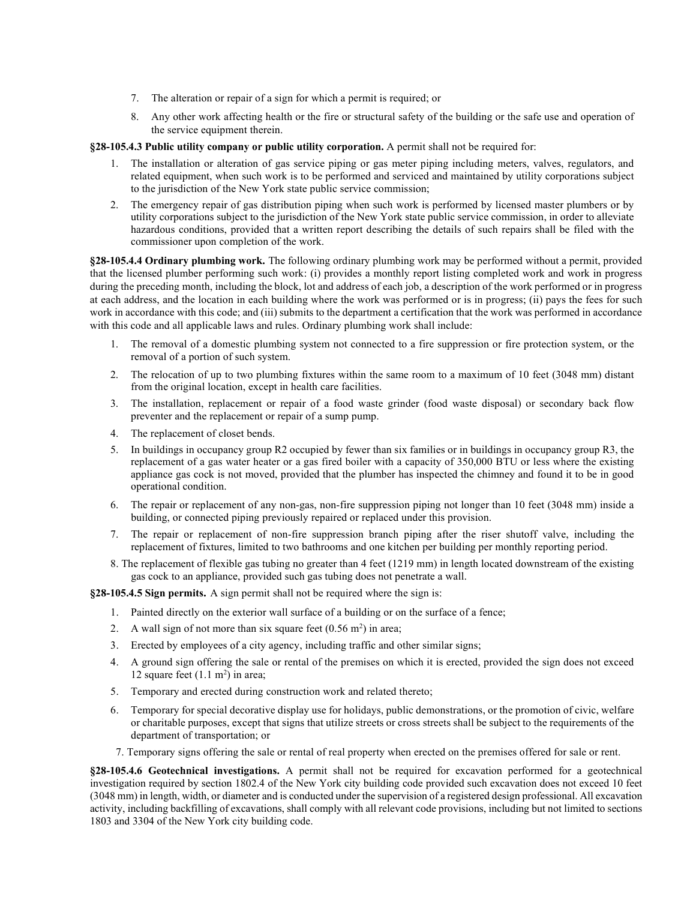7. The alteration or repair of a sign for which a permit is required; or
8. Any other work affecting health or the fire or structural safety of the building or the safe use and operation of the service equipment therein.

**§28-105.4.3 Public utility company or public utility corporation.** A permit shall not be required for:

1. The installation or alteration of gas service piping or gas meter piping including meters, valves, regulators, and related equipment, when such work is to be performed and serviced and maintained by utility corporations subject to the jurisdiction of the New York state public service commission;
2. The emergency repair of gas distribution piping when such work is performed by licensed master plumbers or by utility corporations subject to the jurisdiction of the New York state public service commission, in order to alleviate hazardous conditions, provided that a written report describing the details of such repairs shall be filed with the commissioner upon completion of the work.

**§28-105.4.4 Ordinary plumbing work.** The following ordinary plumbing work may be performed without a permit, provided that the licensed plumber performing such work: (i) provides a monthly report listing completed work and work in progress during the preceding month, including the block, lot and address of each job, a description of the work performed or in progress at each address, and the location in each building where the work was performed or is in progress; (ii) pays the fees for such work in accordance with this code; and (iii) submits to the department a certification that the work was performed in accordance with this code and all applicable laws and rules. Ordinary plumbing work shall include:

1. The removal of a domestic plumbing system not connected to a fire suppression or fire protection system, or the removal of a portion of such system.
2. The relocation of up to two plumbing fixtures within the same room to a maximum of 10 feet (3048 mm) distant from the original location, except in health care facilities.
3. The installation, replacement or repair of a food waste grinder (food waste disposal) or secondary back flow preventer and the replacement or repair of a sump pump.
4. The replacement of closet bends.
5. In buildings in occupancy group R2 occupied by fewer than six families or in buildings in occupancy group R3, the replacement of a gas water heater or a gas fired boiler with a capacity of 350,000 BTU or less where the existing appliance gas cock is not moved, provided that the plumber has inspected the chimney and found it to be in good operational condition.
6. The repair or replacement of any non-gas, non-fire suppression piping not longer than 10 feet (3048 mm) inside a building, or connected piping previously repaired or replaced under this provision.
7. The repair or replacement of non-fire suppression branch piping after the riser shutoff valve, including the replacement of fixtures, limited to two bathrooms and one kitchen per building per monthly reporting period.
8. The replacement of flexible gas tubing no greater than 4 feet (1219 mm) in length located downstream of the existing gas cock to an appliance, provided such gas tubing does not penetrate a wall.

**§28-105.4.5 Sign permits.** A sign permit shall not be required where the sign is:

1. Painted directly on the exterior wall surface of a building or on the surface of a fence;
2. A wall sign of not more than six square feet (0.56 $m^2$) in area;
3. Erected by employees of a city agency, including traffic and other similar signs;
4. A ground sign offering the sale or rental of the premises on which it is erected, provided the sign does not exceed 12 square feet (1.1 $m^2$) in area;
5. Temporary and erected during construction work and related thereto;
6. Temporary for special decorative display use for holidays, public demonstrations, or the promotion of civic, welfare or charitable purposes, except that signs that utilize streets or cross streets shall be subject to the requirements of the department of transportation; or
7. Temporary signs offering the sale or rental of real property when erected on the premises offered for sale or rent.

**§28-105.4.6 Geotechnical investigations.** A permit shall not be required for excavation performed for a geotechnical investigation required by section 1802.4 of the New York city building code provided such excavation does not exceed 10 feet (3048 mm) in length, width, or diameter and is conducted under the supervision of a registered design professional. All excavation activity, including backfilling of excavations, shall comply with all relevant code provisions, including but not limited to sections 1803 and 3304 of the New York city building code.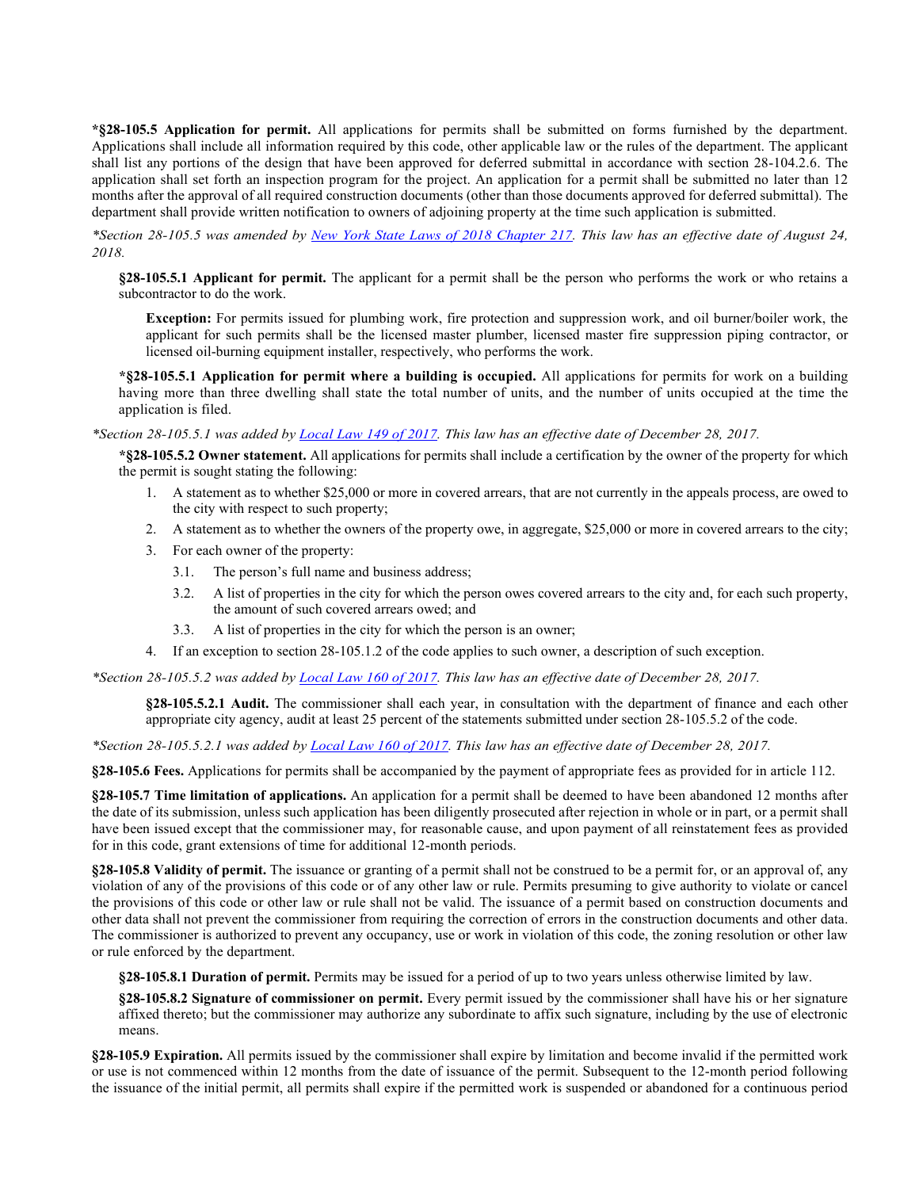**\*§28-105.5 Application for permit.** All applications for permits shall be submitted on forms furnished by the department. Applications shall include all information required by this code, other applicable law or the rules of the department. The applicant shall list any portions of the design that have been approved for deferred submittal in accordance with section 28-104.2.6. The application shall set forth an inspection program for the project. An application for a permit shall be submitted no later than 12 months after the approval of all required construction documents (other than those documents approved for deferred submittal). The department shall provide written notification to owners of adjoining property at the time such application is submitted.

*\*Section 28-105.5 was amended by [New York State Laws of 2018 Chapter 217](). This law has an effective date of August 24, 2018.*

**§28-105.5.1 Applicant for permit.** The applicant for a permit shall be the person who performs the work or who retains a subcontractor to do the work.

**Exception:** For permits issued for plumbing work, fire protection and suppression work, and oil burner/boiler work, the applicant for such permits shall be the licensed master plumber, licensed master fire suppression piping contractor, or licensed oil-burning equipment installer, respectively, who performs the work.

**\*§28-105.5.1 Application for permit where a building is occupied.** All applications for permits for work on a building having more than three dwelling shall state the total number of units, and the number of units occupied at the time the application is filed.

*\*Section 28-105.5.1 was added by [Local Law 149 of 2017](). This law has an effective date of December 28, 2017.*

**\*§28-105.5.2 Owner statement.** All applications for permits shall include a certification by the owner of the property for which the permit is sought stating the following:

1. A statement as to whether $25,000 or more in covered arrears, that are not currently in the appeals process, are owed to the city with respect to such property;
2. A statement as to whether the owners of the property owe, in aggregate, $25,000 or more in covered arrears to the city;
3. For each owner of the property:
   - 3.1. The person's full name and business address;
   - 3.2. A list of properties in the city for which the person owes covered arrears to the city and, for each such property, the amount of such covered arrears owed; and
   - 3.3. A list of properties in the city for which the person is an owner;
4. If an exception to section 28-105.1.2 of the code applies to such owner, a description of such exception.

*\*Section 28-105.5.2 was added by [Local Law 160 of 2017](). This law has an effective date of December 28, 2017.*

**§28-105.5.2.1 Audit.** The commissioner shall each year, in consultation with the department of finance and each other appropriate city agency, audit at least 25 percent of the statements submitted under section 28-105.5.2 of the code.

*\*Section 28-105.5.2.1 was added by [Local Law 160 of 2017](). This law has an effective date of December 28, 2017.*

**§28-105.6 Fees.** Applications for permits shall be accompanied by the payment of appropriate fees as provided for in article 112.

**§28-105.7 Time limitation of applications.** An application for a permit shall be deemed to have been abandoned 12 months after the date of its submission, unless such application has been diligently prosecuted after rejection in whole or in part, or a permit shall have been issued except that the commissioner may, for reasonable cause, and upon payment of all reinstatement fees as provided for in this code, grant extensions of time for additional 12-month periods.

**§28-105.8 Validity of permit.** The issuance or granting of a permit shall not be construed to be a permit for, or an approval of, any violation of any of the provisions of this code or of any other law or rule. Permits presuming to give authority to violate or cancel the provisions of this code or other law or rule shall not be valid. The issuance of a permit based on construction documents and other data shall not prevent the commissioner from requiring the correction of errors in the construction documents and other data. The commissioner is authorized to prevent any occupancy, use or work in violation of this code, the zoning resolution or other law or rule enforced by the department.

**§28-105.8.1 Duration of permit.** Permits may be issued for a period of up to two years unless otherwise limited by law.

**§28-105.8.2 Signature of commissioner on permit.** Every permit issued by the commissioner shall have his or her signature affixed thereto; but the commissioner may authorize any subordinate to affix such signature, including by the use of electronic means.

**§28-105.9 Expiration.** All permits issued by the commissioner shall expire by limitation and become invalid if the permitted work or use is not commenced within 12 months from the date of issuance of the permit. Subsequent to the 12-month period following the issuance of the initial permit, all permits shall expire if the permitted work is suspended or abandoned for a continuous period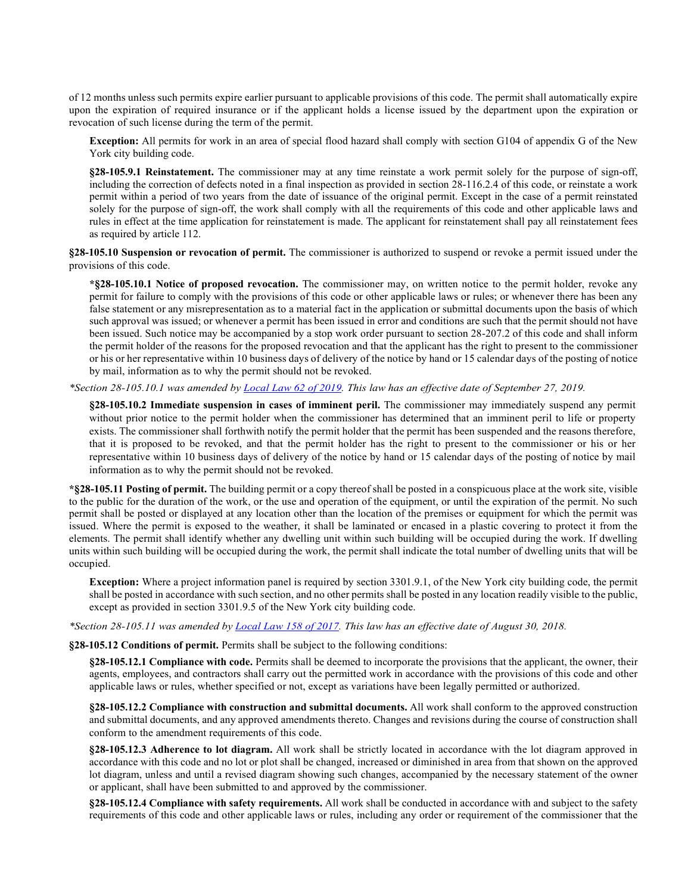of 12 months unless such permits expire earlier pursuant to applicable provisions of this code. The permit shall automatically expire upon the expiration of required insurance or if the applicant holds a license issued by the department upon the expiration or revocation of such license during the term of the permit.

**Exception:** All permits for work in an area of special flood hazard shall comply with section G104 of appendix G of the New York city building code.

**§28-105.9.1 Reinstatement.** The commissioner may at any time reinstate a work permit solely for the purpose of sign-off, including the correction of defects noted in a final inspection as provided in section 28-116.2.4 of this code, or reinstate a work permit within a period of two years from the date of issuance of the original permit. Except in the case of a permit reinstated solely for the purpose of sign-off, the work shall comply with all the requirements of this code and other applicable laws and rules in effect at the time application for reinstatement is made. The applicant for reinstatement shall pay all reinstatement fees as required by article 112.

**§28-105.10 Suspension or revocation of permit.** The commissioner is authorized to suspend or revoke a permit issued under the provisions of this code.

***§28-105.10.1 Notice of proposed revocation.** The commissioner may, on written notice to the permit holder, revoke any permit for failure to comply with the provisions of this code or other applicable laws or rules; or whenever there has been any false statement or any misrepresentation as to a material fact in the application or submittal documents upon the basis of which such approval was issued; or whenever a permit has been issued in error and conditions are such that the permit should not have been issued. Such notice may be accompanied by a stop work order pursuant to section 28-207.2 of this code and shall inform the permit holder of the reasons for the proposed revocation and that the applicant has the right to present to the commissioner or his or her representative within 10 business days of delivery of the notice by hand or 15 calendar days of the posting of notice by mail, information as to why the permit should not be revoked.

*\*Section 28-105.10.1 was amended by [Local Law 62 of 2019](). This law has an effective date of September 27, 2019.*

**§28-105.10.2 Immediate suspension in cases of imminent peril.** The commissioner may immediately suspend any permit without prior notice to the permit holder when the commissioner has determined that an imminent peril to life or property exists. The commissioner shall forthwith notify the permit holder that the permit has been suspended and the reasons therefore, that it is proposed to be revoked, and that the permit holder has the right to present to the commissioner or his or her representative within 10 business days of delivery of the notice by hand or 15 calendar days of the posting of notice by mail information as to why the permit should not be revoked.

***§28-105.11 Posting of permit.** The building permit or a copy thereof shall be posted in a conspicuous place at the work site, visible to the public for the duration of the work, or the use and operation of the equipment, or until the expiration of the permit. No such permit shall be posted or displayed at any location other than the location of the premises or equipment for which the permit was issued. Where the permit is exposed to the weather, it shall be laminated or encased in a plastic covering to protect it from the elements. The permit shall identify whether any dwelling unit within such building will be occupied during the work. If dwelling units within such building will be occupied during the work, the permit shall indicate the total number of dwelling units that will be occupied.

**Exception:** Where a project information panel is required by section 3301.9.1, of the New York city building code, the permit shall be posted in accordance with such section, and no other permits shall be posted in any location readily visible to the public, except as provided in section 3301.9.5 of the New York city building code.

*\*Section 28-105.11 was amended by [Local Law 158 of 2017](). This law has an effective date of August 30, 2018.*

**§28-105.12 Conditions of permit.** Permits shall be subject to the following conditions:

**§28-105.12.1 Compliance with code.** Permits shall be deemed to incorporate the provisions that the applicant, the owner, their agents, employees, and contractors shall carry out the permitted work in accordance with the provisions of this code and other applicable laws or rules, whether specified or not, except as variations have been legally permitted or authorized.

**§28-105.12.2 Compliance with construction and submittal documents.** All work shall conform to the approved construction and submittal documents, and any approved amendments thereto. Changes and revisions during the course of construction shall conform to the amendment requirements of this code.

**§28-105.12.3 Adherence to lot diagram.** All work shall be strictly located in accordance with the lot diagram approved in accordance with this code and no lot or plot shall be changed, increased or diminished in area from that shown on the approved lot diagram, unless and until a revised diagram showing such changes, accompanied by the necessary statement of the owner or applicant, shall have been submitted to and approved by the commissioner.

**§28-105.12.4 Compliance with safety requirements.** All work shall be conducted in accordance with and subject to the safety requirements of this code and other applicable laws or rules, including any order or requirement of the commissioner that the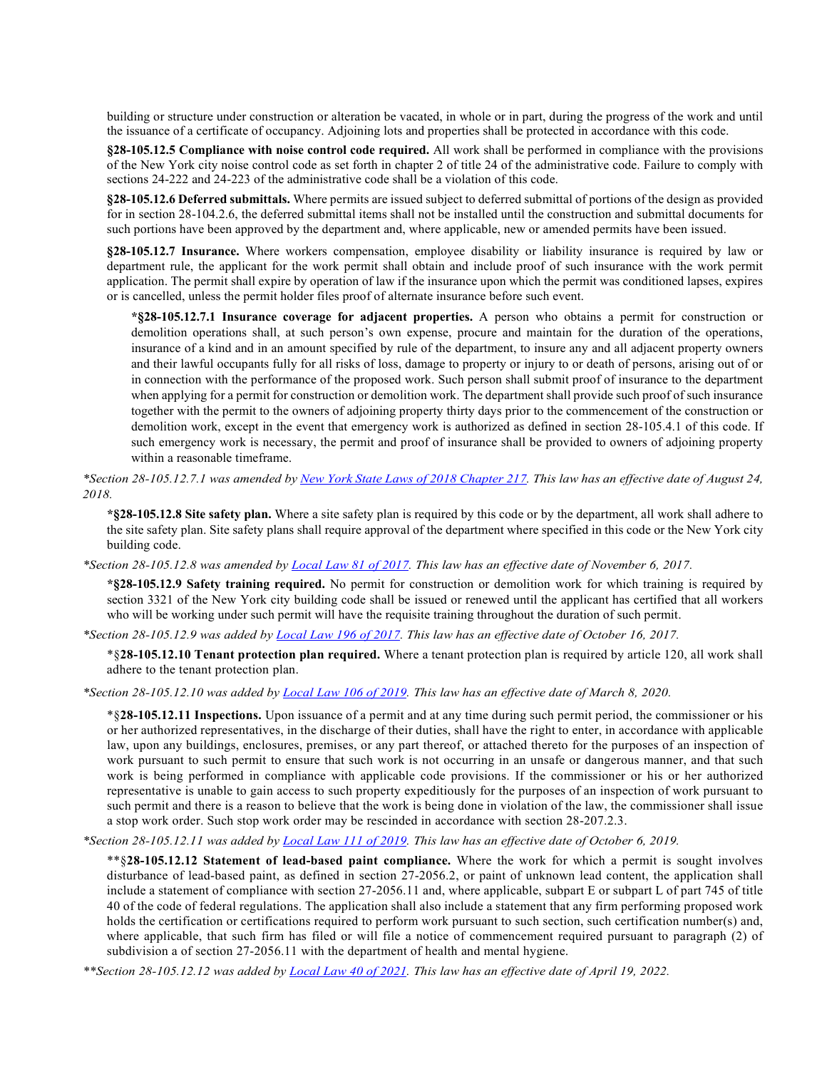building or structure under construction or alteration be vacated, in whole or in part, during the progress of the work and until the issuance of a certificate of occupancy. Adjoining lots and properties shall be protected in accordance with this code.

**§28-105.12.5 Compliance with noise control code required.** All work shall be performed in compliance with the provisions of the New York city noise control code as set forth in chapter 2 of title 24 of the administrative code. Failure to comply with sections 24-222 and 24-223 of the administrative code shall be a violation of this code.

**§28-105.12.6 Deferred submittals.** Where permits are issued subject to deferred submittal of portions of the design as provided for in section 28-104.2.6, the deferred submittal items shall not be installed until the construction and submittal documents for such portions have been approved by the department and, where applicable, new or amended permits have been issued.

**§28-105.12.7 Insurance.** Where workers compensation, employee disability or liability insurance is required by law or department rule, the applicant for the work permit shall obtain and include proof of such insurance with the work permit application. The permit shall expire by operation of law if the insurance upon which the permit was conditioned lapses, expires or is cancelled, unless the permit holder files proof of alternate insurance before such event.

**\*§28-105.12.7.1 Insurance coverage for adjacent properties.** A person who obtains a permit for construction or demolition operations shall, at such person's own expense, procure and maintain for the duration of the operations, insurance of a kind and in an amount specified by rule of the department, to insure any and all adjacent property owners and their lawful occupants fully for all risks of loss, damage to property or injury to or death of persons, arising out of or in connection with the performance of the proposed work. Such person shall submit proof of insurance to the department when applying for a permit for construction or demolition work. The department shall provide such proof of such insurance together with the permit to the owners of adjoining property thirty days prior to the commencement of the construction or demolition work, except in the event that emergency work is authorized as defined in section 28-105.4.1 of this code. If such emergency work is necessary, the permit and proof of insurance shall be provided to owners of adjoining property within a reasonable timeframe.

*\*Section 28-105.12.7.1 was amended by New York State Laws of 2018 Chapter 217. This law has an effective date of August 24, 2018.*

**\*§28-105.12.8 Site safety plan.** Where a site safety plan is required by this code or by the department, all work shall adhere to the site safety plan. Site safety plans shall require approval of the department where specified in this code or the New York city building code.

*\*Section 28-105.12.8 was amended by Local Law 81 of 2017. This law has an effective date of November 6, 2017.*

**\*§28-105.12.9 Safety training required.** No permit for construction or demolition work for which training is required by section 3321 of the New York city building code shall be issued or renewed until the applicant has certified that all workers who will be working under such permit will have the requisite training throughout the duration of such permit.

*\*Section 28-105.12.9 was added by Local Law 196 of 2017. This law has an effective date of October 16, 2017.*

\*§**28-105.12.10 Tenant protection plan required.** Where a tenant protection plan is required by article 120, all work shall adhere to the tenant protection plan.

*\*Section 28-105.12.10 was added by Local Law 106 of 2019. This law has an effective date of March 8, 2020.*

\*§**28-105.12.11 Inspections.** Upon issuance of a permit and at any time during such permit period, the commissioner or his or her authorized representatives, in the discharge of their duties, shall have the right to enter, in accordance with applicable law, upon any buildings, enclosures, premises, or any part thereof, or attached thereto for the purposes of an inspection of work pursuant to such permit to ensure that such work is not occurring in an unsafe or dangerous manner, and that such work is being performed in compliance with applicable code provisions. If the commissioner or his or her authorized representative is unable to gain access to such property expeditiously for the purposes of an inspection of work pursuant to such permit and there is a reason to believe that the work is being done in violation of the law, the commissioner shall issue a stop work order. Such stop work order may be rescinded in accordance with section 28-207.2.3.

*\*Section 28-105.12.11 was added by Local Law 111 of 2019. This law has an effective date of October 6, 2019.*

\*\*§**28-105.12.12 Statement of lead-based paint compliance.** Where the work for which a permit is sought involves disturbance of lead-based paint, as defined in section 27-2056.2, or paint of unknown lead content, the application shall include a statement of compliance with section 27-2056.11 and, where applicable, subpart E or subpart L of part 745 of title 40 of the code of federal regulations. The application shall also include a statement that any firm performing proposed work holds the certification or certifications required to perform work pursuant to such section, such certification number(s) and, where applicable, that such firm has filed or will file a notice of commencement required pursuant to paragraph (2) of subdivision a of section 27-2056.11 with the department of health and mental hygiene.

*\*\*Section 28-105.12.12 was added by Local Law 40 of 2021. This law has an effective date of April 19, 2022.*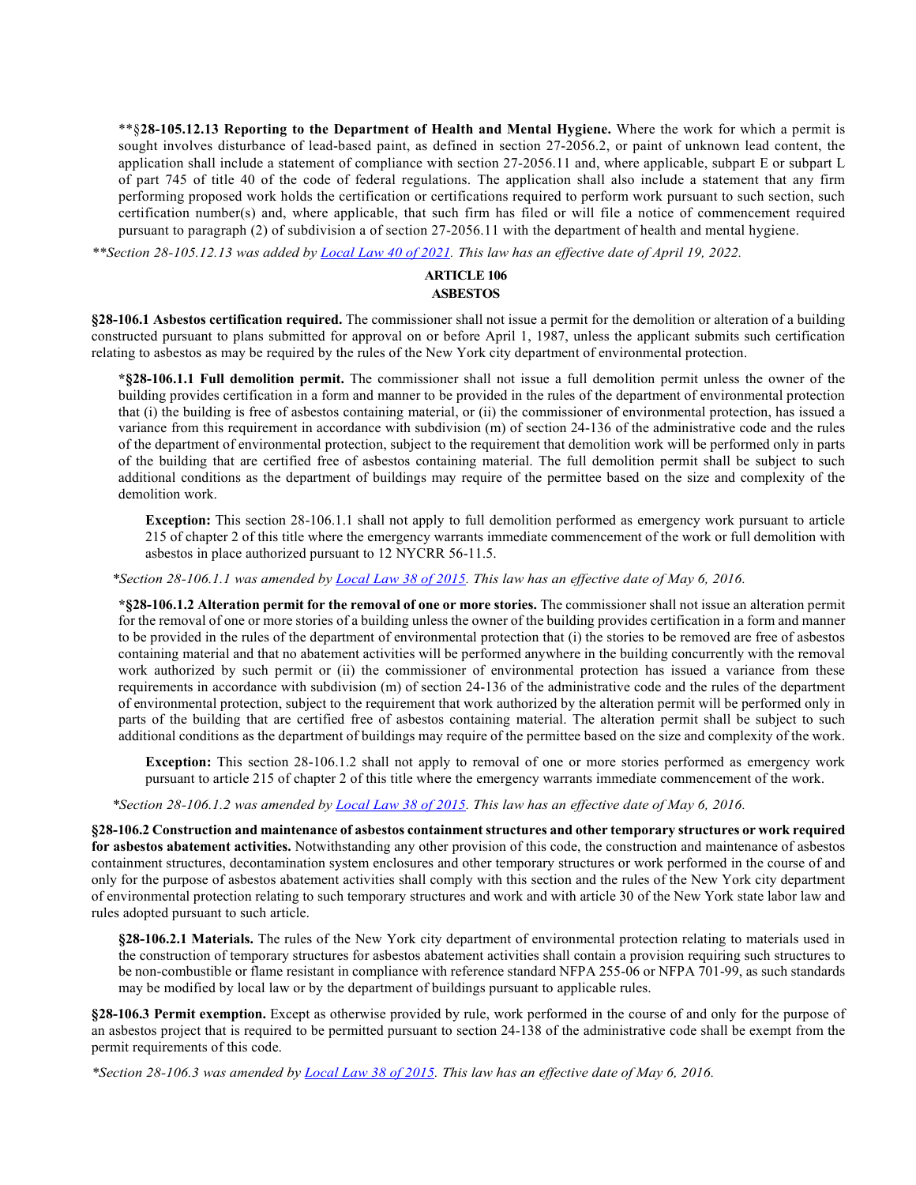**§28-105.12.13 Reporting to the Department of Health and Mental Hygiene.** Where the work for which a permit is sought involves disturbance of lead-based paint, as defined in section 27-2056.2, or paint of unknown lead content, the application shall include a statement of compliance with section 27-2056.11 and, where applicable, subpart E or subpart L of part 745 of title 40 of the code of federal regulations. The application shall also include a statement that any firm performing proposed work holds the certification or certifications required to perform work pursuant to such section, such certification number(s) and, where applicable, that such firm has filed or will file a notice of commencement required pursuant to paragraph (2) of subdivision a of section 27-2056.11 with the department of health and mental hygiene.

*\*\*Section 28-105.12.13 was added by Local Law 40 of 2021. This law has an effective date of April 19, 2022.*

## ARTICLE 106
## ASBESTOS

**§28-106.1 Asbestos certification required.** The commissioner shall not issue a permit for the demolition or alteration of a building constructed pursuant to plans submitted for approval on or before April 1, 1987, unless the applicant submits such certification relating to asbestos as may be required by the rules of the New York city department of environmental protection.

**\*§28-106.1.1 Full demolition permit.** The commissioner shall not issue a full demolition permit unless the owner of the building provides certification in a form and manner to be provided in the rules of the department of environmental protection that (i) the building is free of asbestos containing material, or (ii) the commissioner of environmental protection, has issued a variance from this requirement in accordance with subdivision (m) of section 24-136 of the administrative code and the rules of the department of environmental protection, subject to the requirement that demolition work will be performed only in parts of the building that are certified free of asbestos containing material. The full demolition permit shall be subject to such additional conditions as the department of buildings may require of the permittee based on the size and complexity of the demolition work.

**Exception:** This section 28-106.1.1 shall not apply to full demolition performed as emergency work pursuant to article 215 of chapter 2 of this title where the emergency warrants immediate commencement of the work or full demolition with asbestos in place authorized pursuant to 12 NYCRR 56-11.5.

*\*Section 28-106.1.1 was amended by Local Law 38 of 2015. This law has an effective date of May 6, 2016.*

**\*§28-106.1.2 Alteration permit for the removal of one or more stories.** The commissioner shall not issue an alteration permit for the removal of one or more stories of a building unless the owner of the building provides certification in a form and manner to be provided in the rules of the department of environmental protection that (i) the stories to be removed are free of asbestos containing material and that no abatement activities will be performed anywhere in the building concurrently with the removal work authorized by such permit or (ii) the commissioner of environmental protection has issued a variance from these requirements in accordance with subdivision (m) of section 24-136 of the administrative code and the rules of the department of environmental protection, subject to the requirement that work authorized by the alteration permit will be performed only in parts of the building that are certified free of asbestos containing material. The alteration permit shall be subject to such additional conditions as the department of buildings may require of the permittee based on the size and complexity of the work.

**Exception:** This section 28-106.1.2 shall not apply to removal of one or more stories performed as emergency work pursuant to article 215 of chapter 2 of this title where the emergency warrants immediate commencement of the work.

*\*Section 28-106.1.2 was amended by Local Law 38 of 2015. This law has an effective date of May 6, 2016.*

**§28-106.2 Construction and maintenance of asbestos containment structures and other temporary structures or work required for asbestos abatement activities.** Notwithstanding any other provision of this code, the construction and maintenance of asbestos containment structures, decontamination system enclosures and other temporary structures or work performed in the course of and only for the purpose of asbestos abatement activities shall comply with this section and the rules of the New York city department of environmental protection relating to such temporary structures and work and with article 30 of the New York state labor law and rules adopted pursuant to such article.

**§28-106.2.1 Materials.** The rules of the New York city department of environmental protection relating to materials used in the construction of temporary structures for asbestos abatement activities shall contain a provision requiring such structures to be non-combustible or flame resistant in compliance with reference standard NFPA 255-06 or NFPA 701-99, as such standards may be modified by local law or by the department of buildings pursuant to applicable rules.

**§28-106.3 Permit exemption.** Except as otherwise provided by rule, work performed in the course of and only for the purpose of an asbestos project that is required to be permitted pursuant to section 24-138 of the administrative code shall be exempt from the permit requirements of this code.

*\*Section 28-106.3 was amended by Local Law 38 of 2015. This law has an effective date of May 6, 2016.*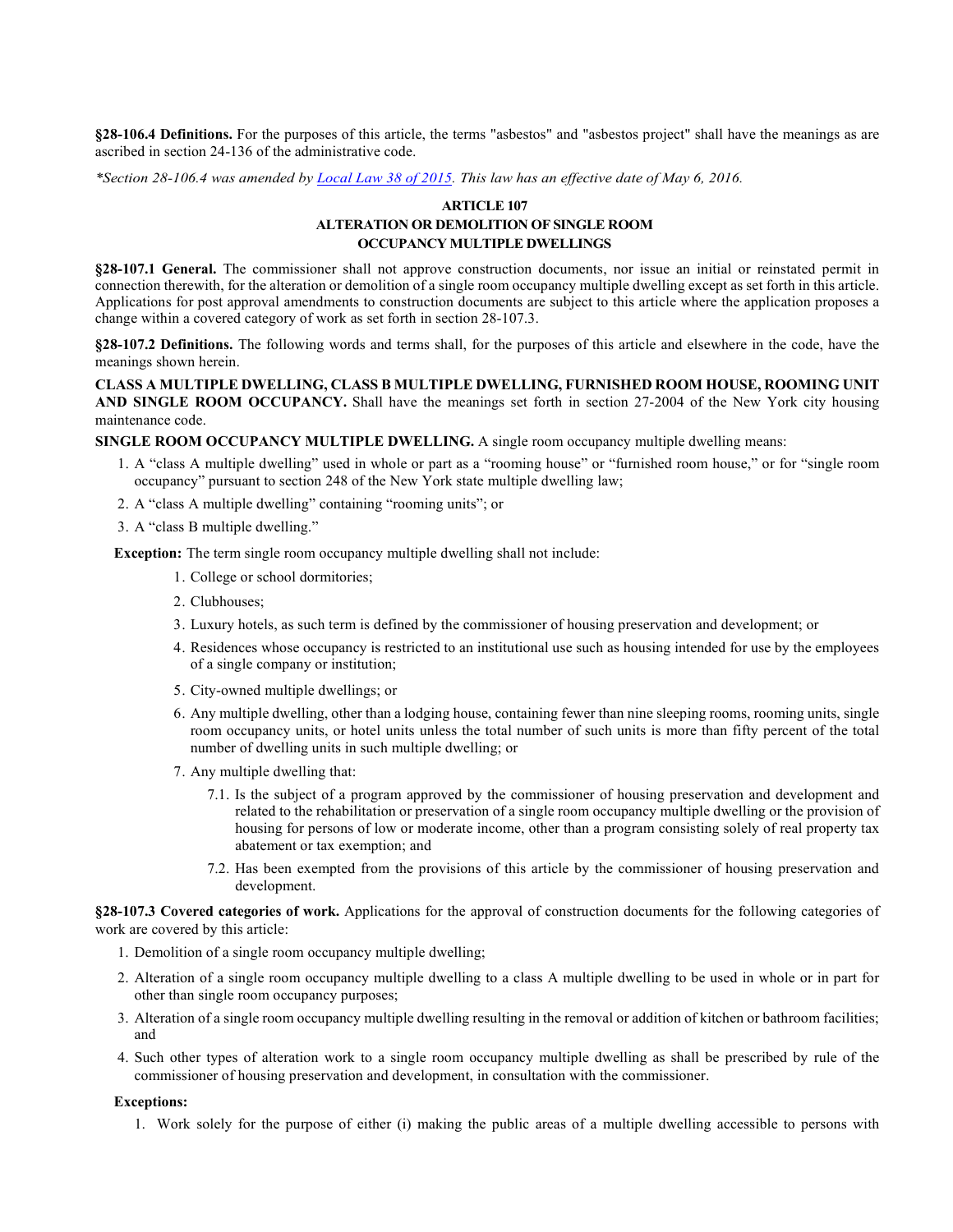**§28-106.4 Definitions.** For the purposes of this article, the terms "asbestos" and "asbestos project" shall have the meanings as are ascribed in section 24-136 of the administrative code.

*\*Section 28-106.4 was amended by Local Law 38 of 2015. This law has an effective date of May 6, 2016.*

## ARTICLE 107
## ALTERATION OR DEMOLITION OF SINGLE ROOM OCCUPANCY MULTIPLE DWELLINGS

**§28-107.1 General.** The commissioner shall not approve construction documents, nor issue an initial or reinstated permit in connection therewith, for the alteration or demolition of a single room occupancy multiple dwelling except as set forth in this article. Applications for post approval amendments to construction documents are subject to this article where the application proposes a change within a covered category of work as set forth in section 28-107.3.

**§28-107.2 Definitions.** The following words and terms shall, for the purposes of this article and elsewhere in the code, have the meanings shown herein.

**CLASS A MULTIPLE DWELLING, CLASS B MULTIPLE DWELLING, FURNISHED ROOM HOUSE, ROOMING UNIT AND SINGLE ROOM OCCUPANCY.** Shall have the meanings set forth in section 27-2004 of the New York city housing maintenance code.

**SINGLE ROOM OCCUPANCY MULTIPLE DWELLING.** A single room occupancy multiple dwelling means:

1. A "class A multiple dwelling" used in whole or part as a "rooming house" or "furnished room house," or for "single room occupancy" pursuant to section 248 of the New York state multiple dwelling law;
2. A "class A multiple dwelling" containing "rooming units"; or
3. A "class B multiple dwelling."

**Exception:** The term single room occupancy multiple dwelling shall not include:

1. College or school dormitories;
2. Clubhouses;
3. Luxury hotels, as such term is defined by the commissioner of housing preservation and development; or
4. Residences whose occupancy is restricted to an institutional use such as housing intended for use by the employees of a single company or institution;
5. City-owned multiple dwellings; or
6. Any multiple dwelling, other than a lodging house, containing fewer than nine sleeping rooms, rooming units, single room occupancy units, or hotel units unless the total number of such units is more than fifty percent of the total number of dwelling units in such multiple dwelling; or
7. Any multiple dwelling that:
   - 7.1. Is the subject of a program approved by the commissioner of housing preservation and development and related to the rehabilitation or preservation of a single room occupancy multiple dwelling or the provision of housing for persons of low or moderate income, other than a program consisting solely of real property tax abatement or tax exemption; and
   - 7.2. Has been exempted from the provisions of this article by the commissioner of housing preservation and development.

**§28-107.3 Covered categories of work.** Applications for the approval of construction documents for the following categories of work are covered by this article:

1. Demolition of a single room occupancy multiple dwelling;
2. Alteration of a single room occupancy multiple dwelling to a class A multiple dwelling to be used in whole or in part for other than single room occupancy purposes;
3. Alteration of a single room occupancy multiple dwelling resulting in the removal or addition of kitchen or bathroom facilities; and
4. Such other types of alteration work to a single room occupancy multiple dwelling as shall be prescribed by rule of the commissioner of housing preservation and development, in consultation with the commissioner.

**Exceptions:**

1. Work solely for the purpose of either (i) making the public areas of a multiple dwelling accessible to persons with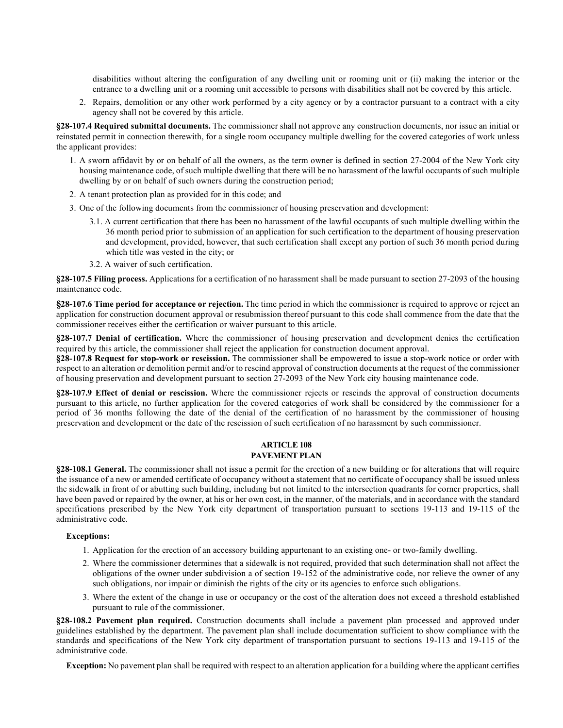disabilities without altering the configuration of any dwelling unit or rooming unit or (ii) making the interior or the entrance to a dwelling unit or a rooming unit accessible to persons with disabilities shall not be covered by this article.

2. Repairs, demolition or any other work performed by a city agency or by a contractor pursuant to a contract with a city agency shall not be covered by this article.

**§28-107.4 Required submittal documents.** The commissioner shall not approve any construction documents, nor issue an initial or reinstated permit in connection therewith, for a single room occupancy multiple dwelling for the covered categories of work unless the applicant provides:

1. A sworn affidavit by or on behalf of all the owners, as the term owner is defined in section 27-2004 of the New York city housing maintenance code, of such multiple dwelling that there will be no harassment of the lawful occupants of such multiple dwelling by or on behalf of such owners during the construction period;
2. A tenant protection plan as provided for in this code; and
3. One of the following documents from the commissioner of housing preservation and development:
   - 3.1. A current certification that there has been no harassment of the lawful occupants of such multiple dwelling within the 36 month period prior to submission of an application for such certification to the department of housing preservation and development, provided, however, that such certification shall except any portion of such 36 month period during which title was vested in the city; or
   - 3.2. A waiver of such certification.

**§28-107.5 Filing process.** Applications for a certification of no harassment shall be made pursuant to section 27-2093 of the housing maintenance code.

**§28-107.6 Time period for acceptance or rejection.** The time period in which the commissioner is required to approve or reject an application for construction document approval or resubmission thereof pursuant to this code shall commence from the date that the commissioner receives either the certification or waiver pursuant to this article.

**§28-107.7 Denial of certification.** Where the commissioner of housing preservation and development denies the certification required by this article, the commissioner shall reject the application for construction document approval.

**§28-107.8 Request for stop-work or rescission.** The commissioner shall be empowered to issue a stop-work notice or order with respect to an alteration or demolition permit and/or to rescind approval of construction documents at the request of the commissioner of housing preservation and development pursuant to section 27-2093 of the New York city housing maintenance code.

**§28-107.9 Effect of denial or rescission.** Where the commissioner rejects or rescinds the approval of construction documents pursuant to this article, no further application for the covered categories of work shall be considered by the commissioner for a period of 36 months following the date of the denial of the certification of no harassment by the commissioner of housing preservation and development or the date of the rescission of such certification of no harassment by such commissioner.

## ARTICLE 108
## PAVEMENT PLAN

**§28-108.1 General.** The commissioner shall not issue a permit for the erection of a new building or for alterations that will require the issuance of a new or amended certificate of occupancy without a statement that no certificate of occupancy shall be issued unless the sidewalk in front of or abutting such building, including but not limited to the intersection quadrants for corner properties, shall have been paved or repaired by the owner, at his or her own cost, in the manner, of the materials, and in accordance with the standard specifications prescribed by the New York city department of transportation pursuant to sections 19-113 and 19-115 of the administrative code.

**Exceptions:**

1. Application for the erection of an accessory building appurtenant to an existing one- or two-family dwelling.
2. Where the commissioner determines that a sidewalk is not required, provided that such determination shall not affect the obligations of the owner under subdivision a of section 19-152 of the administrative code, nor relieve the owner of any such obligations, nor impair or diminish the rights of the city or its agencies to enforce such obligations.
3. Where the extent of the change in use or occupancy or the cost of the alteration does not exceed a threshold established pursuant to rule of the commissioner.

**§28-108.2 Pavement plan required.** Construction documents shall include a pavement plan processed and approved under guidelines established by the department. The pavement plan shall include documentation sufficient to show compliance with the standards and specifications of the New York city department of transportation pursuant to sections 19-113 and 19-115 of the administrative code.

**Exception:** No pavement plan shall be required with respect to an alteration application for a building where the applicant certifies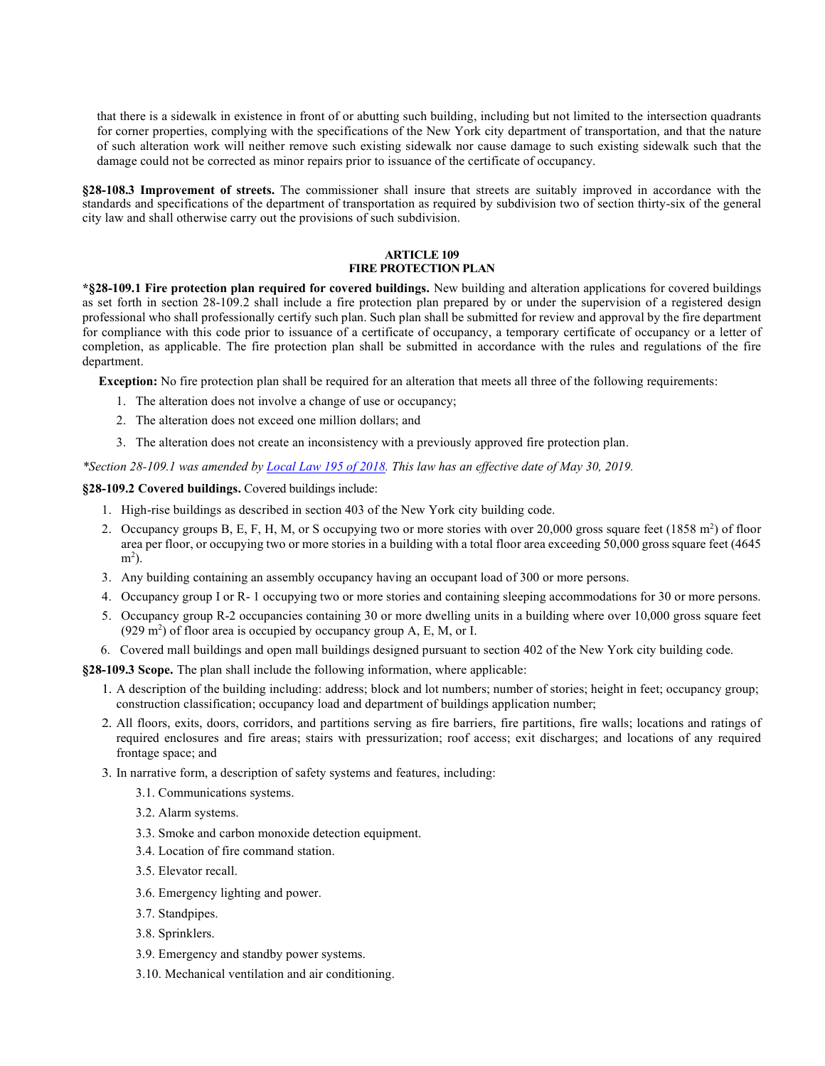that there is a sidewalk in existence in front of or abutting such building, including but not limited to the intersection quadrants for corner properties, complying with the specifications of the New York city department of transportation, and that the nature of such alteration work will neither remove such existing sidewalk nor cause damage to such existing sidewalk such that the damage could not be corrected as minor repairs prior to issuance of the certificate of occupancy.

**§28-108.3 Improvement of streets.** The commissioner shall insure that streets are suitably improved in accordance with the standards and specifications of the department of transportation as required by subdivision two of section thirty-six of the general city law and shall otherwise carry out the provisions of such subdivision.

## ARTICLE 109
## FIRE PROTECTION PLAN

***§28-109.1 Fire protection plan required for covered buildings.** New building and alteration applications for covered buildings as set forth in section 28-109.2 shall include a fire protection plan prepared by or under the supervision of a registered design professional who shall professionally certify such plan. Such plan shall be submitted for review and approval by the fire department for compliance with this code prior to issuance of a certificate of occupancy, a temporary certificate of occupancy or a letter of completion, as applicable. The fire protection plan shall be submitted in accordance with the rules and regulations of the fire department.

**Exception:** No fire protection plan shall be required for an alteration that meets all three of the following requirements:

1. The alteration does not involve a change of use or occupancy;
2. The alteration does not exceed one million dollars; and
3. The alteration does not create an inconsistency with a previously approved fire protection plan.

*\*Section 28-109.1 was amended by Local Law 195 of 2018. This law has an effective date of May 30, 2019.*

**§28-109.2 Covered buildings.** Covered buildings include:

1. High-rise buildings as described in section 403 of the New York city building code.
2. Occupancy groups B, E, F, H, M, or S occupying two or more stories with over 20,000 gross square feet (1858 $m^2$) of floor area per floor, or occupying two or more stories in a building with a total floor area exceeding 50,000 gross square feet (4645 $m^2$).
3. Any building containing an assembly occupancy having an occupant load of 300 or more persons.
4. Occupancy group I or R- 1 occupying two or more stories and containing sleeping accommodations for 30 or more persons.
5. Occupancy group R-2 occupancies containing 30 or more dwelling units in a building where over 10,000 gross square feet (929 $m^2$) of floor area is occupied by occupancy group A, E, M, or I.
6. Covered mall buildings and open mall buildings designed pursuant to section 402 of the New York city building code.

**§28-109.3 Scope.** The plan shall include the following information, where applicable:

1. A description of the building including: address; block and lot numbers; number of stories; height in feet; occupancy group; construction classification; occupancy load and department of buildings application number;
2. All floors, exits, doors, corridors, and partitions serving as fire barriers, fire partitions, fire walls; locations and ratings of required enclosures and fire areas; stairs with pressurization; roof access; exit discharges; and locations of any required frontage space; and
3. In narrative form, a description of safety systems and features, including:
   - 3.1. Communications systems.
   - 3.2. Alarm systems.
   - 3.3. Smoke and carbon monoxide detection equipment.
   - 3.4. Location of fire command station.
   - 3.5. Elevator recall.
   - 3.6. Emergency lighting and power.
   - 3.7. Standpipes.
   - 3.8. Sprinklers.
   - 3.9. Emergency and standby power systems.
   - 3.10. Mechanical ventilation and air conditioning.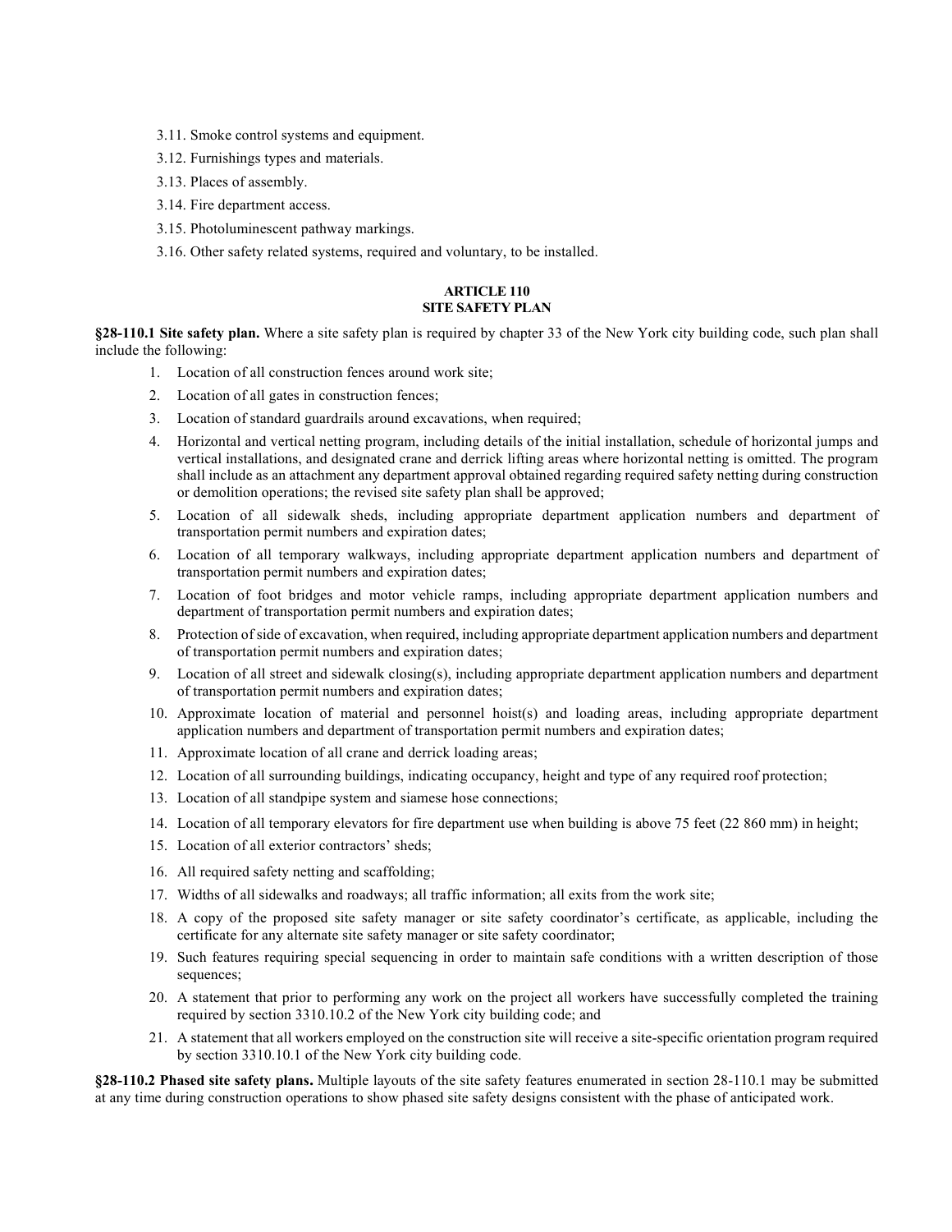3.11. Smoke control systems and equipment.

3.12. Furnishings types and materials.

3.13. Places of assembly.

3.14. Fire department access.

3.15. Photoluminescent pathway markings.

3.16. Other safety related systems, required and voluntary, to be installed.

## ARTICLE 110
## SITE SAFETY PLAN

**§28-110.1 Site safety plan.** Where a site safety plan is required by chapter 33 of the New York city building code, such plan shall include the following:

1. Location of all construction fences around work site;
2. Location of all gates in construction fences;
3. Location of standard guardrails around excavations, when required;
4. Horizontal and vertical netting program, including details of the initial installation, schedule of horizontal jumps and vertical installations, and designated crane and derrick lifting areas where horizontal netting is omitted. The program shall include as an attachment any department approval obtained regarding required safety netting during construction or demolition operations; the revised site safety plan shall be approved;
5. Location of all sidewalk sheds, including appropriate department application numbers and department of transportation permit numbers and expiration dates;
6. Location of all temporary walkways, including appropriate department application numbers and department of transportation permit numbers and expiration dates;
7. Location of foot bridges and motor vehicle ramps, including appropriate department application numbers and department of transportation permit numbers and expiration dates;
8. Protection of side of excavation, when required, including appropriate department application numbers and department of transportation permit numbers and expiration dates;
9. Location of all street and sidewalk closing(s), including appropriate department application numbers and department of transportation permit numbers and expiration dates;
10. Approximate location of material and personnel hoist(s) and loading areas, including appropriate department application numbers and department of transportation permit numbers and expiration dates;
11. Approximate location of all crane and derrick loading areas;
12. Location of all surrounding buildings, indicating occupancy, height and type of any required roof protection;
13. Location of all standpipe system and siamese hose connections;
14. Location of all temporary elevators for fire department use when building is above 75 feet (22 860 mm) in height;
15. Location of all exterior contractors' sheds;
16. All required safety netting and scaffolding;
17. Widths of all sidewalks and roadways; all traffic information; all exits from the work site;
18. A copy of the proposed site safety manager or site safety coordinator's certificate, as applicable, including the certificate for any alternate site safety manager or site safety coordinator;
19. Such features requiring special sequencing in order to maintain safe conditions with a written description of those sequences;
20. A statement that prior to performing any work on the project all workers have successfully completed the training required by section 3310.10.2 of the New York city building code; and
21. A statement that all workers employed on the construction site will receive a site-specific orientation program required by section 3310.10.1 of the New York city building code.

**§28-110.2 Phased site safety plans.** Multiple layouts of the site safety features enumerated in section 28-110.1 may be submitted at any time during construction operations to show phased site safety designs consistent with the phase of anticipated work.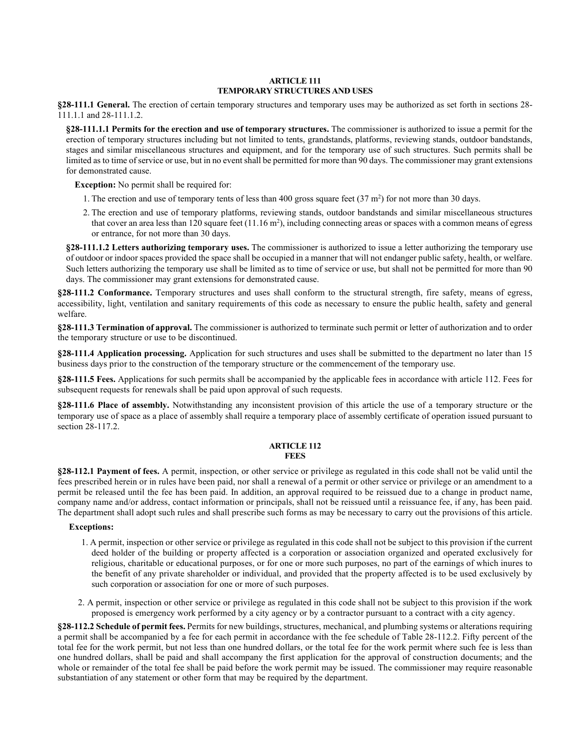## ARTICLE 111
## TEMPORARY STRUCTURES AND USES

**§28-111.1 General.** The erection of certain temporary structures and temporary uses may be authorized as set forth in sections 28-111.1.1 and 28-111.1.2.

**§28-111.1.1 Permits for the erection and use of temporary structures.** The commissioner is authorized to issue a permit for the erection of temporary structures including but not limited to tents, grandstands, platforms, reviewing stands, outdoor bandstands, stages and similar miscellaneous structures and equipment, and for the temporary use of such structures. Such permits shall be limited as to time of service or use, but in no event shall be permitted for more than 90 days. The commissioner may grant extensions for demonstrated cause.

**Exception:** No permit shall be required for:

1. The erection and use of temporary tents of less than 400 gross square feet (37 $m^2$) for not more than 30 days.
2. The erection and use of temporary platforms, reviewing stands, outdoor bandstands and similar miscellaneous structures that cover an area less than 120 square feet (11.16 $m^2$), including connecting areas or spaces with a common means of egress or entrance, for not more than 30 days.

**§28-111.1.2 Letters authorizing temporary uses.** The commissioner is authorized to issue a letter authorizing the temporary use of outdoor or indoor spaces provided the space shall be occupied in a manner that will not endanger public safety, health, or welfare. Such letters authorizing the temporary use shall be limited as to time of service or use, but shall not be permitted for more than 90 days. The commissioner may grant extensions for demonstrated cause.

**§28-111.2 Conformance.** Temporary structures and uses shall conform to the structural strength, fire safety, means of egress, accessibility, light, ventilation and sanitary requirements of this code as necessary to ensure the public health, safety and general welfare.

**§28-111.3 Termination of approval.** The commissioner is authorized to terminate such permit or letter of authorization and to order the temporary structure or use to be discontinued.

**§28-111.4 Application processing.** Application for such structures and uses shall be submitted to the department no later than 15 business days prior to the construction of the temporary structure or the commencement of the temporary use.

**§28-111.5 Fees.** Applications for such permits shall be accompanied by the applicable fees in accordance with article 112. Fees for subsequent requests for renewals shall be paid upon approval of such requests.

**§28-111.6 Place of assembly.** Notwithstanding any inconsistent provision of this article the use of a temporary structure or the temporary use of space as a place of assembly shall require a temporary place of assembly certificate of operation issued pursuant to section 28-117.2.

## ARTICLE 112
## FEES

**§28-112.1 Payment of fees.** A permit, inspection, or other service or privilege as regulated in this code shall not be valid until the fees prescribed herein or in rules have been paid, nor shall a renewal of a permit or other service or privilege or an amendment to a permit be released until the fee has been paid. In addition, an approval required to be reissued due to a change in product name, company name and/or address, contact information or principals, shall not be reissued until a reissuance fee, if any, has been paid. The department shall adopt such rules and shall prescribe such forms as may be necessary to carry out the provisions of this article.

**Exceptions:**

1. A permit, inspection or other service or privilege as regulated in this code shall not be subject to this provision if the current deed holder of the building or property affected is a corporation or association organized and operated exclusively for religious, charitable or educational purposes, or for one or more such purposes, no part of the earnings of which inures to the benefit of any private shareholder or individual, and provided that the property affected is to be used exclusively by such corporation or association for one or more of such purposes.
2. A permit, inspection or other service or privilege as regulated in this code shall not be subject to this provision if the work proposed is emergency work performed by a city agency or by a contractor pursuant to a contract with a city agency.

**§28-112.2 Schedule of permit fees.** Permits for new buildings, structures, mechanical, and plumbing systems or alterations requiring a permit shall be accompanied by a fee for each permit in accordance with the fee schedule of Table 28-112.2. Fifty percent of the total fee for the work permit, but not less than one hundred dollars, or the total fee for the work permit where such fee is less than one hundred dollars, shall be paid and shall accompany the first application for the approval of construction documents; and the whole or remainder of the total fee shall be paid before the work permit may be issued. The commissioner may require reasonable substantiation of any statement or other form that may be required by the department.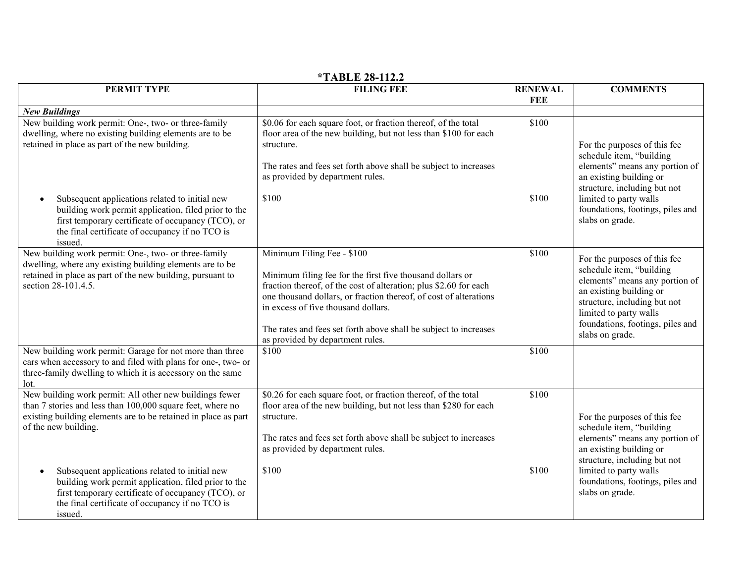**\*TABLE 28-112.2**

| PERMIT TYPE | FILING FEE | RENEWAL FEE | COMMENTS |
|---|---|---|---|
| ***New Buildings*** | | | |
| New building work permit: One-, two- or three-family dwelling, where no existing building elements are to be retained in place as part of the new building. | $0.06 for each square foot, or fraction thereof, of the total floor area of the new building, but not less than $100 for each structure.<br><br>The rates and fees set forth above shall be subject to increases as provided by department rules. | $100 | For the purposes of this fee schedule item, “building elements” means any portion of an existing building or structure, including but not limited to party walls foundations, footings, piles and slabs on grade. |
| • Subsequent applications related to initial new building work permit application, filed prior to the first temporary certificate of occupancy (TCO), or the final certificate of occupancy if no TCO is issued. | $100 | $100 | |
| New building work permit: One-, two- or three-family dwelling, where any existing building elements are to be retained in place as part of the new building, pursuant to section 28-101.4.5. | Minimum Filing Fee - $100<br><br>Minimum filing fee for the first five thousand dollars or fraction thereof, of the cost of alteration; plus $2.60 for each one thousand dollars, or fraction thereof, of cost of alterations in excess of five thousand dollars.<br><br>The rates and fees set forth above shall be subject to increases as provided by department rules. | $100 | For the purposes of this fee schedule item, “building elements” means any portion of an existing building or structure, including but not limited to party walls foundations, footings, piles and slabs on grade. |
| New building work permit: Garage for not more than three cars when accessory to and filed with plans for one-, two- or three-family dwelling to which it is accessory on the same lot. | $100 | $100 | |
| New building work permit: All other new buildings fewer than 7 stories and less than 100,000 square feet, where no existing building elements are to be retained in place as part of the new building. | $0.26 for each square foot, or fraction thereof, of the total floor area of the new building, but not less than $280 for each structure.<br><br>The rates and fees set forth above shall be subject to increases as provided by department rules. | $100 | For the purposes of this fee schedule item, “building elements” means any portion of an existing building or structure, including but not limited to party walls foundations, footings, piles and slabs on grade. |
| • Subsequent applications related to initial new building work permit application, filed prior to the first temporary certificate of occupancy (TCO), or the final certificate of occupancy if no TCO is issued. | $100 | $100 | |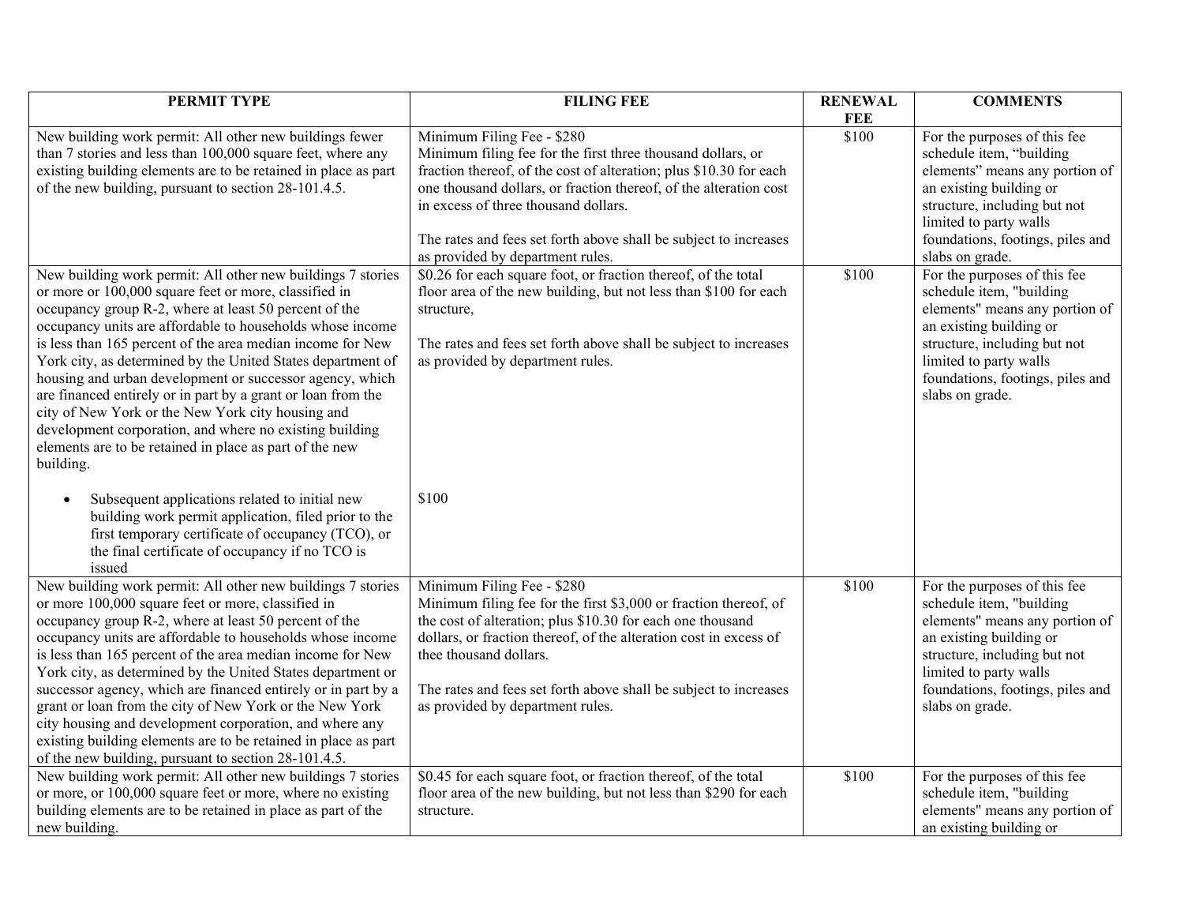| PERMIT TYPE | FILING FEE | RENEWAL FEE | COMMENTS |
| --- | --- | --- | --- |
| New building work permit: All other new buildings fewer than 7 stories and less than 100,000 square feet, where any existing building elements are to be retained in place as part of the new building, pursuant to section 28-101.4.5. | Minimum Filing Fee - $280<br>Minimum filing fee for the first three thousand dollars, or fraction thereof, of the cost of alteration; plus $10.30 for each one thousand dollars, or fraction thereof, of the alteration cost in excess of three thousand dollars.<br><br>The rates and fees set forth above shall be subject to increases as provided by department rules. | $100 | For the purposes of this fee schedule item, “building elements” means any portion of an existing building or structure, including but not limited to party walls foundations, footings, piles and slabs on grade. |
| New building work permit: All other new buildings 7 stories or more or 100,000 square feet or more, classified in occupancy group R-2, where at least 50 percent of the occupancy units are affordable to households whose income is less than 165 percent of the area median income for New York city, as determined by the United States department of housing and urban development or successor agency, which are financed entirely or in part by a grant or loan from the city of New York or the New York city housing and development corporation, and where no existing building elements are to be retained in place as part of the new building.<br><br>• Subsequent applications related to initial new building work permit application, filed prior to the first temporary certificate of occupancy (TCO), or the final certificate of occupancy if no TCO is issued | $0.26 for each square foot, or fraction thereof, of the total floor area of the new building, but not less than $100 for each structure,<br><br>The rates and fees set forth above shall be subject to increases as provided by department rules.<br><br>$100 | $100 | For the purposes of this fee schedule item, "building elements" means any portion of an existing building or structure, including but not limited to party walls foundations, footings, piles and slabs on grade. |
| New building work permit: All other new buildings 7 stories or more 100,000 square feet or more, classified in occupancy group R-2, where at least 50 percent of the occupancy units are affordable to households whose income is less than 165 percent of the area median income for New York city, as determined by the United States department or successor agency, which are financed entirely or in part by a grant or loan from the city of New York or the New York city housing and development corporation, and where any existing building elements are to be retained in place as part of the new building, pursuant to section 28-101.4.5. | Minimum Filing Fee - $280<br>Minimum filing fee for the first $3,000 or fraction thereof, of the cost of alteration; plus $10.30 for each one thousand dollars, or fraction thereof, of the alteration cost in excess of thee thousand dollars.<br><br>The rates and fees set forth above shall be subject to increases as provided by department rules. | $100 | For the purposes of this fee schedule item, "building elements" means any portion of an existing building or structure, including but not limited to party walls foundations, footings, piles and slabs on grade. |
| New building work permit: All other new buildings 7 stories or more, or 100,000 square feet or more, where no existing building elements are to be retained in place as part of the new building. | $0.45 for each square foot, or fraction thereof, of the total floor area of the new building, but not less than $290 for each structure. | $100 | For the purposes of this fee schedule item, "building elements" means any portion of an existing building or |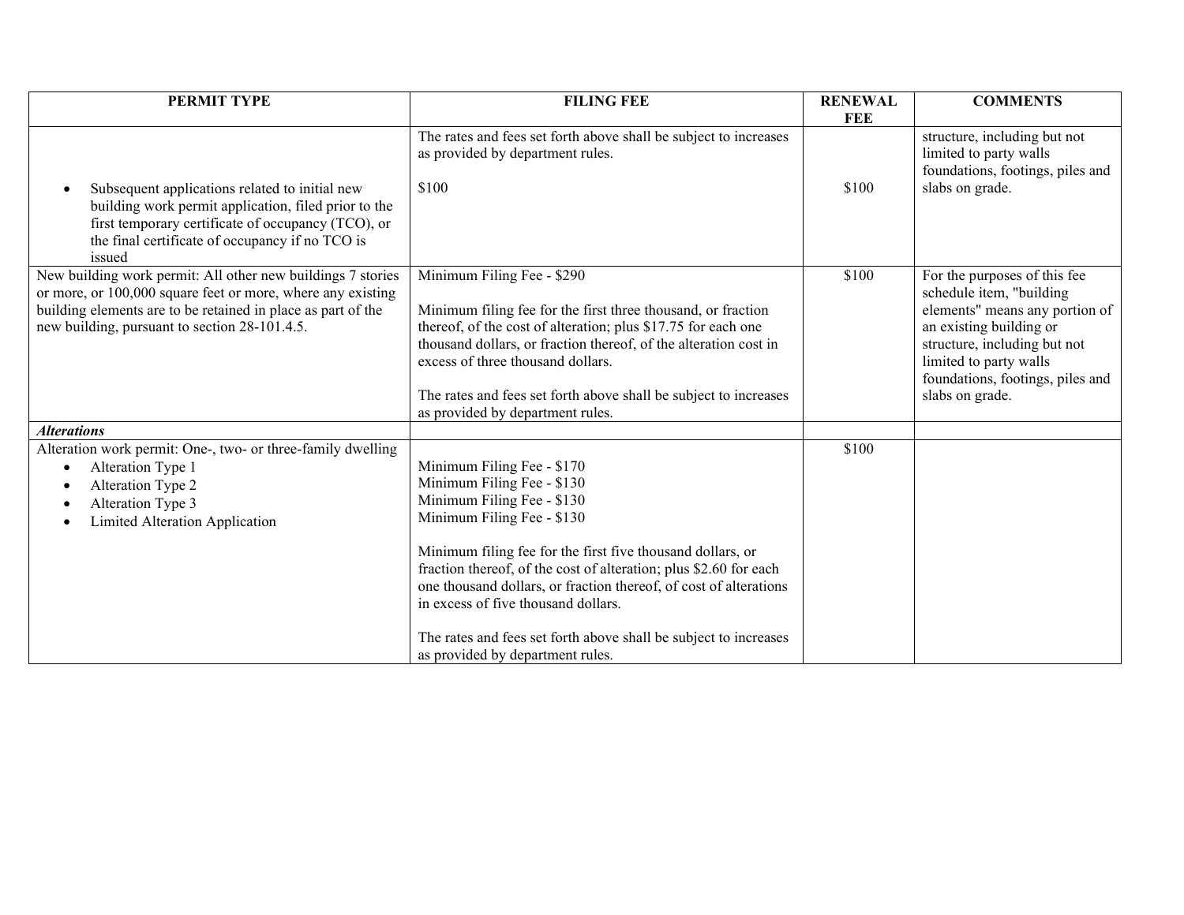| PERMIT TYPE | FILING FEE | RENEWAL FEE | COMMENTS |
|---|---|---|---|
| • Subsequent applications related to initial new building work permit application, filed prior to the first temporary certificate of occupancy (TCO), or the final certificate of occupancy if no TCO is issued | The rates and fees set forth above shall be subject to increases as provided by department rules.<br><br>$100 | $100 | structure, including but not limited to party walls foundations, footings, piles and slabs on grade. |
| New building work permit: All other new buildings 7 stories or more, or 100,000 square feet or more, where any existing building elements are to be retained in place as part of the new building, pursuant to section 28-101.4.5. | Minimum Filing Fee - $290<br><br>Minimum filing fee for the first three thousand, or fraction thereof, of the cost of alteration; plus $17.75 for each one thousand dollars, or fraction thereof, of the alteration cost in excess of three thousand dollars.<br><br>The rates and fees set forth above shall be subject to increases as provided by department rules. | $100 | For the purposes of this fee schedule item, "building elements" means any portion of an existing building or structure, including but not limited to party walls foundations, footings, piles and slabs on grade. |
| ***Alterations*** | | | |
| Alteration work permit: One-, two- or three-family dwelling<br>• Alteration Type 1<br>• Alteration Type 2<br>• Alteration Type 3<br>• Limited Alteration Application | <br>Minimum Filing Fee - $170<br>Minimum Filing Fee - $130<br>Minimum Filing Fee - $130<br>Minimum Filing Fee - $130<br><br>Minimum filing fee for the first five thousand dollars, or fraction thereof, of the cost of alteration; plus $2.60 for each one thousand dollars, or fraction thereof, of cost of alterations in excess of five thousand dollars.<br><br>The rates and fees set forth above shall be subject to increases as provided by department rules. | $100 | |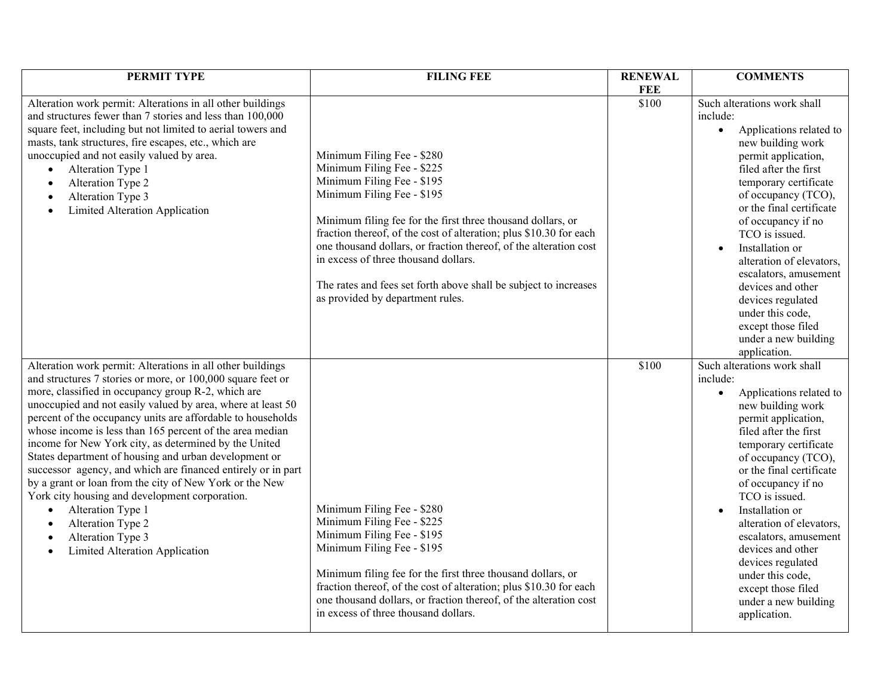| PERMIT TYPE | FILING FEE | RENEWAL FEE | COMMENTS |
|---|---|---|---|
| Alteration work permit: Alterations in all other buildings and structures fewer than 7 stories and less than 100,000 square feet, including but not limited to aerial towers and masts, tank structures, fire escapes, etc., which are unoccupied and not easily valued by area.<br>• Alteration Type 1<br>• Alteration Type 2<br>• Alteration Type 3<br>• Limited Alteration Application | Minimum Filing Fee - $280<br>Minimum Filing Fee - $225<br>Minimum Filing Fee - $195<br>Minimum Filing Fee - $195<br><br>Minimum filing fee for the first three thousand dollars, or fraction thereof, of the cost of alteration; plus $10.30 for each one thousand dollars, or fraction thereof, of the alteration cost in excess of three thousand dollars.<br><br>The rates and fees set forth above shall be subject to increases as provided by department rules. | $100 | Such alterations work shall include:<br>• Applications related to new building work permit application, filed after the first temporary certificate of occupancy (TCO), or the final certificate of occupancy if no TCO is issued.<br>• Installation or alteration of elevators, escalators, amusement devices and other devices regulated under this code, except those filed under a new building application. |
| Alteration work permit: Alterations in all other buildings and structures 7 stories or more, or 100,000 square feet or more, classified in occupancy group R-2, which are unoccupied and not easily valued by area, where at least 50 percent of the occupancy units are affordable to households whose income is less than 165 percent of the area median income for New York city, as determined by the United States department of housing and urban development or successor agency, and which are financed entirely or in part by a grant or loan from the city of New York or the New York city housing and development corporation.<br>• Alteration Type 1<br>• Alteration Type 2<br>• Alteration Type 3<br>• Limited Alteration Application | Minimum Filing Fee - $280<br>Minimum Filing Fee - $225<br>Minimum Filing Fee - $195<br>Minimum Filing Fee - $195<br><br>Minimum filing fee for the first three thousand dollars, or fraction thereof, of the cost of alteration; plus $10.30 for each one thousand dollars, or fraction thereof, of the alteration cost in excess of three thousand dollars. | $100 | Such alterations work shall include:<br>• Applications related to new building work permit application, filed after the first temporary certificate of occupancy (TCO), or the final certificate of occupancy if no TCO is issued.<br>• Installation or alteration of elevators, escalators, amusement devices and other devices regulated under this code, except those filed under a new building application. |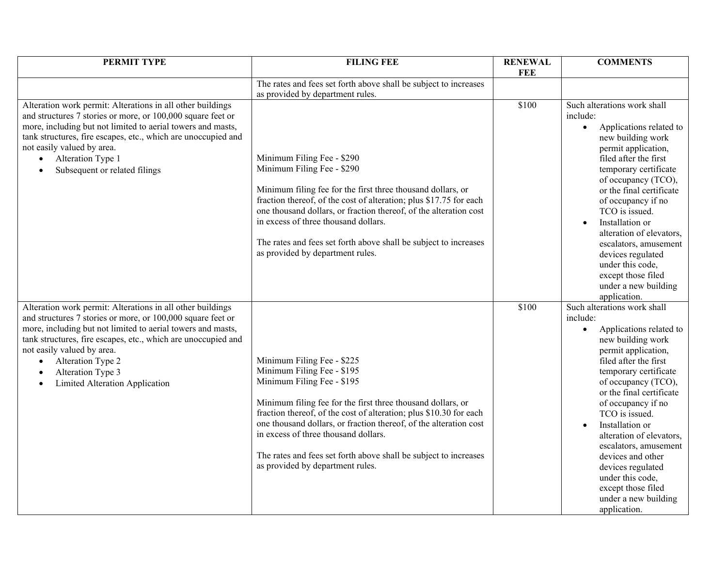| PERMIT TYPE | FILING FEE | RENEWAL FEE | COMMENTS |
|---|---|---|---|
| | The rates and fees set forth above shall be subject to increases as provided by department rules. | | |
| Alteration work permit: Alterations in all other buildings and structures 7 stories or more, or 100,000 square feet or more, including but not limited to aerial towers and masts, tank structures, fire escapes, etc., which are unoccupied and not easily valued by area.<br>• Alteration Type 1<br>• Subsequent or related filings | Minimum Filing Fee - $290<br>Minimum Filing Fee - $290<br><br>Minimum filing fee for the first three thousand dollars, or fraction thereof, of the cost of alteration; plus $17.75 for each one thousand dollars, or fraction thereof, of the alteration cost in excess of three thousand dollars.<br><br>The rates and fees set forth above shall be subject to increases as provided by department rules. | $100 | Such alterations work shall include:<br>• Applications related to new building work permit application, filed after the first temporary certificate of occupancy (TCO), or the final certificate of occupancy if no TCO is issued.<br>• Installation or alteration of elevators, escalators, amusement devices regulated under this code, except those filed under a new building application. |
| Alteration work permit: Alterations in all other buildings and structures 7 stories or more, or 100,000 square feet or more, including but not limited to aerial towers and masts, tank structures, fire escapes, etc., which are unoccupied and not easily valued by area.<br>• Alteration Type 2<br>• Alteration Type 3<br>• Limited Alteration Application | Minimum Filing Fee - $225<br>Minimum Filing Fee - $195<br>Minimum Filing Fee - $195<br><br>Minimum filing fee for the first three thousand dollars, or fraction thereof, of the cost of alteration; plus $10.30 for each one thousand dollars, or fraction thereof, of the alteration cost in excess of three thousand dollars.<br><br>The rates and fees set forth above shall be subject to increases as provided by department rules. | $100 | Such alterations work shall include:<br>• Applications related to new building work permit application, filed after the first temporary certificate of occupancy (TCO), or the final certificate of occupancy if no TCO is issued.<br>• Installation or alteration of elevators, escalators, amusement devices and other devices regulated under this code, except those filed under a new building application. |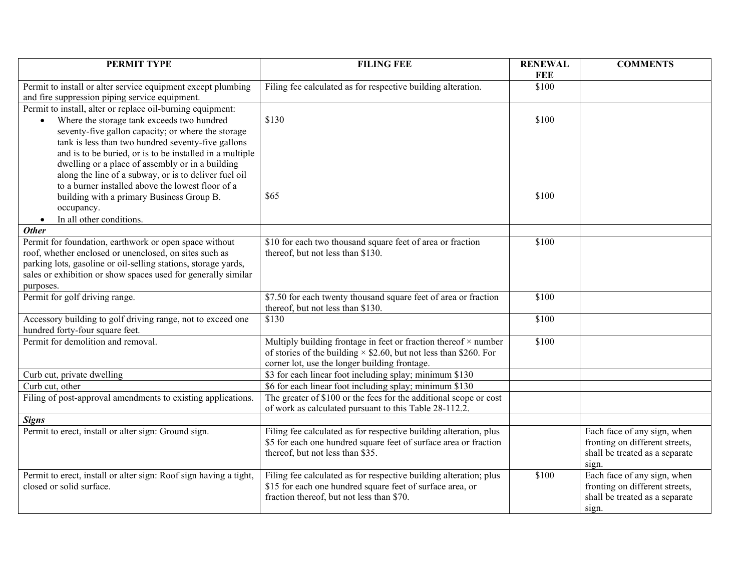| PERMIT TYPE | FILING FEE | RENEWAL FEE | COMMENTS |
|---|---|---|---|
| Permit to install or alter service equipment except plumbing and fire suppression piping service equipment. | Filing fee calculated as for respective building alteration. | $100 | |
| Permit to install, alter or replace oil-burning equipment: | | | |
| • Where the storage tank exceeds two hundred seventy-five gallon capacity; or where the storage tank is less than two hundred seventy-five gallons and is to be buried, or is to be installed in a multiple dwelling or a place of assembly or in a building along the line of a subway, or is to deliver fuel oil to a burner installed above the lowest floor of a building with a primary Business Group B. occupancy. | $130 | $100 | |
| • In all other conditions. | $65 | $100 | |
| ***Other*** | | | |
| Permit for foundation, earthwork or open space without roof, whether enclosed or unenclosed, on sites such as parking lots, gasoline or oil-selling stations, storage yards, sales or exhibition or show spaces used for generally similar purposes. | $10 for each two thousand square feet of area or fraction thereof, but not less than $130. | $100 | |
| Permit for golf driving range. | $7.50 for each twenty thousand square feet of area or fraction thereof, but not less than $130. | $100 | |
| Accessory building to golf driving range, not to exceed one hundred forty-four square feet. | $130 | $100 | |
| Permit for demolition and removal. | Multiply building frontage in feet or fraction thereof × number of stories of the building × $2.60, but not less than $260. For corner lot, use the longer building frontage. | $100 | |
| Curb cut, private dwelling | $3 for each linear foot including splay; minimum $130 | | |
| Curb cut, other | $6 for each linear foot including splay; minimum $130 | | |
| Filing of post-approval amendments to existing applications. | The greater of $100 or the fees for the additional scope or cost of work as calculated pursuant to this Table 28-112.2. | | |
| ***Signs*** | | | |
| Permit to erect, install or alter sign: Ground sign. | Filing fee calculated as for respective building alteration, plus $5 for each one hundred square feet of surface area or fraction thereof, but not less than $35. | | Each face of any sign, when fronting on different streets, shall be treated as a separate sign. |
| Permit to erect, install or alter sign: Roof sign having a tight, closed or solid surface. | Filing fee calculated as for respective building alteration; plus $15 for each one hundred square feet of surface area, or fraction thereof, but not less than $70. | $100 | Each face of any sign, when fronting on different streets, shall be treated as a separate sign. |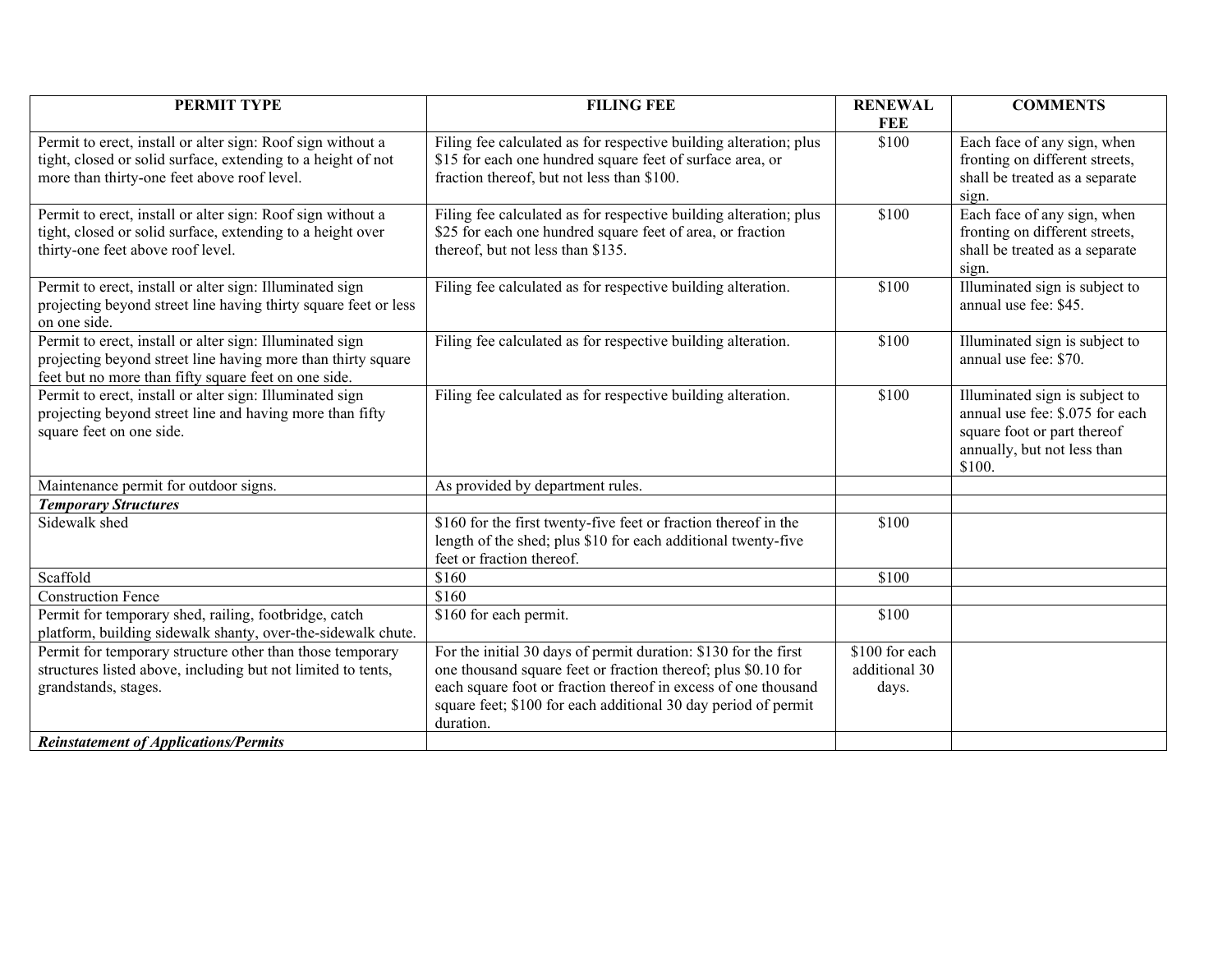| PERMIT TYPE | FILING FEE | RENEWAL FEE | COMMENTS |
|---|---|---|---|
| Permit to erect, install or alter sign: Roof sign without a tight, closed or solid surface, extending to a height of not more than thirty-one feet above roof level. | Filing fee calculated as for respective building alteration; plus $15 for each one hundred square feet of surface area, or fraction thereof, but not less than $100. | $100 | Each face of any sign, when fronting on different streets, shall be treated as a separate sign. |
| Permit to erect, install or alter sign: Roof sign without a tight, closed or solid surface, extending to a height over thirty-one feet above roof level. | Filing fee calculated as for respective building alteration; plus $25 for each one hundred square feet of area, or fraction thereof, but not less than $135. | $100 | Each face of any sign, when fronting on different streets, shall be treated as a separate sign. |
| Permit to erect, install or alter sign: Illuminated sign projecting beyond street line having thirty square feet or less on one side. | Filing fee calculated as for respective building alteration. | $100 | Illuminated sign is subject to annual use fee: $45. |
| Permit to erect, install or alter sign: Illuminated sign projecting beyond street line having more than thirty square feet but no more than fifty square feet on one side. | Filing fee calculated as for respective building alteration. | $100 | Illuminated sign is subject to annual use fee: $70. |
| Permit to erect, install or alter sign: Illuminated sign projecting beyond street line and having more than fifty square feet on one side. | Filing fee calculated as for respective building alteration. | $100 | Illuminated sign is subject to annual use fee: $.075 for each square foot or part thereof annually, but not less than $100. |
| Maintenance permit for outdoor signs. | As provided by department rules. | | |
| ***Temporary Structures*** | | | |
| Sidewalk shed | $160 for the first twenty-five feet or fraction thereof in the length of the shed; plus $10 for each additional twenty-five feet or fraction thereof. | $100 | |
| Scaffold | $160 | $100 | |
| Construction Fence | $160 | | |
| Permit for temporary shed, railing, footbridge, catch platform, building sidewalk shanty, over-the-sidewalk chute. | $160 for each permit. | $100 | |
| Permit for temporary structure other than those temporary structures listed above, including but not limited to tents, grandstands, stages. | For the initial 30 days of permit duration: $130 for the first one thousand square feet or fraction thereof; plus $0.10 for each square foot or fraction thereof in excess of one thousand square feet; $100 for each additional 30 day period of permit duration. | $100 for each additional 30 days. | |
| ***Reinstatement of Applications/Permits*** | | | |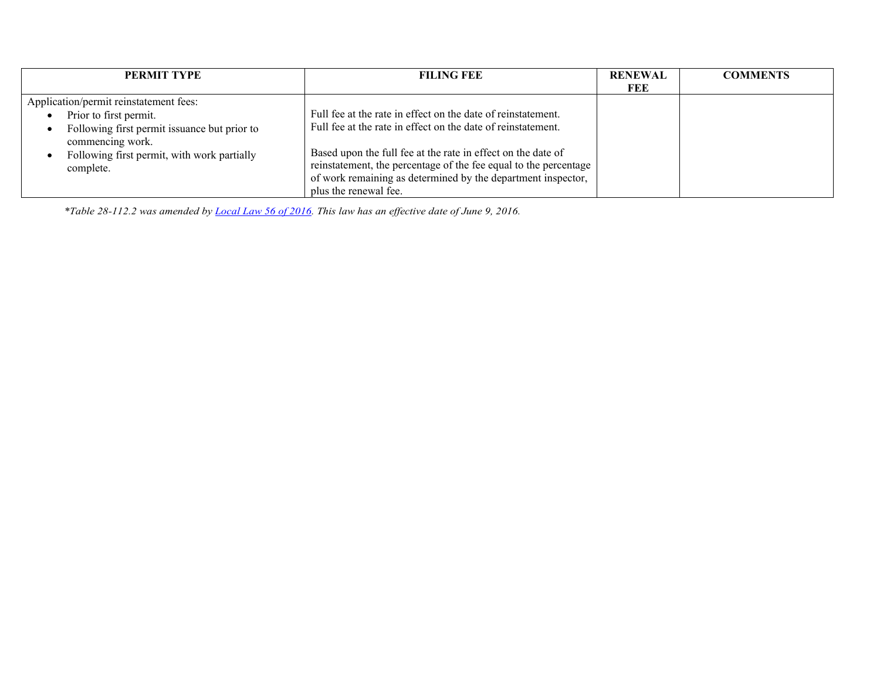| PERMIT TYPE | FILING FEE | RENEWAL FEE | COMMENTS |
|---|---|---|---|
| Application/permit reinstatement fees:<br>• Prior to first permit.<br>• Following first permit issuance but prior to commencing work.<br>• Following first permit, with work partially complete. | Full fee at the rate in effect on the date of reinstatement.<br>Full fee at the rate in effect on the date of reinstatement.<br><br>Based upon the full fee at the rate in effect on the date of reinstatement, the percentage of the fee equal to the percentage of work remaining as determined by the department inspector, plus the renewal fee. | | |

**Table 28-112.2 was amended by Local Law 56 of 2016. This law has an effective date of June 9, 2016.*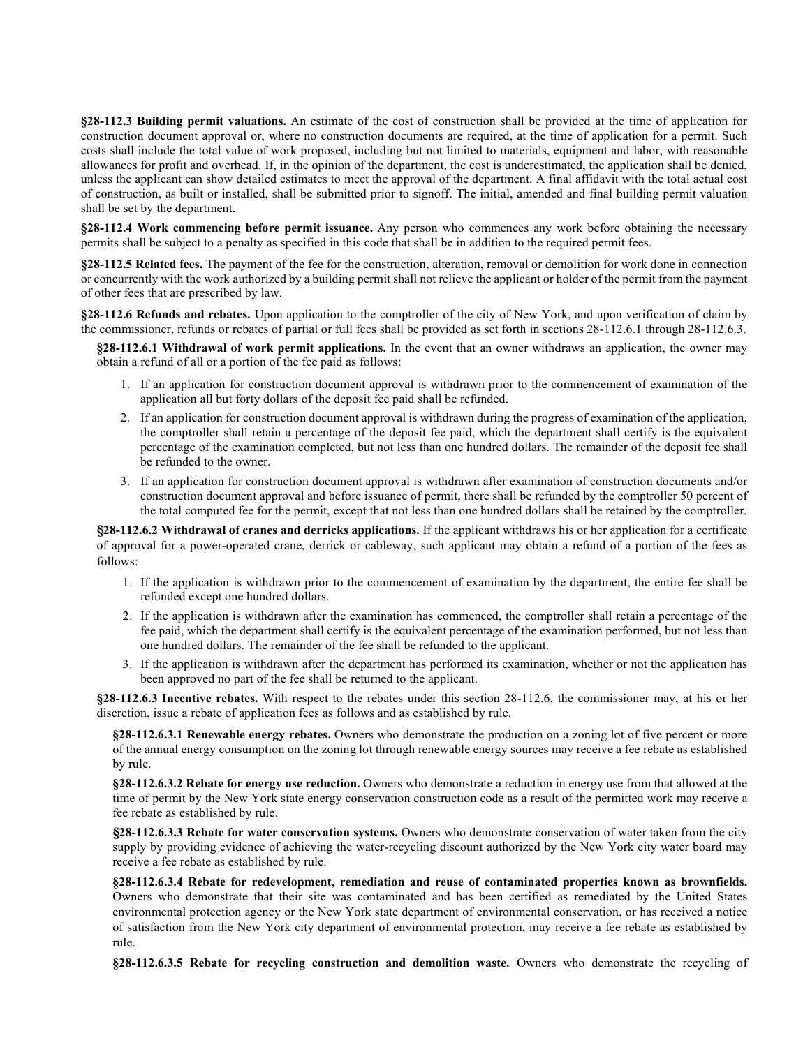**§28-112.3 Building permit valuations.** An estimate of the cost of construction shall be provided at the time of application for construction document approval or, where no construction documents are required, at the time of application for a permit. Such costs shall include the total value of work proposed, including but not limited to materials, equipment and labor, with reasonable allowances for profit and overhead. If, in the opinion of the department, the cost is underestimated, the application shall be denied, unless the applicant can show detailed estimates to meet the approval of the department. A final affidavit with the total actual cost of construction, as built or installed, shall be submitted prior to signoff. The initial, amended and final building permit valuation shall be set by the department.

**§28-112.4 Work commencing before permit issuance.** Any person who commences any work before obtaining the necessary permits shall be subject to a penalty as specified in this code that shall be in addition to the required permit fees.

**§28-112.5 Related fees.** The payment of the fee for the construction, alteration, removal or demolition for work done in connection or concurrently with the work authorized by a building permit shall not relieve the applicant or holder of the permit from the payment of other fees that are prescribed by law.

**§28-112.6 Refunds and rebates.** Upon application to the comptroller of the city of New York, and upon verification of claim by the commissioner, refunds or rebates of partial or full fees shall be provided as set forth in sections 28-112.6.1 through 28-112.6.3.

**§28-112.6.1 Withdrawal of work permit applications.** In the event that an owner withdraws an application, the owner may obtain a refund of all or a portion of the fee paid as follows:

1. If an application for construction document approval is withdrawn prior to the commencement of examination of the application all but forty dollars of the deposit fee paid shall be refunded.
2. If an application for construction document approval is withdrawn during the progress of examination of the application, the comptroller shall retain a percentage of the deposit fee paid, which the department shall certify is the equivalent percentage of the examination completed, but not less than one hundred dollars. The remainder of the deposit fee shall be refunded to the owner.
3. If an application for construction document approval is withdrawn after examination of construction documents and/or construction document approval and before issuance of permit, there shall be refunded by the comptroller 50 percent of the total computed fee for the permit, except that not less than one hundred dollars shall be retained by the comptroller.

**§28-112.6.2 Withdrawal of cranes and derricks applications.** If the applicant withdraws his or her application for a certificate of approval for a power-operated crane, derrick or cableway, such applicant may obtain a refund of a portion of the fees as follows:

1. If the application is withdrawn prior to the commencement of examination by the department, the entire fee shall be refunded except one hundred dollars.
2. If the application is withdrawn after the examination has commenced, the comptroller shall retain a percentage of the fee paid, which the department shall certify is the equivalent percentage of the examination performed, but not less than one hundred dollars. The remainder of the fee shall be refunded to the applicant.
3. If the application is withdrawn after the department has performed its examination, whether or not the application has been approved no part of the fee shall be returned to the applicant.

**§28-112.6.3 Incentive rebates.** With respect to the rebates under this section 28-112.6, the commissioner may, at his or her discretion, issue a rebate of application fees as follows and as established by rule.

**§28-112.6.3.1 Renewable energy rebates.** Owners who demonstrate the production on a zoning lot of five percent or more of the annual energy consumption on the zoning lot through renewable energy sources may receive a fee rebate as established by rule.

**§28-112.6.3.2 Rebate for energy use reduction.** Owners who demonstrate a reduction in energy use from that allowed at the time of permit by the New York state energy conservation construction code as a result of the permitted work may receive a fee rebate as established by rule.

**§28-112.6.3.3 Rebate for water conservation systems.** Owners who demonstrate conservation of water taken from the city supply by providing evidence of achieving the water-recycling discount authorized by the New York city water board may receive a fee rebate as established by rule.

**§28-112.6.3.4 Rebate for redevelopment, remediation and reuse of contaminated properties known as brownfields.** Owners who demonstrate that their site was contaminated and has been certified as remediated by the United States environmental protection agency or the New York state department of environmental conservation, or has received a notice of satisfaction from the New York city department of environmental protection, may receive a fee rebate as established by rule.

**§28-112.6.3.5 Rebate for recycling construction and demolition waste.** Owners who demonstrate the recycling of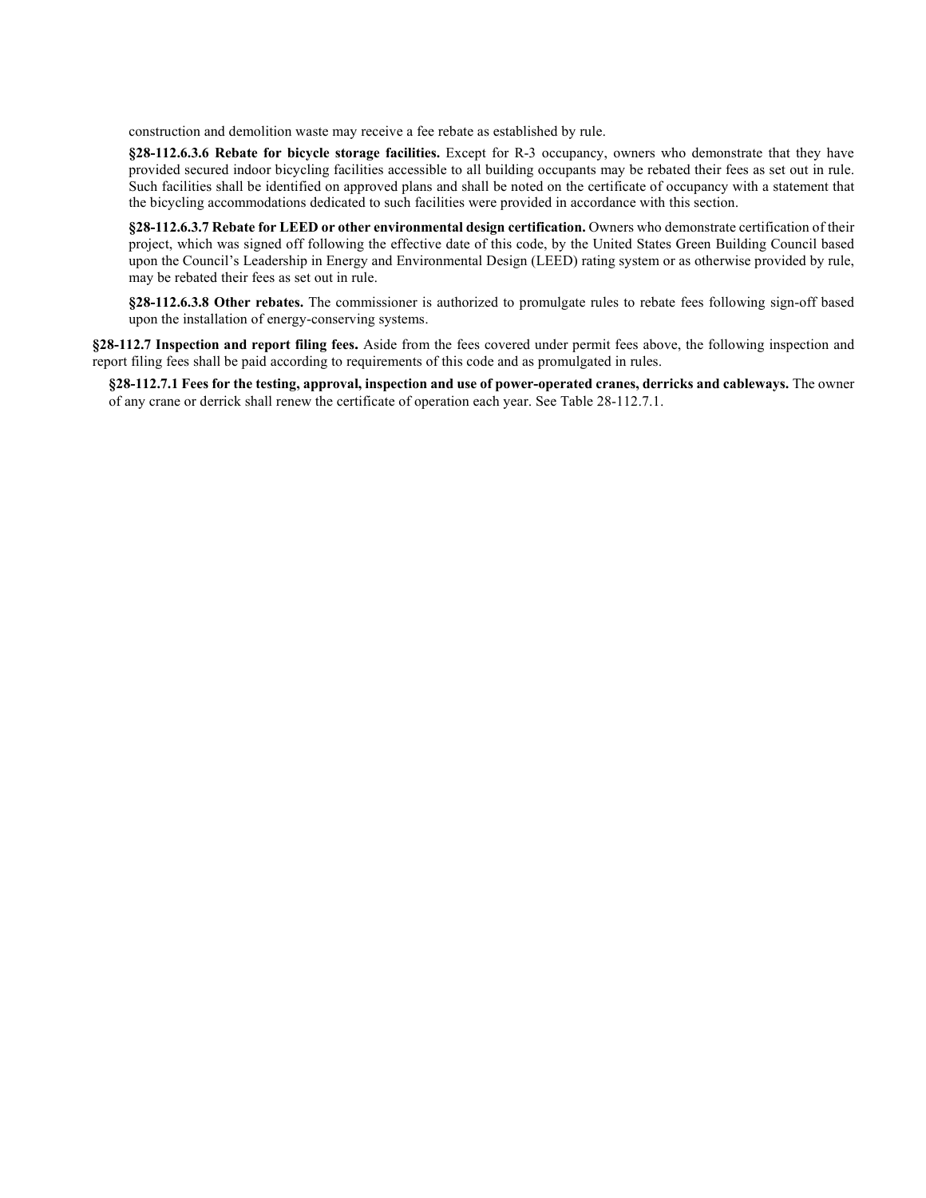construction and demolition waste may receive a fee rebate as established by rule.

**§28-112.6.3.6 Rebate for bicycle storage facilities.** Except for R-3 occupancy, owners who demonstrate that they have provided secured indoor bicycling facilities accessible to all building occupants may be rebated their fees as set out in rule. Such facilities shall be identified on approved plans and shall be noted on the certificate of occupancy with a statement that the bicycling accommodations dedicated to such facilities were provided in accordance with this section.

**§28-112.6.3.7 Rebate for LEED or other environmental design certification.** Owners who demonstrate certification of their project, which was signed off following the effective date of this code, by the United States Green Building Council based upon the Council's Leadership in Energy and Environmental Design (LEED) rating system or as otherwise provided by rule, may be rebated their fees as set out in rule.

**§28-112.6.3.8 Other rebates.** The commissioner is authorized to promulgate rules to rebate fees following sign-off based upon the installation of energy-conserving systems.

**§28-112.7 Inspection and report filing fees.** Aside from the fees covered under permit fees above, the following inspection and report filing fees shall be paid according to requirements of this code and as promulgated in rules.

**§28-112.7.1 Fees for the testing, approval, inspection and use of power-operated cranes, derricks and cableways.** The owner of any crane or derrick shall renew the certificate of operation each year. See Table 28-112.7.1.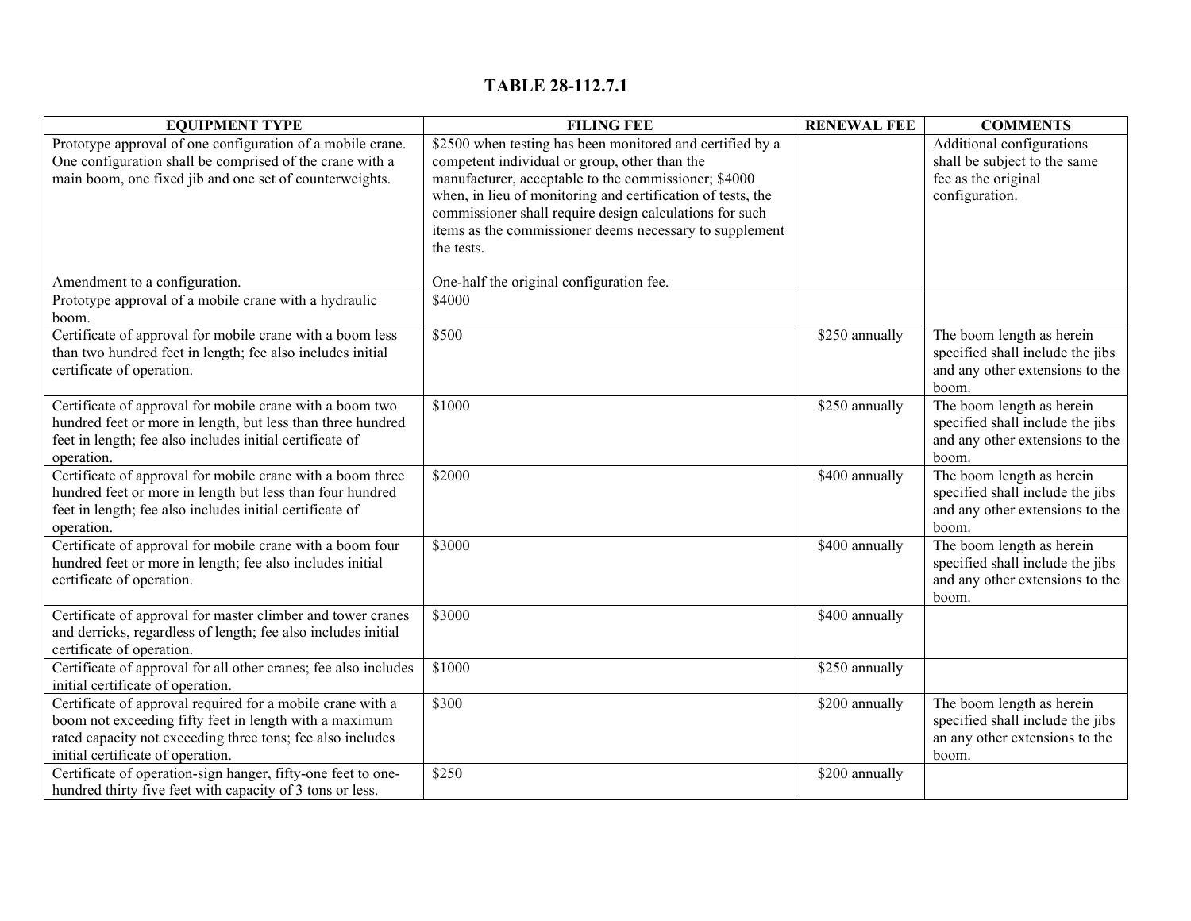# TABLE 28-112.7.1

| EQUIPMENT TYPE | FILING FEE | RENEWAL FEE | COMMENTS |
|---|---|---|---|
| Prototype approval of one configuration of a mobile crane. One configuration shall be comprised of the crane with a main boom, one fixed jib and one set of counterweights.<br><br>Amendment to a configuration. | $2500 when testing has been monitored and certified by a competent individual or group, other than the manufacturer, acceptable to the commissioner; $4000 when, in lieu of monitoring and certification of tests, the commissioner shall require design calculations for such items as the commissioner deems necessary to supplement the tests.<br><br>One-half the original configuration fee. | | Additional configurations shall be subject to the same fee as the original configuration. |
| Prototype approval of a mobile crane with a hydraulic boom. | $4000 | | |
| Certificate of approval for mobile crane with a boom less than two hundred feet in length; fee also includes initial certificate of operation. | $500 | $250 annually | The boom length as herein specified shall include the jibs and any other extensions to the boom. |
| Certificate of approval for mobile crane with a boom two hundred feet or more in length, but less than three hundred feet in length; fee also includes initial certificate of operation. | $1000 | $250 annually | The boom length as herein specified shall include the jibs and any other extensions to the boom. |
| Certificate of approval for mobile crane with a boom three hundred feet or more in length but less than four hundred feet in length; fee also includes initial certificate of operation. | $2000 | $400 annually | The boom length as herein specified shall include the jibs and any other extensions to the boom. |
| Certificate of approval for mobile crane with a boom four hundred feet or more in length; fee also includes initial certificate of operation. | $3000 | $400 annually | The boom length as herein specified shall include the jibs and any other extensions to the boom. |
| Certificate of approval for master climber and tower cranes and derricks, regardless of length; fee also includes initial certificate of operation. | $3000 | $400 annually | |
| Certificate of approval for all other cranes; fee also includes initial certificate of operation. | $1000 | $250 annually | |
| Certificate of approval required for a mobile crane with a boom not exceeding fifty feet in length with a maximum rated capacity not exceeding three tons; fee also includes initial certificate of operation. | $300 | $200 annually | The boom length as herein specified shall include the jibs an any other extensions to the boom. |
| Certificate of operation-sign hanger, fifty-one feet to one-hundred thirty five feet with capacity of 3 tons or less. | $250 | $200 annually | |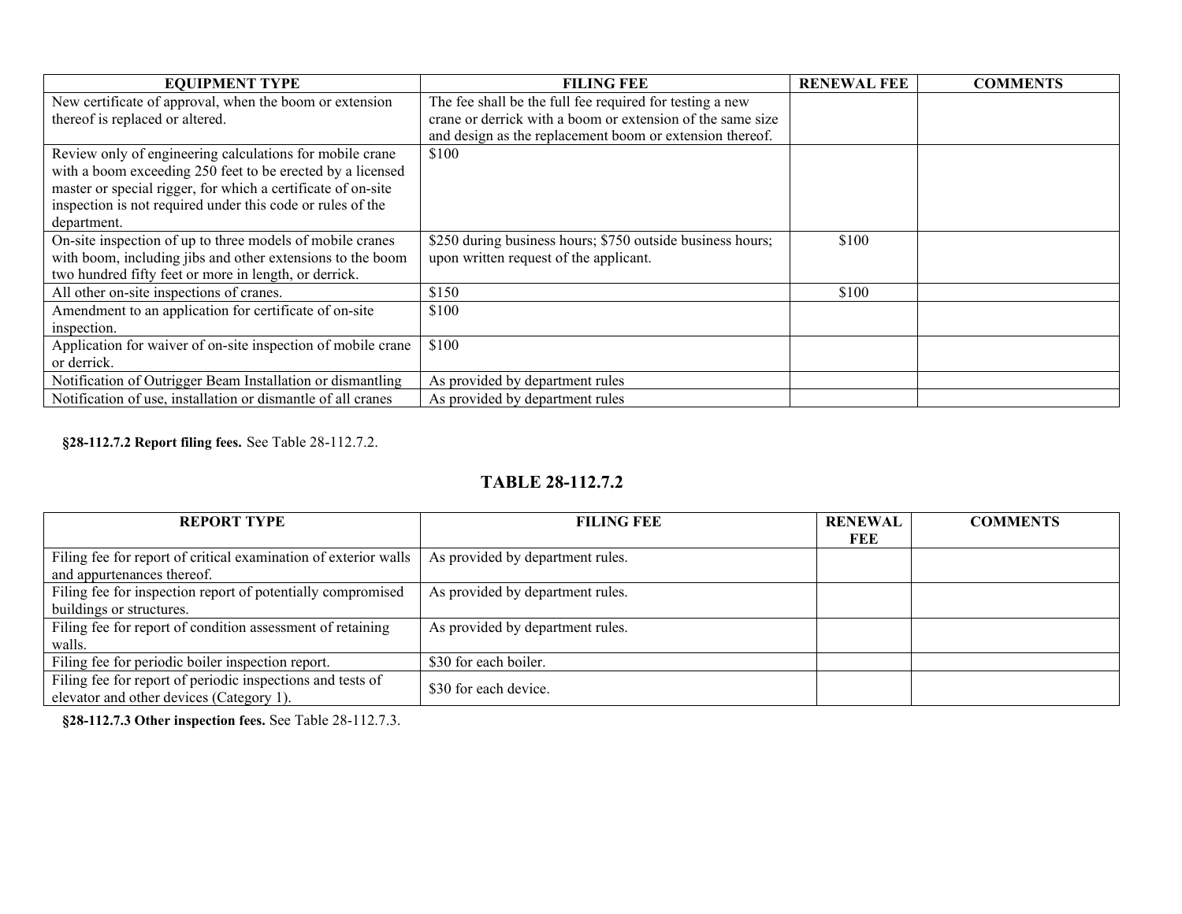| EQUIPMENT TYPE | FILING FEE | RENEWAL FEE | COMMENTS |
|---|---|---|---|
| New certificate of approval, when the boom or extension thereof is replaced or altered. | The fee shall be the full fee required for testing a new crane or derrick with a boom or extension of the same size and design as the replacement boom or extension thereof. | | |
| Review only of engineering calculations for mobile crane with a boom exceeding 250 feet to be erected by a licensed master or special rigger, for which a certificate of on-site inspection is not required under this code or rules of the department. | $100 | | |
| On-site inspection of up to three models of mobile cranes with boom, including jibs and other extensions to the boom two hundred fifty feet or more in length, or derrick. | $250 during business hours; $750 outside business hours; upon written request of the applicant. | $100 | |
| All other on-site inspections of cranes. | $150 | $100 | |
| Amendment to an application for certificate of on-site inspection. | $100 | | |
| Application for waiver of on-site inspection of mobile crane or derrick. | $100 | | |
| Notification of Outrigger Beam Installation or dismantling | As provided by department rules | | |
| Notification of use, installation or dismantle of all cranes | As provided by department rules | | |

**§28-112.7.2 Report filing fees.** See Table 28-112.7.2.

## TABLE 28-112.7.2

| REPORT TYPE | FILING FEE | RENEWAL FEE | COMMENTS |
|---|---|---|---|
| Filing fee for report of critical examination of exterior walls and appurtenances thereof. | As provided by department rules. | | |
| Filing fee for inspection report of potentially compromised buildings or structures. | As provided by department rules. | | |
| Filing fee for report of condition assessment of retaining walls. | As provided by department rules. | | |
| Filing fee for periodic boiler inspection report. | $30 for each boiler. | | |
| Filing fee for report of periodic inspections and tests of elevator and other devices (Category 1). | $30 for each device. | | |

**§28-112.7.3 Other inspection fees.** See Table 28-112.7.3.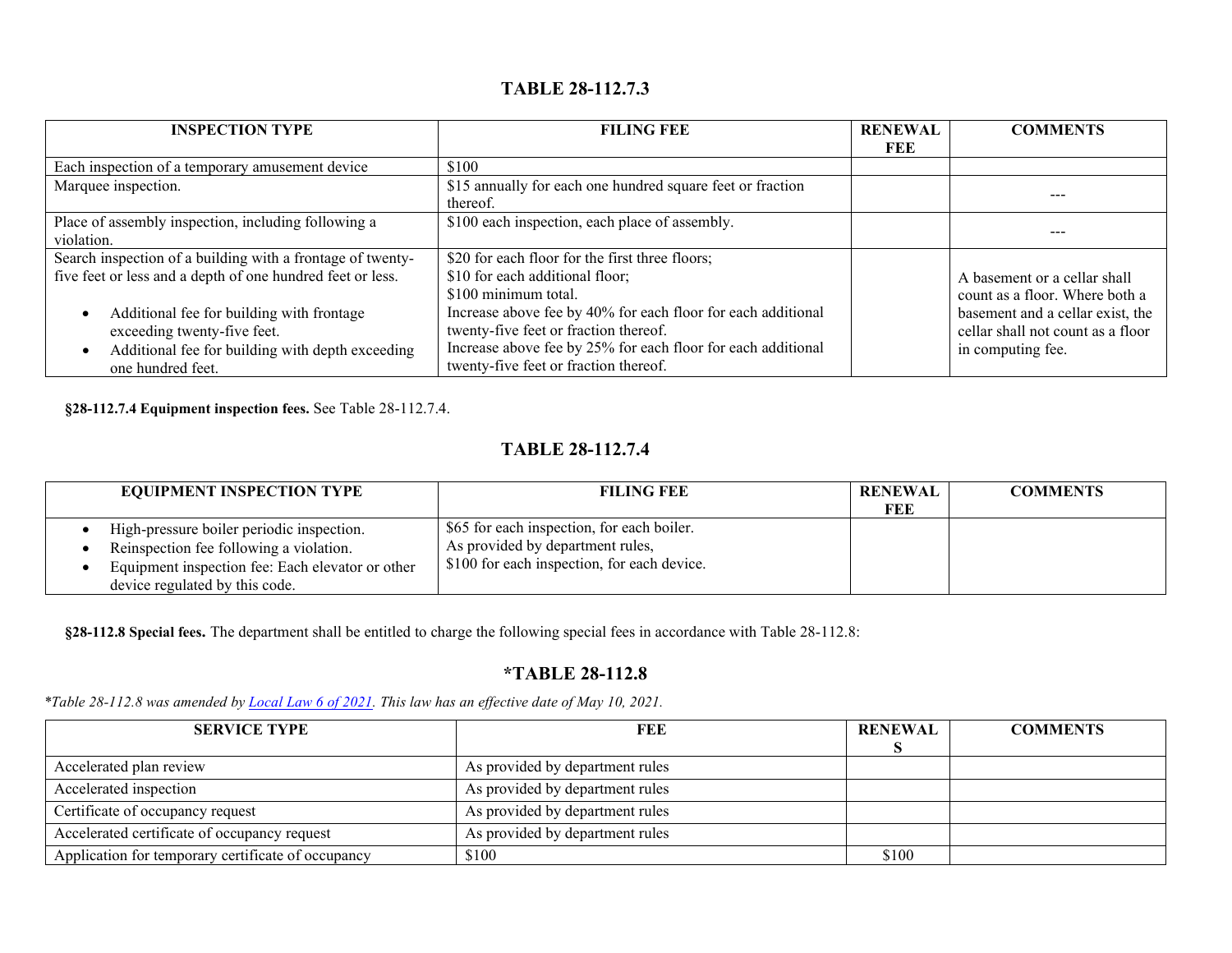## TABLE 28-112.7.3

| INSPECTION TYPE | FILING FEE | RENEWAL FEE | COMMENTS |
|---|---|---|---|
| Each inspection of a temporary amusement device | $100 | | |
| Marquee inspection. | $15 annually for each one hundred square feet or fraction thereof. | | --- |
| Place of assembly inspection, including following a violation. | $100 each inspection, each place of assembly. | | --- |
| Search inspection of a building with a frontage of twenty-five feet or less and a depth of one hundred feet or less.<br>• Additional fee for building with frontage exceeding twenty-five feet.<br>• Additional fee for building with depth exceeding one hundred feet. | $20 for each floor for the first three floors;<br>$10 for each additional floor;<br>$100 minimum total.<br>Increase above fee by 40% for each floor for each additional twenty-five feet or fraction thereof.<br>Increase above fee by 25% for each floor for each additional twenty-five feet or fraction thereof. | | A basement or a cellar shall count as a floor. Where both a basement and a cellar exist, the cellar shall not count as a floor in computing fee. |

**§28-112.7.4 Equipment inspection fees.** See Table 28-112.7.4.

## TABLE 28-112.7.4

| EQUIPMENT INSPECTION TYPE | FILING FEE | RENEWAL FEE | COMMENTS |
|---|---|---|---|
| • High-pressure boiler periodic inspection.<br>• Reinspection fee following a violation.<br>• Equipment inspection fee: Each elevator or other device regulated by this code. | $65 for each inspection, for each boiler.<br>As provided by department rules,<br>$100 for each inspection, for each device. | | |

**§28-112.8 Special fees.** The department shall be entitled to charge the following special fees in accordance with Table 28-112.8:

## *TABLE 28-112.8

*\*Table 28-112.8 was amended by Local Law 6 of 2021. This law has an effective date of May 10, 2021.*

| SERVICE TYPE | FEE | RENEWALS | COMMENTS |
|---|---|---|---|
| Accelerated plan review | As provided by department rules | | |
| Accelerated inspection | As provided by department rules | | |
| Certificate of occupancy request | As provided by department rules | | |
| Accelerated certificate of occupancy request | As provided by department rules | | |
| Application for temporary certificate of occupancy | $100 | $100 | |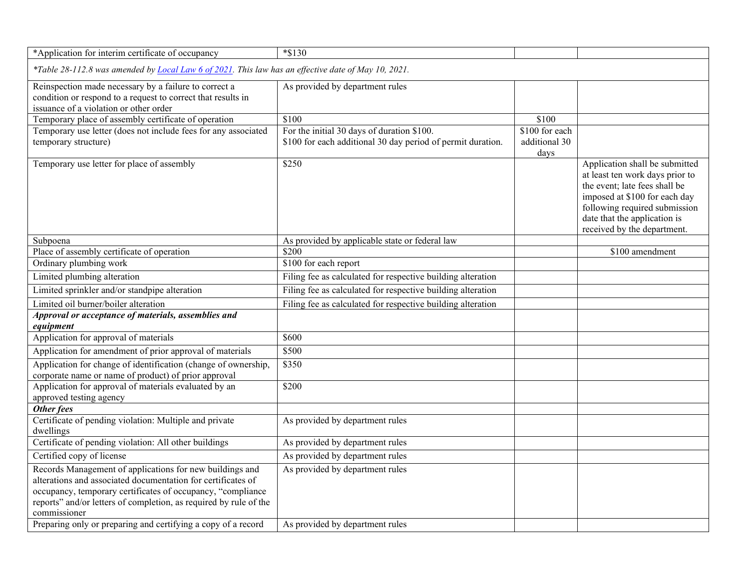| *Application for interim certificate of occupancy | *$130 | | |
|---|---|---|---|
| *Table 28-112.8 was amended by [Local Law 6 of 2021](). This law has an effective date of May 10, 2021.* | | | |
| Reinspection made necessary by a failure to correct a condition or respond to a request to correct that results in issuance of a violation or other order | As provided by department rules | | |
| Temporary place of assembly certificate of operation | $100 | $100 | |
| Temporary use letter (does not include fees for any associated temporary structure) | For the initial 30 days of duration $100.<br>$100 for each additional 30 day period of permit duration. | $100 for each additional 30 days | |
| Temporary use letter for place of assembly | $250 | | Application shall be submitted at least ten work days prior to the event; late fees shall be imposed at $100 for each day following required submission date that the application is received by the department. |
| Subpoena | As provided by applicable state or federal law | | |
| Place of assembly certificate of operation | $200 | | $100 amendment |
| Ordinary plumbing work | $100 for each report | | |
| Limited plumbing alteration | Filing fee as calculated for respective building alteration | | |
| Limited sprinkler and/or standpipe alteration | Filing fee as calculated for respective building alteration | | |
| Limited oil burner/boiler alteration | Filing fee as calculated for respective building alteration | | |
| ***Approval or acceptance of materials, assemblies and equipment*** | | | |
| Application for approval of materials | $600 | | |
| Application for amendment of prior approval of materials | $500 | | |
| Application for change of identification (change of ownership, corporate name or name of product) of prior approval | $350 | | |
| Application for approval of materials evaluated by an approved testing agency | $200 | | |
| ***Other fees*** | | | |
| Certificate of pending violation: Multiple and private dwellings | As provided by department rules | | |
| Certificate of pending violation: All other buildings | As provided by department rules | | |
| Certified copy of license | As provided by department rules | | |
| Records Management of applications for new buildings and alterations and associated documentation for certificates of occupancy, temporary certificates of occupancy, "compliance reports" and/or letters of completion, as required by rule of the commissioner | As provided by department rules | | |
| Preparing only or preparing and certifying a copy of a record | As provided by department rules | | |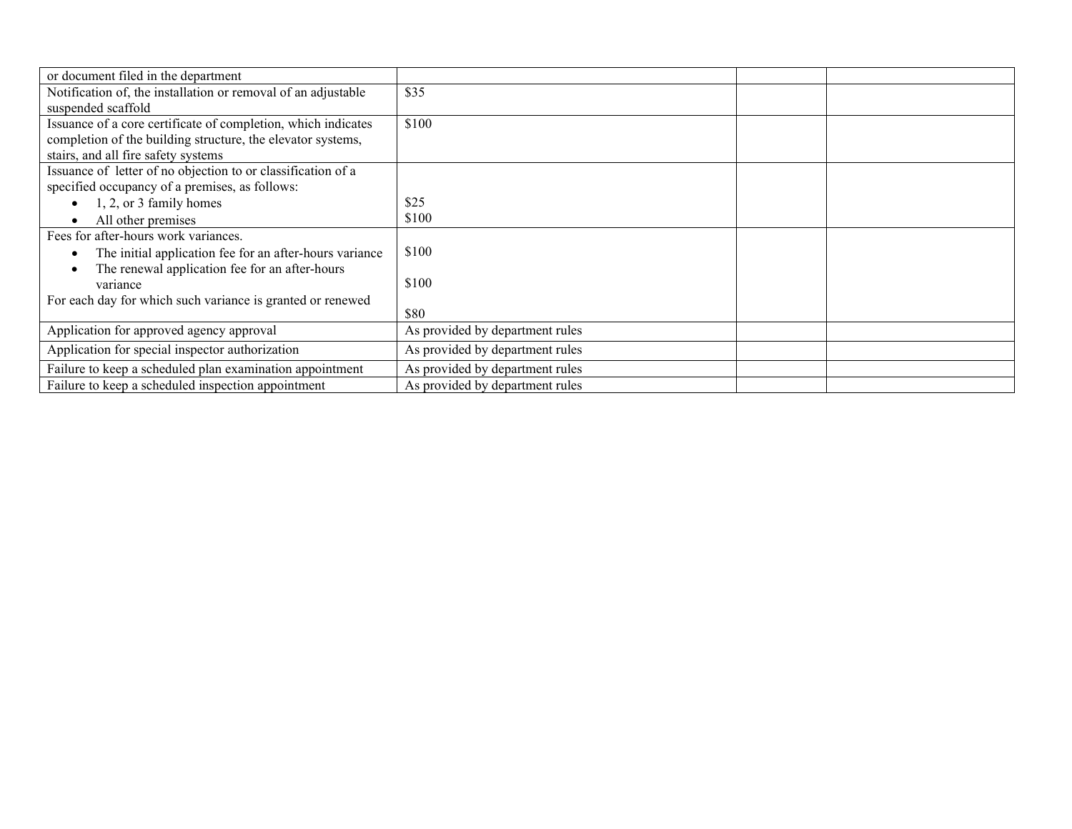| | | | |
|---|---|---|---|
| or document filed in the department | | | |
| Notification of, the installation or removal of an adjustable suspended scaffold | $35 | | |
| Issuance of a core certificate of completion, which indicates completion of the building structure, the elevator systems, stairs, and all fire safety systems | $100 | | |
| Issuance of letter of no objection to or classification of a specified occupancy of a premises, as follows:<br>• 1, 2, or 3 family homes<br>• All other premises | <br><br>$25<br>$100 | | |
| Fees for after-hours work variances.<br>• The initial application fee for an after-hours variance<br>• The renewal application fee for an after-hours variance<br>For each day for which such variance is granted or renewed | <br>$100<br>$100<br><br>$80 | | |
| Application for approved agency approval | As provided by department rules | | |
| Application for special inspector authorization | As provided by department rules | | |
| Failure to keep a scheduled plan examination appointment | As provided by department rules | | |
| Failure to keep a scheduled inspection appointment | As provided by department rules | | |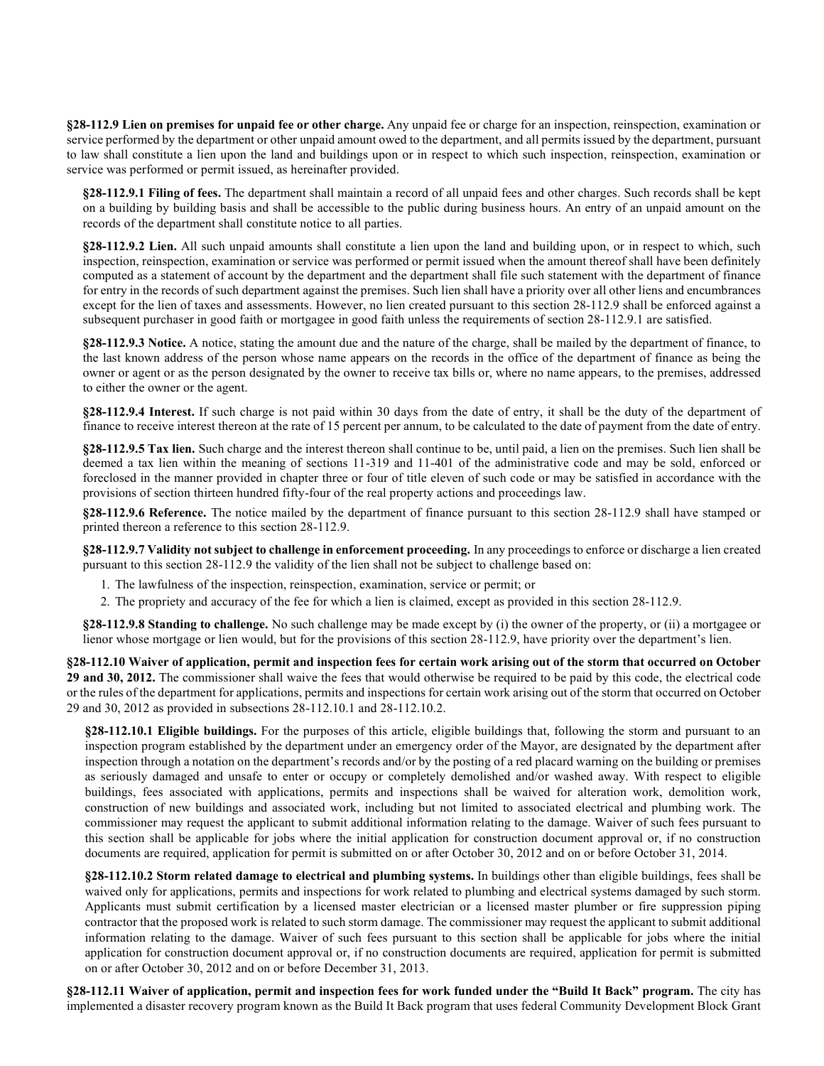**§28-112.9 Lien on premises for unpaid fee or other charge.** Any unpaid fee or charge for an inspection, reinspection, examination or service performed by the department or other unpaid amount owed to the department, and all permits issued by the department, pursuant to law shall constitute a lien upon the land and buildings upon or in respect to which such inspection, reinspection, examination or service was performed or permit issued, as hereinafter provided.

**§28-112.9.1 Filing of fees.** The department shall maintain a record of all unpaid fees and other charges. Such records shall be kept on a building by building basis and shall be accessible to the public during business hours. An entry of an unpaid amount on the records of the department shall constitute notice to all parties.

**§28-112.9.2 Lien.** All such unpaid amounts shall constitute a lien upon the land and building upon, or in respect to which, such inspection, reinspection, examination or service was performed or permit issued when the amount thereof shall have been definitely computed as a statement of account by the department and the department shall file such statement with the department of finance for entry in the records of such department against the premises. Such lien shall have a priority over all other liens and encumbrances except for the lien of taxes and assessments. However, no lien created pursuant to this section 28-112.9 shall be enforced against a subsequent purchaser in good faith or mortgagee in good faith unless the requirements of section 28-112.9.1 are satisfied.

**§28-112.9.3 Notice.** A notice, stating the amount due and the nature of the charge, shall be mailed by the department of finance, to the last known address of the person whose name appears on the records in the office of the department of finance as being the owner or agent or as the person designated by the owner to receive tax bills or, where no name appears, to the premises, addressed to either the owner or the agent.

**§28-112.9.4 Interest.** If such charge is not paid within 30 days from the date of entry, it shall be the duty of the department of finance to receive interest thereon at the rate of 15 percent per annum, to be calculated to the date of payment from the date of entry.

**§28-112.9.5 Tax lien.** Such charge and the interest thereon shall continue to be, until paid, a lien on the premises. Such lien shall be deemed a tax lien within the meaning of sections 11-319 and 11-401 of the administrative code and may be sold, enforced or foreclosed in the manner provided in chapter three or four of title eleven of such code or may be satisfied in accordance with the provisions of section thirteen hundred fifty-four of the real property actions and proceedings law.

**§28-112.9.6 Reference.** The notice mailed by the department of finance pursuant to this section 28-112.9 shall have stamped or printed thereon a reference to this section 28-112.9.

**§28-112.9.7 Validity not subject to challenge in enforcement proceeding.** In any proceedings to enforce or discharge a lien created pursuant to this section 28-112.9 the validity of the lien shall not be subject to challenge based on:

1. The lawfulness of the inspection, reinspection, examination, service or permit; or
2. The propriety and accuracy of the fee for which a lien is claimed, except as provided in this section 28-112.9.

**§28-112.9.8 Standing to challenge.** No such challenge may be made except by (i) the owner of the property, or (ii) a mortgagee or lienor whose mortgage or lien would, but for the provisions of this section 28-112.9, have priority over the department's lien.

**§28-112.10 Waiver of application, permit and inspection fees for certain work arising out of the storm that occurred on October 29 and 30, 2012.** The commissioner shall waive the fees that would otherwise be required to be paid by this code, the electrical code or the rules of the department for applications, permits and inspections for certain work arising out of the storm that occurred on October 29 and 30, 2012 as provided in subsections 28-112.10.1 and 28-112.10.2.

**§28-112.10.1 Eligible buildings.** For the purposes of this article, eligible buildings that, following the storm and pursuant to an inspection program established by the department under an emergency order of the Mayor, are designated by the department after inspection through a notation on the department's records and/or by the posting of a red placard warning on the building or premises as seriously damaged and unsafe to enter or occupy or completely demolished and/or washed away. With respect to eligible buildings, fees associated with applications, permits and inspections shall be waived for alteration work, demolition work, construction of new buildings and associated work, including but not limited to associated electrical and plumbing work. The commissioner may request the applicant to submit additional information relating to the damage. Waiver of such fees pursuant to this section shall be applicable for jobs where the initial application for construction document approval or, if no construction documents are required, application for permit is submitted on or after October 30, 2012 and on or before October 31, 2014.

**§28-112.10.2 Storm related damage to electrical and plumbing systems.** In buildings other than eligible buildings, fees shall be waived only for applications, permits and inspections for work related to plumbing and electrical systems damaged by such storm. Applicants must submit certification by a licensed master electrician or a licensed master plumber or fire suppression piping contractor that the proposed work is related to such storm damage. The commissioner may request the applicant to submit additional information relating to the damage. Waiver of such fees pursuant to this section shall be applicable for jobs where the initial application for construction document approval or, if no construction documents are required, application for permit is submitted on or after October 30, 2012 and on or before December 31, 2013.

**§28-112.11 Waiver of application, permit and inspection fees for work funded under the "Build It Back" program.** The city has implemented a disaster recovery program known as the Build It Back program that uses federal Community Development Block Grant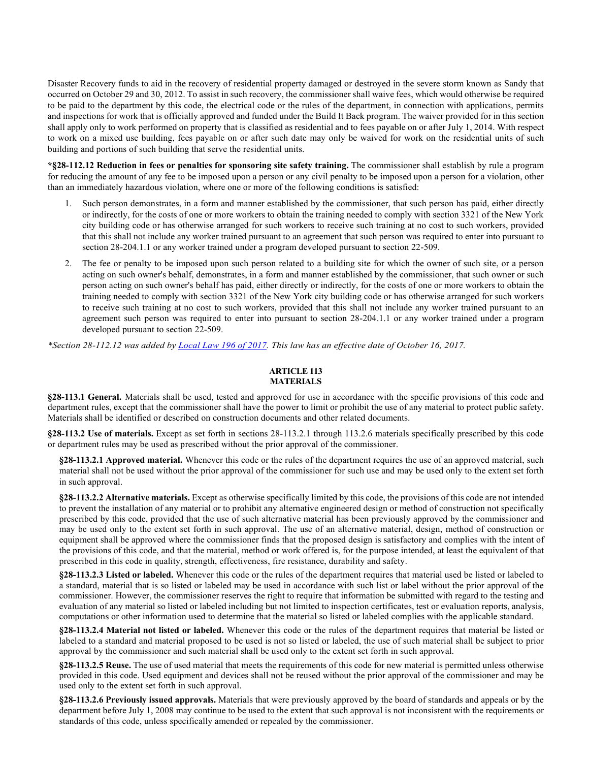Disaster Recovery funds to aid in the recovery of residential property damaged or destroyed in the severe storm known as Sandy that occurred on October 29 and 30, 2012. To assist in such recovery, the commissioner shall waive fees, which would otherwise be required to be paid to the department by this code, the electrical code or the rules of the department, in connection with applications, permits and inspections for work that is officially approved and funded under the Build It Back program. The waiver provided for in this section shall apply only to work performed on property that is classified as residential and to fees payable on or after July 1, 2014. With respect to work on a mixed use building, fees payable on or after such date may only be waived for work on the residential units of such building and portions of such building that serve the residential units.

**\*§28-112.12 Reduction in fees or penalties for sponsoring site safety training.** The commissioner shall establish by rule a program for reducing the amount of any fee to be imposed upon a person or any civil penalty to be imposed upon a person for a violation, other than an immediately hazardous violation, where one or more of the following conditions is satisfied:

1. Such person demonstrates, in a form and manner established by the commissioner, that such person has paid, either directly or indirectly, for the costs of one or more workers to obtain the training needed to comply with section 3321 of the New York city building code or has otherwise arranged for such workers to receive such training at no cost to such workers, provided that this shall not include any worker trained pursuant to an agreement that such person was required to enter into pursuant to section 28-204.1.1 or any worker trained under a program developed pursuant to section 22-509.
2. The fee or penalty to be imposed upon such person related to a building site for which the owner of such site, or a person acting on such owner's behalf, demonstrates, in a form and manner established by the commissioner, that such owner or such person acting on such owner's behalf has paid, either directly or indirectly, for the costs of one or more workers to obtain the training needed to comply with section 3321 of the New York city building code or has otherwise arranged for such workers to receive such training at no cost to such workers, provided that this shall not include any worker trained pursuant to an agreement such person was required to enter into pursuant to section 28-204.1.1 or any worker trained under a program developed pursuant to section 22-509.

*\*Section 28-112.12 was added by Local Law 196 of 2017. This law has an effective date of October 16, 2017.*

## ARTICLE 113
## MATERIALS

**§28-113.1 General.** Materials shall be used, tested and approved for use in accordance with the specific provisions of this code and department rules, except that the commissioner shall have the power to limit or prohibit the use of any material to protect public safety. Materials shall be identified or described on construction documents and other related documents.

**§28-113.2 Use of materials.** Except as set forth in sections 28-113.2.1 through 113.2.6 materials specifically prescribed by this code or department rules may be used as prescribed without the prior approval of the commissioner.

**§28-113.2.1 Approved material.** Whenever this code or the rules of the department requires the use of an approved material, such material shall not be used without the prior approval of the commissioner for such use and may be used only to the extent set forth in such approval.

**§28-113.2.2 Alternative materials.** Except as otherwise specifically limited by this code, the provisions of this code are not intended to prevent the installation of any material or to prohibit any alternative engineered design or method of construction not specifically prescribed by this code, provided that the use of such alternative material has been previously approved by the commissioner and may be used only to the extent set forth in such approval. The use of an alternative material, design, method of construction or equipment shall be approved where the commissioner finds that the proposed design is satisfactory and complies with the intent of the provisions of this code, and that the material, method or work offered is, for the purpose intended, at least the equivalent of that prescribed in this code in quality, strength, effectiveness, fire resistance, durability and safety.

**§28-113.2.3 Listed or labeled.** Whenever this code or the rules of the department requires that material used be listed or labeled to a standard, material that is so listed or labeled may be used in accordance with such list or label without the prior approval of the commissioner. However, the commissioner reserves the right to require that information be submitted with regard to the testing and evaluation of any material so listed or labeled including but not limited to inspection certificates, test or evaluation reports, analysis, computations or other information used to determine that the material so listed or labeled complies with the applicable standard.

**§28-113.2.4 Material not listed or labeled.** Whenever this code or the rules of the department requires that material be listed or labeled to a standard and material proposed to be used is not so listed or labeled, the use of such material shall be subject to prior approval by the commissioner and such material shall be used only to the extent set forth in such approval.

**§28-113.2.5 Reuse.** The use of used material that meets the requirements of this code for new material is permitted unless otherwise provided in this code. Used equipment and devices shall not be reused without the prior approval of the commissioner and may be used only to the extent set forth in such approval.

**§28-113.2.6 Previously issued approvals.** Materials that were previously approved by the board of standards and appeals or by the department before July 1, 2008 may continue to be used to the extent that such approval is not inconsistent with the requirements or standards of this code, unless specifically amended or repealed by the commissioner.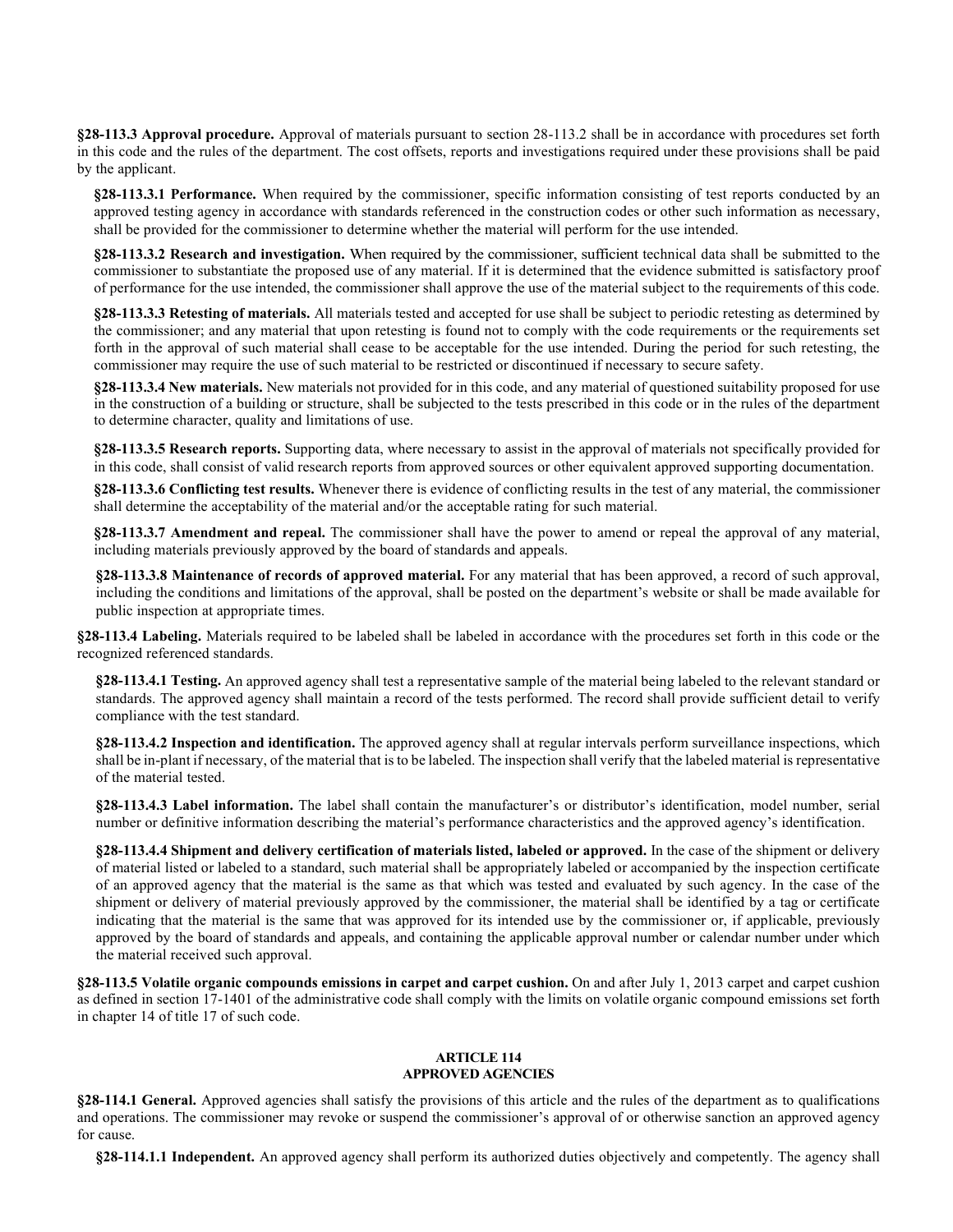**§28-113.3 Approval procedure.** Approval of materials pursuant to section 28-113.2 shall be in accordance with procedures set forth in this code and the rules of the department. The cost offsets, reports and investigations required under these provisions shall be paid by the applicant.

**§28-113.3.1 Performance.** When required by the commissioner, specific information consisting of test reports conducted by an approved testing agency in accordance with standards referenced in the construction codes or other such information as necessary, shall be provided for the commissioner to determine whether the material will perform for the use intended.

**§28-113.3.2 Research and investigation.** When required by the commissioner, sufficient technical data shall be submitted to the commissioner to substantiate the proposed use of any material. If it is determined that the evidence submitted is satisfactory proof of performance for the use intended, the commissioner shall approve the use of the material subject to the requirements of this code.

**§28-113.3.3 Retesting of materials.** All materials tested and accepted for use shall be subject to periodic retesting as determined by the commissioner; and any material that upon retesting is found not to comply with the code requirements or the requirements set forth in the approval of such material shall cease to be acceptable for the use intended. During the period for such retesting, the commissioner may require the use of such material to be restricted or discontinued if necessary to secure safety.

**§28-113.3.4 New materials.** New materials not provided for in this code, and any material of questioned suitability proposed for use in the construction of a building or structure, shall be subjected to the tests prescribed in this code or in the rules of the department to determine character, quality and limitations of use.

**§28-113.3.5 Research reports.** Supporting data, where necessary to assist in the approval of materials not specifically provided for in this code, shall consist of valid research reports from approved sources or other equivalent approved supporting documentation.

**§28-113.3.6 Conflicting test results.** Whenever there is evidence of conflicting results in the test of any material, the commissioner shall determine the acceptability of the material and/or the acceptable rating for such material.

**§28-113.3.7 Amendment and repeal.** The commissioner shall have the power to amend or repeal the approval of any material, including materials previously approved by the board of standards and appeals.

**§28-113.3.8 Maintenance of records of approved material.** For any material that has been approved, a record of such approval, including the conditions and limitations of the approval, shall be posted on the department's website or shall be made available for public inspection at appropriate times.

**§28-113.4 Labeling.** Materials required to be labeled shall be labeled in accordance with the procedures set forth in this code or the recognized referenced standards.

**§28-113.4.1 Testing.** An approved agency shall test a representative sample of the material being labeled to the relevant standard or standards. The approved agency shall maintain a record of the tests performed. The record shall provide sufficient detail to verify compliance with the test standard.

**§28-113.4.2 Inspection and identification.** The approved agency shall at regular intervals perform surveillance inspections, which shall be in-plant if necessary, of the material that is to be labeled. The inspection shall verify that the labeled material is representative of the material tested.

**§28-113.4.3 Label information.** The label shall contain the manufacturer's or distributor's identification, model number, serial number or definitive information describing the material's performance characteristics and the approved agency's identification.

**§28-113.4.4 Shipment and delivery certification of materials listed, labeled or approved.** In the case of the shipment or delivery of material listed or labeled to a standard, such material shall be appropriately labeled or accompanied by the inspection certificate of an approved agency that the material is the same as that which was tested and evaluated by such agency. In the case of the shipment or delivery of material previously approved by the commissioner, the material shall be identified by a tag or certificate indicating that the material is the same that was approved for its intended use by the commissioner or, if applicable, previously approved by the board of standards and appeals, and containing the applicable approval number or calendar number under which the material received such approval.

**§28-113.5 Volatile organic compounds emissions in carpet and carpet cushion.** On and after July 1, 2013 carpet and carpet cushion as defined in section 17-1401 of the administrative code shall comply with the limits on volatile organic compound emissions set forth in chapter 14 of title 17 of such code.

## ARTICLE 114
## APPROVED AGENCIES

**§28-114.1 General.** Approved agencies shall satisfy the provisions of this article and the rules of the department as to qualifications and operations. The commissioner may revoke or suspend the commissioner's approval of or otherwise sanction an approved agency for cause.

**§28-114.1.1 Independent.** An approved agency shall perform its authorized duties objectively and competently. The agency shall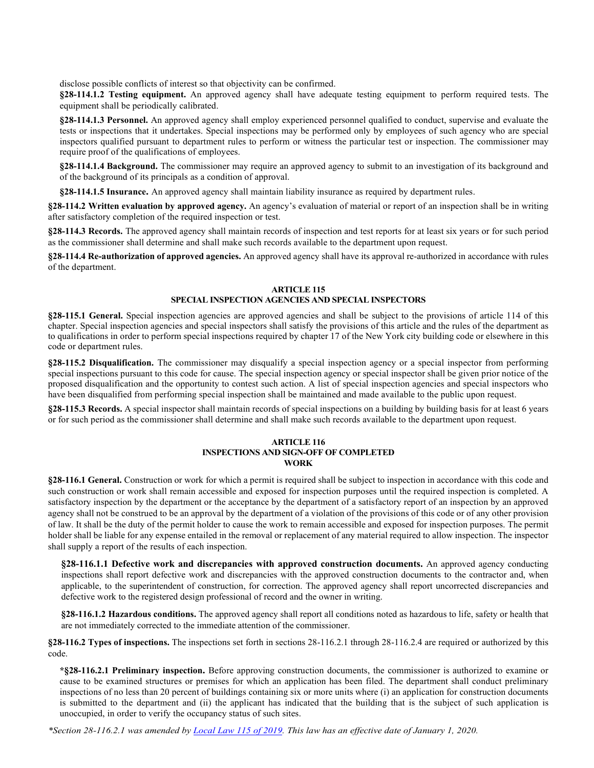disclose possible conflicts of interest so that objectivity can be confirmed.

**§28-114.1.2 Testing equipment.** An approved agency shall have adequate testing equipment to perform required tests. The equipment shall be periodically calibrated.

**§28-114.1.3 Personnel.** An approved agency shall employ experienced personnel qualified to conduct, supervise and evaluate the tests or inspections that it undertakes. Special inspections may be performed only by employees of such agency who are special inspectors qualified pursuant to department rules to perform or witness the particular test or inspection. The commissioner may require proof of the qualifications of employees.

**§28-114.1.4 Background.** The commissioner may require an approved agency to submit to an investigation of its background and of the background of its principals as a condition of approval.

**§28-114.1.5 Insurance.** An approved agency shall maintain liability insurance as required by department rules.

**§28-114.2 Written evaluation by approved agency.** An agency's evaluation of material or report of an inspection shall be in writing after satisfactory completion of the required inspection or test.

**§28-114.3 Records.** The approved agency shall maintain records of inspection and test reports for at least six years or for such period as the commissioner shall determine and shall make such records available to the department upon request.

**§28-114.4 Re-authorization of approved agencies.** An approved agency shall have its approval re-authorized in accordance with rules of the department.

## ARTICLE 115
## SPECIAL INSPECTION AGENCIES AND SPECIAL INSPECTORS

**§28-115.1 General.** Special inspection agencies are approved agencies and shall be subject to the provisions of article 114 of this chapter. Special inspection agencies and special inspectors shall satisfy the provisions of this article and the rules of the department as to qualifications in order to perform special inspections required by chapter 17 of the New York city building code or elsewhere in this code or department rules.

**§28-115.2 Disqualification.** The commissioner may disqualify a special inspection agency or a special inspector from performing special inspections pursuant to this code for cause. The special inspection agency or special inspector shall be given prior notice of the proposed disqualification and the opportunity to contest such action. A list of special inspection agencies and special inspectors who have been disqualified from performing special inspection shall be maintained and made available to the public upon request.

**§28-115.3 Records.** A special inspector shall maintain records of special inspections on a building by building basis for at least 6 years or for such period as the commissioner shall determine and shall make such records available to the department upon request.

## ARTICLE 116
## INSPECTIONS AND SIGN-OFF OF COMPLETED WORK

**§28-116.1 General.** Construction or work for which a permit is required shall be subject to inspection in accordance with this code and such construction or work shall remain accessible and exposed for inspection purposes until the required inspection is completed. A satisfactory inspection by the department or the acceptance by the department of a satisfactory report of an inspection by an approved agency shall not be construed to be an approval by the department of a violation of the provisions of this code or of any other provision of law. It shall be the duty of the permit holder to cause the work to remain accessible and exposed for inspection purposes. The permit holder shall be liable for any expense entailed in the removal or replacement of any material required to allow inspection. The inspector shall supply a report of the results of each inspection.

**§28-116.1.1 Defective work and discrepancies with approved construction documents.** An approved agency conducting inspections shall report defective work and discrepancies with the approved construction documents to the contractor and, when applicable, to the superintendent of construction, for correction. The approved agency shall report uncorrected discrepancies and defective work to the registered design professional of record and the owner in writing.

**§28-116.1.2 Hazardous conditions.** The approved agency shall report all conditions noted as hazardous to life, safety or health that are not immediately corrected to the immediate attention of the commissioner.

**§28-116.2 Types of inspections.** The inspections set forth in sections 28-116.2.1 through 28-116.2.4 are required or authorized by this code.

***§28-116.2.1 Preliminary inspection.** Before approving construction documents, the commissioner is authorized to examine or cause to be examined structures or premises for which an application has been filed. The department shall conduct preliminary inspections of no less than 20 percent of buildings containing six or more units where (i) an application for construction documents is submitted to the department and (ii) the applicant has indicated that the building that is the subject of such application is unoccupied, in order to verify the occupancy status of such sites.

*\*Section 28-116.2.1 was amended by Local Law 115 of 2019. This law has an effective date of January 1, 2020.*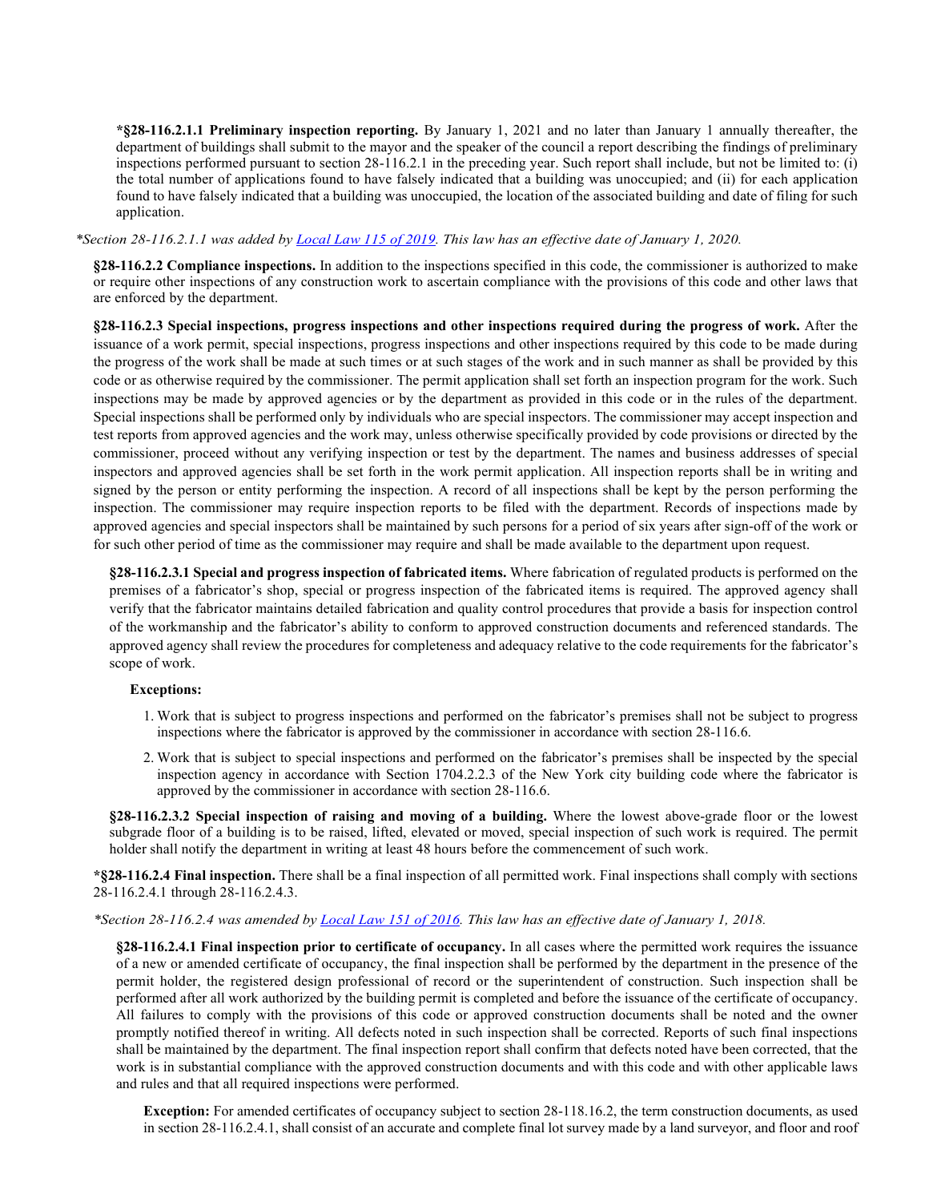**\*§28-116.2.1.1 Preliminary inspection reporting.** By January 1, 2021 and no later than January 1 annually thereafter, the department of buildings shall submit to the mayor and the speaker of the council a report describing the findings of preliminary inspections performed pursuant to section 28-116.2.1 in the preceding year. Such report shall include, but not be limited to: (i) the total number of applications found to have falsely indicated that a building was unoccupied; and (ii) for each application found to have falsely indicated that a building was unoccupied, the location of the associated building and date of filing for such application.

*\*Section 28-116.2.1.1 was added by Local Law 115 of 2019. This law has an effective date of January 1, 2020.*

**§28-116.2.2 Compliance inspections.** In addition to the inspections specified in this code, the commissioner is authorized to make or require other inspections of any construction work to ascertain compliance with the provisions of this code and other laws that are enforced by the department.

**§28-116.2.3 Special inspections, progress inspections and other inspections required during the progress of work.** After the issuance of a work permit, special inspections, progress inspections and other inspections required by this code to be made during the progress of the work shall be made at such times or at such stages of the work and in such manner as shall be provided by this code or as otherwise required by the commissioner. The permit application shall set forth an inspection program for the work. Such inspections may be made by approved agencies or by the department as provided in this code or in the rules of the department. Special inspections shall be performed only by individuals who are special inspectors. The commissioner may accept inspection and test reports from approved agencies and the work may, unless otherwise specifically provided by code provisions or directed by the commissioner, proceed without any verifying inspection or test by the department. The names and business addresses of special inspectors and approved agencies shall be set forth in the work permit application. All inspection reports shall be in writing and signed by the person or entity performing the inspection. A record of all inspections shall be kept by the person performing the inspection. The commissioner may require inspection reports to be filed with the department. Records of inspections made by approved agencies and special inspectors shall be maintained by such persons for a period of six years after sign-off of the work or for such other period of time as the commissioner may require and shall be made available to the department upon request.

**§28-116.2.3.1 Special and progress inspection of fabricated items.** Where fabrication of regulated products is performed on the premises of a fabricator's shop, special or progress inspection of the fabricated items is required. The approved agency shall verify that the fabricator maintains detailed fabrication and quality control procedures that provide a basis for inspection control of the workmanship and the fabricator's ability to conform to approved construction documents and referenced standards. The approved agency shall review the procedures for completeness and adequacy relative to the code requirements for the fabricator's scope of work.

**Exceptions:**

1. Work that is subject to progress inspections and performed on the fabricator's premises shall not be subject to progress inspections where the fabricator is approved by the commissioner in accordance with section 28-116.6.
2. Work that is subject to special inspections and performed on the fabricator's premises shall be inspected by the special inspection agency in accordance with Section 1704.2.2.3 of the New York city building code where the fabricator is approved by the commissioner in accordance with section 28-116.6.

**§28-116.2.3.2 Special inspection of raising and moving of a building.** Where the lowest above-grade floor or the lowest subgrade floor of a building is to be raised, lifted, elevated or moved, special inspection of such work is required. The permit holder shall notify the department in writing at least 48 hours before the commencement of such work.

**\*§28-116.2.4 Final inspection.** There shall be a final inspection of all permitted work. Final inspections shall comply with sections 28-116.2.4.1 through 28-116.2.4.3.

*\*Section 28-116.2.4 was amended by Local Law 151 of 2016. This law has an effective date of January 1, 2018.*

**§28-116.2.4.1 Final inspection prior to certificate of occupancy.** In all cases where the permitted work requires the issuance of a new or amended certificate of occupancy, the final inspection shall be performed by the department in the presence of the permit holder, the registered design professional of record or the superintendent of construction. Such inspection shall be performed after all work authorized by the building permit is completed and before the issuance of the certificate of occupancy. All failures to comply with the provisions of this code or approved construction documents shall be noted and the owner promptly notified thereof in writing. All defects noted in such inspection shall be corrected. Reports of such final inspections shall be maintained by the department. The final inspection report shall confirm that defects noted have been corrected, that the work is in substantial compliance with the approved construction documents and with this code and with other applicable laws and rules and that all required inspections were performed.

**Exception:** For amended certificates of occupancy subject to section 28-118.16.2, the term construction documents, as used in section 28-116.2.4.1, shall consist of an accurate and complete final lot survey made by a land surveyor, and floor and roof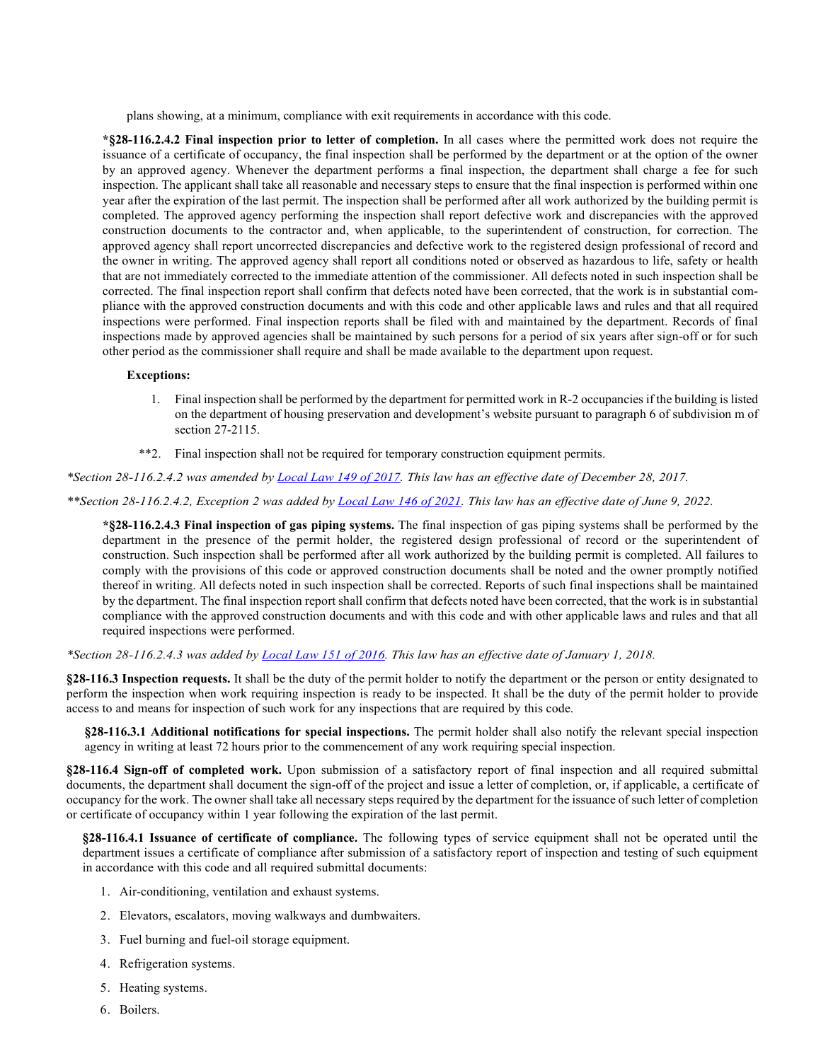plans showing, at a minimum, compliance with exit requirements in accordance with this code.

***§28-116.2.4.2 Final inspection prior to letter of completion.** In all cases where the permitted work does not require the issuance of a certificate of occupancy, the final inspection shall be performed by the department or at the option of the owner by an approved agency. Whenever the department performs a final inspection, the department shall charge a fee for such inspection. The applicant shall take all reasonable and necessary steps to ensure that the final inspection is performed within one year after the expiration of the last permit. The inspection shall be performed after all work authorized by the building permit is completed. The approved agency performing the inspection shall report defective work and discrepancies with the approved construction documents to the contractor and, when applicable, to the superintendent of construction, for correction. The approved agency shall report uncorrected discrepancies and defective work to the registered design professional of record and the owner in writing. The approved agency shall report all conditions noted or observed as hazardous to life, safety or health that are not immediately corrected to the immediate attention of the commissioner. All defects noted in such inspection shall be corrected. The final inspection report shall confirm that defects noted have been corrected, that the work is in substantial compliance with the approved construction documents and with this code and other applicable laws and rules and that all required inspections were performed. Final inspection reports shall be filed with and maintained by the department. Records of final inspections made by approved agencies shall be maintained by such persons for a period of six years after sign-off or for such other period as the commissioner shall require and shall be made available to the department upon request.

**Exceptions:**

1. Final inspection shall be performed by the department for permitted work in R-2 occupancies if the building is listed on the department of housing preservation and development's website pursuant to paragraph 6 of subdivision m of section 27-2115.

**2. Final inspection shall not be required for temporary construction equipment permits.

*\*Section 28-116.2.4.2 was amended by [Local Law 149 of 2017](). This law has an effective date of December 28, 2017.*

*\*\*Section 28-116.2.4.2, Exception 2 was added by [Local Law 146 of 2021](). This law has an effective date of June 9, 2022.*

***§28-116.2.4.3 Final inspection of gas piping systems.** The final inspection of gas piping systems shall be performed by the department in the presence of the permit holder, the registered design professional of record or the superintendent of construction. Such inspection shall be performed after all work authorized by the building permit is completed. All failures to comply with the provisions of this code or approved construction documents shall be noted and the owner promptly notified thereof in writing. All defects noted in such inspection shall be corrected. Reports of such final inspections shall be maintained by the department. The final inspection report shall confirm that defects noted have been corrected, that the work is in substantial compliance with the approved construction documents and with this code and with other applicable laws and rules and that all required inspections were performed.

*\*Section 28-116.2.4.3 was added by [Local Law 151 of 2016](). This law has an effective date of January 1, 2018.*

**§28-116.3 Inspection requests.** It shall be the duty of the permit holder to notify the department or the person or entity designated to perform the inspection when work requiring inspection is ready to be inspected. It shall be the duty of the permit holder to provide access to and means for inspection of such work for any inspections that are required by this code.

**§28-116.3.1 Additional notifications for special inspections.** The permit holder shall also notify the relevant special inspection agency in writing at least 72 hours prior to the commencement of any work requiring special inspection.

**§28-116.4 Sign-off of completed work.** Upon submission of a satisfactory report of final inspection and all required submittal documents, the department shall document the sign-off of the project and issue a letter of completion, or, if applicable, a certificate of occupancy for the work. The owner shall take all necessary steps required by the department for the issuance of such letter of completion or certificate of occupancy within 1 year following the expiration of the last permit.

**§28-116.4.1 Issuance of certificate of compliance.** The following types of service equipment shall not be operated until the department issues a certificate of compliance after submission of a satisfactory report of inspection and testing of such equipment in accordance with this code and all required submittal documents:

1. Air-conditioning, ventilation and exhaust systems.
2. Elevators, escalators, moving walkways and dumbwaiters.
3. Fuel burning and fuel-oil storage equipment.
4. Refrigeration systems.
5. Heating systems.
6. Boilers.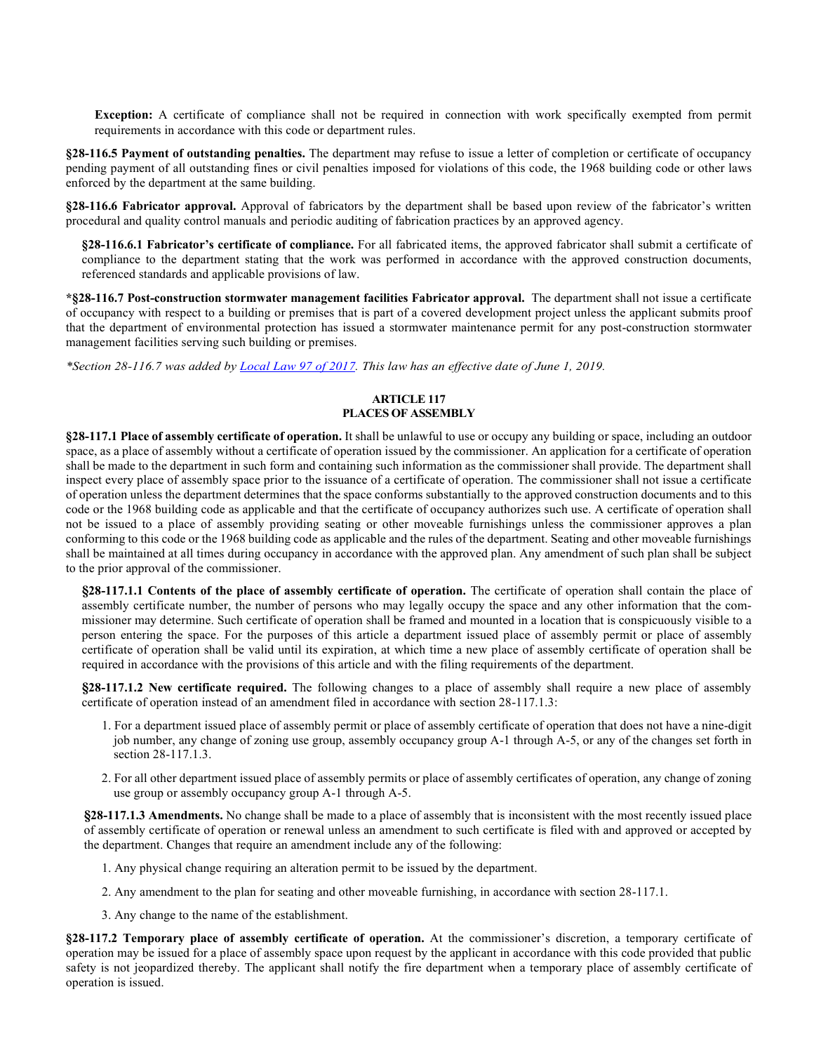**Exception:** A certificate of compliance shall not be required in connection with work specifically exempted from permit requirements in accordance with this code or department rules.

**§28-116.5 Payment of outstanding penalties.** The department may refuse to issue a letter of completion or certificate of occupancy pending payment of all outstanding fines or civil penalties imposed for violations of this code, the 1968 building code or other laws enforced by the department at the same building.

**§28-116.6 Fabricator approval.** Approval of fabricators by the department shall be based upon review of the fabricator's written procedural and quality control manuals and periodic auditing of fabrication practices by an approved agency.

**§28-116.6.1 Fabricator's certificate of compliance.** For all fabricated items, the approved fabricator shall submit a certificate of compliance to the department stating that the work was performed in accordance with the approved construction documents, referenced standards and applicable provisions of law.

**\*§28-116.7 Post-construction stormwater management facilities Fabricator approval.** The department shall not issue a certificate of occupancy with respect to a building or premises that is part of a covered development project unless the applicant submits proof that the department of environmental protection has issued a stormwater maintenance permit for any post-construction stormwater management facilities serving such building or premises.

*\*Section 28-116.7 was added by Local Law 97 of 2017. This law has an effective date of June 1, 2019.*

## ARTICLE 117
## PLACES OF ASSEMBLY

**§28-117.1 Place of assembly certificate of operation.** It shall be unlawful to use or occupy any building or space, including an outdoor space, as a place of assembly without a certificate of operation issued by the commissioner. An application for a certificate of operation shall be made to the department in such form and containing such information as the commissioner shall provide. The department shall inspect every place of assembly space prior to the issuance of a certificate of operation. The commissioner shall not issue a certificate of operation unless the department determines that the space conforms substantially to the approved construction documents and to this code or the 1968 building code as applicable and that the certificate of occupancy authorizes such use. A certificate of operation shall not be issued to a place of assembly providing seating or other moveable furnishings unless the commissioner approves a plan conforming to this code or the 1968 building code as applicable and the rules of the department. Seating and other moveable furnishings shall be maintained at all times during occupancy in accordance with the approved plan. Any amendment of such plan shall be subject to the prior approval of the commissioner.

**§28-117.1.1 Contents of the place of assembly certificate of operation.** The certificate of operation shall contain the place of assembly certificate number, the number of persons who may legally occupy the space and any other information that the commissioner may determine. Such certificate of operation shall be framed and mounted in a location that is conspicuously visible to a person entering the space. For the purposes of this article a department issued place of assembly permit or place of assembly certificate of operation shall be valid until its expiration, at which time a new place of assembly certificate of operation shall be required in accordance with the provisions of this article and with the filing requirements of the department.

**§28-117.1.2 New certificate required.** The following changes to a place of assembly shall require a new place of assembly certificate of operation instead of an amendment filed in accordance with section 28-117.1.3:

1. For a department issued place of assembly permit or place of assembly certificate of operation that does not have a nine-digit job number, any change of zoning use group, assembly occupancy group A-1 through A-5, or any of the changes set forth in section 28-117.1.3.
2. For all other department issued place of assembly permits or place of assembly certificates of operation, any change of zoning use group or assembly occupancy group A-1 through A-5.

**§28-117.1.3 Amendments.** No change shall be made to a place of assembly that is inconsistent with the most recently issued place of assembly certificate of operation or renewal unless an amendment to such certificate is filed with and approved or accepted by the department. Changes that require an amendment include any of the following:

1. Any physical change requiring an alteration permit to be issued by the department.
2. Any amendment to the plan for seating and other moveable furnishing, in accordance with section 28-117.1.
3. Any change to the name of the establishment.

**§28-117.2 Temporary place of assembly certificate of operation.** At the commissioner's discretion, a temporary certificate of operation may be issued for a place of assembly space upon request by the applicant in accordance with this code provided that public safety is not jeopardized thereby. The applicant shall notify the fire department when a temporary place of assembly certificate of operation is issued.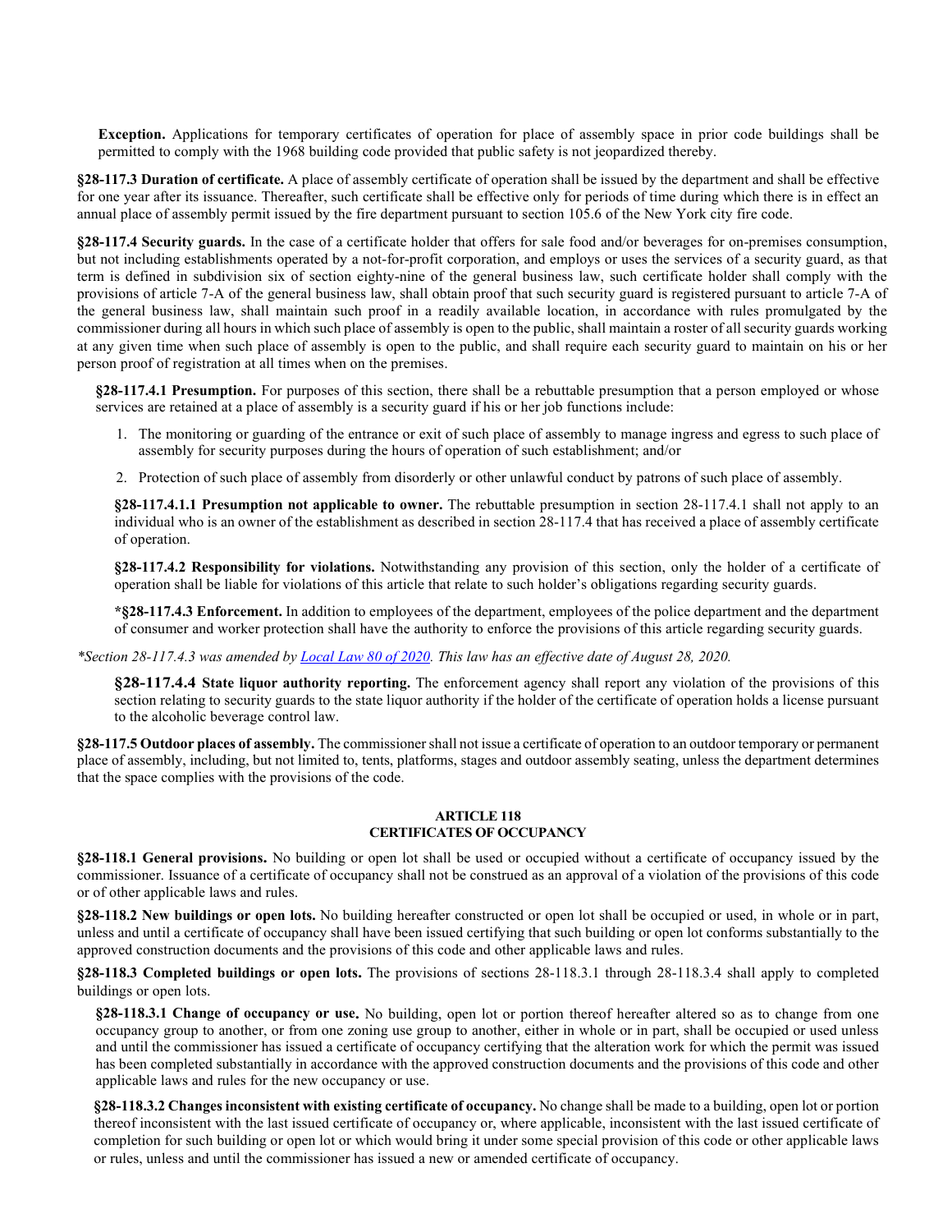**Exception.** Applications for temporary certificates of operation for place of assembly space in prior code buildings shall be permitted to comply with the 1968 building code provided that public safety is not jeopardized thereby.

**§28-117.3 Duration of certificate.** A place of assembly certificate of operation shall be issued by the department and shall be effective for one year after its issuance. Thereafter, such certificate shall be effective only for periods of time during which there is in effect an annual place of assembly permit issued by the fire department pursuant to section 105.6 of the New York city fire code.

**§28-117.4 Security guards.** In the case of a certificate holder that offers for sale food and/or beverages for on-premises consumption, but not including establishments operated by a not-for-profit corporation, and employs or uses the services of a security guard, as that term is defined in subdivision six of section eighty-nine of the general business law, such certificate holder shall comply with the provisions of article 7-A of the general business law, shall obtain proof that such security guard is registered pursuant to article 7-A of the general business law, shall maintain such proof in a readily available location, in accordance with rules promulgated by the commissioner during all hours in which such place of assembly is open to the public, shall maintain a roster of all security guards working at any given time when such place of assembly is open to the public, and shall require each security guard to maintain on his or her person proof of registration at all times when on the premises.

**§28-117.4.1 Presumption.** For purposes of this section, there shall be a rebuttable presumption that a person employed or whose services are retained at a place of assembly is a security guard if his or her job functions include:

1. The monitoring or guarding of the entrance or exit of such place of assembly to manage ingress and egress to such place of assembly for security purposes during the hours of operation of such establishment; and/or
2. Protection of such place of assembly from disorderly or other unlawful conduct by patrons of such place of assembly.

**§28-117.4.1.1 Presumption not applicable to owner.** The rebuttable presumption in section 28-117.4.1 shall not apply to an individual who is an owner of the establishment as described in section 28-117.4 that has received a place of assembly certificate of operation.

**§28-117.4.2 Responsibility for violations.** Notwithstanding any provision of this section, only the holder of a certificate of operation shall be liable for violations of this article that relate to such holder's obligations regarding security guards.

**\*§28-117.4.3 Enforcement.** In addition to employees of the department, employees of the police department and the department of consumer and worker protection shall have the authority to enforce the provisions of this article regarding security guards.

*\*Section 28-117.4.3 was amended by Local Law 80 of 2020. This law has an effective date of August 28, 2020.*

**§28-117.4.4 State liquor authority reporting.** The enforcement agency shall report any violation of the provisions of this section relating to security guards to the state liquor authority if the holder of the certificate of operation holds a license pursuant to the alcoholic beverage control law.

**§28-117.5 Outdoor places of assembly.** The commissioner shall not issue a certificate of operation to an outdoor temporary or permanent place of assembly, including, but not limited to, tents, platforms, stages and outdoor assembly seating, unless the department determines that the space complies with the provisions of the code.

## ARTICLE 118
## CERTIFICATES OF OCCUPANCY

**§28-118.1 General provisions.** No building or open lot shall be used or occupied without a certificate of occupancy issued by the commissioner. Issuance of a certificate of occupancy shall not be construed as an approval of a violation of the provisions of this code or of other applicable laws and rules.

**§28-118.2 New buildings or open lots.** No building hereafter constructed or open lot shall be occupied or used, in whole or in part, unless and until a certificate of occupancy shall have been issued certifying that such building or open lot conforms substantially to the approved construction documents and the provisions of this code and other applicable laws and rules.

**§28-118.3 Completed buildings or open lots.** The provisions of sections 28-118.3.1 through 28-118.3.4 shall apply to completed buildings or open lots.

**§28-118.3.1 Change of occupancy or use.** No building, open lot or portion thereof hereafter altered so as to change from one occupancy group to another, or from one zoning use group to another, either in whole or in part, shall be occupied or used unless and until the commissioner has issued a certificate of occupancy certifying that the alteration work for which the permit was issued has been completed substantially in accordance with the approved construction documents and the provisions of this code and other applicable laws and rules for the new occupancy or use.

**§28-118.3.2 Changes inconsistent with existing certificate of occupancy.** No change shall be made to a building, open lot or portion thereof inconsistent with the last issued certificate of occupancy or, where applicable, inconsistent with the last issued certificate of completion for such building or open lot or which would bring it under some special provision of this code or other applicable laws or rules, unless and until the commissioner has issued a new or amended certificate of occupancy.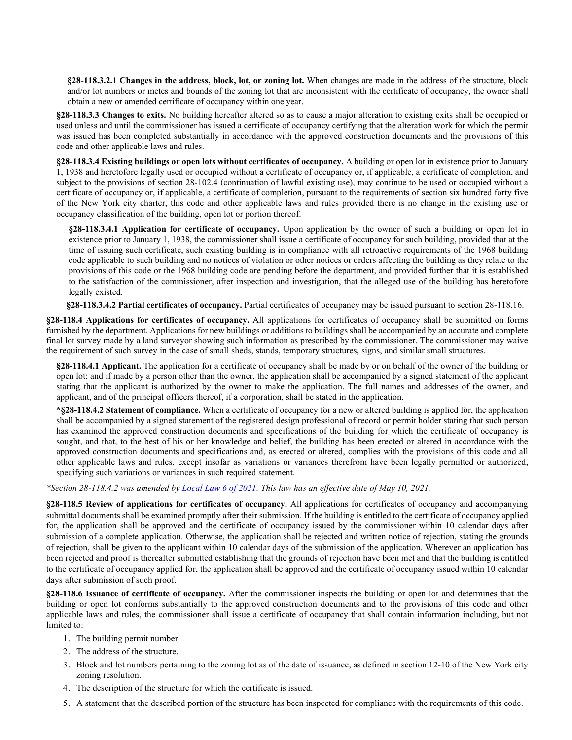**§28-118.3.2.1 Changes in the address, block, lot, or zoning lot.** When changes are made in the address of the structure, block and/or lot numbers or metes and bounds of the zoning lot that are inconsistent with the certificate of occupancy, the owner shall obtain a new or amended certificate of occupancy within one year.

**§28-118.3.3 Changes to exits.** No building hereafter altered so as to cause a major alteration to existing exits shall be occupied or used unless and until the commissioner has issued a certificate of occupancy certifying that the alteration work for which the permit was issued has been completed substantially in accordance with the approved construction documents and the provisions of this code and other applicable laws and rules.

**§28-118.3.4 Existing buildings or open lots without certificates of occupancy.** A building or open lot in existence prior to January 1, 1938 and heretofore legally used or occupied without a certificate of occupancy or, if applicable, a certificate of completion, and subject to the provisions of section 28-102.4 (continuation of lawful existing use), may continue to be used or occupied without a certificate of occupancy or, if applicable, a certificate of completion, pursuant to the requirements of section six hundred forty five of the New York city charter, this code and other applicable laws and rules provided there is no change in the existing use or occupancy classification of the building, open lot or portion thereof.

**§28-118.3.4.1 Application for certificate of occupancy.** Upon application by the owner of such a building or open lot in existence prior to January 1, 1938, the commissioner shall issue a certificate of occupancy for such building, provided that at the time of issuing such certificate, such existing building is in compliance with all retroactive requirements of the 1968 building code applicable to such building and no notices of violation or other notices or orders affecting the building as they relate to the provisions of this code or the 1968 building code are pending before the department, and provided further that it is established to the satisfaction of the commissioner, after inspection and investigation, that the alleged use of the building has heretofore legally existed.

**§28-118.3.4.2 Partial certificates of occupancy.** Partial certificates of occupancy may be issued pursuant to section 28-118.16.

**§28-118.4 Applications for certificates of occupancy.** All applications for certificates of occupancy shall be submitted on forms furnished by the department. Applications for new buildings or additions to buildings shall be accompanied by an accurate and complete final lot survey made by a land surveyor showing such information as prescribed by the commissioner. The commissioner may waive the requirement of such survey in the case of small sheds, stands, temporary structures, signs, and similar small structures.

**§28-118.4.1 Applicant.** The application for a certificate of occupancy shall be made by or on behalf of the owner of the building or open lot; and if made by a person other than the owner, the application shall be accompanied by a signed statement of the applicant stating that the applicant is authorized by the owner to make the application. The full names and addresses of the owner, and applicant, and of the principal officers thereof, if a corporation, shall be stated in the application.

**\*§28-118.4.2 Statement of compliance.** When a certificate of occupancy for a new or altered building is applied for, the application shall be accompanied by a signed statement of the registered design professional of record or permit holder stating that such person has examined the approved construction documents and specifications of the building for which the certificate of occupancy is sought, and that, to the best of his or her knowledge and belief, the building has been erected or altered in accordance with the approved construction documents and specifications and, as erected or altered, complies with the provisions of this code and all other applicable laws and rules, except insofar as variations or variances therefrom have been legally permitted or authorized, specifying such variations or variances in such required statement.

*\*Section 28-118.4.2 was amended by Local Law 6 of 2021. This law has an effective date of May 10, 2021.*

**§28-118.5 Review of applications for certificates of occupancy.** All applications for certificates of occupancy and accompanying submittal documents shall be examined promptly after their submission. If the building is entitled to the certificate of occupancy applied for, the application shall be approved and the certificate of occupancy issued by the commissioner within 10 calendar days after submission of a complete application. Otherwise, the application shall be rejected and written notice of rejection, stating the grounds of rejection, shall be given to the applicant within 10 calendar days of the submission of the application. Wherever an application has been rejected and proof is thereafter submitted establishing that the grounds of rejection have been met and that the building is entitled to the certificate of occupancy applied for, the application shall be approved and the certificate of occupancy issued within 10 calendar days after submission of such proof.

**§28-118.6 Issuance of certificate of occupancy.** After the commissioner inspects the building or open lot and determines that the building or open lot conforms substantially to the approved construction documents and to the provisions of this code and other applicable laws and rules, the commissioner shall issue a certificate of occupancy that shall contain information including, but not limited to:

1. The building permit number.
2. The address of the structure.
3. Block and lot numbers pertaining to the zoning lot as of the date of issuance, as defined in section 12-10 of the New York city zoning resolution.
4. The description of the structure for which the certificate is issued.
5. A statement that the described portion of the structure has been inspected for compliance with the requirements of this code.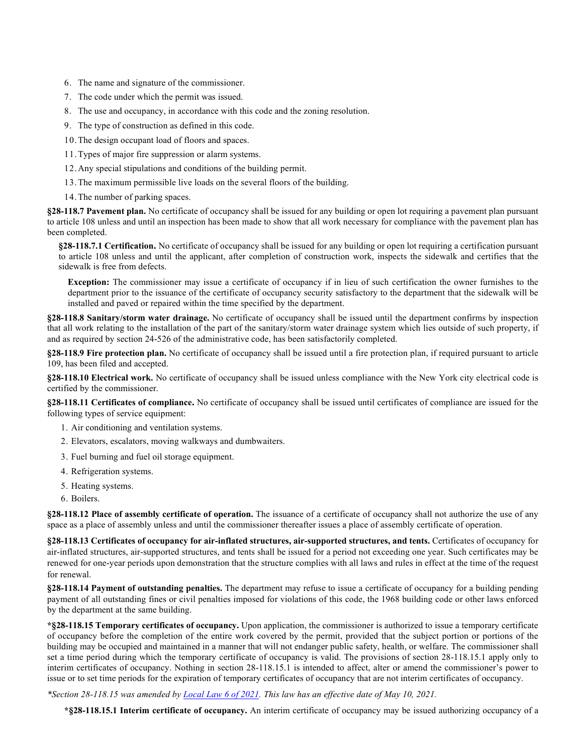6. The name and signature of the commissioner.
7. The code under which the permit was issued.
8. The use and occupancy, in accordance with this code and the zoning resolution.
9. The type of construction as defined in this code.
10. The design occupant load of floors and spaces.
11. Types of major fire suppression or alarm systems.
12. Any special stipulations and conditions of the building permit.
13. The maximum permissible live loads on the several floors of the building.
14. The number of parking spaces.

**§28-118.7 Pavement plan.** No certificate of occupancy shall be issued for any building or open lot requiring a pavement plan pursuant to article 108 unless and until an inspection has been made to show that all work necessary for compliance with the pavement plan has been completed.

**§28-118.7.1 Certification.** No certificate of occupancy shall be issued for any building or open lot requiring a certification pursuant to article 108 unless and until the applicant, after completion of construction work, inspects the sidewalk and certifies that the sidewalk is free from defects.

**Exception:** The commissioner may issue a certificate of occupancy if in lieu of such certification the owner furnishes to the department prior to the issuance of the certificate of occupancy security satisfactory to the department that the sidewalk will be installed and paved or repaired within the time specified by the department.

**§28-118.8 Sanitary/storm water drainage.** No certificate of occupancy shall be issued until the department confirms by inspection that all work relating to the installation of the part of the sanitary/storm water drainage system which lies outside of such property, if and as required by section 24-526 of the administrative code, has been satisfactorily completed.

**§28-118.9 Fire protection plan.** No certificate of occupancy shall be issued until a fire protection plan, if required pursuant to article 109, has been filed and accepted.

**§28-118.10 Electrical work.** No certificate of occupancy shall be issued unless compliance with the New York city electrical code is certified by the commissioner.

**§28-118.11 Certificates of compliance.** No certificate of occupancy shall be issued until certificates of compliance are issued for the following types of service equipment:

1. Air conditioning and ventilation systems.
2. Elevators, escalators, moving walkways and dumbwaiters.
3. Fuel burning and fuel oil storage equipment.
4. Refrigeration systems.
5. Heating systems.
6. Boilers.

**§28-118.12 Place of assembly certificate of operation.** The issuance of a certificate of occupancy shall not authorize the use of any space as a place of assembly unless and until the commissioner thereafter issues a place of assembly certificate of operation.

**§28-118.13 Certificates of occupancy for air-inflated structures, air-supported structures, and tents.** Certificates of occupancy for air-inflated structures, air-supported structures, and tents shall be issued for a period not exceeding one year. Such certificates may be renewed for one-year periods upon demonstration that the structure complies with all laws and rules in effect at the time of the request for renewal.

**§28-118.14 Payment of outstanding penalties.** The department may refuse to issue a certificate of occupancy for a building pending payment of all outstanding fines or civil penalties imposed for violations of this code, the 1968 building code or other laws enforced by the department at the same building.

**\*§28-118.15 Temporary certificates of occupancy.** Upon application, the commissioner is authorized to issue a temporary certificate of occupancy before the completion of the entire work covered by the permit, provided that the subject portion or portions of the building may be occupied and maintained in a manner that will not endanger public safety, health, or welfare. The commissioner shall set a time period during which the temporary certificate of occupancy is valid. The provisions of section 28-118.15.1 apply only to interim certificates of occupancy. Nothing in section 28-118.15.1 is intended to affect, alter or amend the commissioner's power to issue or to set time periods for the expiration of temporary certificates of occupancy that are not interim certificates of occupancy.

*\*Section 28-118.15 was amended by Local Law 6 of 2021. This law has an effective date of May 10, 2021.*

**\*§28-118.15.1 Interim certificate of occupancy.** An interim certificate of occupancy may be issued authorizing occupancy of a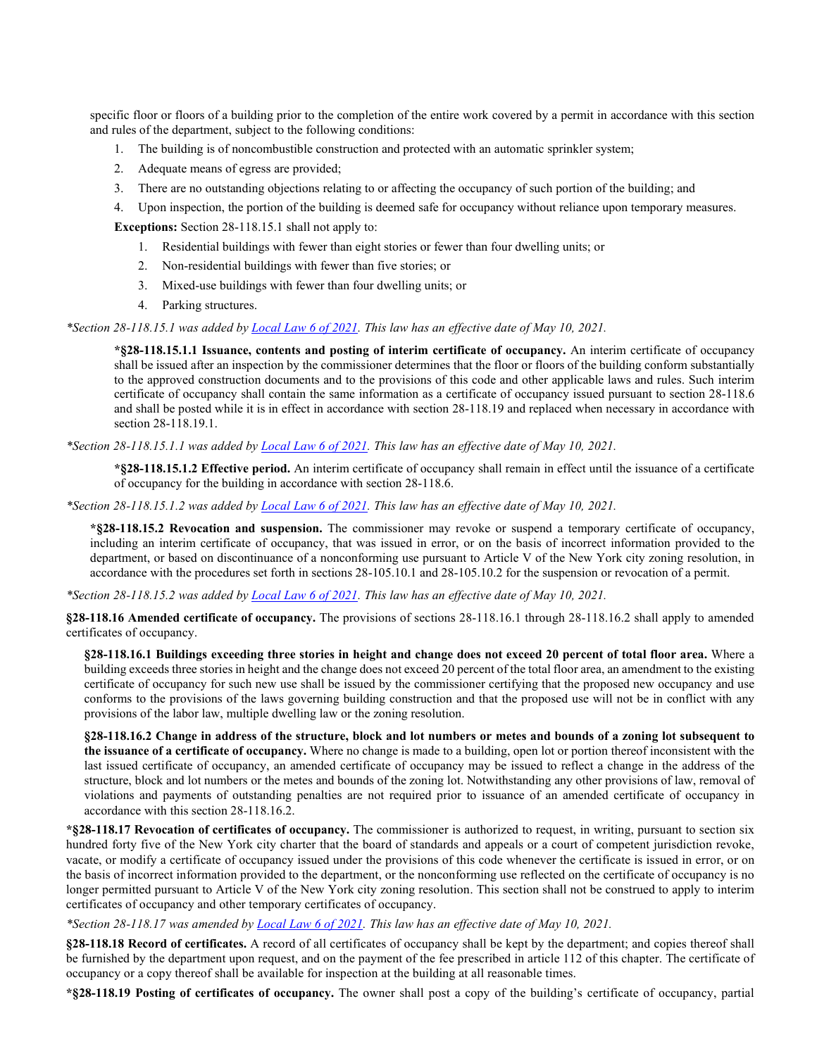specific floor or floors of a building prior to the completion of the entire work covered by a permit in accordance with this section and rules of the department, subject to the following conditions:

1. The building is of noncombustible construction and protected with an automatic sprinkler system;
2. Adequate means of egress are provided;
3. There are no outstanding objections relating to or affecting the occupancy of such portion of the building; and
4. Upon inspection, the portion of the building is deemed safe for occupancy without reliance upon temporary measures.

**Exceptions:** Section 28-118.15.1 shall not apply to:

1. Residential buildings with fewer than eight stories or fewer than four dwelling units; or
2. Non-residential buildings with fewer than five stories; or
3. Mixed-use buildings with fewer than four dwelling units; or
4. Parking structures.

*\*Section 28-118.15.1 was added by Local Law 6 of 2021. This law has an effective date of May 10, 2021.*

**\*§28-118.15.1.1 Issuance, contents and posting of interim certificate of occupancy.** An interim certificate of occupancy shall be issued after an inspection by the commissioner determines that the floor or floors of the building conform substantially to the approved construction documents and to the provisions of this code and other applicable laws and rules. Such interim certificate of occupancy shall contain the same information as a certificate of occupancy issued pursuant to section 28-118.6 and shall be posted while it is in effect in accordance with section 28-118.19 and replaced when necessary in accordance with section 28-118.19.1.

*\*Section 28-118.15.1.1 was added by Local Law 6 of 2021. This law has an effective date of May 10, 2021.*

**\*§28-118.15.1.2 Effective period.** An interim certificate of occupancy shall remain in effect until the issuance of a certificate of occupancy for the building in accordance with section 28-118.6.

*\*Section 28-118.15.1.2 was added by Local Law 6 of 2021. This law has an effective date of May 10, 2021.*

**\*§28-118.15.2 Revocation and suspension.** The commissioner may revoke or suspend a temporary certificate of occupancy, including an interim certificate of occupancy, that was issued in error, or on the basis of incorrect information provided to the department, or based on discontinuance of a nonconforming use pursuant to Article V of the New York city zoning resolution, in accordance with the procedures set forth in sections 28-105.10.1 and 28-105.10.2 for the suspension or revocation of a permit.

*\*Section 28-118.15.2 was added by Local Law 6 of 2021. This law has an effective date of May 10, 2021.*

**§28-118.16 Amended certificate of occupancy.** The provisions of sections 28-118.16.1 through 28-118.16.2 shall apply to amended certificates of occupancy.

**§28-118.16.1 Buildings exceeding three stories in height and change does not exceed 20 percent of total floor area.** Where a building exceeds three stories in height and the change does not exceed 20 percent of the total floor area, an amendment to the existing certificate of occupancy for such new use shall be issued by the commissioner certifying that the proposed new occupancy and use conforms to the provisions of the laws governing building construction and that the proposed use will not be in conflict with any provisions of the labor law, multiple dwelling law or the zoning resolution.

**§28-118.16.2 Change in address of the structure, block and lot numbers or metes and bounds of a zoning lot subsequent to the issuance of a certificate of occupancy.** Where no change is made to a building, open lot or portion thereof inconsistent with the last issued certificate of occupancy, an amended certificate of occupancy may be issued to reflect a change in the address of the structure, block and lot numbers or the metes and bounds of the zoning lot. Notwithstanding any other provisions of law, removal of violations and payments of outstanding penalties are not required prior to issuance of an amended certificate of occupancy in accordance with this section 28-118.16.2.

**\*§28-118.17 Revocation of certificates of occupancy.** The commissioner is authorized to request, in writing, pursuant to section six hundred forty five of the New York city charter that the board of standards and appeals or a court of competent jurisdiction revoke, vacate, or modify a certificate of occupancy issued under the provisions of this code whenever the certificate is issued in error, or on the basis of incorrect information provided to the department, or the nonconforming use reflected on the certificate of occupancy is no longer permitted pursuant to Article V of the New York city zoning resolution. This section shall not be construed to apply to interim certificates of occupancy and other temporary certificates of occupancy.

*\*Section 28-118.17 was amended by Local Law 6 of 2021. This law has an effective date of May 10, 2021.*

**§28-118.18 Record of certificates.** A record of all certificates of occupancy shall be kept by the department; and copies thereof shall be furnished by the department upon request, and on the payment of the fee prescribed in article 112 of this chapter. The certificate of occupancy or a copy thereof shall be available for inspection at the building at all reasonable times.

**\*§28-118.19 Posting of certificates of occupancy.** The owner shall post a copy of the building's certificate of occupancy, partial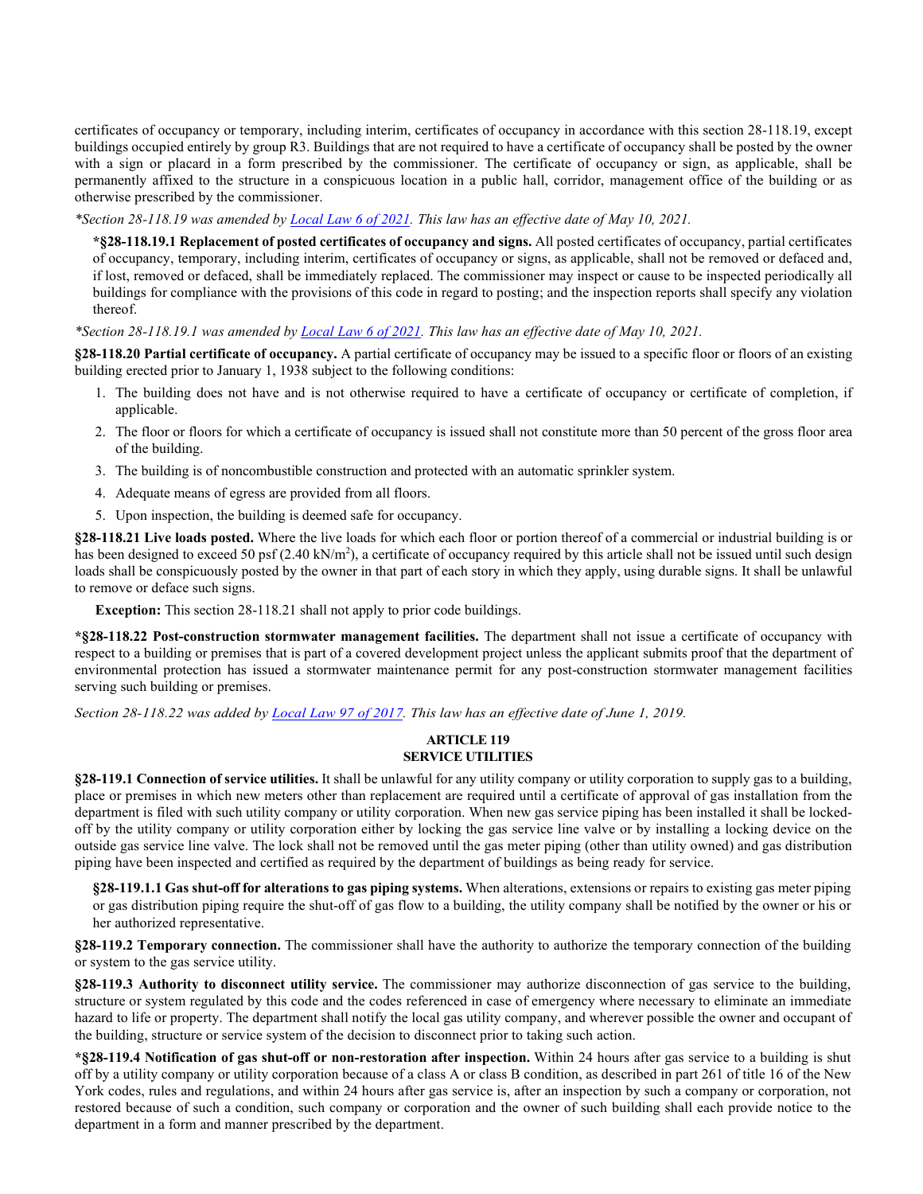certificates of occupancy or temporary, including interim, certificates of occupancy in accordance with this section 28-118.19, except buildings occupied entirely by group R3. Buildings that are not required to have a certificate of occupancy shall be posted by the owner with a sign or placard in a form prescribed by the commissioner. The certificate of occupancy or sign, as applicable, shall be permanently affixed to the structure in a conspicuous location in a public hall, corridor, management office of the building or as otherwise prescribed by the commissioner.

*\*Section 28-118.19 was amended by Local Law 6 of 2021. This law has an effective date of May 10, 2021.*

> **\*§28-118.19.1 Replacement of posted certificates of occupancy and signs.** All posted certificates of occupancy, partial certificates of occupancy, temporary, including interim, certificates of occupancy or signs, as applicable, shall not be removed or defaced and, if lost, removed or defaced, shall be immediately replaced. The commissioner may inspect or cause to be inspected periodically all buildings for compliance with the provisions of this code in regard to posting; and the inspection reports shall specify any violation thereof.

*\*Section 28-118.19.1 was amended by Local Law 6 of 2021. This law has an effective date of May 10, 2021.*

**§28-118.20 Partial certificate of occupancy.** A partial certificate of occupancy may be issued to a specific floor or floors of an existing building erected prior to January 1, 1938 subject to the following conditions:

1. The building does not have and is not otherwise required to have a certificate of occupancy or certificate of completion, if applicable.
2. The floor or floors for which a certificate of occupancy is issued shall not constitute more than 50 percent of the gross floor area of the building.
3. The building is of noncombustible construction and protected with an automatic sprinkler system.
4. Adequate means of egress are provided from all floors.
5. Upon inspection, the building is deemed safe for occupancy.

**§28-118.21 Live loads posted.** Where the live loads for which each floor or portion thereof of a commercial or industrial building is or has been designed to exceed 50 psf (2.40 kN/m$^2$), a certificate of occupancy required by this article shall not be issued until such design loads shall be conspicuously posted by the owner in that part of each story in which they apply, using durable signs. It shall be unlawful to remove or deface such signs.

**Exception:** This section 28-118.21 shall not apply to prior code buildings.

**\*§28-118.22 Post-construction stormwater management facilities.** The department shall not issue a certificate of occupancy with respect to a building or premises that is part of a covered development project unless the applicant submits proof that the department of environmental protection has issued a stormwater maintenance permit for any post-construction stormwater management facilities serving such building or premises.

*Section 28-118.22 was added by Local Law 97 of 2017. This law has an effective date of June 1, 2019.*

## ARTICLE 119
## SERVICE UTILITIES

**§28-119.1 Connection of service utilities.** It shall be unlawful for any utility company or utility corporation to supply gas to a building, place or premises in which new meters other than replacement are required until a certificate of approval of gas installation from the department is filed with such utility company or utility corporation. When new gas service piping has been installed it shall be locked-off by the utility company or utility corporation either by locking the gas service line valve or by installing a locking device on the outside gas service line valve. The lock shall not be removed until the gas meter piping (other than utility owned) and gas distribution piping have been inspected and certified as required by the department of buildings as being ready for service.

> **§28-119.1.1 Gas shut-off for alterations to gas piping systems.** When alterations, extensions or repairs to existing gas meter piping or gas distribution piping require the shut-off of gas flow to a building, the utility company shall be notified by the owner or his or her authorized representative.

**§28-119.2 Temporary connection.** The commissioner shall have the authority to authorize the temporary connection of the building or system to the gas service utility.

**§28-119.3 Authority to disconnect utility service.** The commissioner may authorize disconnection of gas service to the building, structure or system regulated by this code and the codes referenced in case of emergency where necessary to eliminate an immediate hazard to life or property. The department shall notify the local gas utility company, and wherever possible the owner and occupant of the building, structure or service system of the decision to disconnect prior to taking such action.

**\*§28-119.4 Notification of gas shut-off or non-restoration after inspection.** Within 24 hours after gas service to a building is shut off by a utility company or utility corporation because of a class A or class B condition, as described in part 261 of title 16 of the New York codes, rules and regulations, and within 24 hours after gas service is, after an inspection by such a company or corporation, not restored because of such a condition, such company or corporation and the owner of such building shall each provide notice to the department in a form and manner prescribed by the department.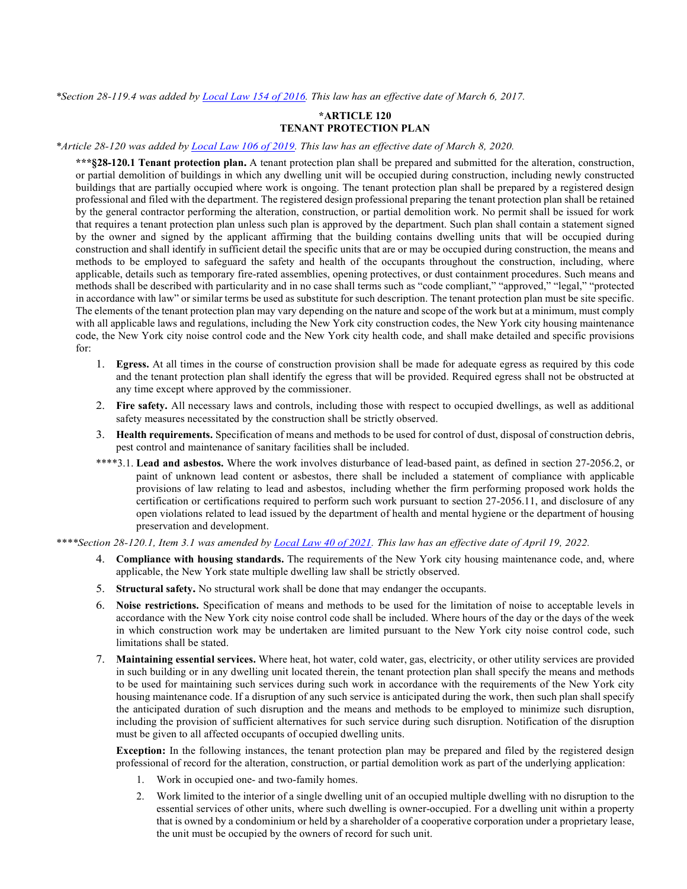*Section 28-119.4 was added by [Local Law 154 of 2016](). This law has an effective date of March 6, 2017.*

## *ARTICLE 120
## TENANT PROTECTION PLAN

*Article 28-120 was added by [Local Law 106 of 2019](). This law has an effective date of March 8, 2020.*

**\*\*\*§28-120.1 Tenant protection plan.** A tenant protection plan shall be prepared and submitted for the alteration, construction, or partial demolition of buildings in which any dwelling unit will be occupied during construction, including newly constructed buildings that are partially occupied where work is ongoing. The tenant protection plan shall be prepared by a registered design professional and filed with the department. The registered design professional preparing the tenant protection plan shall be retained by the general contractor performing the alteration, construction, or partial demolition work. No permit shall be issued for work that requires a tenant protection plan unless such plan is approved by the department. Such plan shall contain a statement signed by the owner and signed by the applicant affirming that the building contains dwelling units that will be occupied during construction and shall identify in sufficient detail the specific units that are or may be occupied during construction, the means and methods to be employed to safeguard the safety and health of the occupants throughout the construction, including, where applicable, details such as temporary fire-rated assemblies, opening protectives, or dust containment procedures. Such means and methods shall be described with particularity and in no case shall terms such as "code compliant," "approved," "legal," "protected in accordance with law" or similar terms be used as substitute for such description. The tenant protection plan must be site specific. The elements of the tenant protection plan may vary depending on the nature and scope of the work but at a minimum, must comply with all applicable laws and regulations, including the New York city construction codes, the New York city housing maintenance code, the New York city noise control code and the New York city health code, and shall make detailed and specific provisions for:

1. **Egress.** At all times in the course of construction provision shall be made for adequate egress as required by this code and the tenant protection plan shall identify the egress that will be provided. Required egress shall not be obstructed at any time except where approved by the commissioner.
2. **Fire safety.** All necessary laws and controls, including those with respect to occupied dwellings, as well as additional safety measures necessitated by the construction shall be strictly observed.
3. **Health requirements.** Specification of means and methods to be used for control of dust, disposal of construction debris, pest control and maintenance of sanitary facilities shall be included.

    \*\*\*\*3.1. **Lead and asbestos.** Where the work involves disturbance of lead-based paint, as defined in section 27-2056.2, or paint of unknown lead content or asbestos, there shall be included a statement of compliance with applicable provisions of law relating to lead and asbestos, including whether the firm performing proposed work holds the certification or certifications required to perform such work pursuant to section 27-2056.11, and disclosure of any open violations related to lead issued by the department of health and mental hygiene or the department of housing preservation and development.

*\*\*\*\*Section 28-120.1, Item 3.1 was amended by [Local Law 40 of 2021](). This law has an effective date of April 19, 2022.*

4. **Compliance with housing standards.** The requirements of the New York city housing maintenance code, and, where applicable, the New York state multiple dwelling law shall be strictly observed.
5. **Structural safety.** No structural work shall be done that may endanger the occupants.
6. **Noise restrictions.** Specification of means and methods to be used for the limitation of noise to acceptable levels in accordance with the New York city noise control code shall be included. Where hours of the day or the days of the week in which construction work may be undertaken are limited pursuant to the New York city noise control code, such limitations shall be stated.
7. **Maintaining essential services.** Where heat, hot water, cold water, gas, electricity, or other utility services are provided in such building or in any dwelling unit located therein, the tenant protection plan shall specify the means and methods to be used for maintaining such services during such work in accordance with the requirements of the New York city housing maintenance code. If a disruption of any such service is anticipated during the work, then such plan shall specify the anticipated duration of such disruption and the means and methods to be employed to minimize such disruption, including the provision of sufficient alternatives for such service during such disruption. Notification of the disruption must be given to all affected occupants of occupied dwelling units.

    **Exception:** In the following instances, the tenant protection plan may be prepared and filed by the registered design professional of record for the alteration, construction, or partial demolition work as part of the underlying application:

    1. Work in occupied one- and two-family homes.
    2. Work limited to the interior of a single dwelling unit of an occupied multiple dwelling with no disruption to the essential services of other units, where such dwelling is owner-occupied. For a dwelling unit within a property that is owned by a condominium or held by a shareholder of a cooperative corporation under a proprietary lease, the unit must be occupied by the owners of record for such unit.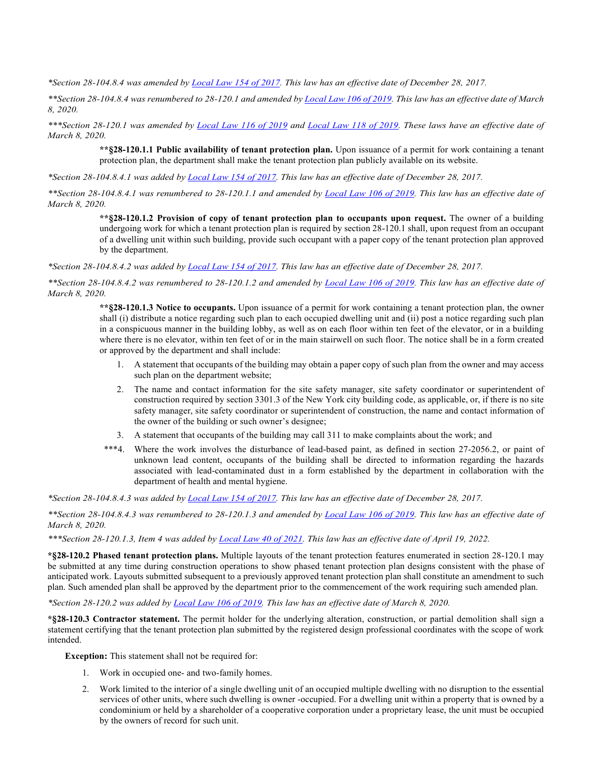*Section 28-104.8.4 was amended by [Local Law 154 of 2017](). This law has an effective date of December 28, 2017.*

*\*\*Section 28-104.8.4 was renumbered to 28-120.1 and amended by [Local Law 106 of 2019](). This law has an effective date of March 8, 2020.*

*\*\*\*Section 28-120.1 was amended by [Local Law 116 of 2019]() and [Local Law 118 of 2019](). These laws have an effective date of March 8, 2020.*

> **\*\*§28-120.1.1 Public availability of tenant protection plan.** Upon issuance of a permit for work containing a tenant protection plan, the department shall make the tenant protection plan publicly available on its website.

*\*Section 28-104.8.4.1 was added by [Local Law 154 of 2017](). This law has an effective date of December 28, 2017.*

*\*\*Section 28-104.8.4.1 was renumbered to 28-120.1.1 and amended by [Local Law 106 of 2019](). This law has an effective date of March 8, 2020.*

> **\*\*§28-120.1.2 Provision of copy of tenant protection plan to occupants upon request.** The owner of a building undergoing work for which a tenant protection plan is required by section 28-120.1 shall, upon request from an occupant of a dwelling unit within such building, provide such occupant with a paper copy of the tenant protection plan approved by the department.

*\*Section 28-104.8.4.2 was added by [Local Law 154 of 2017](). This law has an effective date of December 28, 2017.*

*\*\*Section 28-104.8.4.2 was renumbered to 28-120.1.2 and amended by [Local Law 106 of 2019](). This law has an effective date of March 8, 2020.*

> **\*\*§28-120.1.3 Notice to occupants.** Upon issuance of a permit for work containing a tenant protection plan, the owner shall (i) distribute a notice regarding such plan to each occupied dwelling unit and (ii) post a notice regarding such plan in a conspicuous manner in the building lobby, as well as on each floor within ten feet of the elevator, or in a building where there is no elevator, within ten feet of or in the main stairwell on such floor. The notice shall be in a form created or approved by the department and shall include:
>
> 1. A statement that occupants of the building may obtain a paper copy of such plan from the owner and may access such plan on the department website;
> 2. The name and contact information for the site safety manager, site safety coordinator or superintendent of construction required by section 3301.3 of the New York city building code, as applicable, or, if there is no site safety manager, site safety coordinator or superintendent of construction, the name and contact information of the owner of the building or such owner's designee;
> 3. A statement that occupants of the building may call 311 to make complaints about the work; and
>
> \*\*\*4. Where the work involves the disturbance of lead-based paint, as defined in section 27-2056.2, or paint of unknown lead content, occupants of the building shall be directed to information regarding the hazards associated with lead-contaminated dust in a form established by the department in collaboration with the department of health and mental hygiene.

*\*Section 28-104.8.4.3 was added by [Local Law 154 of 2017](). This law has an effective date of December 28, 2017.*

*\*\*Section 28-104.8.4.3 was renumbered to 28-120.1.3 and amended by [Local Law 106 of 2019](). This law has an effective date of March 8, 2020.*

*\*\*\*Section 28-120.1.3, Item 4 was added by [Local Law 40 of 2021](). This law has an effective date of April 19, 2022.*

**\*§28-120.2 Phased tenant protection plans.** Multiple layouts of the tenant protection features enumerated in section 28-120.1 may be submitted at any time during construction operations to show phased tenant protection plan designs consistent with the phase of anticipated work. Layouts submitted subsequent to a previously approved tenant protection plan shall constitute an amendment to such plan. Such amended plan shall be approved by the department prior to the commencement of the work requiring such amended plan.

*\*Section 28-120.2 was added by [Local Law 106 of 2019](). This law has an effective date of March 8, 2020.*

**\*§28-120.3 Contractor statement.** The permit holder for the underlying alteration, construction, or partial demolition shall sign a statement certifying that the tenant protection plan submitted by the registered design professional coordinates with the scope of work intended.

**Exception:** This statement shall not be required for:

1. Work in occupied one- and two-family homes.
2. Work limited to the interior of a single dwelling unit of an occupied multiple dwelling with no disruption to the essential services of other units, where such dwelling is owner -occupied. For a dwelling unit within a property that is owned by a condominium or held by a shareholder of a cooperative corporation under a proprietary lease, the unit must be occupied by the owners of record for such unit.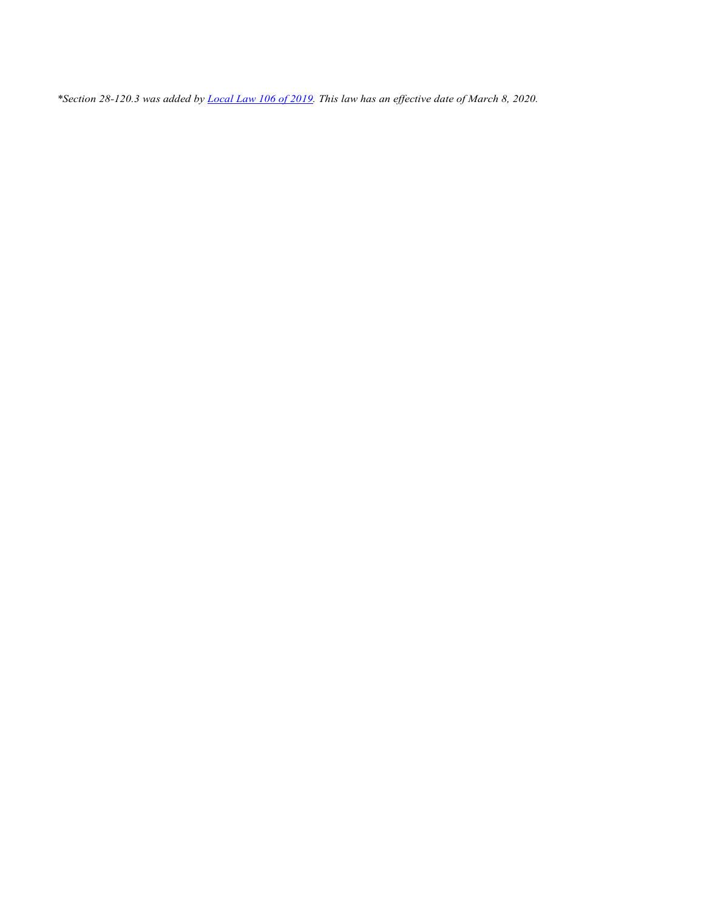*\*Section 28-120.3 was added by [Local Law 106 of 2019](). This law has an effective date of March 8, 2020.*